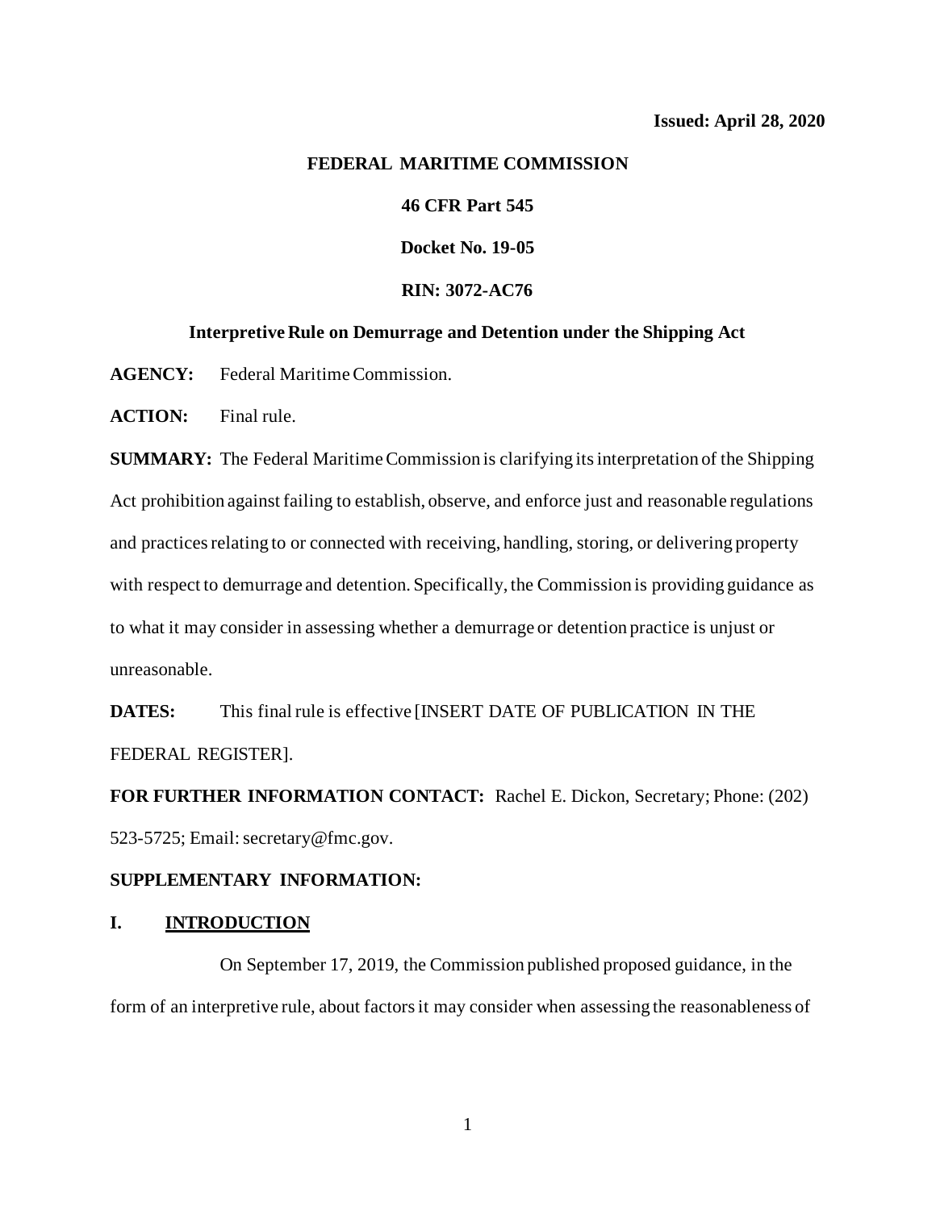**Issued: April 28, 2020**

**FEDERAL MARITIME COMMISSION**

**46 CFR Part 545**

**Docket No. 19-05**

**RIN: 3072-AC76**

# Interpretive Rule on Demurrage and Detention under the Shipping Act

**AGENCY:** Federal Maritime Commission.

**ACTION:** Final rule.

**SUMMARY:** The Federal Maritime Commission is clarifying its interpretation of the Shipping Act prohibition against failing to establish, observe, and enforce just and reasonable regulations and practices relating to or connected with receiving, handling, storing, or delivering property with respect to demurrage and detention. Specifically, the Commission is providing guidance as to what it may consider in assessing whether a demurrage or detention practice is unjust or unreasonable.

**DATES:** This final rule is effective [INSERT DATE OF PUBLICATION IN THE FEDERAL REGISTER].

**FOR FURTHER INFORMATION CONTACT:** Rachel E. Dickon, Secretary; Phone: (202) 523-5725; Email: secretary@fmc.gov.

**SUPPLEMENTARY INFORMATION:**

## I. INTRODUCTION

On September 17, 2019, the Commission published proposed guidance, in the form of an interpretive rule, about factors it may consider when assessing the reasonableness of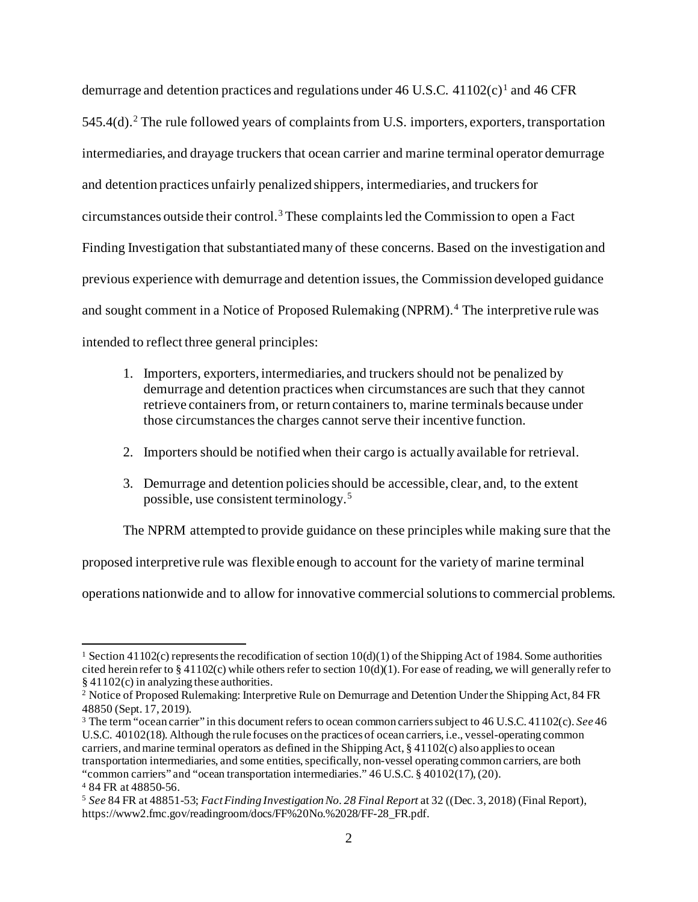demurrage and detention practices and regulations under 46 U.S.C. 41102(c)[1] and 46 CFR 545.4(d).[2] The rule followed years of complaints from U.S. importers, exporters, transportation intermediaries, and drayage truckers that ocean carrier and marine terminal operator demurrage and detention practices unfairly penalized shippers, intermediaries, and truckers for circumstances outside their control.[3] These complaints led the Commission to open a Fact Finding Investigation that substantiated many of these concerns. Based on the investigation and previous experience with demurrage and detention issues, the Commission developed guidance and sought comment in a Notice of Proposed Rulemaking (NPRM).[4] The interpretive rule was intended to reflect three general principles:

1. Importers, exporters, intermediaries, and truckers should not be penalized by demurrage and detention practices when circumstances are such that they cannot retrieve containers from, or return containers to, marine terminals because under those circumstances the charges cannot serve their incentive function.

2. Importers should be notified when their cargo is actually available for retrieval.

3. Demurrage and detention policies should be accessible, clear, and, to the extent possible, use consistent terminology.[5]

The NPRM attempted to provide guidance on these principles while making sure that the proposed interpretive rule was flexible enough to account for the variety of marine terminal operations nationwide and to allow for innovative commercial solutions to commercial problems.

---

[1] Section 41102(c) represents the recodification of section 10(d)(1) of the Shipping Act of 1984. Some authorities cited herein refer to § 41102(c) while others refer to section 10(d)(1). For ease of reading, we will generally refer to § 41102(c) in analyzing these authorities.

[2] Notice of Proposed Rulemaking: Interpretive Rule on Demurrage and Detention Under the Shipping Act, 84 FR 48850 (Sept. 17, 2019).

[3] The term "ocean carrier" in this document refers to ocean common carriers subject to 46 U.S.C. 41102(c). *See* 46 U.S.C. 40102(18). Although the rule focuses on the practices of ocean carriers, i.e., vessel-operating common carriers, and marine terminal operators as defined in the Shipping Act, § 41102(c) also applies to ocean transportation intermediaries, and some entities, specifically, non-vessel operating common carriers, are both "common carriers" and "ocean transportation intermediaries." 46 U.S.C. § 40102(17), (20).

[4] 84 FR at 48850-56.

[5] *See* 84 FR at 48851-53; *Fact Finding Investigation No. 28 Final Report* at 32 ((Dec. 3, 2018) (Final Report), https://www2.fmc.gov/readingroom/docs/FF%20No.%2028/FF-28_FR.pdf.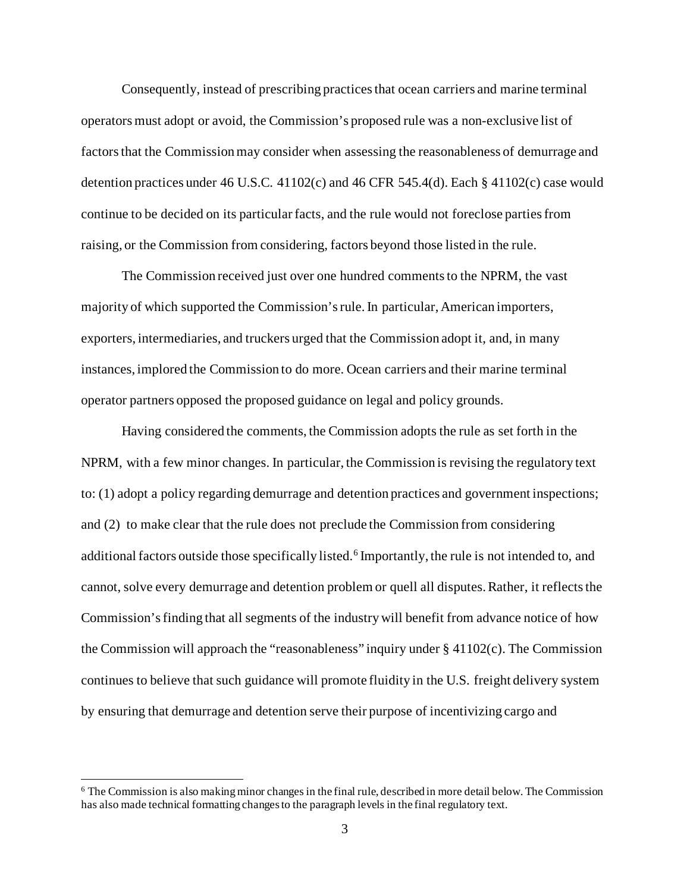Consequently, instead of prescribing practices that ocean carriers and marine terminal operators must adopt or avoid, the Commission's proposed rule was a non-exclusive list of factors that the Commission may consider when assessing the reasonableness of demurrage and detention practices under 46 U.S.C. 41102(c) and 46 CFR 545.4(d). Each § 41102(c) case would continue to be decided on its particular facts, and the rule would not foreclose parties from raising, or the Commission from considering, factors beyond those listed in the rule.

The Commission received just over one hundred comments to the NPRM, the vast majority of which supported the Commission's rule. In particular, American importers, exporters, intermediaries, and truckers urged that the Commission adopt it, and, in many instances, implored the Commission to do more. Ocean carriers and their marine terminal operator partners opposed the proposed guidance on legal and policy grounds.

Having considered the comments, the Commission adopts the rule as set forth in the NPRM, with a few minor changes. In particular, the Commission is revising the regulatory text to: (1) adopt a policy regarding demurrage and detention practices and government inspections; and (2) to make clear that the rule does not preclude the Commission from considering additional factors outside those specifically listed.[6] Importantly, the rule is not intended to, and cannot, solve every demurrage and detention problem or quell all disputes. Rather, it reflects the Commission's finding that all segments of the industry will benefit from advance notice of how the Commission will approach the "reasonableness" inquiry under § 41102(c). The Commission continues to believe that such guidance will promote fluidity in the U.S. freight delivery system by ensuring that demurrage and detention serve their purpose of incentivizing cargo and

[6] The Commission is also making minor changes in the final rule, described in more detail below. The Commission has also made technical formatting changes to the paragraph levels in the final regulatory text.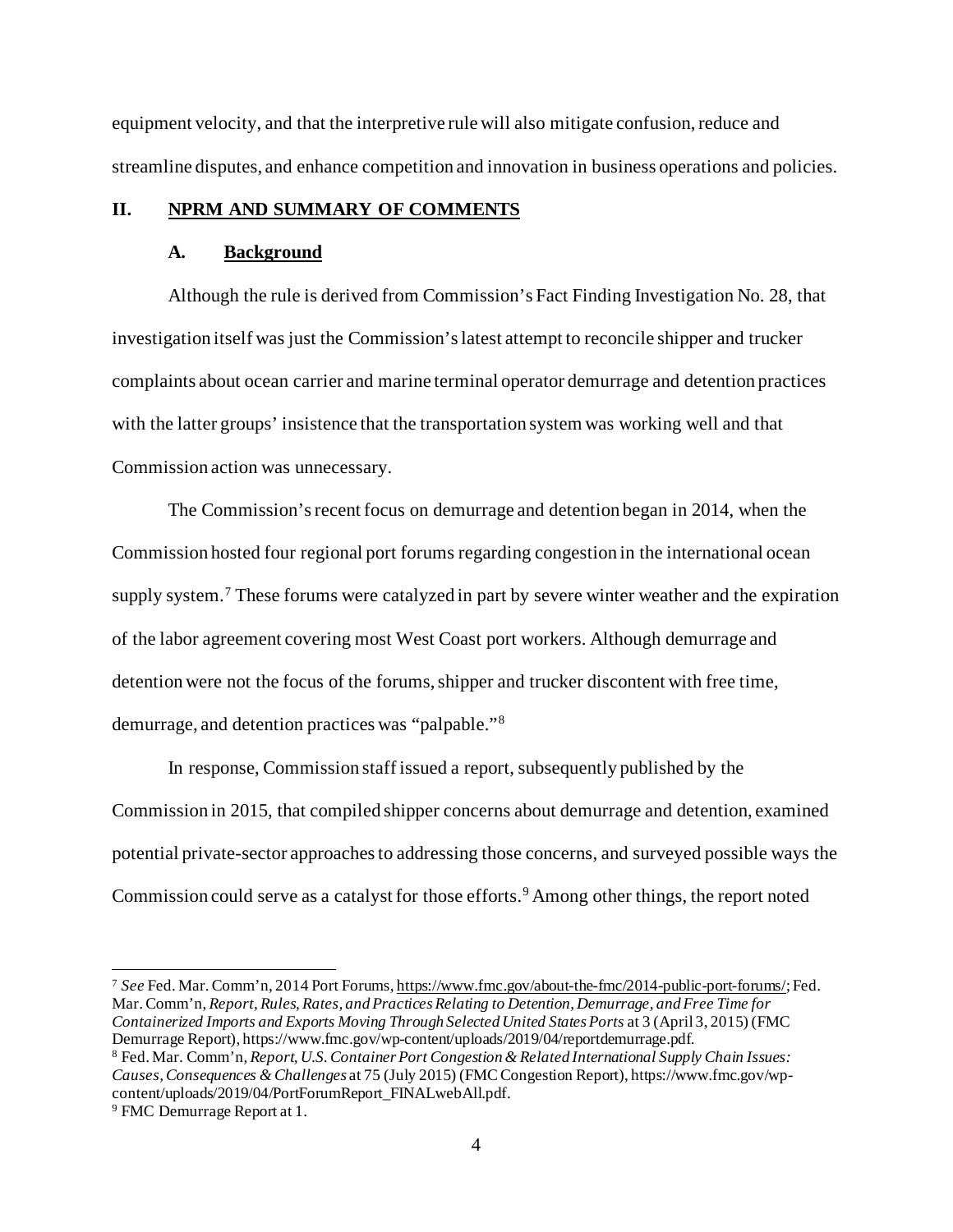equipment velocity, and that the interpretive rule will also mitigate confusion, reduce and streamline disputes, and enhance competition and innovation in business operations and policies.

## II. NPRM AND SUMMARY OF COMMENTS

### A. Background

Although the rule is derived from Commission's Fact Finding Investigation No. 28, that investigation itself was just the Commission's latest attempt to reconcile shipper and trucker complaints about ocean carrier and marine terminal operator demurrage and detention practices with the latter groups' insistence that the transportation system was working well and that Commission action was unnecessary.

The Commission's recent focus on demurrage and detention began in 2014, when the Commission hosted four regional port forums regarding congestion in the international ocean supply system.[7] These forums were catalyzed in part by severe winter weather and the expiration of the labor agreement covering most West Coast port workers. Although demurrage and detention were not the focus of the forums, shipper and trucker discontent with free time, demurrage, and detention practices was "palpable."[8]

In response, Commission staff issued a report, subsequently published by the Commission in 2015, that compiled shipper concerns about demurrage and detention, examined potential private-sector approaches to addressing those concerns, and surveyed possible ways the Commission could serve as a catalyst for those efforts.[9] Among other things, the report noted

---

[7] *See* Fed. Mar. Comm'n, 2014 Port Forums, https://www.fmc.gov/about-the-fmc/2014-public-port-forums/; Fed. Mar. Comm'n, *Report, Rules, Rates, and Practices Relating to Detention, Demurrage, and Free Time for Containerized Imports and Exports Moving Through Selected United States Ports* at 3 (April 3, 2015) (FMC Demurrage Report), https://www.fmc.gov/wp-content/uploads/2019/04/reportdemurrage.pdf.

[8] Fed. Mar. Comm'n, *Report, U.S. Container Port Congestion & Related International Supply Chain Issues: Causes, Consequences & Challenges* at 75 (July 2015) (FMC Congestion Report), https://www.fmc.gov/wp-content/uploads/2019/04/PortForumReport_FINALwebAll.pdf.

[9] FMC Demurrage Report at 1.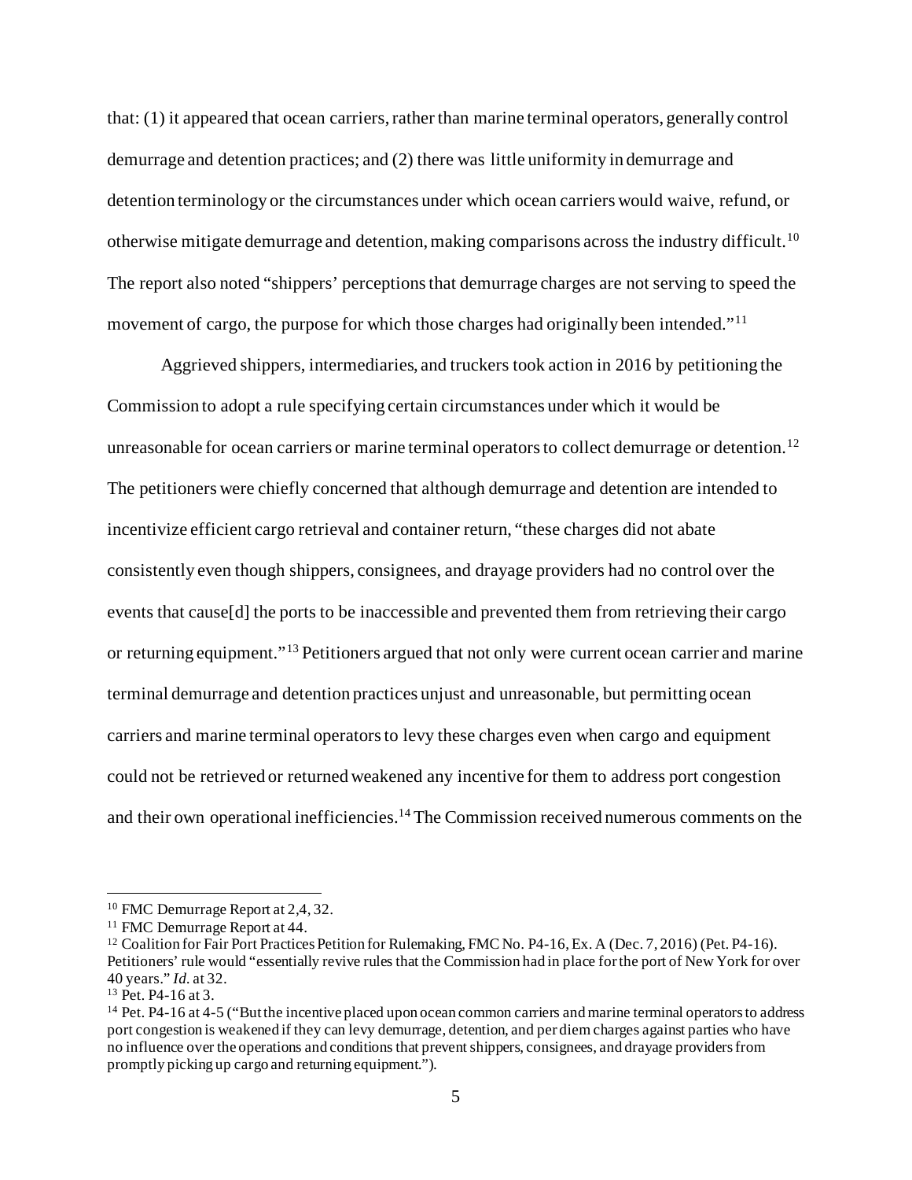that: (1) it appeared that ocean carriers, rather than marine terminal operators, generally control demurrage and detention practices; and (2) there was little uniformity in demurrage and detention terminology or the circumstances under which ocean carriers would waive, refund, or otherwise mitigate demurrage and detention, making comparisons across the industry difficult.[10] The report also noted "shippers' perceptions that demurrage charges are not serving to speed the movement of cargo, the purpose for which those charges had originally been intended."[11]

Aggrieved shippers, intermediaries, and truckers took action in 2016 by petitioning the Commission to adopt a rule specifying certain circumstances under which it would be unreasonable for ocean carriers or marine terminal operators to collect demurrage or detention.[12] The petitioners were chiefly concerned that although demurrage and detention are intended to incentivize efficient cargo retrieval and container return, "these charges did not abate consistently even though shippers, consignees, and drayage providers had no control over the events that cause[d] the ports to be inaccessible and prevented them from retrieving their cargo or returning equipment."[13] Petitioners argued that not only were current ocean carrier and marine terminal demurrage and detention practices unjust and unreasonable, but permitting ocean carriers and marine terminal operators to levy these charges even when cargo and equipment could not be retrieved or returned weakened any incentive for them to address port congestion and their own operational inefficiencies.[14] The Commission received numerous comments on the

---

[10] FMC Demurrage Report at 2,4, 32.

[11] FMC Demurrage Report at 44.

[12] Coalition for Fair Port Practices Petition for Rulemaking, FMC No. P4-16, Ex. A (Dec. 7, 2016) (Pet. P4-16). Petitioners' rule would "essentially revive rules that the Commission had in place for the port of New York for over 40 years." *Id.* at 32.

[13] Pet. P4-16 at 3.

[14] Pet. P4-16 at 4-5 ("But the incentive placed upon ocean common carriers and marine terminal operators to address port congestion is weakened if they can levy demurrage, detention, and per diem charges against parties who have no influence over the operations and conditions that prevent shippers, consignees, and drayage providers from promptly picking up cargo and returning equipment.").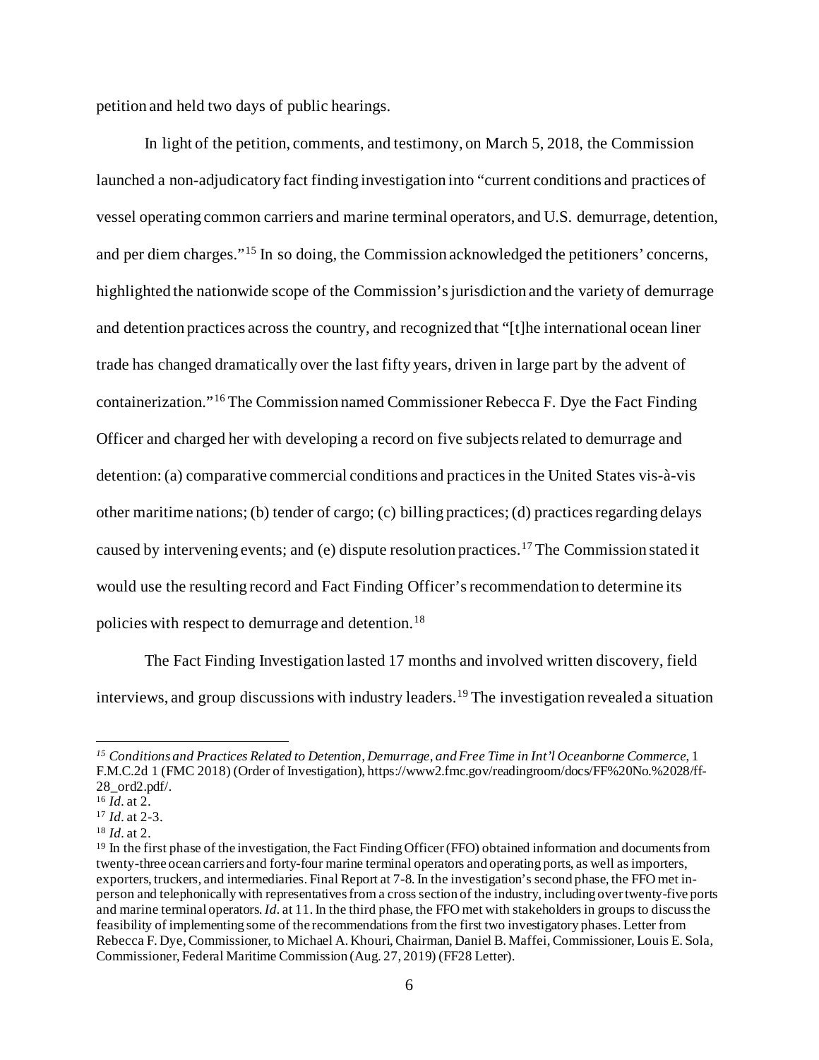petition and held two days of public hearings.

In light of the petition, comments, and testimony, on March 5, 2018, the Commission launched a non-adjudicatory fact finding investigation into "current conditions and practices of vessel operating common carriers and marine terminal operators, and U.S. demurrage, detention, and per diem charges."[15] In so doing, the Commission acknowledged the petitioners' concerns, highlighted the nationwide scope of the Commission's jurisdiction and the variety of demurrage and detention practices across the country, and recognized that "[t]he international ocean liner trade has changed dramatically over the last fifty years, driven in large part by the advent of containerization."[16] The Commission named Commissioner Rebecca F. Dye the Fact Finding Officer and charged her with developing a record on five subjects related to demurrage and detention: (a) comparative commercial conditions and practices in the United States vis-à-vis other maritime nations; (b) tender of cargo; (c) billing practices; (d) practices regarding delays caused by intervening events; and (e) dispute resolution practices.[17] The Commission stated it would use the resulting record and Fact Finding Officer's recommendation to determine its policies with respect to demurrage and detention.[18]

The Fact Finding Investigation lasted 17 months and involved written discovery, field interviews, and group discussions with industry leaders.[19] The investigation revealed a situation

---

[15] *Conditions and Practices Related to Detention, Demurrage, and Free Time in Int'l Oceanborne Commerce*, 1 F.M.C.2d 1 (FMC 2018) (Order of Investigation), https://www2.fmc.gov/readingroom/docs/FF%20No.%2028/ff-28_ord2.pdf/.

[16] *Id*. at 2.

[17] *Id*. at 2-3.

[18] *Id*. at 2.

[19] In the first phase of the investigation, the Fact Finding Officer (FFO) obtained information and documents from twenty-three ocean carriers and forty-four marine terminal operators and operating ports, as well as importers, exporters, truckers, and intermediaries. Final Report at 7-8. In the investigation's second phase, the FFO met in-person and telephonically with representatives from a cross section of the industry, including over twenty-five ports and marine terminal operators. *Id*. at 11. In the third phase, the FFO met with stakeholders in groups to discuss the feasibility of implementing some of the recommendations from the first two investigatory phases. Letter from Rebecca F. Dye, Commissioner, to Michael A. Khouri, Chairman, Daniel B. Maffei, Commissioner, Louis E. Sola, Commissioner, Federal Maritime Commission (Aug. 27, 2019) (FF28 Letter).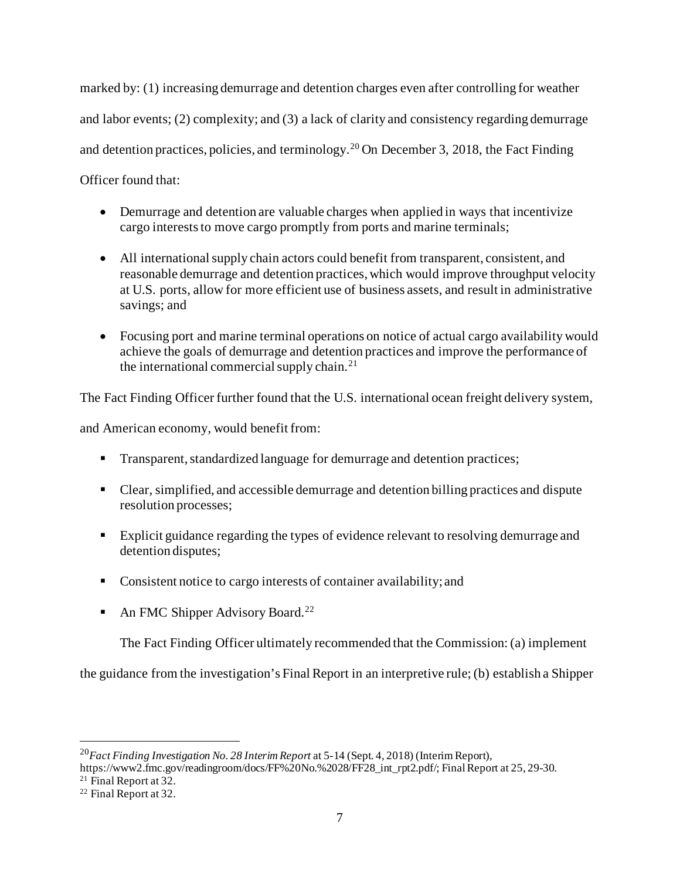marked by: (1) increasing demurrage and detention charges even after controlling for weather and labor events; (2) complexity; and (3) a lack of clarity and consistency regarding demurrage and detention practices, policies, and terminology.[20] On December 3, 2018, the Fact Finding Officer found that:

- Demurrage and detention are valuable charges when applied in ways that incentivize cargo interests to move cargo promptly from ports and marine terminals;
- All international supply chain actors could benefit from transparent, consistent, and reasonable demurrage and detention practices, which would improve throughput velocity at U.S. ports, allow for more efficient use of business assets, and result in administrative savings; and
- Focusing port and marine terminal operations on notice of actual cargo availability would achieve the goals of demurrage and detention practices and improve the performance of the international commercial supply chain.[21]

The Fact Finding Officer further found that the U.S. international ocean freight delivery system, and American economy, would benefit from:

- Transparent, standardized language for demurrage and detention practices;
- Clear, simplified, and accessible demurrage and detention billing practices and dispute resolution processes;
- Explicit guidance regarding the types of evidence relevant to resolving demurrage and detention disputes;
- Consistent notice to cargo interests of container availability; and
- An FMC Shipper Advisory Board.[22]

The Fact Finding Officer ultimately recommended that the Commission: (a) implement the guidance from the investigation's Final Report in an interpretive rule; (b) establish a Shipper

---

[20] *Fact Finding Investigation No. 28 Interim Report* at 5-14 (Sept. 4, 2018) (Interim Report), https://www2.fmc.gov/readingroom/docs/FF%20No.%2028/FF28_int_rpt2.pdf/; Final Report at 25, 29-30.

[21] Final Report at 32.

[22] Final Report at 32.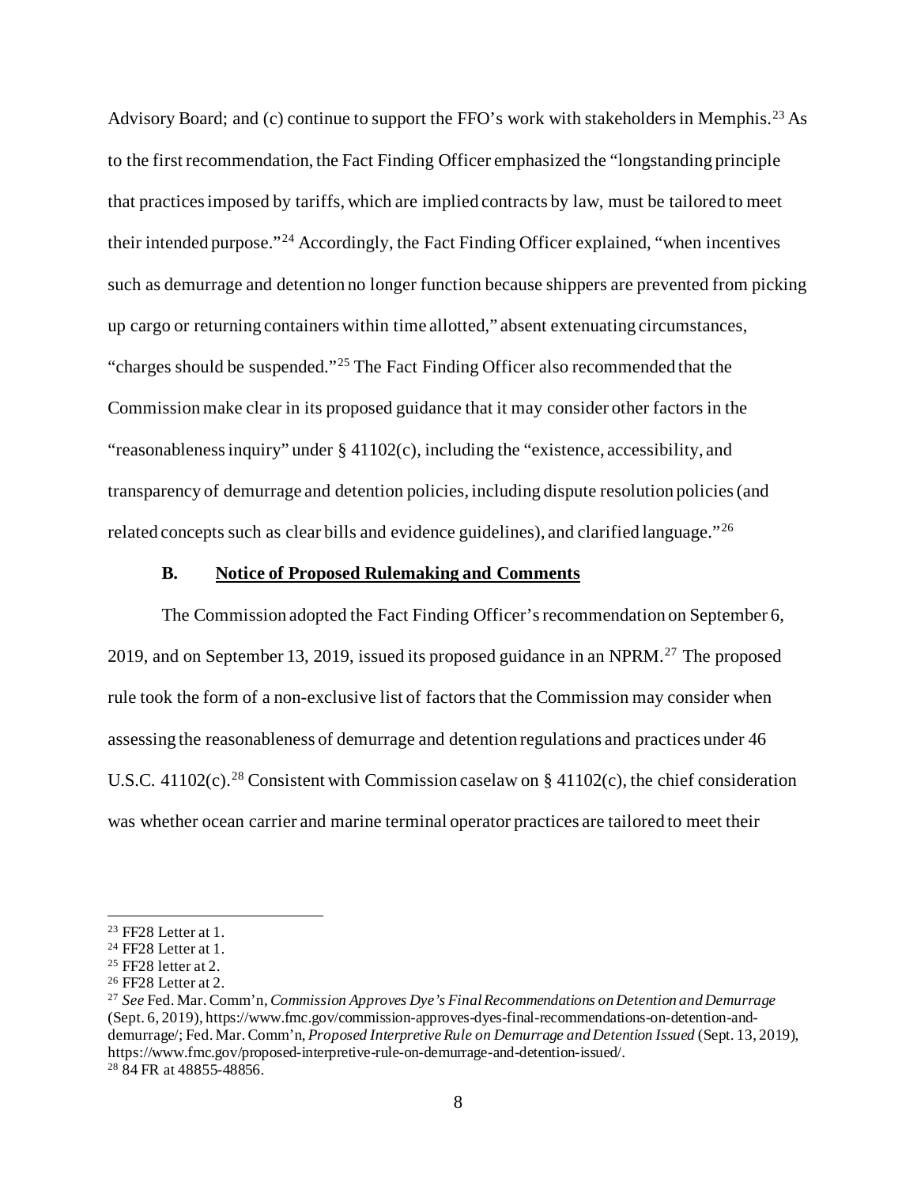Advisory Board; and (c) continue to support the FFO's work with stakeholders in Memphis.[23] As to the first recommendation, the Fact Finding Officer emphasized the "longstanding principle that practices imposed by tariffs, which are implied contracts by law, must be tailored to meet their intended purpose."[24] Accordingly, the Fact Finding Officer explained, "when incentives such as demurrage and detention no longer function because shippers are prevented from picking up cargo or returning containers within time allotted," absent extenuating circumstances, "charges should be suspended."[25] The Fact Finding Officer also recommended that the Commission make clear in its proposed guidance that it may consider other factors in the "reasonableness inquiry" under § 41102(c), including the "existence, accessibility, and transparency of demurrage and detention policies, including dispute resolution policies (and related concepts such as clear bills and evidence guidelines), and clarified language."[26]

### B. Notice of Proposed Rulemaking and Comments

The Commission adopted the Fact Finding Officer's recommendation on September 6, 2019, and on September 13, 2019, issued its proposed guidance in an NPRM.[27] The proposed rule took the form of a non-exclusive list of factors that the Commission may consider when assessing the reasonableness of demurrage and detention regulations and practices under 46 U.S.C. 41102(c).[28] Consistent with Commission caselaw on § 41102(c), the chief consideration was whether ocean carrier and marine terminal operator practices are tailored to meet their

---

[23] FF28 Letter at 1.

[24] FF28 Letter at 1.

[25] FF28 letter at 2.

[26] FF28 Letter at 2.

[27] *See* Fed. Mar. Comm'n, *Commission Approves Dye's Final Recommendations on Detention and Demurrage* (Sept. 6, 2019), https://www.fmc.gov/commission-approves-dyes-final-recommendations-on-detention-and-demurrage/; Fed. Mar. Comm'n, *Proposed Interpretive Rule on Demurrage and Detention Issued* (Sept. 13, 2019), https://www.fmc.gov/proposed-interpretive-rule-on-demurrage-and-detention-issued/.

[28] 84 FR at 48855-48856.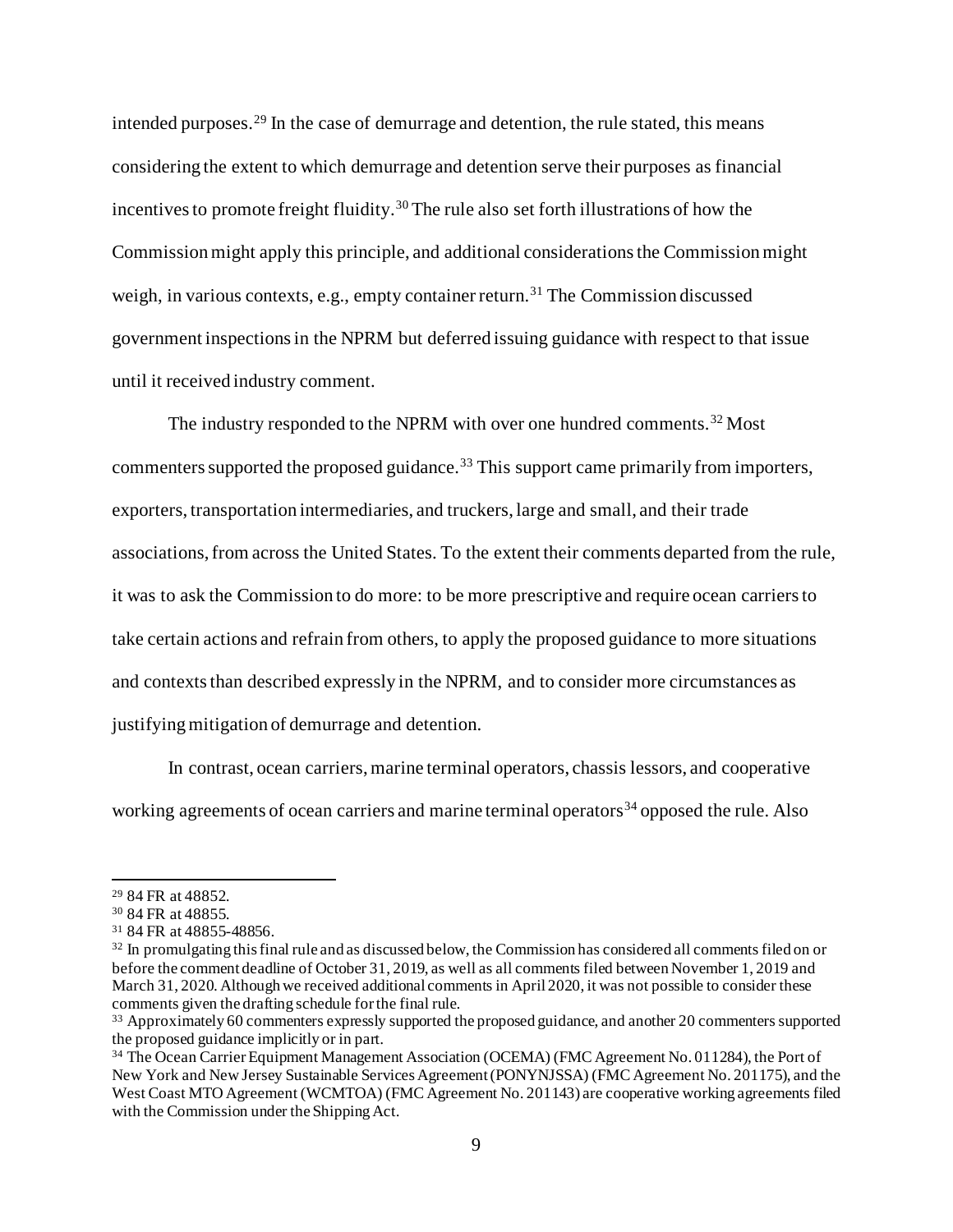intended purposes.[29] In the case of demurrage and detention, the rule stated, this means considering the extent to which demurrage and detention serve their purposes as financial incentives to promote freight fluidity.[30] The rule also set forth illustrations of how the Commission might apply this principle, and additional considerations the Commission might weigh, in various contexts, e.g., empty container return.[31] The Commission discussed government inspections in the NPRM but deferred issuing guidance with respect to that issue until it received industry comment.

The industry responded to the NPRM with over one hundred comments.[32] Most commenters supported the proposed guidance.[33] This support came primarily from importers, exporters, transportation intermediaries, and truckers, large and small, and their trade associations, from across the United States. To the extent their comments departed from the rule, it was to ask the Commission to do more: to be more prescriptive and require ocean carriers to take certain actions and refrain from others, to apply the proposed guidance to more situations and contexts than described expressly in the NPRM, and to consider more circumstances as justifying mitigation of demurrage and detention.

In contrast, ocean carriers, marine terminal operators, chassis lessors, and cooperative working agreements of ocean carriers and marine terminal operators[34] opposed the rule. Also

---

[29] 84 FR at 48852.

[30] 84 FR at 48855.

[31] 84 FR at 48855-48856.

[32] In promulgating this final rule and as discussed below, the Commission has considered all comments filed on or before the comment deadline of October 31, 2019, as well as all comments filed between November 1, 2019 and March 31, 2020. Although we received additional comments in April 2020, it was not possible to consider these comments given the drafting schedule for the final rule.

[33] Approximately 60 commenters expressly supported the proposed guidance, and another 20 commenters supported the proposed guidance implicitly or in part.

[34] The Ocean Carrier Equipment Management Association (OCEMA) (FMC Agreement No. 011284), the Port of New York and New Jersey Sustainable Services Agreement (PONYNJSSA) (FMC Agreement No. 201175), and the West Coast MTO Agreement (WCMTOA) (FMC Agreement No. 201143) are cooperative working agreements filed with the Commission under the Shipping Act.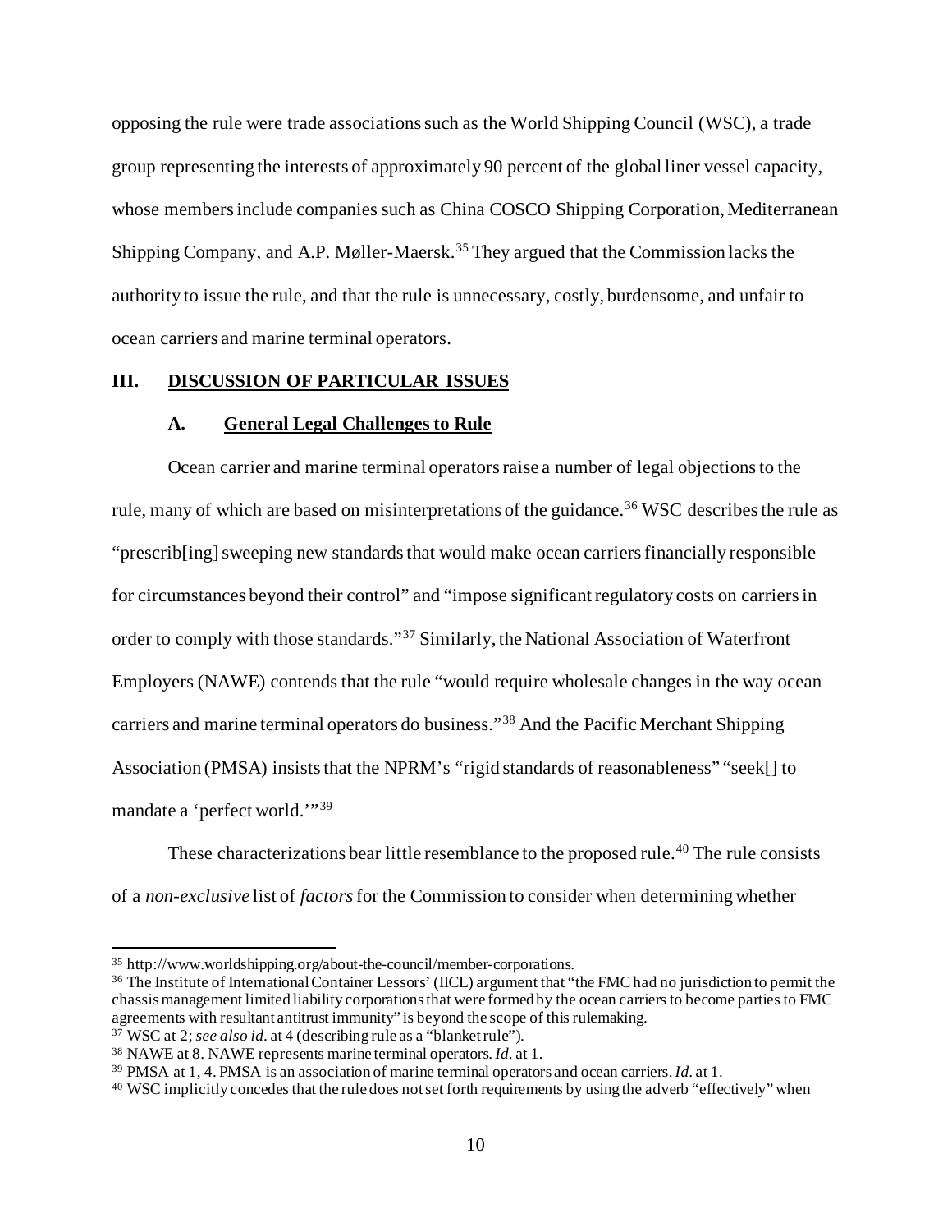opposing the rule were trade associations such as the World Shipping Council (WSC), a trade group representing the interests of approximately 90 percent of the global liner vessel capacity, whose members include companies such as China COSCO Shipping Corporation, Mediterranean Shipping Company, and A.P. Møller-Maersk.[35] They argued that the Commission lacks the authority to issue the rule, and that the rule is unnecessary, costly, burdensome, and unfair to ocean carriers and marine terminal operators.

## III. DISCUSSION OF PARTICULAR ISSUES

### A. General Legal Challenges to Rule

Ocean carrier and marine terminal operators raise a number of legal objections to the rule, many of which are based on misinterpretations of the guidance.[36] WSC describes the rule as "prescrib[ing] sweeping new standards that would make ocean carriers financially responsible for circumstances beyond their control" and "impose significant regulatory costs on carriers in order to comply with those standards."[37] Similarly, the National Association of Waterfront Employers (NAWE) contends that the rule "would require wholesale changes in the way ocean carriers and marine terminal operators do business."[38] And the Pacific Merchant Shipping Association (PMSA) insists that the NPRM's "rigid standards of reasonableness" "seek[] to mandate a 'perfect world.'"[39]

These characterizations bear little resemblance to the proposed rule.[40] The rule consists of a *non-exclusive* list of *factors* for the Commission to consider when determining whether

---

[35] http://www.worldshipping.org/about-the-council/member-corporations.

[36] The Institute of International Container Lessors' (IICL) argument that "the FMC had no jurisdiction to permit the chassis management limited liability corporations that were formed by the ocean carriers to become parties to FMC agreements with resultant antitrust immunity" is beyond the scope of this rulemaking.

[37] WSC at 2; *see also id.* at 4 (describing rule as a "blanket rule").

[38] NAWE at 8. NAWE represents marine terminal operators. *Id.* at 1.

[39] PMSA at 1, 4. PMSA is an association of marine terminal operators and ocean carriers. *Id.* at 1.

[40] WSC implicitly concedes that the rule does not set forth requirements by using the adverb "effectively" when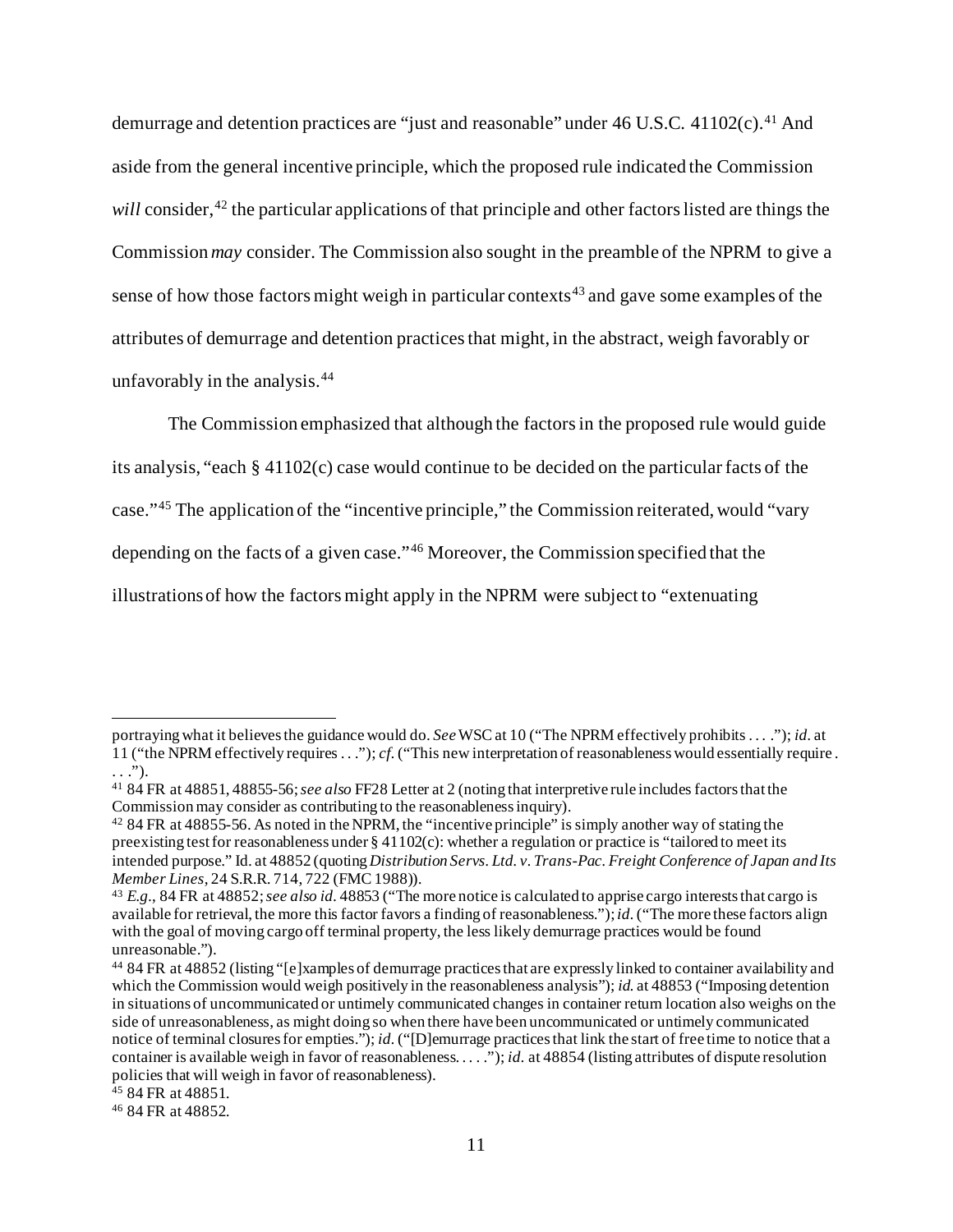demurrage and detention practices are "just and reasonable" under 46 U.S.C. 41102(c).[41] And aside from the general incentive principle, which the proposed rule indicated the Commission *will* consider,[42] the particular applications of that principle and other factors listed are things the Commission *may* consider. The Commission also sought in the preamble of the NPRM to give a sense of how those factors might weigh in particular contexts[43] and gave some examples of the attributes of demurrage and detention practices that might, in the abstract, weigh favorably or unfavorably in the analysis.[44]

The Commission emphasized that although the factors in the proposed rule would guide its analysis, "each § 41102(c) case would continue to be decided on the particular facts of the case."[45] The application of the "incentive principle," the Commission reiterated, would "vary depending on the facts of a given case."[46] Moreover, the Commission specified that the illustrations of how the factors might apply in the NPRM were subject to "extenuating

---

portraying what it believes the guidance would do. *See* WSC at 10 ("The NPRM effectively prohibits . . . ."); *id.* at 11 ("the NPRM effectively requires . . ."); *cf.* ("This new interpretation of reasonableness would essentially require . . . .").

[41] 84 FR at 48851, 48855-56; *see also* FF28 Letter at 2 (noting that interpretive rule includes factors that the Commission may consider as contributing to the reasonableness inquiry).

[42] 84 FR at 48855-56. As noted in the NPRM, the "incentive principle" is simply another way of stating the preexisting test for reasonableness under § 41102(c): whether a regulation or practice is "tailored to meet its intended purpose." Id. at 48852 (quoting *Distribution Servs. Ltd. v. Trans-Pac. Freight Conference of Japan and Its Member Lines*, 24 S.R.R. 714, 722 (FMC 1988)).

[43] *E.g.*, 84 FR at 48852; *see also id.* 48853 ("The more notice is calculated to apprise cargo interests that cargo is available for retrieval, the more this factor favors a finding of reasonableness."); *id.* ("The more these factors align with the goal of moving cargo off terminal property, the less likely demurrage practices would be found unreasonable.").

[44] 84 FR at 48852 (listing "[e]xamples of demurrage practices that are expressly linked to container availability and which the Commission would weigh positively in the reasonableness analysis"); *id.* at 48853 ("Imposing detention in situations of uncommunicated or untimely communicated changes in container return location also weighs on the side of unreasonableness, as might doing so when there have been uncommunicated or untimely communicated notice of terminal closures for empties."); *id.* ("[D]emurrage practices that link the start of free time to notice that a container is available weigh in favor of reasonableness. . . . ."); *id.* at 48854 (listing attributes of dispute resolution policies that will weigh in favor of reasonableness).

[45] 84 FR at 48851.

[46] 84 FR at 48852.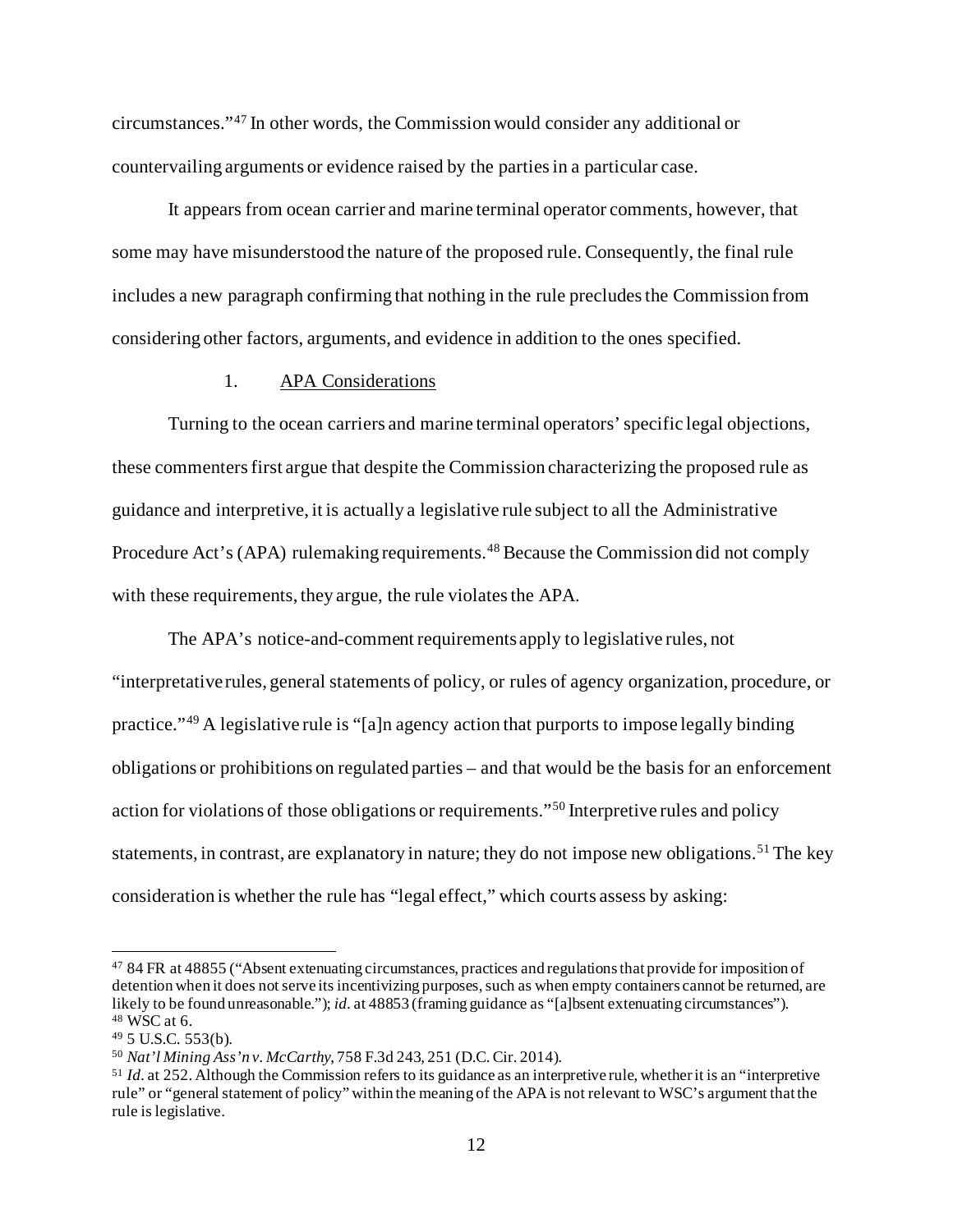circumstances."[47] In other words, the Commission would consider any additional or countervailing arguments or evidence raised by the parties in a particular case.

It appears from ocean carrier and marine terminal operator comments, however, that some may have misunderstood the nature of the proposed rule. Consequently, the final rule includes a new paragraph confirming that nothing in the rule precludes the Commission from considering other factors, arguments, and evidence in addition to the ones specified.

### 1. APA Considerations

Turning to the ocean carriers and marine terminal operators' specific legal objections, these commenters first argue that despite the Commission characterizing the proposed rule as guidance and interpretive, it is actually a legislative rule subject to all the Administrative Procedure Act's (APA) rulemaking requirements.[48] Because the Commission did not comply with these requirements, they argue, the rule violates the APA.

The APA's notice-and-comment requirements apply to legislative rules, not "interpretative rules, general statements of policy, or rules of agency organization, procedure, or practice."[49] A legislative rule is "[a]n agency action that purports to impose legally binding obligations or prohibitions on regulated parties – and that would be the basis for an enforcement action for violations of those obligations or requirements."[50] Interpretive rules and policy statements, in contrast, are explanatory in nature; they do not impose new obligations.[51] The key consideration is whether the rule has "legal effect," which courts assess by asking:

---

[47] 84 FR at 48855 ("Absent extenuating circumstances, practices and regulations that provide for imposition of detention when it does not serve its incentivizing purposes, such as when empty containers cannot be returned, are likely to be found unreasonable."); *id*. at 48853 (framing guidance as "[a]bsent extenuating circumstances").

[48] WSC at 6.

[49] 5 U.S.C. 553(b).

[50] *Nat'l Mining Ass'n v. McCarthy*, 758 F.3d 243, 251 (D.C. Cir. 2014).

[51] *Id*. at 252. Although the Commission refers to its guidance as an interpretive rule, whether it is an "interpretive rule" or "general statement of policy" within the meaning of the APA is not relevant to WSC's argument that the rule is legislative.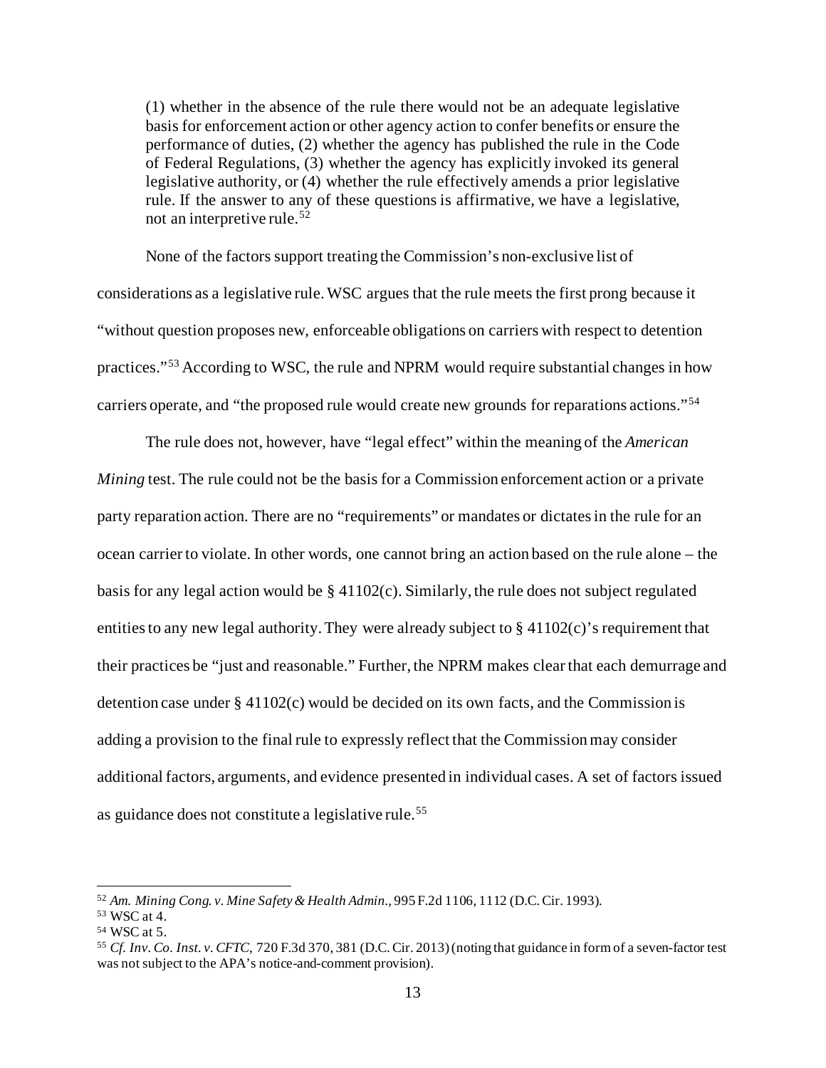> (1) whether in the absence of the rule there would not be an adequate legislative basis for enforcement action or other agency action to confer benefits or ensure the performance of duties, (2) whether the agency has published the rule in the Code of Federal Regulations, (3) whether the agency has explicitly invoked its general legislative authority, or (4) whether the rule effectively amends a prior legislative rule. If the answer to any of these questions is affirmative, we have a legislative, not an interpretive rule.[52]

None of the factors support treating the Commission's non-exclusive list of considerations as a legislative rule. WSC argues that the rule meets the first prong because it "without question proposes new, enforceable obligations on carriers with respect to detention practices."[53] According to WSC, the rule and NPRM would require substantial changes in how carriers operate, and "the proposed rule would create new grounds for reparations actions."[54]

The rule does not, however, have "legal effect" within the meaning of the *American Mining* test. The rule could not be the basis for a Commission enforcement action or a private party reparation action. There are no "requirements" or mandates or dictates in the rule for an ocean carrier to violate. In other words, one cannot bring an action based on the rule alone – the basis for any legal action would be § 41102(c). Similarly, the rule does not subject regulated entities to any new legal authority. They were already subject to § 41102(c)'s requirement that their practices be "just and reasonable." Further, the NPRM makes clear that each demurrage and detention case under § 41102(c) would be decided on its own facts, and the Commission is adding a provision to the final rule to expressly reflect that the Commission may consider additional factors, arguments, and evidence presented in individual cases. A set of factors issued as guidance does not constitute a legislative rule.[55]

---

[52] *Am. Mining Cong. v. Mine Safety & Health Admin.*, 995 F.2d 1106, 1112 (D.C. Cir. 1993).

[53] WSC at 4.

[54] WSC at 5.

[55] *Cf. Inv. Co. Inst. v. CFTC*, 720 F.3d 370, 381 (D.C. Cir. 2013) (noting that guidance in form of a seven-factor test was not subject to the APA's notice-and-comment provision).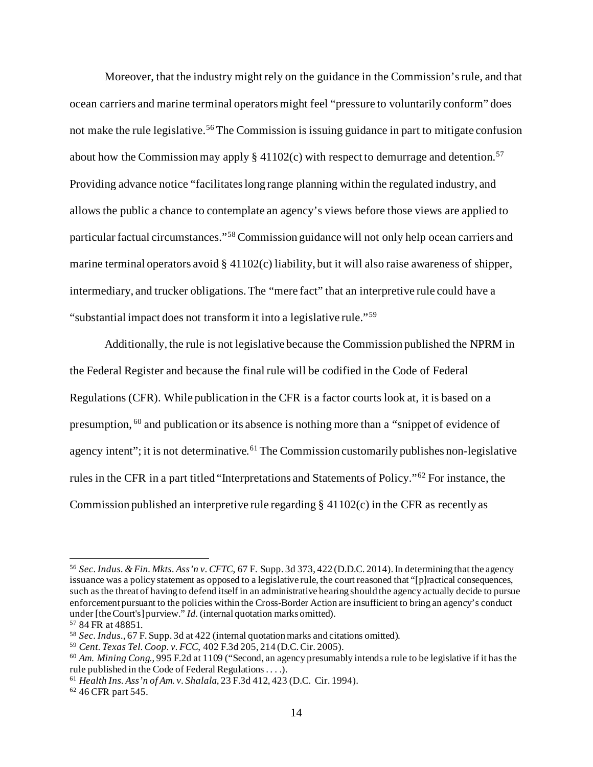Moreover, that the industry might rely on the guidance in the Commission's rule, and that ocean carriers and marine terminal operators might feel "pressure to voluntarily conform" does not make the rule legislative.[56] The Commission is issuing guidance in part to mitigate confusion about how the Commission may apply § 41102(c) with respect to demurrage and detention.[57] Providing advance notice "facilitates long range planning within the regulated industry, and allows the public a chance to contemplate an agency's views before those views are applied to particular factual circumstances."[58] Commission guidance will not only help ocean carriers and marine terminal operators avoid § 41102(c) liability, but it will also raise awareness of shipper, intermediary, and trucker obligations. The "mere fact" that an interpretive rule could have a "substantial impact does not transform it into a legislative rule."[59]

Additionally, the rule is not legislative because the Commission published the NPRM in the Federal Register and because the final rule will be codified in the Code of Federal Regulations (CFR). While publication in the CFR is a factor courts look at, it is based on a presumption, [60] and publication or its absence is nothing more than a "snippet of evidence of agency intent"; it is not determinative.[61] The Commission customarily publishes non-legislative rules in the CFR in a part titled "Interpretations and Statements of Policy."[62] For instance, the Commission published an interpretive rule regarding § 41102(c) in the CFR as recently as

---

[56] *Sec. Indus. & Fin. Mkts. Ass'n v. CFTC*, 67 F. Supp. 3d 373, 422 (D.D.C. 2014). In determining that the agency issuance was a policy statement as opposed to a legislative rule, the court reasoned that "[p]ractical consequences, such as the threat of having to defend itself in an administrative hearing should the agency actually decide to pursue enforcement pursuant to the policies within the Cross-Border Action are insufficient to bring an agency's conduct under [the Court's] purview." *Id*. (internal quotation marks omitted).

[57] 84 FR at 48851.

[58] *Sec. Indus.*, 67 F. Supp. 3d at 422 (internal quotation marks and citations omitted).

[59] *Cent. Texas Tel. Coop. v. FCC*, 402 F.3d 205, 214 (D.C. Cir. 2005).

[60] *Am. Mining Cong.*, 995 F.2d at 1109 ("Second, an agency presumably intends a rule to be legislative if it has the rule published in the Code of Federal Regulations . . . .).

[61] *Health Ins. Ass'n of Am. v. Shalala*, 23 F.3d 412, 423 (D.C. Cir. 1994).

[62] 46 CFR part 545.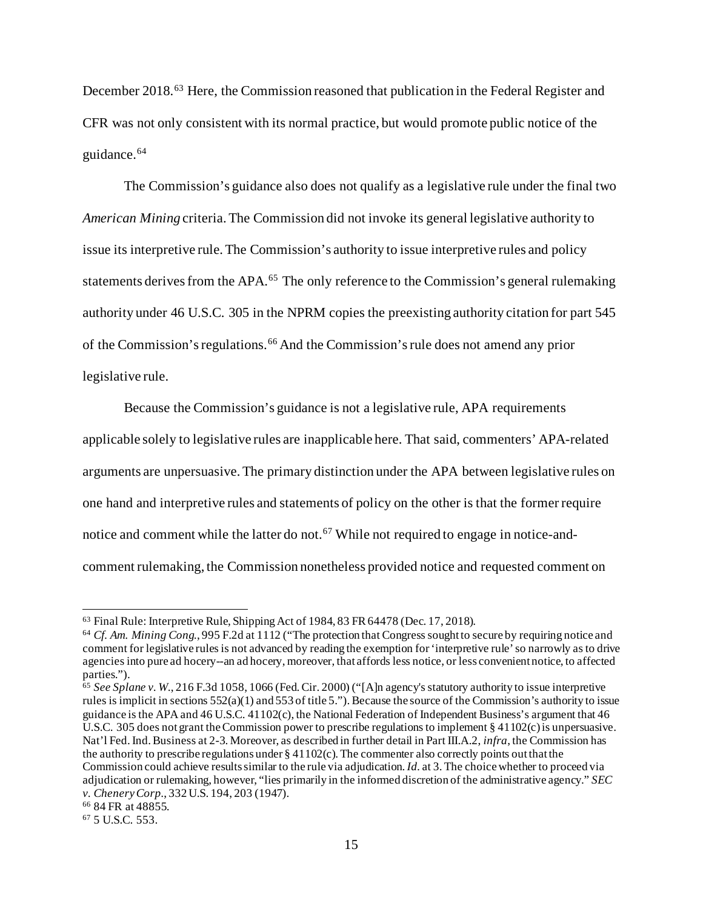December 2018.[63] Here, the Commission reasoned that publication in the Federal Register and CFR was not only consistent with its normal practice, but would promote public notice of the guidance.[64]

The Commission's guidance also does not qualify as a legislative rule under the final two *American Mining* criteria. The Commission did not invoke its general legislative authority to issue its interpretive rule. The Commission's authority to issue interpretive rules and policy statements derives from the APA.[65] The only reference to the Commission's general rulemaking authority under 46 U.S.C. 305 in the NPRM copies the preexisting authority citation for part 545 of the Commission's regulations.[66] And the Commission's rule does not amend any prior legislative rule.

Because the Commission's guidance is not a legislative rule, APA requirements applicable solely to legislative rules are inapplicable here. That said, commenters' APA-related arguments are unpersuasive. The primary distinction under the APA between legislative rules on one hand and interpretive rules and statements of policy on the other is that the former require notice and comment while the latter do not.[67] While not required to engage in notice-and-comment rulemaking, the Commission nonetheless provided notice and requested comment on

---

[63] Final Rule: Interpretive Rule, Shipping Act of 1984, 83 FR 64478 (Dec. 17, 2018).

[64] *Cf. Am. Mining Cong.*, 995 F.2d at 1112 ("The protection that Congress sought to secure by requiring notice and comment for legislative rules is not advanced by reading the exemption for 'interpretive rule' so narrowly as to drive agencies into pure ad hocery--an ad hocery, moreover, that affords less notice, or less convenient notice, to affected parties.").

[65] *See Splane v. W.*, 216 F.3d 1058, 1066 (Fed. Cir. 2000) ("[A]n agency's statutory authority to issue interpretive rules is implicit in sections 552(a)(1) and 553 of title 5."). Because the source of the Commission's authority to issue guidance is the APA and 46 U.S.C. 41102(c), the National Federation of Independent Business's argument that 46 U.S.C. 305 does not grant the Commission power to prescribe regulations to implement § 41102(c) is unpersuasive. Nat'l Fed. Ind. Business at 2-3. Moreover, as described in further detail in Part III.A.2, *infra*, the Commission has the authority to prescribe regulations under § 41102(c). The commenter also correctly points out that the Commission could achieve results similar to the rule via adjudication. *Id.* at 3. The choice whether to proceed via adjudication or rulemaking, however, "lies primarily in the informed discretion of the administrative agency." *SEC v. Chenery Corp.*, 332 U.S. 194, 203 (1947).

[66] 84 FR at 48855.

[67] 5 U.S.C. 553.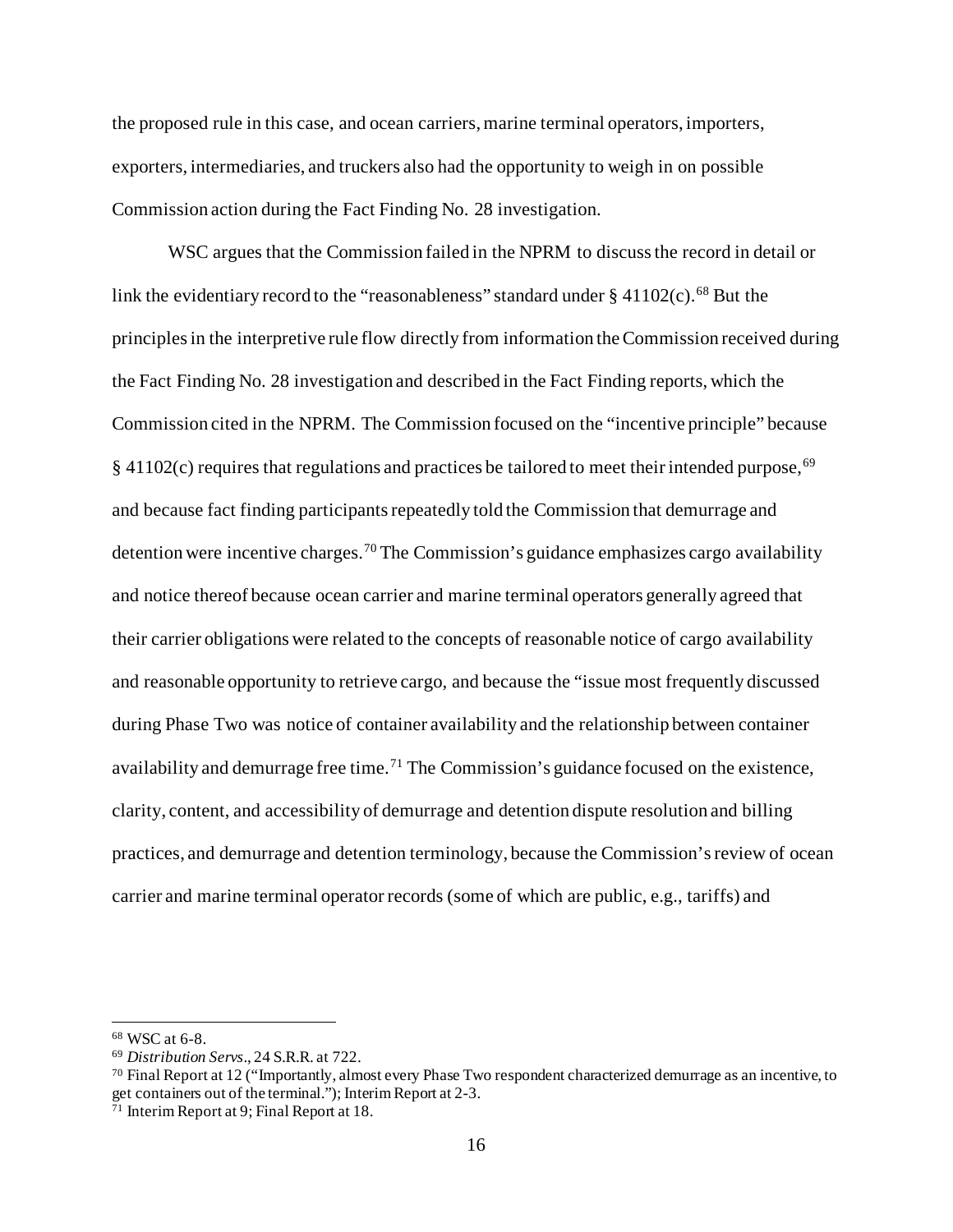the proposed rule in this case, and ocean carriers, marine terminal operators, importers, exporters, intermediaries, and truckers also had the opportunity to weigh in on possible Commission action during the Fact Finding No. 28 investigation.

WSC argues that the Commission failed in the NPRM to discuss the record in detail or link the evidentiary record to the "reasonableness" standard under § 41102(c).[68] But the principles in the interpretive rule flow directly from information the Commission received during the Fact Finding No. 28 investigation and described in the Fact Finding reports, which the Commission cited in the NPRM. The Commission focused on the "incentive principle" because § 41102(c) requires that regulations and practices be tailored to meet their intended purpose,[69] and because fact finding participants repeatedly told the Commission that demurrage and detention were incentive charges.[70] The Commission's guidance emphasizes cargo availability and notice thereof because ocean carrier and marine terminal operators generally agreed that their carrier obligations were related to the concepts of reasonable notice of cargo availability and reasonable opportunity to retrieve cargo, and because the "issue most frequently discussed during Phase Two was notice of container availability and the relationship between container availability and demurrage free time.[71] The Commission's guidance focused on the existence, clarity, content, and accessibility of demurrage and detention dispute resolution and billing practices, and demurrage and detention terminology, because the Commission's review of ocean carrier and marine terminal operator records (some of which are public, e.g., tariffs) and

---

[68] WSC at 6-8.

[69] *Distribution Servs*., 24 S.R.R. at 722.

[70] Final Report at 12 ("Importantly, almost every Phase Two respondent characterized demurrage as an incentive, to get containers out of the terminal."); Interim Report at 2-3.

[71] Interim Report at 9; Final Report at 18.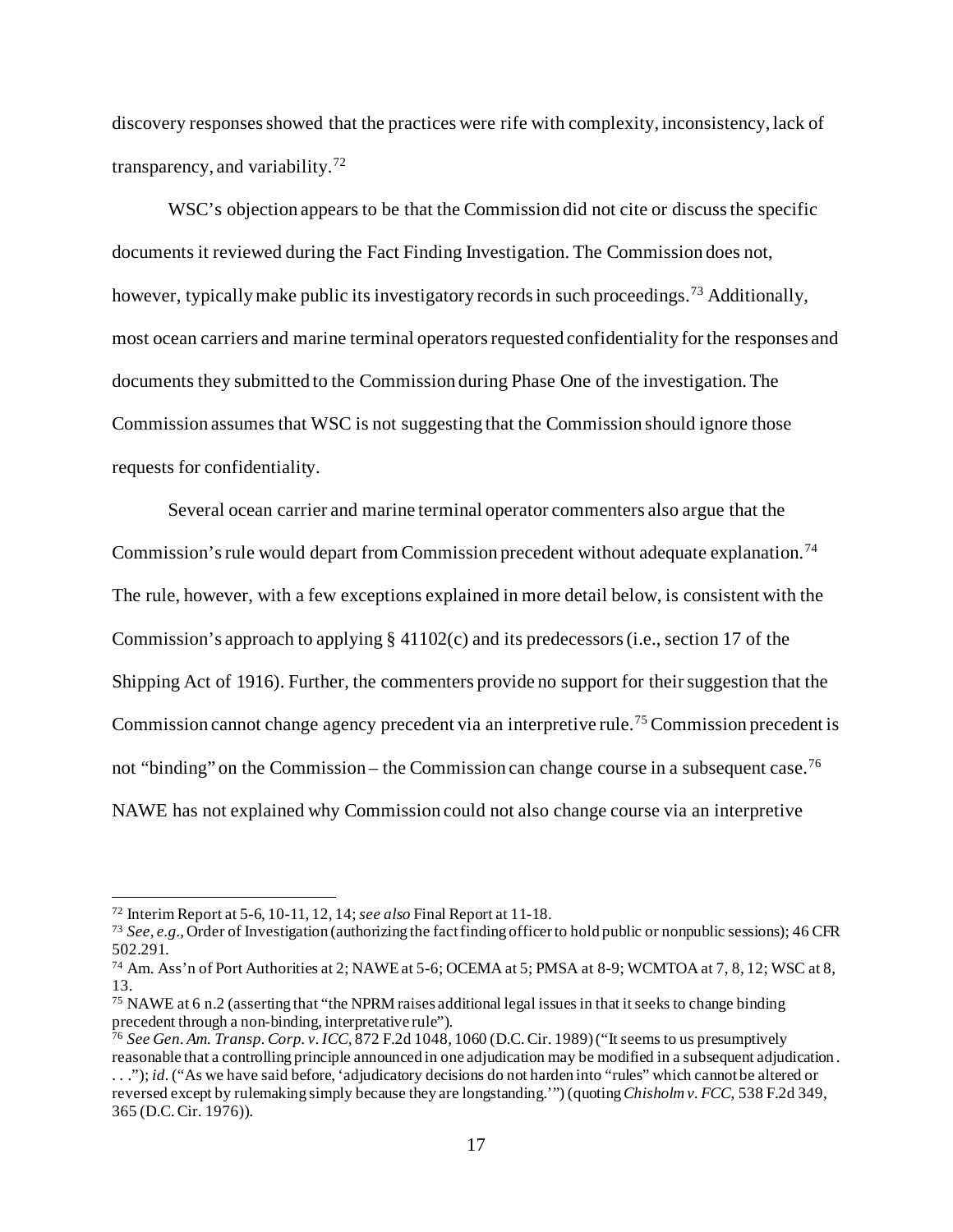discovery responses showed that the practices were rife with complexity, inconsistency, lack of transparency, and variability.[72]

WSC's objection appears to be that the Commission did not cite or discuss the specific documents it reviewed during the Fact Finding Investigation. The Commission does not, however, typically make public its investigatory records in such proceedings.[73] Additionally, most ocean carriers and marine terminal operators requested confidentiality for the responses and documents they submitted to the Commission during Phase One of the investigation. The Commission assumes that WSC is not suggesting that the Commission should ignore those requests for confidentiality.

Several ocean carrier and marine terminal operator commenters also argue that the Commission's rule would depart from Commission precedent without adequate explanation.[74] The rule, however, with a few exceptions explained in more detail below, is consistent with the Commission's approach to applying § 41102(c) and its predecessors (i.e., section 17 of the Shipping Act of 1916). Further, the commenters provide no support for their suggestion that the Commission cannot change agency precedent via an interpretive rule.[75] Commission precedent is not "binding" on the Commission – the Commission can change course in a subsequent case.[76] NAWE has not explained why Commission could not also change course via an interpretive

---

[72] Interim Report at 5-6, 10-11, 12, 14; *see also* Final Report at 11-18.

[73] *See, e.g.*, Order of Investigation (authorizing the fact finding officer to hold public or nonpublic sessions); 46 CFR 502.291.

[74] Am. Ass'n of Port Authorities at 2; NAWE at 5-6; OCEMA at 5; PMSA at 8-9; WCMTOA at 7, 8, 12; WSC at 8, 13.

[75] NAWE at 6 n.2 (asserting that "the NPRM raises additional legal issues in that it seeks to change binding precedent through a non-binding, interpretative rule").

[76] *See Gen. Am. Transp. Corp. v. ICC*, 872 F.2d 1048, 1060 (D.C. Cir. 1989) ("It seems to us presumptively reasonable that a controlling principle announced in one adjudication may be modified in a subsequent adjudication. . . ."); *id.* ("As we have said before, 'adjudicatory decisions do not harden into "rules" which cannot be altered or reversed except by rulemaking simply because they are longstanding.'") (quoting *Chisholm v. FCC*, 538 F.2d 349, 365 (D.C. Cir. 1976)).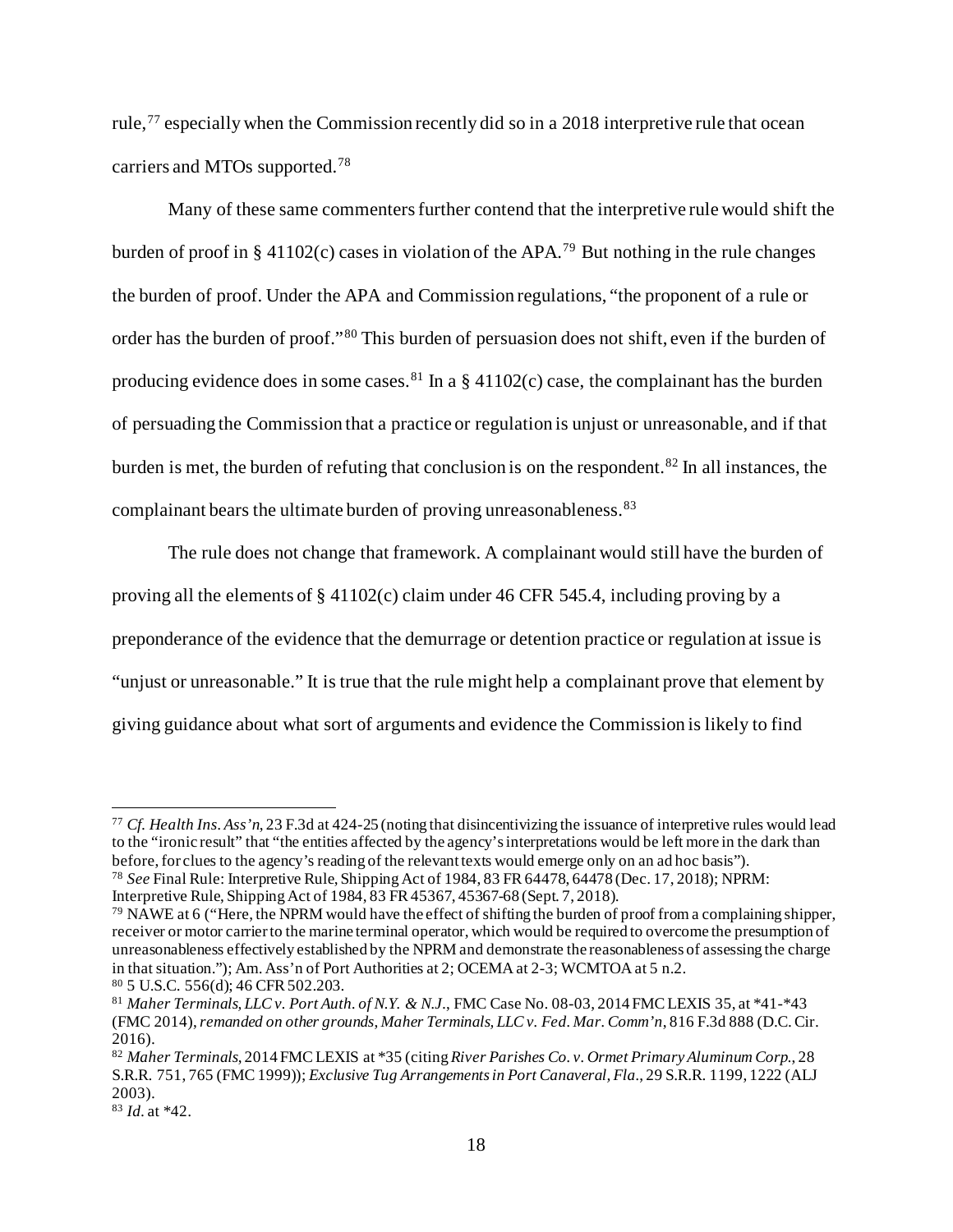rule,[77] especially when the Commission recently did so in a 2018 interpretive rule that ocean carriers and MTOs supported.[78]

Many of these same commenters further contend that the interpretive rule would shift the burden of proof in § 41102(c) cases in violation of the APA.[79] But nothing in the rule changes the burden of proof. Under the APA and Commission regulations, "the proponent of a rule or order has the burden of proof."[80] This burden of persuasion does not shift, even if the burden of producing evidence does in some cases.[81] In a § 41102(c) case, the complainant has the burden of persuading the Commission that a practice or regulation is unjust or unreasonable, and if that burden is met, the burden of refuting that conclusion is on the respondent.[82] In all instances, the complainant bears the ultimate burden of proving unreasonableness.[83]

The rule does not change that framework. A complainant would still have the burden of proving all the elements of § 41102(c) claim under 46 CFR 545.4, including proving by a preponderance of the evidence that the demurrage or detention practice or regulation at issue is "unjust or unreasonable." It is true that the rule might help a complainant prove that element by giving guidance about what sort of arguments and evidence the Commission is likely to find

---

[77] *Cf. Health Ins. Ass'n*, 23 F.3d at 424-25 (noting that disincentivizing the issuance of interpretive rules would lead to the "ironic result" that "the entities affected by the agency's interpretations would be left more in the dark than before, for clues to the agency's reading of the relevant texts would emerge only on an ad hoc basis").

[78] *See* Final Rule: Interpretive Rule, Shipping Act of 1984, 83 FR 64478, 64478 (Dec. 17, 2018); NPRM: Interpretive Rule, Shipping Act of 1984, 83 FR 45367, 45367-68 (Sept. 7, 2018).

[79] NAWE at 6 ("Here, the NPRM would have the effect of shifting the burden of proof from a complaining shipper, receiver or motor carrier to the marine terminal operator, which would be required to overcome the presumption of unreasonableness effectively established by the NPRM and demonstrate the reasonableness of assessing the charge in that situation."); Am. Ass'n of Port Authorities at 2; OCEMA at 2-3; WCMTOA at 5 n.2.

[80] 5 U.S.C. 556(d); 46 CFR 502.203.

[81] *Maher Terminals, LLC v. Port Auth. of N.Y. & N.J.*, FMC Case No. 08-03, 2014 FMC LEXIS 35, at *41-*43 (FMC 2014), *remanded on other grounds, Maher Terminals, LLC v. Fed. Mar. Comm'n*, 816 F.3d 888 (D.C. Cir. 2016).

[82] *Maher Terminals*, 2014 FMC LEXIS at *35 (citing *River Parishes Co. v. Ormet Primary Aluminum Corp.*, 28 S.R.R. 751, 765 (FMC 1999)); *Exclusive Tug Arrangements in Port Canaveral, Fla.*, 29 S.R.R. 1199, 1222 (ALJ 2003).

[83] *Id.* at *42.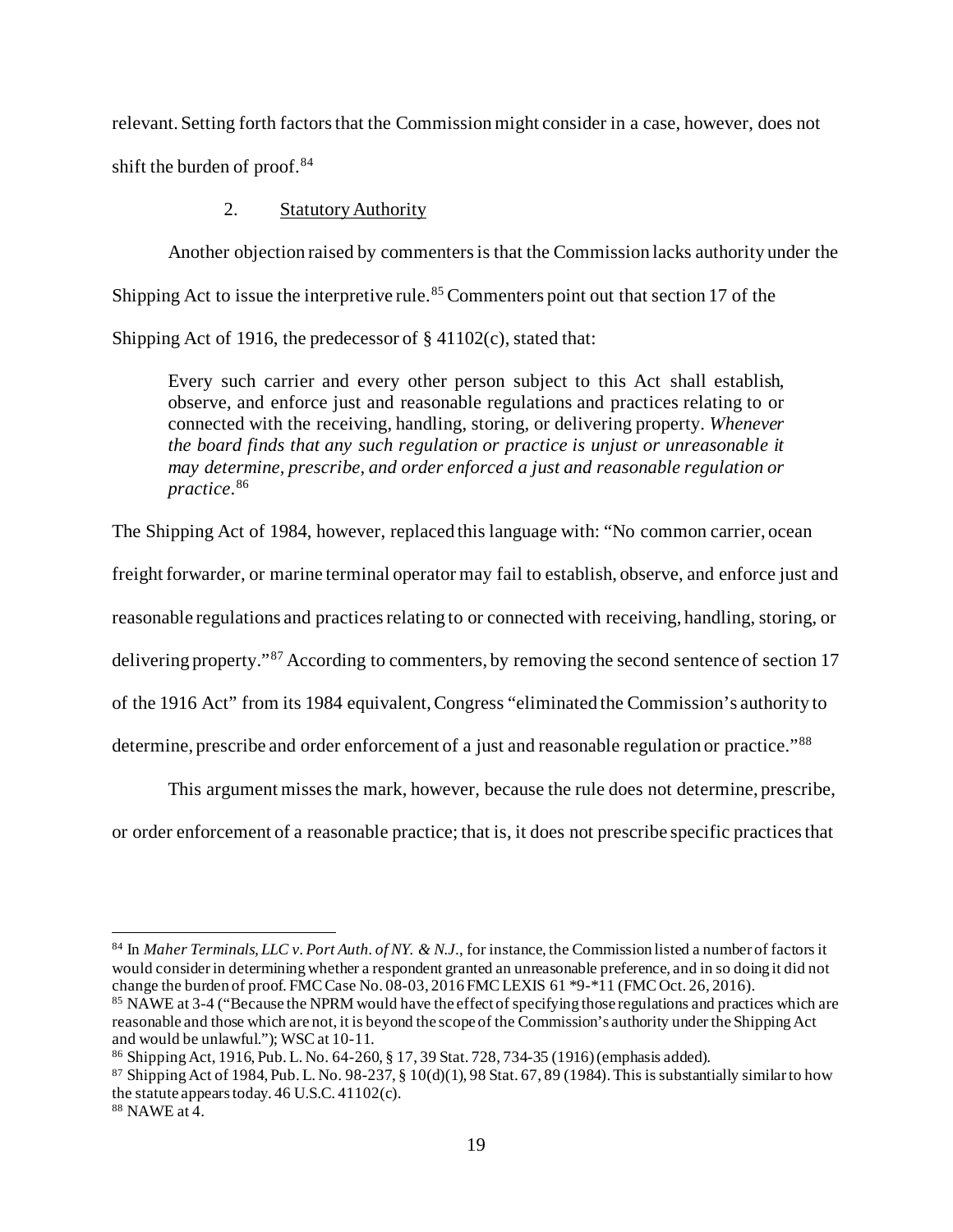relevant. Setting forth factors that the Commission might consider in a case, however, does not shift the burden of proof.[84]

### 2. Statutory Authority

Another objection raised by commenters is that the Commission lacks authority under the Shipping Act to issue the interpretive rule.[85] Commenters point out that section 17 of the Shipping Act of 1916, the predecessor of § 41102(c), stated that:

> Every such carrier and every other person subject to this Act shall establish, observe, and enforce just and reasonable regulations and practices relating to or connected with the receiving, handling, storing, or delivering property. *Whenever the board finds that any such regulation or practice is unjust or unreasonable it may determine, prescribe, and order enforced a just and reasonable regulation or practice.*[86]

The Shipping Act of 1984, however, replaced this language with: "No common carrier, ocean freight forwarder, or marine terminal operator may fail to establish, observe, and enforce just and reasonable regulations and practices relating to or connected with receiving, handling, storing, or delivering property."[87] According to commenters, by removing the second sentence of section 17 of the 1916 Act" from its 1984 equivalent, Congress "eliminated the Commission's authority to determine, prescribe and order enforcement of a just and reasonable regulation or practice."[88]

This argument misses the mark, however, because the rule does not determine, prescribe, or order enforcement of a reasonable practice; that is, it does not prescribe specific practices that

---

[84] In *Maher Terminals, LLC v. Port Auth. of NY. & N.J.*, for instance, the Commission listed a number of factors it would consider in determining whether a respondent granted an unreasonable preference, and in so doing it did not change the burden of proof. FMC Case No. 08-03, 2016 FMC LEXIS 61 *9-*11 (FMC Oct. 26, 2016).

[85] NAWE at 3-4 ("Because the NPRM would have the effect of specifying those regulations and practices which are reasonable and those which are not, it is beyond the scope of the Commission's authority under the Shipping Act and would be unlawful."); WSC at 10-11.

[86] Shipping Act, 1916, Pub. L. No. 64-260, § 17, 39 Stat. 728, 734-35 (1916) (emphasis added).

[87] Shipping Act of 1984, Pub. L. No. 98-237, § 10(d)(1), 98 Stat. 67, 89 (1984). This is substantially similar to how the statute appears today. 46 U.S.C. 41102(c).

[88] NAWE at 4.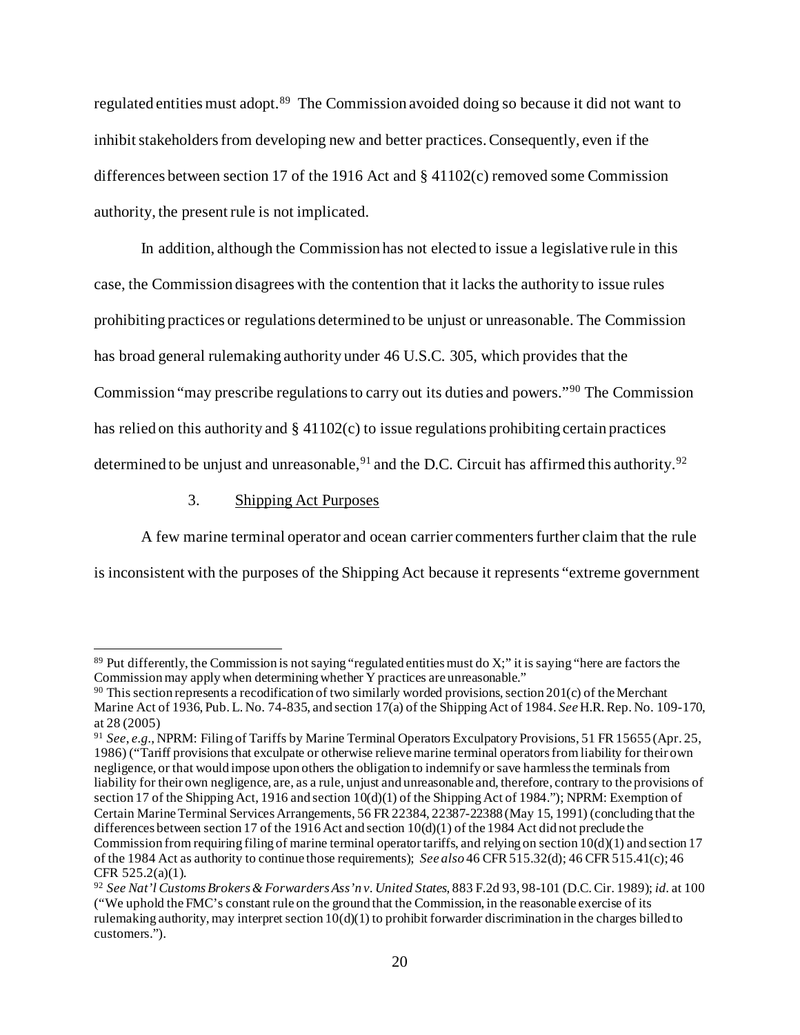regulated entities must adopt.[89] The Commission avoided doing so because it did not want to inhibit stakeholders from developing new and better practices. Consequently, even if the differences between section 17 of the 1916 Act and § 41102(c) removed some Commission authority, the present rule is not implicated.

In addition, although the Commission has not elected to issue a legislative rule in this case, the Commission disagrees with the contention that it lacks the authority to issue rules prohibiting practices or regulations determined to be unjust or unreasonable. The Commission has broad general rulemaking authority under 46 U.S.C. 305, which provides that the Commission "may prescribe regulations to carry out its duties and powers."[90] The Commission has relied on this authority and § 41102(c) to issue regulations prohibiting certain practices determined to be unjust and unreasonable,[91] and the D.C. Circuit has affirmed this authority.[92]

### 3. Shipping Act Purposes

A few marine terminal operator and ocean carrier commenters further claim that the rule is inconsistent with the purposes of the Shipping Act because it represents "extreme government

---

[89] Put differently, the Commission is not saying "regulated entities must do X;" it is saying "here are factors the Commission may apply when determining whether Y practices are unreasonable."

[90] This section represents a recodification of two similarly worded provisions, section 201(c) of the Merchant Marine Act of 1936, Pub. L. No. 74-835, and section 17(a) of the Shipping Act of 1984. *See* H.R. Rep. No. 109-170, at 28 (2005)

[91] *See, e.g*., NPRM: Filing of Tariffs by Marine Terminal Operators Exculpatory Provisions, 51 FR 15655 (Apr. 25, 1986) ("Tariff provisions that exculpate or otherwise relieve marine terminal operators from liability for their own negligence, or that would impose upon others the obligation to indemnify or save harmless the terminals from liability for their own negligence, are, as a rule, unjust and unreasonable and, therefore, contrary to the provisions of section 17 of the Shipping Act, 1916 and section 10(d)(1) of the Shipping Act of 1984."); NPRM: Exemption of Certain Marine Terminal Services Arrangements, 56 FR 22384, 22387-22388 (May 15, 1991) (concluding that the differences between section 17 of the 1916 Act and section 10(d)(1) of the 1984 Act did not preclude the Commission from requiring filing of marine terminal operator tariffs, and relying on section 10(d)(1) and section 17 of the 1984 Act as authority to continue those requirements); *See also* 46 CFR 515.32(d); 46 CFR 515.41(c); 46 CFR 525.2(a)(1).

[92] *See Nat'l Customs Brokers & Forwarders Ass'n v. United States*, 883 F.2d 93, 98-101 (D.C. Cir. 1989); *id*. at 100 ("We uphold the FMC's constant rule on the ground that the Commission, in the reasonable exercise of its rulemaking authority, may interpret section 10(d)(1) to prohibit forwarder discrimination in the charges billed to customers.").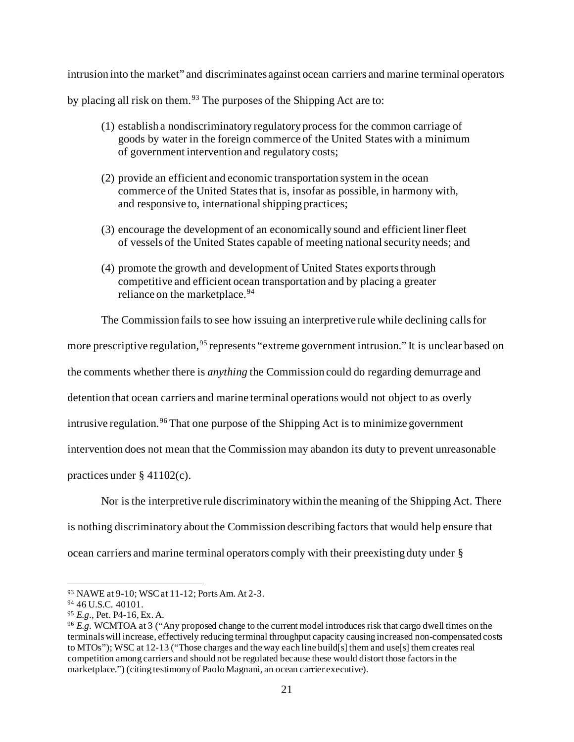intrusion into the market" and discriminates against ocean carriers and marine terminal operators by placing all risk on them.[93] The purposes of the Shipping Act are to:

> (1) establish a nondiscriminatory regulatory process for the common carriage of goods by water in the foreign commerce of the United States with a minimum of government intervention and regulatory costs;
>
> (2) provide an efficient and economic transportation system in the ocean commerce of the United States that is, insofar as possible, in harmony with, and responsive to, international shipping practices;
>
> (3) encourage the development of an economically sound and efficient liner fleet of vessels of the United States capable of meeting national security needs; and
>
> (4) promote the growth and development of United States exports through competitive and efficient ocean transportation and by placing a greater reliance on the marketplace.[94]

The Commission fails to see how issuing an interpretive rule while declining calls for more prescriptive regulation,[95] represents "extreme government intrusion." It is unclear based on the comments whether there is *anything* the Commission could do regarding demurrage and detention that ocean carriers and marine terminal operations would not object to as overly intrusive regulation.[96] That one purpose of the Shipping Act is to minimize government intervention does not mean that the Commission may abandon its duty to prevent unreasonable practices under § 41102(c).

Nor is the interpretive rule discriminatory within the meaning of the Shipping Act. There is nothing discriminatory about the Commission describing factors that would help ensure that ocean carriers and marine terminal operators comply with their preexisting duty under §

---

[93] NAWE at 9-10; WSC at 11-12; Ports Am. At 2-3.

[94] 46 U.S.C. 40101.

[95] *E.g.*, Pet. P4-16, Ex. A.

[96] *E.g.* WCMTOA at 3 ("Any proposed change to the current model introduces risk that cargo dwell times on the terminals will increase, effectively reducing terminal throughput capacity causing increased non-compensated costs to MTOs"); WSC at 12-13 ("Those charges and the way each line build[s] them and use[s] them creates real competition among carriers and should not be regulated because these would distort those factors in the marketplace.") (citing testimony of Paolo Magnani, an ocean carrier executive).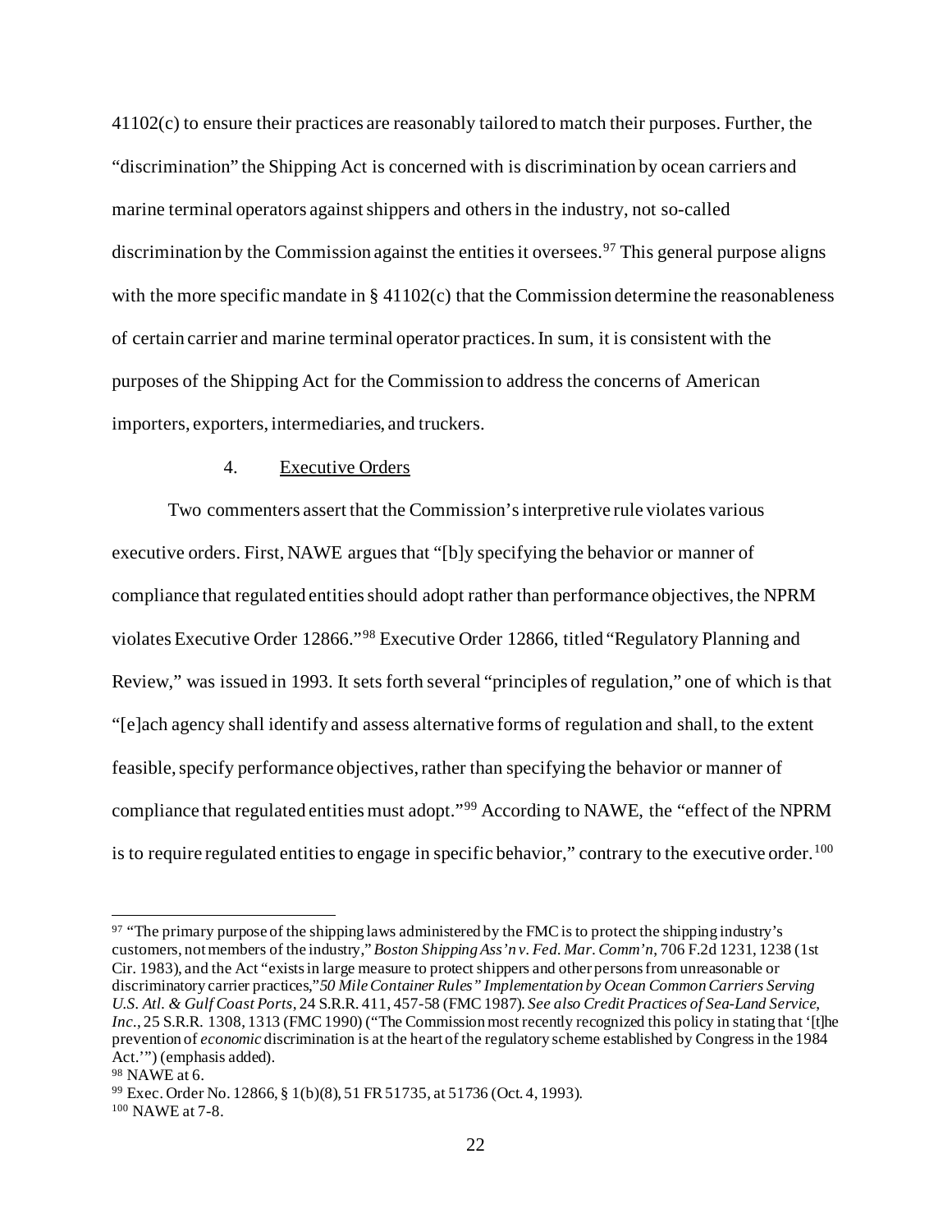41102(c) to ensure their practices are reasonably tailored to match their purposes. Further, the "discrimination" the Shipping Act is concerned with is discrimination by ocean carriers and marine terminal operators against shippers and others in the industry, not so-called discrimination by the Commission against the entities it oversees.[97] This general purpose aligns with the more specific mandate in § 41102(c) that the Commission determine the reasonableness of certain carrier and marine terminal operator practices. In sum, it is consistent with the purposes of the Shipping Act for the Commission to address the concerns of American importers, exporters, intermediaries, and truckers.

4. Executive Orders

Two commenters assert that the Commission's interpretive rule violates various executive orders. First, NAWE argues that "[b]y specifying the behavior or manner of compliance that regulated entities should adopt rather than performance objectives, the NPRM violates Executive Order 12866."[98] Executive Order 12866, titled "Regulatory Planning and Review," was issued in 1993. It sets forth several "principles of regulation," one of which is that "[e]ach agency shall identify and assess alternative forms of regulation and shall, to the extent feasible, specify performance objectives, rather than specifying the behavior or manner of compliance that regulated entities must adopt."[99] According to NAWE, the "effect of the NPRM is to require regulated entities to engage in specific behavior," contrary to the executive order.[100]

---

[97] "The primary purpose of the shipping laws administered by the FMC is to protect the shipping industry's customers, not members of the industry," *Boston Shipping Ass'n v. Fed. Mar. Comm'n*, 706 F.2d 1231, 1238 (1st Cir. 1983), and the Act "exists in large measure to protect shippers and other persons from unreasonable or discriminatory carrier practices," *50 Mile Container Rules" Implementation by Ocean Common Carriers Serving U.S. Atl. & Gulf Coast Ports*, 24 S.R.R. 411, 457-58 (FMC 1987). *See also Credit Practices of Sea-Land Service, Inc.*, 25 S.R.R. 1308, 1313 (FMC 1990) ("The Commission most recently recognized this policy in stating that '[t]he prevention of *economic* discrimination is at the heart of the regulatory scheme established by Congress in the 1984 Act.'") (emphasis added).

[98] NAWE at 6.

[99] Exec. Order No. 12866, § 1(b)(8), 51 FR 51735, at 51736 (Oct. 4, 1993).

[100] NAWE at 7-8.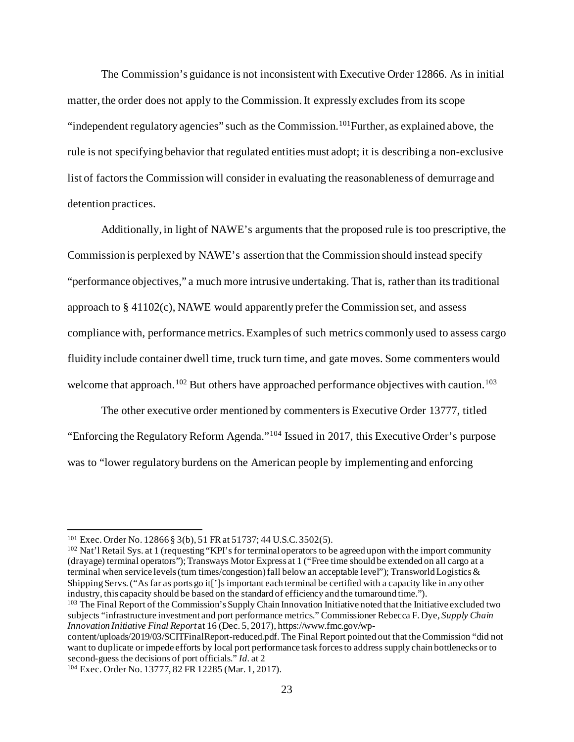The Commission's guidance is not inconsistent with Executive Order 12866. As in initial matter, the order does not apply to the Commission. It expressly excludes from its scope "independent regulatory agencies" such as the Commission.[101]Further, as explained above, the rule is not specifying behavior that regulated entities must adopt; it is describing a non-exclusive list of factors the Commission will consider in evaluating the reasonableness of demurrage and detention practices.

Additionally, in light of NAWE's arguments that the proposed rule is too prescriptive, the Commission is perplexed by NAWE's assertion that the Commission should instead specify "performance objectives," a much more intrusive undertaking. That is, rather than its traditional approach to § 41102(c), NAWE would apparently prefer the Commission set, and assess compliance with, performance metrics. Examples of such metrics commonly used to assess cargo fluidity include container dwell time, truck turn time, and gate moves. Some commenters would welcome that approach.[102] But others have approached performance objectives with caution.[103]

The other executive order mentioned by commenters is Executive Order 13777, titled "Enforcing the Regulatory Reform Agenda."[104] Issued in 2017, this Executive Order's purpose was to "lower regulatory burdens on the American people by implementing and enforcing

---

[101] Exec. Order No. 12866 § 3(b), 51 FR at 51737; 44 U.S.C. 3502(5).

[102] Nat'l Retail Sys. at 1 (requesting "KPI's for terminal operators to be agreed upon with the import community (drayage) terminal operators"); Transways Motor Express at 1 ("Free time should be extended on all cargo at a terminal when service levels (turn times/congestion) fall below an acceptable level"); Transworld Logistics & Shipping Servs. ("As far as ports go it[']s important each terminal be certified with a capacity like in any other industry, this capacity should be based on the standard of efficiency and the turnaround time.").

[103] The Final Report of the Commission's Supply Chain Innovation Initiative noted that the Initiative excluded two subjects "infrastructure investment and port performance metrics." Commissioner Rebecca F. Dye, *Supply Chain Innovation Initiative Final Report* at 16 (Dec. 5, 2017), https://www.fmc.gov/wp-content/uploads/2019/03/SCITFinalReport-reduced.pdf. The Final Report pointed out that the Commission "did not want to duplicate or impede efforts by local port performance task forces to address supply chain bottlenecks or to second-guess the decisions of port officials." *Id*. at 2

[104] Exec. Order No. 13777, 82 FR 12285 (Mar. 1, 2017).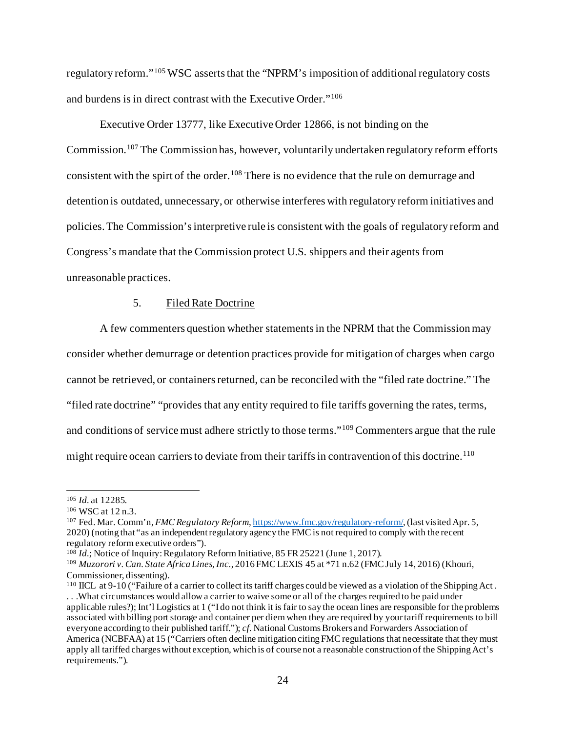regulatory reform."[105] WSC asserts that the "NPRM's imposition of additional regulatory costs and burdens is in direct contrast with the Executive Order."[106]

Executive Order 13777, like Executive Order 12866, is not binding on the Commission.[107] The Commission has, however, voluntarily undertaken regulatory reform efforts consistent with the spirt of the order.[108] There is no evidence that the rule on demurrage and detention is outdated, unnecessary, or otherwise interferes with regulatory reform initiatives and policies. The Commission's interpretive rule is consistent with the goals of regulatory reform and Congress's mandate that the Commission protect U.S. shippers and their agents from unreasonable practices.

5. <u>Filed Rate Doctrine</u>

A few commenters question whether statements in the NPRM that the Commission may consider whether demurrage or detention practices provide for mitigation of charges when cargo cannot be retrieved, or containers returned, can be reconciled with the "filed rate doctrine." The "filed rate doctrine" "provides that any entity required to file tariffs governing the rates, terms, and conditions of service must adhere strictly to those terms."[109] Commenters argue that the rule might require ocean carriers to deviate from their tariffs in contravention of this doctrine.[110]

---

[105] *Id*. at 12285.

[106] WSC at 12 n.3.

[107] Fed. Mar. Comm'n, *FMC Regulatory Reform*, https://www.fmc.gov/regulatory-reform/, (last visited Apr. 5, 2020) (noting that "as an independent regulatory agency the FMC is not required to comply with the recent regulatory reform executive orders").

[108] *Id*.; Notice of Inquiry: Regulatory Reform Initiative, 85 FR 25221 (June 1, 2017).

[109] *Muzorori v. Can. State Africa Lines, Inc.*, 2016 FMC LEXIS 45 at *71 n.62 (FMC July 14, 2016) (Khouri, Commissioner, dissenting).

[110] IICL at 9-10 ("Failure of a carrier to collect its tariff charges could be viewed as a violation of the Shipping Act . . . .What circumstances would allow a carrier to waive some or all of the charges required to be paid under applicable rules?); Int'l Logistics at 1 ("I do not think it is fair to say the ocean lines are responsible for the problems associated with billing port storage and container per diem when they are required by your tariff requirements to bill everyone according to their published tariff."); *cf*. National Customs Brokers and Forwarders Association of America (NCBFAA) at 15 ("Carriers often decline mitigation citing FMC regulations that necessitate that they must apply all tariffed charges without exception, which is of course not a reasonable construction of the Shipping Act's requirements.").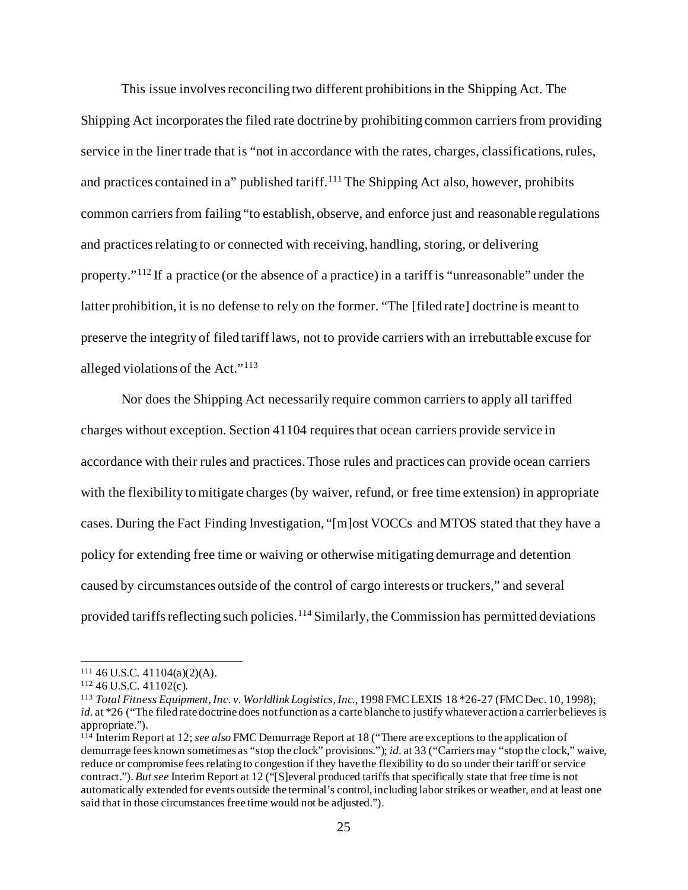This issue involves reconciling two different prohibitions in the Shipping Act. The Shipping Act incorporates the filed rate doctrine by prohibiting common carriers from providing service in the liner trade that is "not in accordance with the rates, charges, classifications, rules, and practices contained in a" published tariff.[111] The Shipping Act also, however, prohibits common carriers from failing "to establish, observe, and enforce just and reasonable regulations and practices relating to or connected with receiving, handling, storing, or delivering property."[112] If a practice (or the absence of a practice) in a tariff is "unreasonable" under the latter prohibition, it is no defense to rely on the former. "The [filed rate] doctrine is meant to preserve the integrity of filed tariff laws, not to provide carriers with an irrebuttable excuse for alleged violations of the Act."[113]

Nor does the Shipping Act necessarily require common carriers to apply all tariffed charges without exception. Section 41104 requires that ocean carriers provide service in accordance with their rules and practices. Those rules and practices can provide ocean carriers with the flexibility to mitigate charges (by waiver, refund, or free time extension) in appropriate cases. During the Fact Finding Investigation, "[m]ost VOCCs and MTOS stated that they have a policy for extending free time or waiving or otherwise mitigating demurrage and detention caused by circumstances outside of the control of cargo interests or truckers," and several provided tariffs reflecting such policies.[114] Similarly, the Commission has permitted deviations

---

[111] 46 U.S.C. 41104(a)(2)(A).

[112] 46 U.S.C. 41102(c).

[113] *Total Fitness Equipment, Inc. v. Worldlink Logistics, Inc.*, 1998 FMC LEXIS 18 *26-27 (FMC Dec. 10, 1998); *id.* at *26 ("The filed rate doctrine does not function as a carte blanche to justify whatever action a carrier believes is appropriate.").

[114] Interim Report at 12; *see also* FMC Demurrage Report at 18 ("There are exceptions to the application of demurrage fees known sometimes as "stop the clock" provisions."); *id.* at 33 ("Carriers may "stop the clock," waive, reduce or compromise fees relating to congestion if they have the flexibility to do so under their tariff or service contract."). *But see* Interim Report at 12 ("[S]everal produced tariffs that specifically state that free time is not automatically extended for events outside the terminal's control, including labor strikes or weather, and at least one said that in those circumstances free time would not be adjusted.").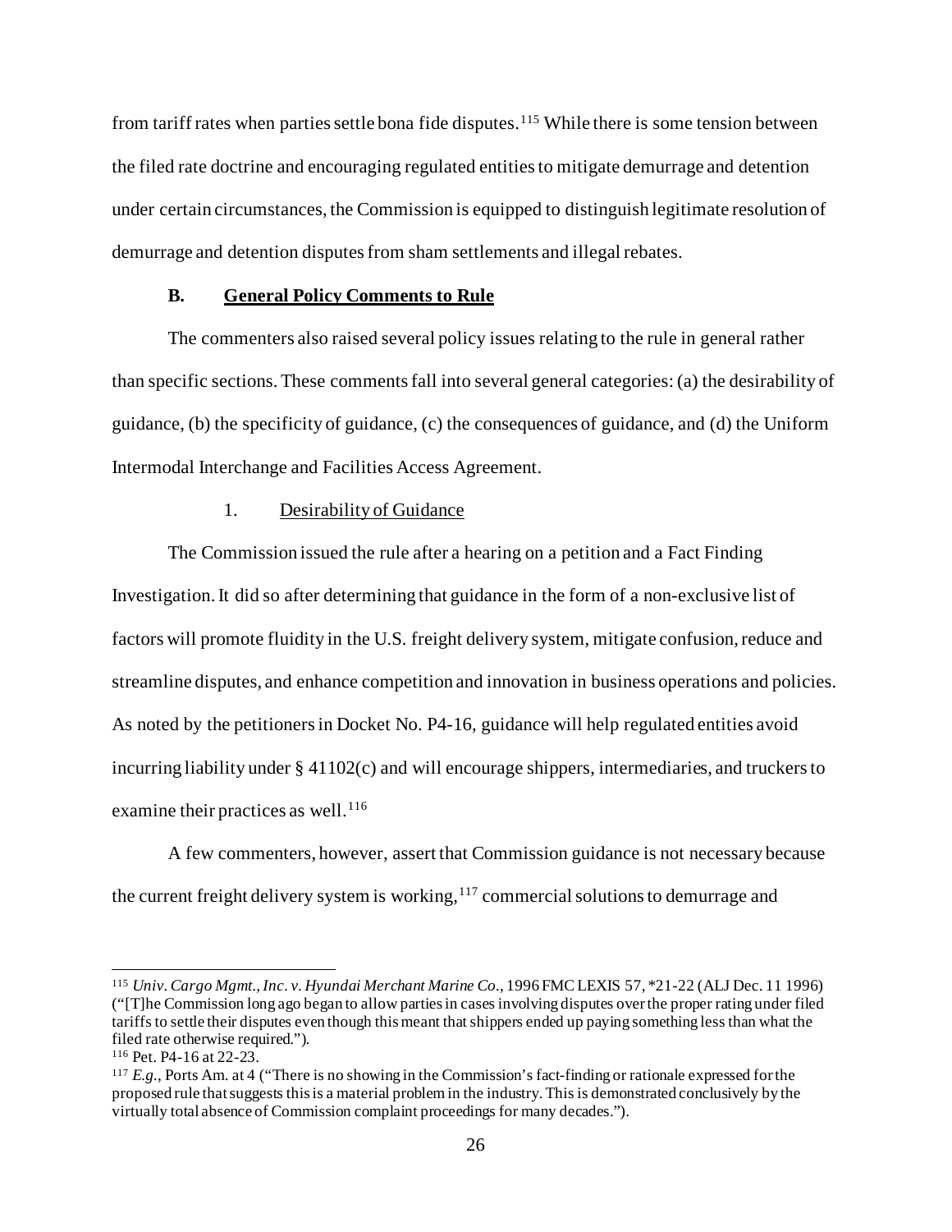from tariff rates when parties settle bona fide disputes.[115] While there is some tension between the filed rate doctrine and encouraging regulated entities to mitigate demurrage and detention under certain circumstances, the Commission is equipped to distinguish legitimate resolution of demurrage and detention disputes from sham settlements and illegal rebates.

### B. General Policy Comments to Rule

The commenters also raised several policy issues relating to the rule in general rather than specific sections. These comments fall into several general categories: (a) the desirability of guidance, (b) the specificity of guidance, (c) the consequences of guidance, and (d) the Uniform Intermodal Interchange and Facilities Access Agreement.

#### 1. Desirability of Guidance

The Commission issued the rule after a hearing on a petition and a Fact Finding Investigation. It did so after determining that guidance in the form of a non-exclusive list of factors will promote fluidity in the U.S. freight delivery system, mitigate confusion, reduce and streamline disputes, and enhance competition and innovation in business operations and policies. As noted by the petitioners in Docket No. P4-16, guidance will help regulated entities avoid incurring liability under § 41102(c) and will encourage shippers, intermediaries, and truckers to examine their practices as well.[116]

A few commenters, however, assert that Commission guidance is not necessary because the current freight delivery system is working,[117] commercial solutions to demurrage and

---

[115] *Univ. Cargo Mgmt., Inc. v. Hyundai Merchant Marine Co.*, 1996 FMC LEXIS 57, *21-22 (ALJ Dec. 11 1996) ("[T]he Commission long ago began to allow parties in cases involving disputes over the proper rating under filed tariffs to settle their disputes even though this meant that shippers ended up paying something less than what the filed rate otherwise required.").

[116] Pet. P4-16 at 22-23.

[117] *E.g.*, Ports Am. at 4 ("There is no showing in the Commission's fact-finding or rationale expressed for the proposed rule that suggests this is a material problem in the industry. This is demonstrated conclusively by the virtually total absence of Commission complaint proceedings for many decades.").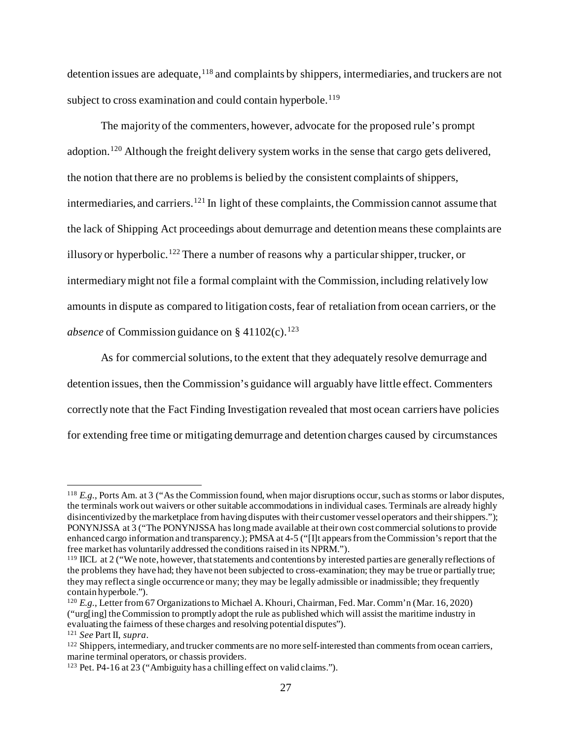detention issues are adequate,[118] and complaints by shippers, intermediaries, and truckers are not subject to cross examination and could contain hyperbole.[119]

The majority of the commenters, however, advocate for the proposed rule's prompt adoption.[120] Although the freight delivery system works in the sense that cargo gets delivered, the notion that there are no problems is belied by the consistent complaints of shippers, intermediaries, and carriers.[121] In light of these complaints, the Commission cannot assume that the lack of Shipping Act proceedings about demurrage and detention means these complaints are illusory or hyperbolic.[122] There a number of reasons why a particular shipper, trucker, or intermediary might not file a formal complaint with the Commission, including relatively low amounts in dispute as compared to litigation costs, fear of retaliation from ocean carriers, or the *absence* of Commission guidance on § 41102(c).[123]

As for commercial solutions, to the extent that they adequately resolve demurrage and detention issues, then the Commission's guidance will arguably have little effect. Commenters correctly note that the Fact Finding Investigation revealed that most ocean carriers have policies for extending free time or mitigating demurrage and detention charges caused by circumstances

---

[118] *E.g.*, Ports Am. at 3 ("As the Commission found, when major disruptions occur, such as storms or labor disputes, the terminals work out waivers or other suitable accommodations in individual cases. Terminals are already highly disincentivized by the marketplace from having disputes with their customer vessel operators and their shippers."); PONYNJSSA at 3 ("The PONYNJSSA has long made available at their own cost commercial solutions to provide enhanced cargo information and transparency.); PMSA at 4-5 ("[I]t appears from the Commission's report that the free market has voluntarily addressed the conditions raised in its NPRM.").

[119] IICL at 2 ("We note, however, that statements and contentions by interested parties are generally reflections of the problems they have had; they have not been subjected to cross-examination; they may be true or partially true; they may reflect a single occurrence or many; they may be legally admissible or inadmissible; they frequently contain hyperbole.").

[120] *E.g.*, Letter from 67 Organizations to Michael A. Khouri, Chairman, Fed. Mar. Comm'n (Mar. 16, 2020) ("urg[ing] the Commission to promptly adopt the rule as published which will assist the maritime industry in evaluating the fairness of these charges and resolving potential disputes").

[121] *See* Part II, *supra*.

[122] Shippers, intermediary, and trucker comments are no more self-interested than comments from ocean carriers, marine terminal operators, or chassis providers.

[123] Pet. P4-16 at 23 ("Ambiguity has a chilling effect on valid claims.").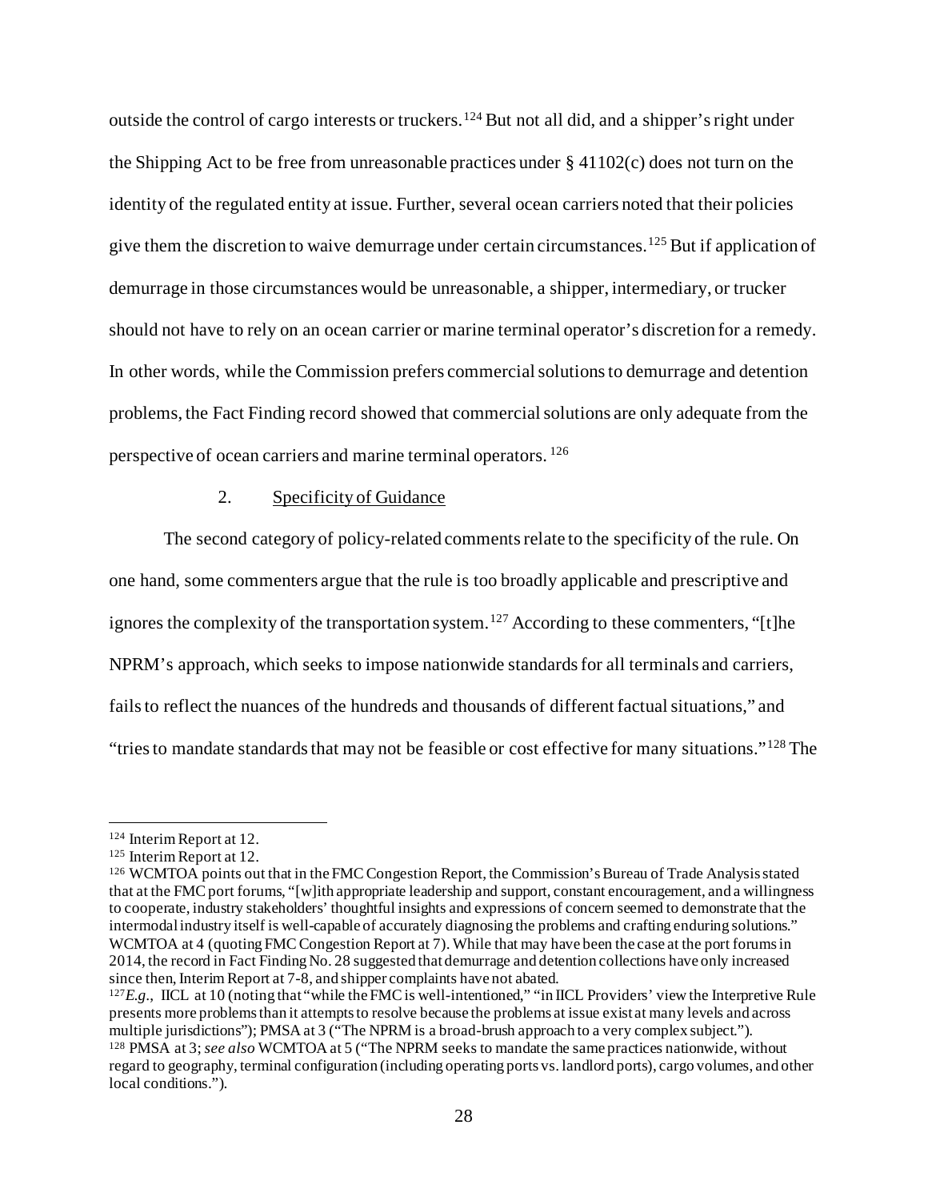outside the control of cargo interests or truckers.[124] But not all did, and a shipper's right under the Shipping Act to be free from unreasonable practices under § 41102(c) does not turn on the identity of the regulated entity at issue. Further, several ocean carriers noted that their policies give them the discretion to waive demurrage under certain circumstances.[125] But if application of demurrage in those circumstances would be unreasonable, a shipper, intermediary, or trucker should not have to rely on an ocean carrier or marine terminal operator's discretion for a remedy. In other words, while the Commission prefers commercial solutions to demurrage and detention problems, the Fact Finding record showed that commercial solutions are only adequate from the perspective of ocean carriers and marine terminal operators.[126]

2. Specificity of Guidance

The second category of policy-related comments relate to the specificity of the rule. On one hand, some commenters argue that the rule is too broadly applicable and prescriptive and ignores the complexity of the transportation system.[127] According to these commenters, "[t]he NPRM's approach, which seeks to impose nationwide standards for all terminals and carriers, fails to reflect the nuances of the hundreds and thousands of different factual situations," and "tries to mandate standards that may not be feasible or cost effective for many situations."[128] The

---

[124] Interim Report at 12.

[125] Interim Report at 12.

[126] WCMTOA points out that in the FMC Congestion Report, the Commission's Bureau of Trade Analysis stated that at the FMC port forums, "[w]ith appropriate leadership and support, constant encouragement, and a willingness to cooperate, industry stakeholders' thoughtful insights and expressions of concern seemed to demonstrate that the intermodal industry itself is well-capable of accurately diagnosing the problems and crafting enduring solutions." WCMTOA at 4 (quoting FMC Congestion Report at 7). While that may have been the case at the port forums in 2014, the record in Fact Finding No. 28 suggested that demurrage and detention collections have only increased since then, Interim Report at 7-8, and shipper complaints have not abated.

[127] *E.g.*, IICL at 10 (noting that "while the FMC is well-intentioned," "in IICL Providers' view the Interpretive Rule presents more problems than it attempts to resolve because the problems at issue exist at many levels and across multiple jurisdictions"); PMSA at 3 ("The NPRM is a broad-brush approach to a very complex subject.").

[128] PMSA at 3; *see also* WCMTOA at 5 ("The NPRM seeks to mandate the same practices nationwide, without regard to geography, terminal configuration (including operating ports vs. landlord ports), cargo volumes, and other local conditions.").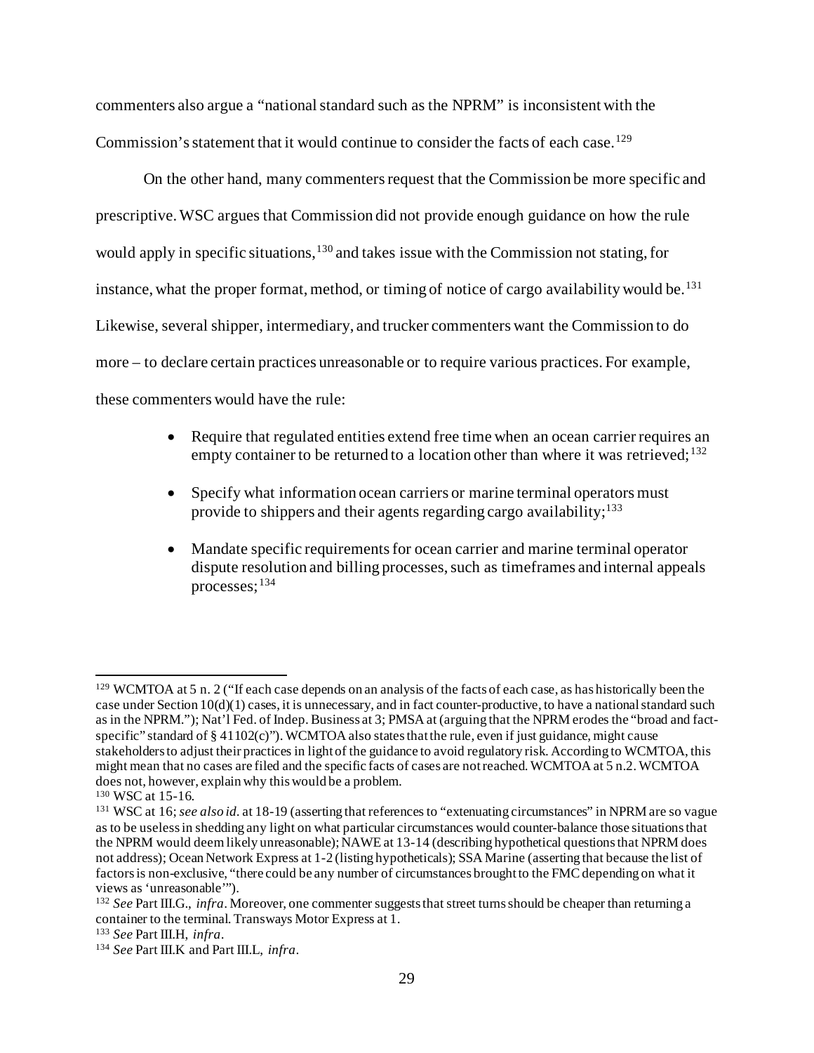commenters also argue a "national standard such as the NPRM" is inconsistent with the Commission's statement that it would continue to consider the facts of each case.[129]

On the other hand, many commenters request that the Commission be more specific and prescriptive. WSC argues that Commission did not provide enough guidance on how the rule would apply in specific situations,[130] and takes issue with the Commission not stating, for instance, what the proper format, method, or timing of notice of cargo availability would be.[131] Likewise, several shipper, intermediary, and trucker commenters want the Commission to do more – to declare certain practices unreasonable or to require various practices. For example, these commenters would have the rule:

- Require that regulated entities extend free time when an ocean carrier requires an empty container to be returned to a location other than where it was retrieved;[132]
- Specify what information ocean carriers or marine terminal operators must provide to shippers and their agents regarding cargo availability;[133]
- Mandate specific requirements for ocean carrier and marine terminal operator dispute resolution and billing processes, such as timeframes and internal appeals processes;[134]

---

[129] WCMTOA at 5 n. 2 ("If each case depends on an analysis of the facts of each case, as has historically been the case under Section 10(d)(1) cases, it is unnecessary, and in fact counter-productive, to have a national standard such as in the NPRM."); Nat'l Fed. of Indep. Business at 3; PMSA at (arguing that the NPRM erodes the "broad and fact-specific" standard of § 41102(c)"). WCMTOA also states that the rule, even if just guidance, might cause stakeholders to adjust their practices in light of the guidance to avoid regulatory risk. According to WCMTOA, this might mean that no cases are filed and the specific facts of cases are not reached. WCMTOA at 5 n.2. WCMTOA does not, however, explain why this would be a problem.

[130] WSC at 15-16.

[131] WSC at 16; *see also id.* at 18-19 (asserting that references to "extenuating circumstances" in NPRM are so vague as to be useless in shedding any light on what particular circumstances would counter-balance those situations that the NPRM would deem likely unreasonable); NAWE at 13-14 (describing hypothetical questions that NPRM does not address); Ocean Network Express at 1-2 (listing hypotheticals); SSA Marine (asserting that because the list of factors is non-exclusive, "there could be any number of circumstances brought to the FMC depending on what it views as 'unreasonable'").

[132] *See* Part III.G., *infra*. Moreover, one commenter suggests that street turns should be cheaper than returning a container to the terminal. Transways Motor Express at 1.

[133] *See* Part III.H, *infra*.

[134] *See* Part III.K and Part III.L, *infra*.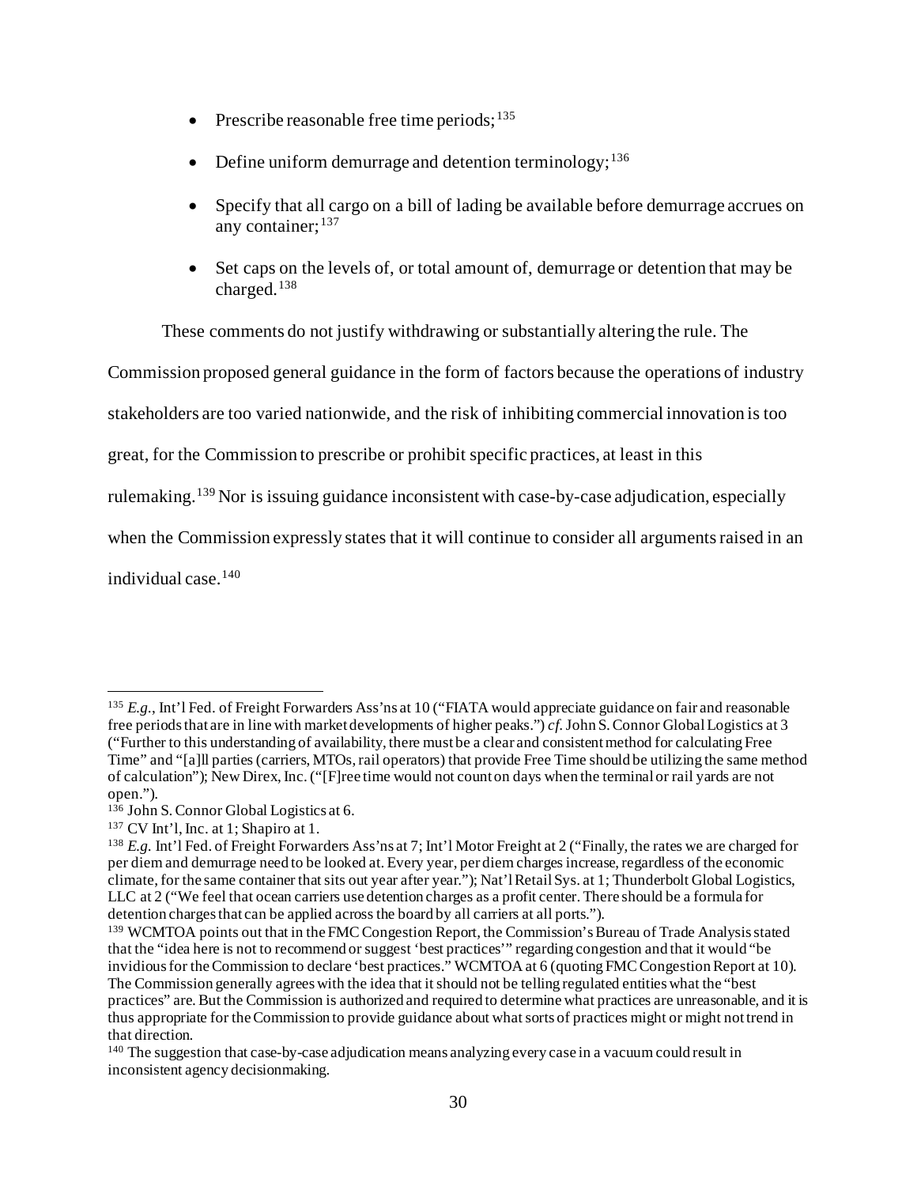- Prescribe reasonable free time periods;[135]
- Define uniform demurrage and detention terminology;[136]
- Specify that all cargo on a bill of lading be available before demurrage accrues on any container;[137]
- Set caps on the levels of, or total amount of, demurrage or detention that may be charged.[138]

These comments do not justify withdrawing or substantially altering the rule. The Commission proposed general guidance in the form of factors because the operations of industry stakeholders are too varied nationwide, and the risk of inhibiting commercial innovation is too great, for the Commission to prescribe or prohibit specific practices, at least in this rulemaking.[139] Nor is issuing guidance inconsistent with case-by-case adjudication, especially when the Commission expressly states that it will continue to consider all arguments raised in an individual case.[140]

---

[135] *E.g.*, Int'l Fed. of Freight Forwarders Ass'ns at 10 ("FIATA would appreciate guidance on fair and reasonable free periods that are in line with market developments of higher peaks.") *cf.* John S. Connor Global Logistics at 3 ("Further to this understanding of availability, there must be a clear and consistent method for calculating Free Time" and "[a]ll parties (carriers, MTOs, rail operators) that provide Free Time should be utilizing the same method of calculation"); New Direx, Inc. ("[F]ree time would not count on days when the terminal or rail yards are not open.").

[136] John S. Connor Global Logistics at 6.

[137] CV Int'l, Inc. at 1; Shapiro at 1.

[138] *E.g.* Int'l Fed. of Freight Forwarders Ass'ns at 7; Int'l Motor Freight at 2 ("Finally, the rates we are charged for per diem and demurrage need to be looked at. Every year, per diem charges increase, regardless of the economic climate, for the same container that sits out year after year."); Nat'l Retail Sys. at 1; Thunderbolt Global Logistics, LLC at 2 ("We feel that ocean carriers use detention charges as a profit center. There should be a formula for detention charges that can be applied across the board by all carriers at all ports.").

[139] WCMTOA points out that in the FMC Congestion Report, the Commission's Bureau of Trade Analysis stated that the "idea here is not to recommend or suggest 'best practices'" regarding congestion and that it would "be invidious for the Commission to declare 'best practices." WCMTOA at 6 (quoting FMC Congestion Report at 10). The Commission generally agrees with the idea that it should not be telling regulated entities what the "best practices" are. But the Commission is authorized and required to determine what practices are unreasonable, and it is thus appropriate for the Commission to provide guidance about what sorts of practices might or might not trend in that direction.

[140] The suggestion that case-by-case adjudication means analyzing every case in a vacuum could result in inconsistent agency decisionmaking.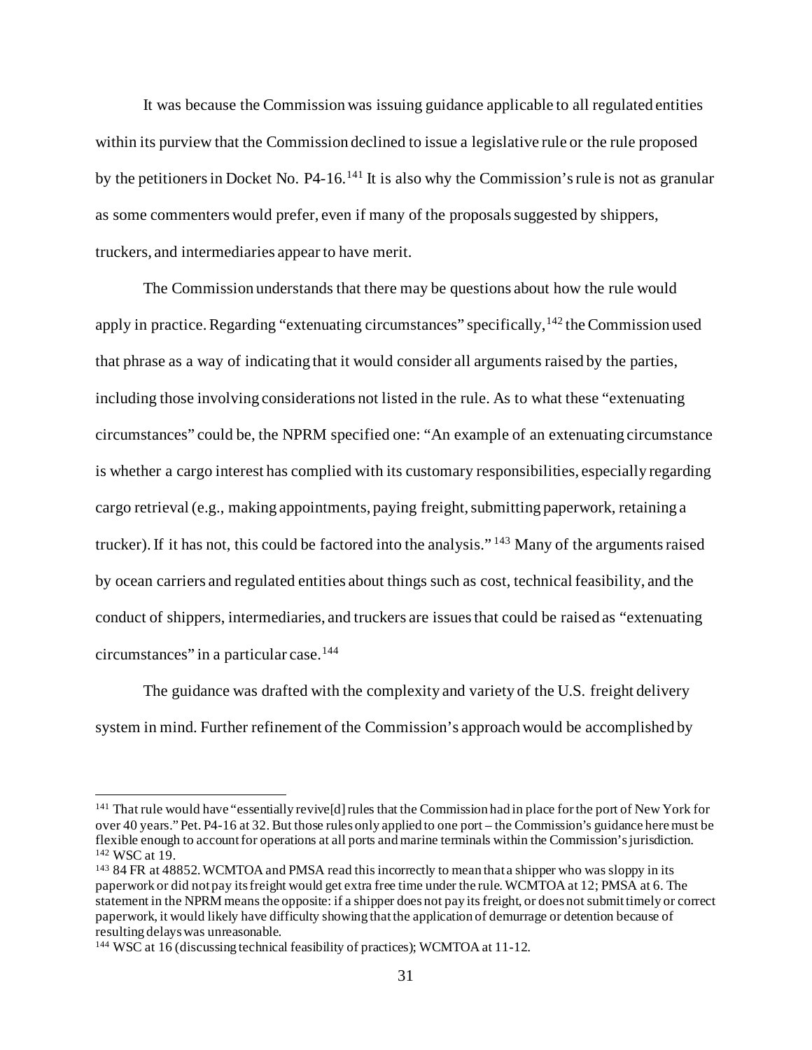It was because the Commission was issuing guidance applicable to all regulated entities within its purview that the Commission declined to issue a legislative rule or the rule proposed by the petitioners in Docket No. P4-16.[141] It is also why the Commission's rule is not as granular as some commenters would prefer, even if many of the proposals suggested by shippers, truckers, and intermediaries appear to have merit.

The Commission understands that there may be questions about how the rule would apply in practice. Regarding "extenuating circumstances" specifically,[142] the Commission used that phrase as a way of indicating that it would consider all arguments raised by the parties, including those involving considerations not listed in the rule. As to what these "extenuating circumstances" could be, the NPRM specified one: "An example of an extenuating circumstance is whether a cargo interest has complied with its customary responsibilities, especially regarding cargo retrieval (e.g., making appointments, paying freight, submitting paperwork, retaining a trucker). If it has not, this could be factored into the analysis."[143] Many of the arguments raised by ocean carriers and regulated entities about things such as cost, technical feasibility, and the conduct of shippers, intermediaries, and truckers are issues that could be raised as "extenuating circumstances" in a particular case.[144]

The guidance was drafted with the complexity and variety of the U.S. freight delivery system in mind. Further refinement of the Commission's approach would be accomplished by

---

[141] That rule would have "essentially revive[d] rules that the Commission had in place for the port of New York for over 40 years." Pet. P4-16 at 32. But those rules only applied to one port – the Commission's guidance here must be flexible enough to account for operations at all ports and marine terminals within the Commission's jurisdiction.

[142] WSC at 19.

[143] 84 FR at 48852. WCMTOA and PMSA read this incorrectly to mean that a shipper who was sloppy in its paperwork or did not pay its freight would get extra free time under the rule. WCMTOA at 12; PMSA at 6. The statement in the NPRM means the opposite: if a shipper does not pay its freight, or does not submit timely or correct paperwork, it would likely have difficulty showing that the application of demurrage or detention because of resulting delays was unreasonable.

[144] WSC at 16 (discussing technical feasibility of practices); WCMTOA at 11-12.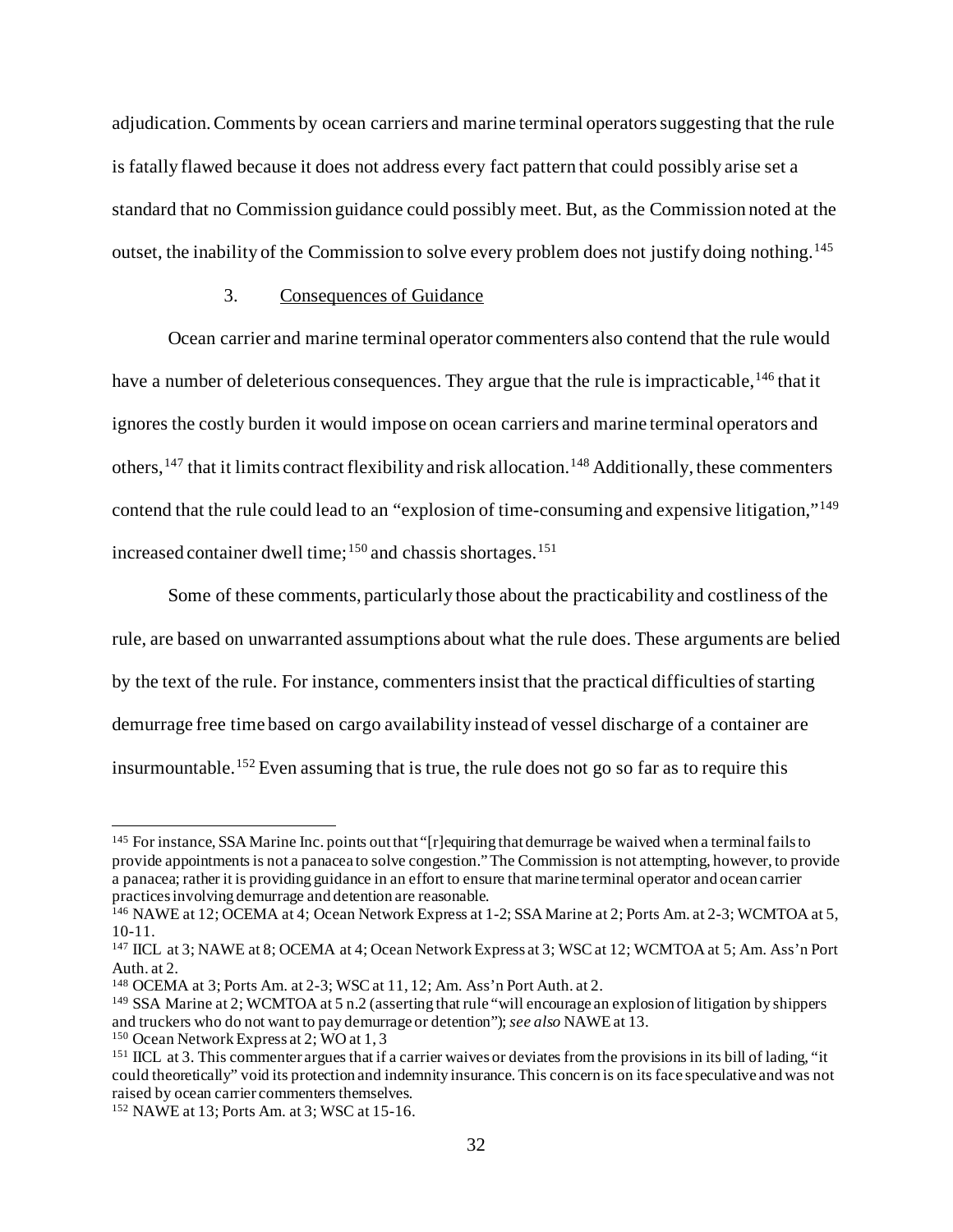adjudication. Comments by ocean carriers and marine terminal operators suggesting that the rule is fatally flawed because it does not address every fact pattern that could possibly arise set a standard that no Commission guidance could possibly meet. But, as the Commission noted at the outset, the inability of the Commission to solve every problem does not justify doing nothing.[145]

### 3. Consequences of Guidance

Ocean carrier and marine terminal operator commenters also contend that the rule would have a number of deleterious consequences. They argue that the rule is impracticable,[146] that it ignores the costly burden it would impose on ocean carriers and marine terminal operators and others,[147] that it limits contract flexibility and risk allocation.[148] Additionally, these commenters contend that the rule could lead to an "explosion of time-consuming and expensive litigation,"[149] increased container dwell time;[150] and chassis shortages.[151]

Some of these comments, particularly those about the practicability and costliness of the rule, are based on unwarranted assumptions about what the rule does. These arguments are belied by the text of the rule. For instance, commenters insist that the practical difficulties of starting demurrage free time based on cargo availability instead of vessel discharge of a container are insurmountable.[152] Even assuming that is true, the rule does not go so far as to require this

---

[145] For instance, SSA Marine Inc. points out that "[r]equiring that demurrage be waived when a terminal fails to provide appointments is not a panacea to solve congestion." The Commission is not attempting, however, to provide a panacea; rather it is providing guidance in an effort to ensure that marine terminal operator and ocean carrier practices involving demurrage and detention are reasonable.

[146] NAWE at 12; OCEMA at 4; Ocean Network Express at 1-2; SSA Marine at 2; Ports Am. at 2-3; WCMTOA at 5, 10-11.

[147] IICL at 3; NAWE at 8; OCEMA at 4; Ocean Network Express at 3; WSC at 12; WCMTOA at 5; Am. Ass'n Port Auth. at 2.

[148] OCEMA at 3; Ports Am. at 2-3; WSC at 11, 12; Am. Ass'n Port Auth. at 2.

[149] SSA Marine at 2; WCMTOA at 5 n.2 (asserting that rule "will encourage an explosion of litigation by shippers and truckers who do not want to pay demurrage or detention"); *see also* NAWE at 13.

[150] Ocean Network Express at 2; WO at 1, 3

[151] IICL at 3. This commenter argues that if a carrier waives or deviates from the provisions in its bill of lading, "it could theoretically" void its protection and indemnity insurance. This concern is on its face speculative and was not raised by ocean carrier commenters themselves.

[152] NAWE at 13; Ports Am. at 3; WSC at 15-16.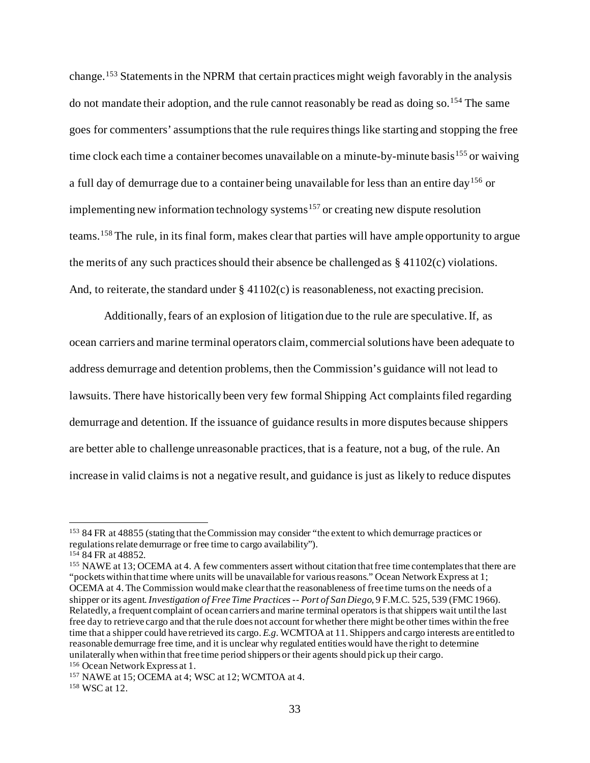change.[153] Statements in the NPRM that certain practices might weigh favorably in the analysis do not mandate their adoption, and the rule cannot reasonably be read as doing so.[154] The same goes for commenters' assumptions that the rule requires things like starting and stopping the free time clock each time a container becomes unavailable on a minute-by-minute basis[155] or waiving a full day of demurrage due to a container being unavailable for less than an entire day[156] or implementing new information technology systems[157] or creating new dispute resolution teams.[158] The rule, in its final form, makes clear that parties will have ample opportunity to argue the merits of any such practices should their absence be challenged as § 41102(c) violations. And, to reiterate, the standard under § 41102(c) is reasonableness, not exacting precision.

Additionally, fears of an explosion of litigation due to the rule are speculative. If, as ocean carriers and marine terminal operators claim, commercial solutions have been adequate to address demurrage and detention problems, then the Commission's guidance will not lead to lawsuits. There have historically been very few formal Shipping Act complaints filed regarding demurrage and detention. If the issuance of guidance results in more disputes because shippers are better able to challenge unreasonable practices, that is a feature, not a bug, of the rule. An increase in valid claims is not a negative result, and guidance is just as likely to reduce disputes

---

[153] 84 FR at 48855 (stating that the Commission may consider "the extent to which demurrage practices or regulations relate demurrage or free time to cargo availability").

[154] 84 FR at 48852.

[155] NAWE at 13; OCEMA at 4. A few commenters assert without citation that free time contemplates that there are "pockets within that time where units will be unavailable for various reasons." Ocean Network Express at 1; OCEMA at 4. The Commission would make clear that the reasonableness of free time turns on the needs of a shipper or its agent. *Investigation of Free Time Practices -- Port of San Diego*, 9 F.M.C. 525, 539 (FMC 1966). Relatedly, a frequent complaint of ocean carriers and marine terminal operators is that shippers wait until the last free day to retrieve cargo and that the rule does not account for whether there might be other times within the free time that a shipper could have retrieved its cargo. *E.g.* WCMTOA at 11. Shippers and cargo interests are entitled to reasonable demurrage free time, and it is unclear why regulated entities would have the right to determine unilaterally when within that free time period shippers or their agents should pick up their cargo.

[156] Ocean Network Express at 1.

[157] NAWE at 15; OCEMA at 4; WSC at 12; WCMTOA at 4.

[158] WSC at 12.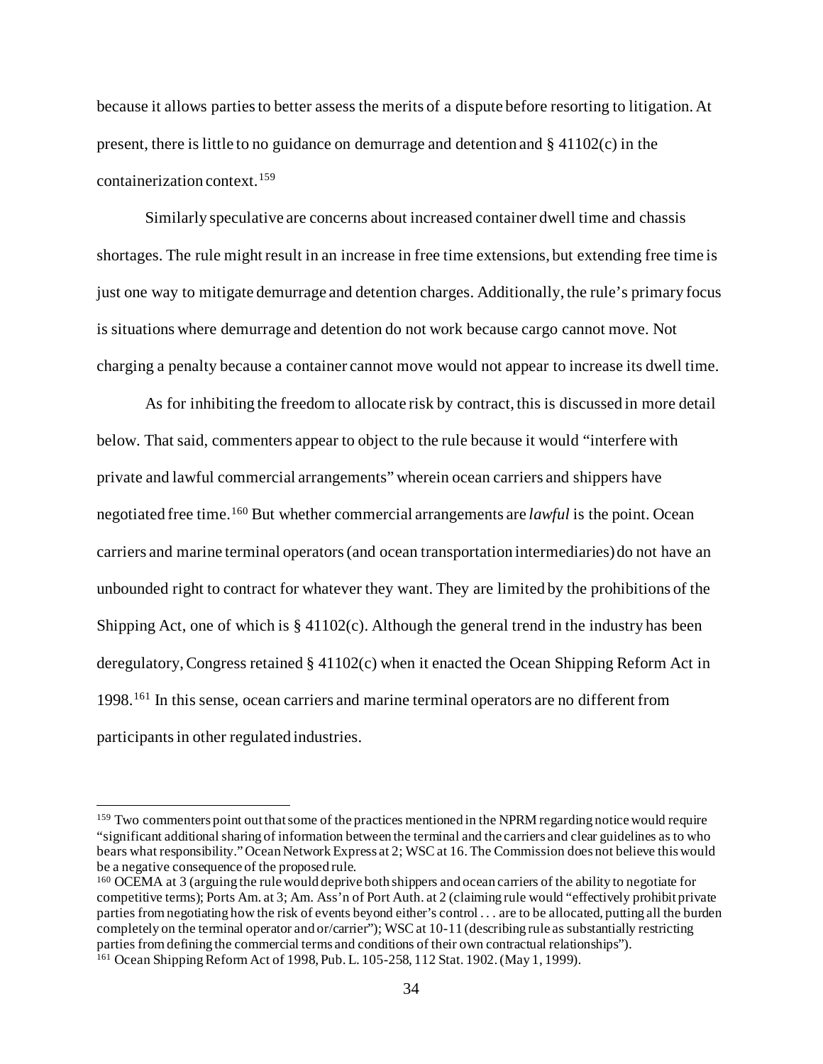because it allows parties to better assess the merits of a dispute before resorting to litigation. At present, there is little to no guidance on demurrage and detention and § 41102(c) in the containerization context.[159]

Similarly speculative are concerns about increased container dwell time and chassis shortages. The rule might result in an increase in free time extensions, but extending free time is just one way to mitigate demurrage and detention charges. Additionally, the rule's primary focus is situations where demurrage and detention do not work because cargo cannot move. Not charging a penalty because a container cannot move would not appear to increase its dwell time.

As for inhibiting the freedom to allocate risk by contract, this is discussed in more detail below. That said, commenters appear to object to the rule because it would "interfere with private and lawful commercial arrangements" wherein ocean carriers and shippers have negotiated free time.[160] But whether commercial arrangements are *lawful* is the point. Ocean carriers and marine terminal operators (and ocean transportation intermediaries) do not have an unbounded right to contract for whatever they want. They are limited by the prohibitions of the Shipping Act, one of which is § 41102(c). Although the general trend in the industry has been deregulatory, Congress retained § 41102(c) when it enacted the Ocean Shipping Reform Act in 1998.[161] In this sense, ocean carriers and marine terminal operators are no different from participants in other regulated industries.

---

[159] Two commenters point out that some of the practices mentioned in the NPRM regarding notice would require "significant additional sharing of information between the terminal and the carriers and clear guidelines as to who bears what responsibility." Ocean Network Express at 2; WSC at 16. The Commission does not believe this would be a negative consequence of the proposed rule.

[160] OCEMA at 3 (arguing the rule would deprive both shippers and ocean carriers of the ability to negotiate for competitive terms); Ports Am. at 3; Am. Ass'n of Port Auth. at 2 (claiming rule would "effectively prohibit private parties from negotiating how the risk of events beyond either's control . . . are to be allocated, putting all the burden completely on the terminal operator and or/carrier"); WSC at 10-11 (describing rule as substantially restricting parties from defining the commercial terms and conditions of their own contractual relationships").

[161] Ocean Shipping Reform Act of 1998, Pub. L. 105-258, 112 Stat. 1902. (May 1, 1999).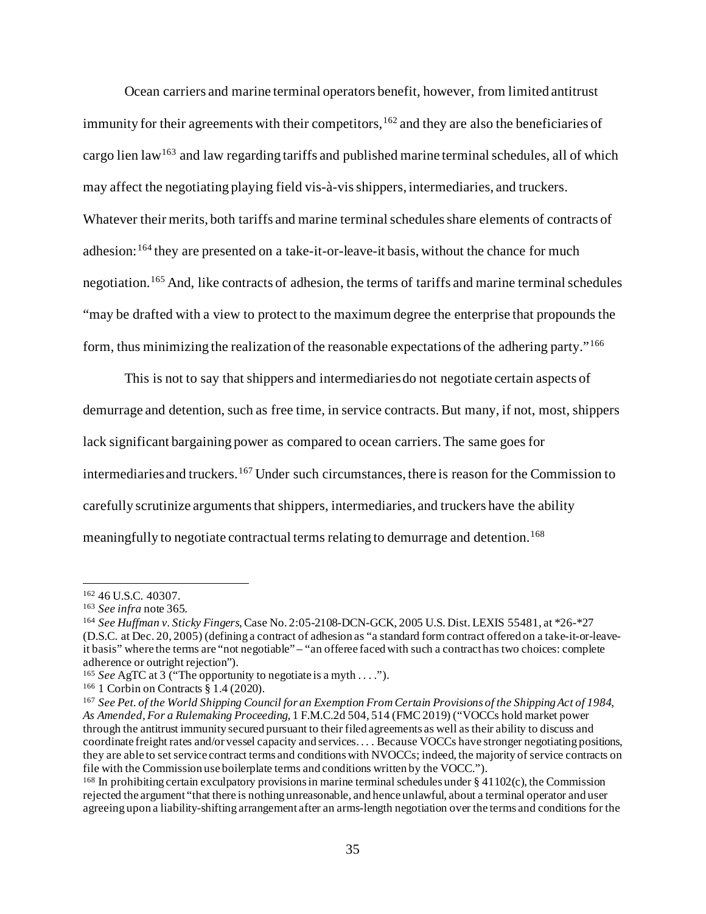Ocean carriers and marine terminal operators benefit, however, from limited antitrust immunity for their agreements with their competitors,[162] and they are also the beneficiaries of cargo lien law[163] and law regarding tariffs and published marine terminal schedules, all of which may affect the negotiating playing field vis-à-vis shippers, intermediaries, and truckers. Whatever their merits, both tariffs and marine terminal schedules share elements of contracts of adhesion:[164] they are presented on a take-it-or-leave-it basis, without the chance for much negotiation.[165] And, like contracts of adhesion, the terms of tariffs and marine terminal schedules "may be drafted with a view to protect to the maximum degree the enterprise that propounds the form, thus minimizing the realization of the reasonable expectations of the adhering party."[166]

This is not to say that shippers and intermediaries do not negotiate certain aspects of demurrage and detention, such as free time, in service contracts. But many, if not, most, shippers lack significant bargaining power as compared to ocean carriers. The same goes for intermediaries and truckers.[167] Under such circumstances, there is reason for the Commission to carefully scrutinize arguments that shippers, intermediaries, and truckers have the ability meaningfully to negotiate contractual terms relating to demurrage and detention.[168]

---

[162] 46 U.S.C. 40307.

[163] *See infra* note 365.

[164] *See Huffman v. Sticky Fingers*, Case No. 2:05-2108-DCN-GCK, 2005 U.S. Dist. LEXIS 55481, at *26-*27 (D.S.C. at Dec. 20, 2005) (defining a contract of adhesion as "a standard form contract offered on a take-it-or-leave-it basis" where the terms are "not negotiable" – "an offeree faced with such a contract has two choices: complete adherence or outright rejection").

[165] *See* AgTC at 3 ("The opportunity to negotiate is a myth . . . .").

[166] 1 Corbin on Contracts § 1.4 (2020).

[167] *See Pet. of the World Shipping Council for an Exemption From Certain Provisions of the Shipping Act of 1984, As Amended, For a Rulemaking Proceeding*, 1 F.M.C.2d 504, 514 (FMC 2019) ("VOCCs hold market power through the antitrust immunity secured pursuant to their filed agreements as well as their ability to discuss and coordinate freight rates and/or vessel capacity and services. . . . Because VOCCs have stronger negotiating positions, they are able to set service contract terms and conditions with NVOCCs; indeed, the majority of service contracts on file with the Commission use boilerplate terms and conditions written by the VOCC.").

[168] In prohibiting certain exculpatory provisions in marine terminal schedules under § 41102(c), the Commission rejected the argument "that there is nothing unreasonable, and hence unlawful, about a terminal operator and user agreeing upon a liability-shifting arrangement after an arms-length negotiation over the terms and conditions for the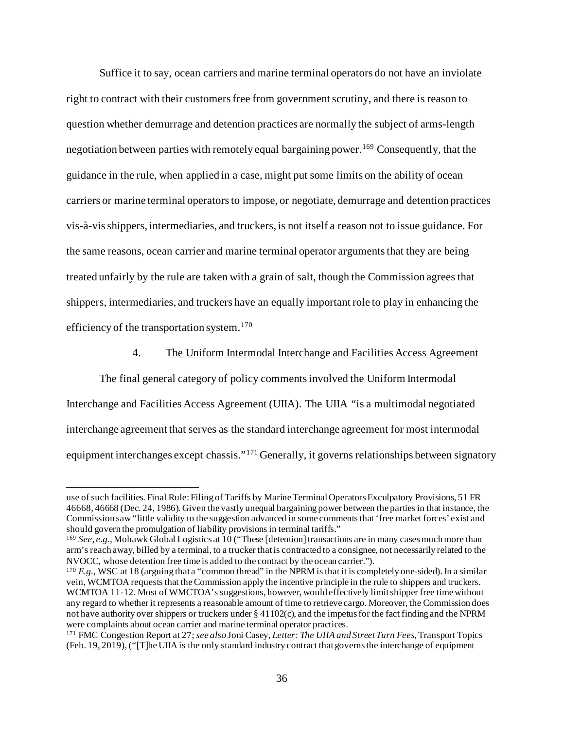Suffice it to say, ocean carriers and marine terminal operators do not have an inviolate right to contract with their customers free from government scrutiny, and there is reason to question whether demurrage and detention practices are normally the subject of arms-length negotiation between parties with remotely equal bargaining power.[169] Consequently, that the guidance in the rule, when applied in a case, might put some limits on the ability of ocean carriers or marine terminal operators to impose, or negotiate, demurrage and detention practices vis-à-vis shippers, intermediaries, and truckers, is not itself a reason not to issue guidance. For the same reasons, ocean carrier and marine terminal operator arguments that they are being treated unfairly by the rule are taken with a grain of salt, though the Commission agrees that shippers, intermediaries, and truckers have an equally important role to play in enhancing the efficiency of the transportation system.[170]

#### 4. The Uniform Intermodal Interchange and Facilities Access Agreement

The final general category of policy comments involved the Uniform Intermodal Interchange and Facilities Access Agreement (UIIA). The UIIA "is a multimodal negotiated interchange agreement that serves as the standard interchange agreement for most intermodal equipment interchanges except chassis."[171] Generally, it governs relationships between signatory

---

use of such facilities. Final Rule: Filing of Tariffs by Marine Terminal Operators Exculpatory Provisions, 51 FR 46668, 46668 (Dec. 24, 1986). Given the vastly unequal bargaining power between the parties in that instance, the Commission saw "little validity to the suggestion advanced in some comments that 'free market forces' exist and should govern the promulgation of liability provisions in terminal tariffs."

[169] *See, e.g.*, Mohawk Global Logistics at 10 ("These [detention] transactions are in many cases much more than arm's reach away, billed by a terminal, to a trucker that is contracted to a consignee, not necessarily related to the NVOCC, whose detention free time is added to the contract by the ocean carrier.").

[170] *E.g.*, WSC at 18 (arguing that a "common thread" in the NPRM is that it is completely one-sided). In a similar vein, WCMTOA requests that the Commission apply the incentive principle in the rule to shippers and truckers. WCMTOA 11-12. Most of WMCTOA's suggestions, however, would effectively limit shipper free time without any regard to whether it represents a reasonable amount of time to retrieve cargo. Moreover, the Commission does not have authority over shippers or truckers under § 41102(c), and the impetus for the fact finding and the NPRM were complaints about ocean carrier and marine terminal operator practices.

[171] FMC Congestion Report at 27; *see also* Joni Casey, *Letter: The UIIA and Street Turn Fees*, Transport Topics (Feb. 19, 2019), ("[T]he UIIA is the only standard industry contract that governs the interchange of equipment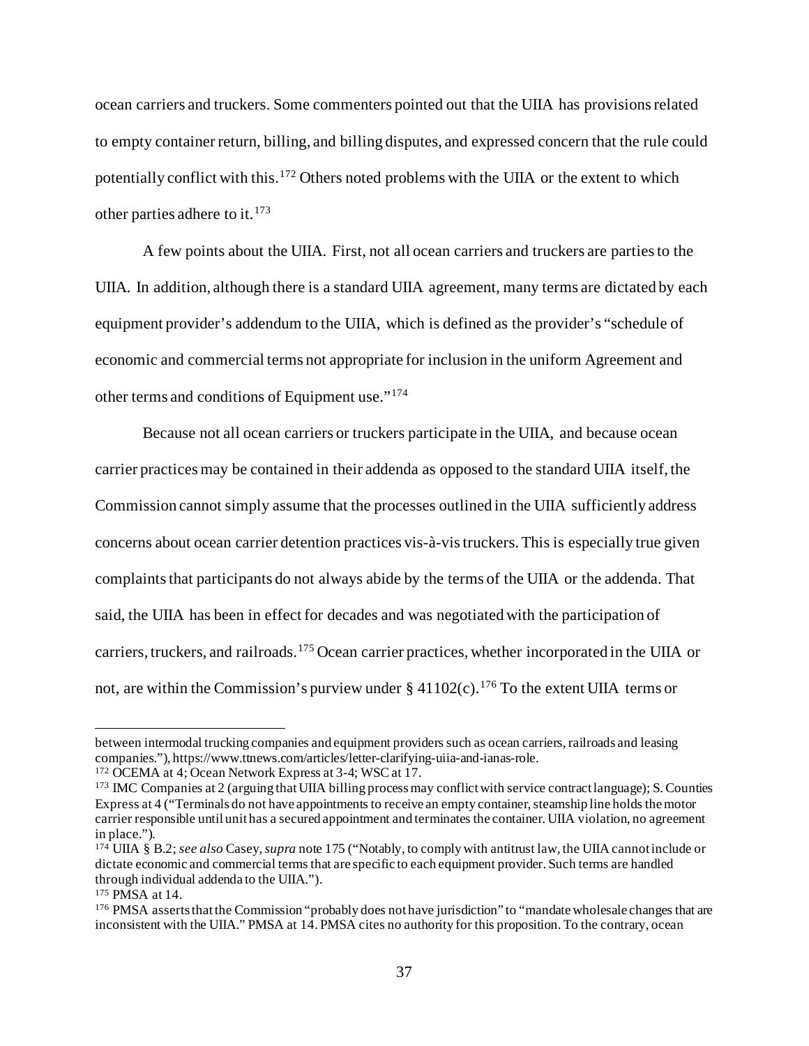ocean carriers and truckers. Some commenters pointed out that the UIIA has provisions related to empty container return, billing, and billing disputes, and expressed concern that the rule could potentially conflict with this.[172] Others noted problems with the UIIA or the extent to which other parties adhere to it.[173]

A few points about the UIIA. First, not all ocean carriers and truckers are parties to the UIIA. In addition, although there is a standard UIIA agreement, many terms are dictated by each equipment provider's addendum to the UIIA, which is defined as the provider's "schedule of economic and commercial terms not appropriate for inclusion in the uniform Agreement and other terms and conditions of Equipment use."[174]

Because not all ocean carriers or truckers participate in the UIIA, and because ocean carrier practices may be contained in their addenda as opposed to the standard UIIA itself, the Commission cannot simply assume that the processes outlined in the UIIA sufficiently address concerns about ocean carrier detention practices vis-à-vis truckers. This is especially true given complaints that participants do not always abide by the terms of the UIIA or the addenda. That said, the UIIA has been in effect for decades and was negotiated with the participation of carriers, truckers, and railroads.[175] Ocean carrier practices, whether incorporated in the UIIA or not, are within the Commission's purview under § 41102(c).[176] To the extent UIIA terms or

---

between intermodal trucking companies and equipment providers such as ocean carriers, railroads and leasing companies."), https://www.ttnews.com/articles/letter-clarifying-uiia-and-ianas-role.

[172] OCEMA at 4; Ocean Network Express at 3-4; WSC at 17.

[173] IMC Companies at 2 (arguing that UIIA billing process may conflict with service contract language); S. Counties Express at 4 ("Terminals do not have appointments to receive an empty container, steamship line holds the motor carrier responsible until unit has a secured appointment and terminates the container. UIIA violation, no agreement in place.").

[174] UIIA § B.2; *see also* Casey, *supra* note 175 ("Notably, to comply with antitrust law, the UIIA cannot include or dictate economic and commercial terms that are specific to each equipment provider. Such terms are handled through individual addenda to the UIIA.").

[175] PMSA at 14.

[176] PMSA asserts that the Commission "probably does not have jurisdiction" to "mandate wholesale changes that are inconsistent with the UIIA." PMSA at 14. PMSA cites no authority for this proposition. To the contrary, ocean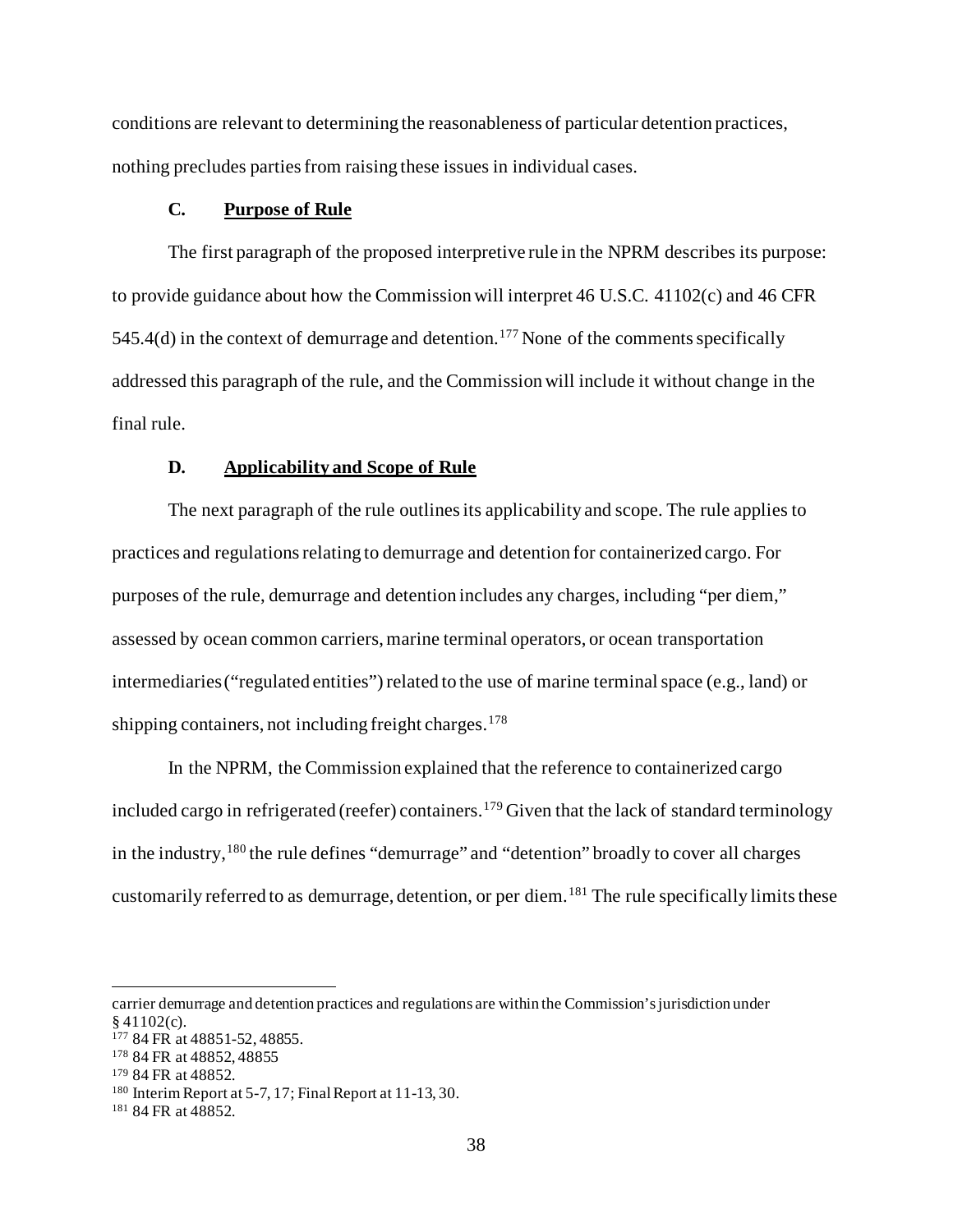conditions are relevant to determining the reasonableness of particular detention practices, nothing precludes parties from raising these issues in individual cases.

### C. Purpose of Rule

The first paragraph of the proposed interpretive rule in the NPRM describes its purpose: to provide guidance about how the Commission will interpret 46 U.S.C. 41102(c) and 46 CFR 545.4(d) in the context of demurrage and detention.[177] None of the comments specifically addressed this paragraph of the rule, and the Commission will include it without change in the final rule.

### D. Applicability and Scope of Rule

The next paragraph of the rule outlines its applicability and scope. The rule applies to practices and regulations relating to demurrage and detention for containerized cargo. For purposes of the rule, demurrage and detention includes any charges, including "per diem," assessed by ocean common carriers, marine terminal operators, or ocean transportation intermediaries ("regulated entities") related to the use of marine terminal space (e.g., land) or shipping containers, not including freight charges.[178]

In the NPRM, the Commission explained that the reference to containerized cargo included cargo in refrigerated (reefer) containers.[179] Given that the lack of standard terminology in the industry,[180] the rule defines "demurrage" and "detention" broadly to cover all charges customarily referred to as demurrage, detention, or per diem.[181] The rule specifically limits these

---

carrier demurrage and detention practices and regulations are within the Commission's jurisdiction under § 41102(c).

[177] 84 FR at 48851-52, 48855.

[178] 84 FR at 48852, 48855

[179] 84 FR at 48852.

[180] Interim Report at 5-7, 17; Final Report at 11-13, 30.

[181] 84 FR at 48852.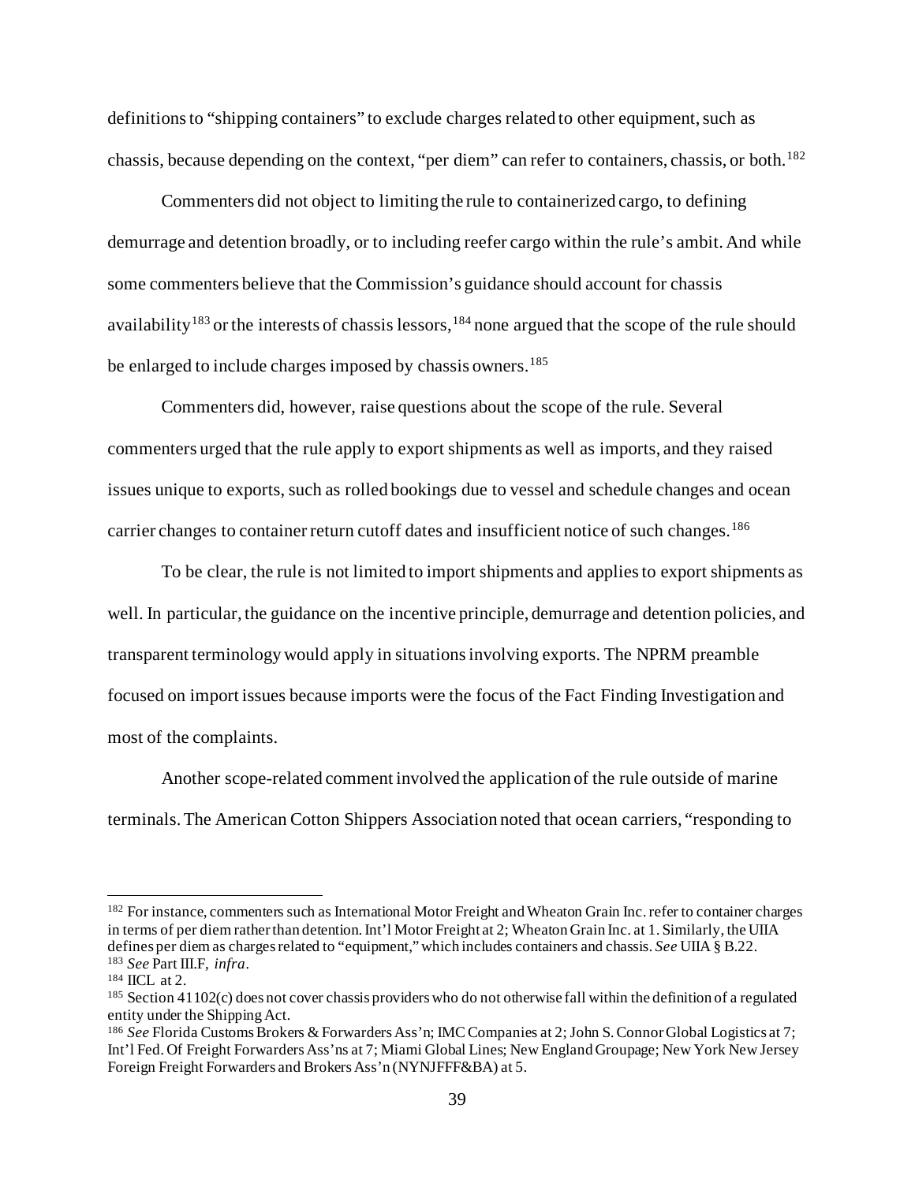definitions to "shipping containers" to exclude charges related to other equipment, such as chassis, because depending on the context, "per diem" can refer to containers, chassis, or both.[182]

Commenters did not object to limiting the rule to containerized cargo, to defining demurrage and detention broadly, or to including reefer cargo within the rule's ambit. And while some commenters believe that the Commission's guidance should account for chassis availability[183] or the interests of chassis lessors,[184] none argued that the scope of the rule should be enlarged to include charges imposed by chassis owners.[185]

Commenters did, however, raise questions about the scope of the rule. Several commenters urged that the rule apply to export shipments as well as imports, and they raised issues unique to exports, such as rolled bookings due to vessel and schedule changes and ocean carrier changes to container return cutoff dates and insufficient notice of such changes.[186]

To be clear, the rule is not limited to import shipments and applies to export shipments as well. In particular, the guidance on the incentive principle, demurrage and detention policies, and transparent terminology would apply in situations involving exports. The NPRM preamble focused on import issues because imports were the focus of the Fact Finding Investigation and most of the complaints.

Another scope-related comment involved the application of the rule outside of marine terminals. The American Cotton Shippers Association noted that ocean carriers, "responding to

---

[182] For instance, commenters such as International Motor Freight and Wheaton Grain Inc. refer to container charges in terms of per diem rather than detention. Int'l Motor Freight at 2; Wheaton Grain Inc. at 1. Similarly, the UIIA defines per diem as charges related to "equipment," which includes containers and chassis. *See* UIIA § B.22.

[183] *See* Part III.F, *infra*.

[184] IICL at 2.

[185] Section 41102(c) does not cover chassis providers who do not otherwise fall within the definition of a regulated entity under the Shipping Act.

[186] *See* Florida Customs Brokers & Forwarders Ass'n; IMC Companies at 2; John S. Connor Global Logistics at 7; Int'l Fed. Of Freight Forwarders Ass'ns at 7; Miami Global Lines; New England Groupage; New York New Jersey Foreign Freight Forwarders and Brokers Ass'n (NYNJFFF&BA) at 5.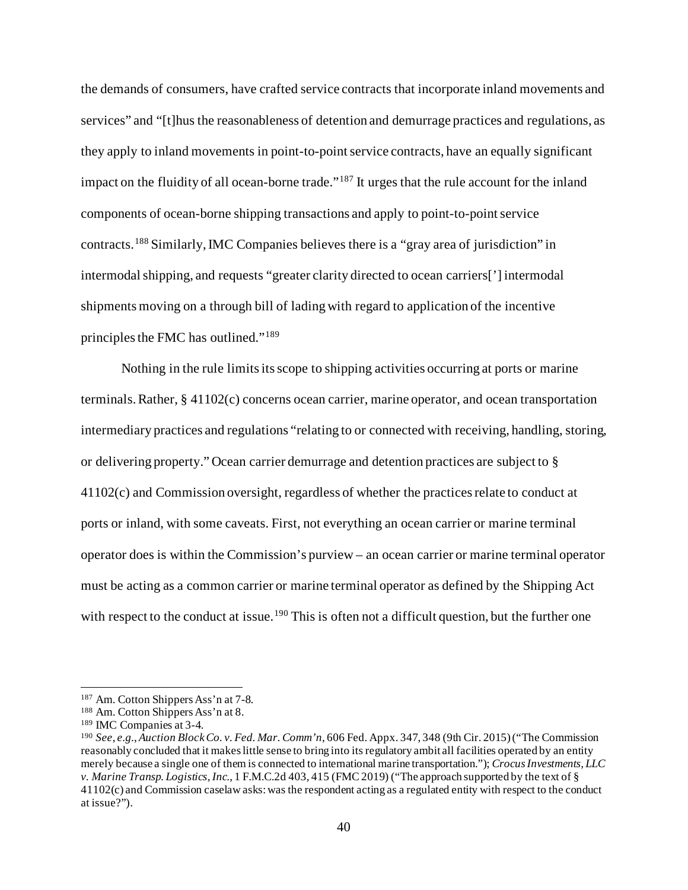the demands of consumers, have crafted service contracts that incorporate inland movements and services" and "[t]hus the reasonableness of detention and demurrage practices and regulations, as they apply to inland movements in point-to-point service contracts, have an equally significant impact on the fluidity of all ocean-borne trade."[187] It urges that the rule account for the inland components of ocean-borne shipping transactions and apply to point-to-point service contracts.[188] Similarly, IMC Companies believes there is a "gray area of jurisdiction" in intermodal shipping, and requests "greater clarity directed to ocean carriers['] intermodal shipments moving on a through bill of lading with regard to application of the incentive principles the FMC has outlined."[189]

Nothing in the rule limits its scope to shipping activities occurring at ports or marine terminals. Rather, § 41102(c) concerns ocean carrier, marine operator, and ocean transportation intermediary practices and regulations "relating to or connected with receiving, handling, storing, or delivering property." Ocean carrier demurrage and detention practices are subject to § 41102(c) and Commission oversight, regardless of whether the practices relate to conduct at ports or inland, with some caveats. First, not everything an ocean carrier or marine terminal operator does is within the Commission's purview – an ocean carrier or marine terminal operator must be acting as a common carrier or marine terminal operator as defined by the Shipping Act with respect to the conduct at issue.[190] This is often not a difficult question, but the further one

---

[187] Am. Cotton Shippers Ass'n at 7-8.

[188] Am. Cotton Shippers Ass'n at 8.

[189] IMC Companies at 3-4.

[190] *See, e.g.*, *Auction Block Co. v. Fed. Mar. Comm'n*, 606 Fed. Appx. 347, 348 (9th Cir. 2015) ("The Commission reasonably concluded that it makes little sense to bring into its regulatory ambit all facilities operated by an entity merely because a single one of them is connected to international marine transportation."); *Crocus Investments, LLC v. Marine Transp. Logistics, Inc.*, 1 F.M.C.2d 403, 415 (FMC 2019) ("The approach supported by the text of § 41102(c) and Commission caselaw asks: was the respondent acting as a regulated entity with respect to the conduct at issue?").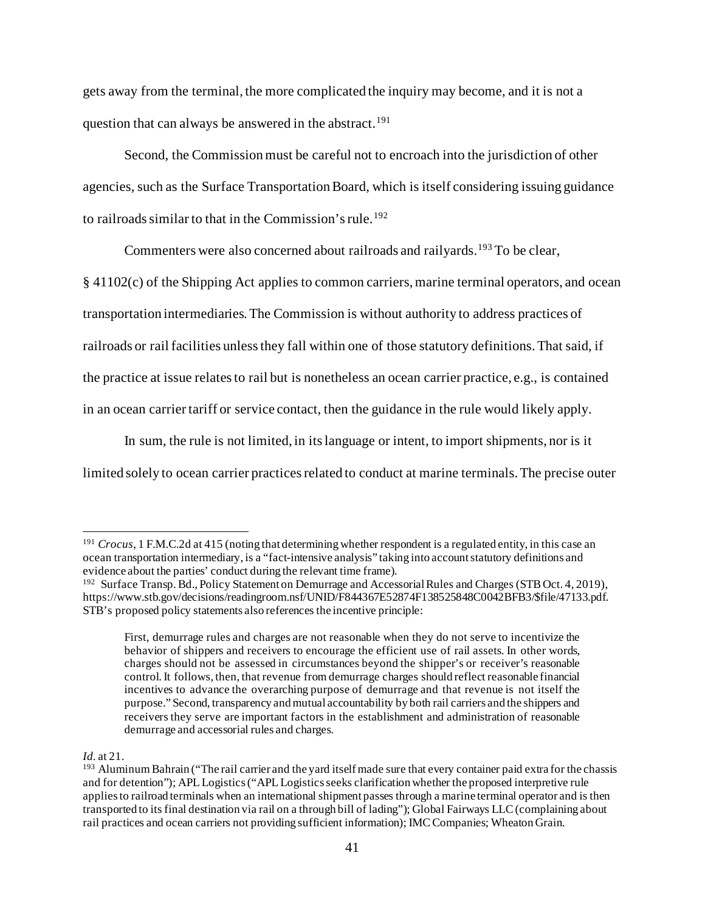gets away from the terminal, the more complicated the inquiry may become, and it is not a question that can always be answered in the abstract.[191]

Second, the Commission must be careful not to encroach into the jurisdiction of other agencies, such as the Surface Transportation Board, which is itself considering issuing guidance to railroads similar to that in the Commission's rule.[192]

Commenters were also concerned about railroads and railyards.[193] To be clear, § 41102(c) of the Shipping Act applies to common carriers, marine terminal operators, and ocean transportation intermediaries. The Commission is without authority to address practices of railroads or rail facilities unless they fall within one of those statutory definitions. That said, if the practice at issue relates to rail but is nonetheless an ocean carrier practice, e.g., is contained in an ocean carrier tariff or service contact, then the guidance in the rule would likely apply.

In sum, the rule is not limited, in its language or intent, to import shipments, nor is it limited solely to ocean carrier practices related to conduct at marine terminals. The precise outer

---

[191] *Crocus*, 1 F.M.C.2d at 415 (noting that determining whether respondent is a regulated entity, in this case an ocean transportation intermediary, is a "fact-intensive analysis" taking into account statutory definitions and evidence about the parties' conduct during the relevant time frame).

[192] Surface Transp. Bd., Policy Statement on Demurrage and Accessorial Rules and Charges (STB Oct. 4, 2019), https://www.stb.gov/decisions/readingroom.nsf/UNID/F844367E52874F138525848C0042BFB3/$file/47133.pdf. STB's proposed policy statements also references the incentive principle:

> First, demurrage rules and charges are not reasonable when they do not serve to incentivize the behavior of shippers and receivers to encourage the efficient use of rail assets. In other words, charges should not be assessed in circumstances beyond the shipper's or receiver's reasonable control. It follows, then, that revenue from demurrage charges should reflect reasonable financial incentives to advance the overarching purpose of demurrage and that revenue is not itself the purpose." Second, transparency and mutual accountability by both rail carriers and the shippers and receivers they serve are important factors in the establishment and administration of reasonable demurrage and accessorial rules and charges.

*Id.* at 21.

[193] Aluminum Bahrain ("The rail carrier and the yard itself made sure that every container paid extra for the chassis and for detention"); APL Logistics ("APL Logistics seeks clarification whether the proposed interpretive rule applies to railroad terminals when an international shipment passes through a marine terminal operator and is then transported to its final destination via rail on a through bill of lading"); Global Fairways LLC (complaining about rail practices and ocean carriers not providing sufficient information); IMC Companies; Wheaton Grain.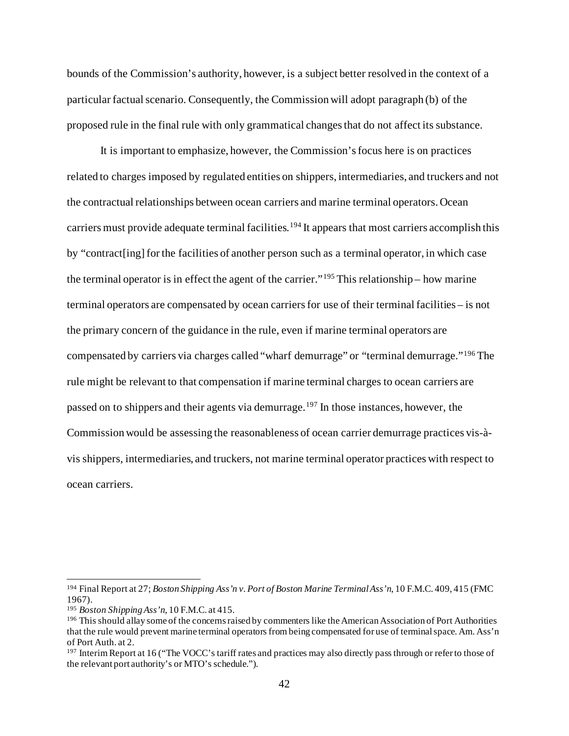bounds of the Commission's authority, however, is a subject better resolved in the context of a particular factual scenario. Consequently, the Commission will adopt paragraph (b) of the proposed rule in the final rule with only grammatical changes that do not affect its substance.

It is important to emphasize, however, the Commission's focus here is on practices related to charges imposed by regulated entities on shippers, intermediaries, and truckers and not the contractual relationships between ocean carriers and marine terminal operators. Ocean carriers must provide adequate terminal facilities.[194] It appears that most carriers accomplish this by "contract[ing] for the facilities of another person such as a terminal operator, in which case the terminal operator is in effect the agent of the carrier."[195] This relationship – how marine terminal operators are compensated by ocean carriers for use of their terminal facilities – is not the primary concern of the guidance in the rule, even if marine terminal operators are compensated by carriers via charges called "wharf demurrage" or "terminal demurrage."[196] The rule might be relevant to that compensation if marine terminal charges to ocean carriers are passed on to shippers and their agents via demurrage.[197] In those instances, however, the Commission would be assessing the reasonableness of ocean carrier demurrage practices vis-à-vis shippers, intermediaries, and truckers, not marine terminal operator practices with respect to ocean carriers.

---

[194] Final Report at 27; *Boston Shipping Ass'n v. Port of Boston Marine Terminal Ass'n*, 10 F.M.C. 409, 415 (FMC 1967).

[195] *Boston Shipping Ass'n*, 10 F.M.C. at 415.

[196] This should allay some of the concerns raised by commenters like the American Association of Port Authorities that the rule would prevent marine terminal operators from being compensated for use of terminal space. Am. Ass'n of Port Auth. at 2.

[197] Interim Report at 16 ("The VOCC's tariff rates and practices may also directly pass through or refer to those of the relevant port authority's or MTO's schedule.").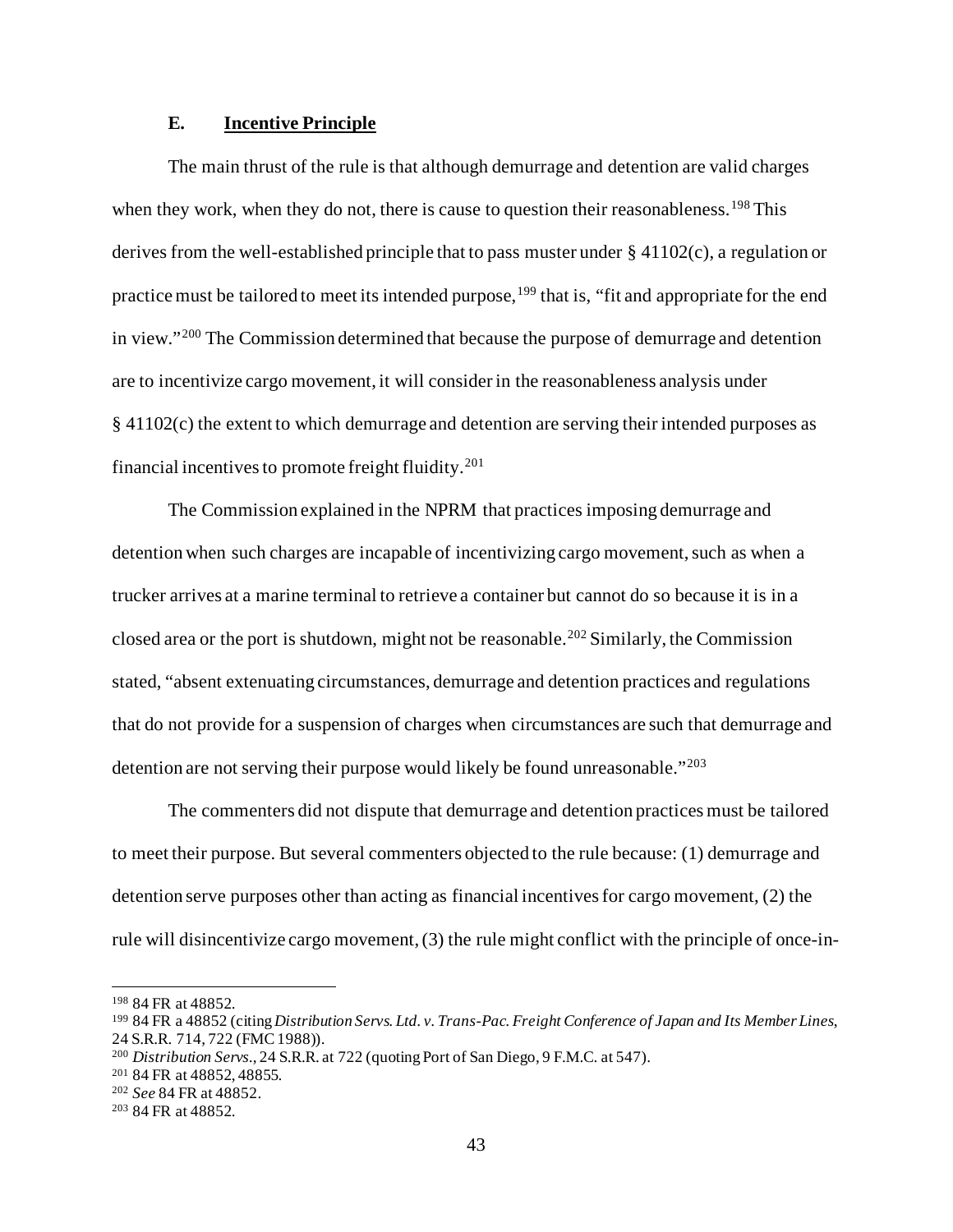### E. Incentive Principle

The main thrust of the rule is that although demurrage and detention are valid charges when they work, when they do not, there is cause to question their reasonableness.[198] This derives from the well-established principle that to pass muster under § 41102(c), a regulation or practice must be tailored to meet its intended purpose,[199] that is, "fit and appropriate for the end in view."[200] The Commission determined that because the purpose of demurrage and detention are to incentivize cargo movement, it will consider in the reasonableness analysis under § 41102(c) the extent to which demurrage and detention are serving their intended purposes as financial incentives to promote freight fluidity.[201]

The Commission explained in the NPRM that practices imposing demurrage and detention when such charges are incapable of incentivizing cargo movement, such as when a trucker arrives at a marine terminal to retrieve a container but cannot do so because it is in a closed area or the port is shutdown, might not be reasonable.[202] Similarly, the Commission stated, "absent extenuating circumstances, demurrage and detention practices and regulations that do not provide for a suspension of charges when circumstances are such that demurrage and detention are not serving their purpose would likely be found unreasonable."[203]

The commenters did not dispute that demurrage and detention practices must be tailored to meet their purpose. But several commenters objected to the rule because: (1) demurrage and detention serve purposes other than acting as financial incentives for cargo movement, (2) the rule will disincentivize cargo movement, (3) the rule might conflict with the principle of once-in-

---

[198] 84 FR at 48852.

[199] 84 FR a 48852 (citing *Distribution Servs. Ltd. v. Trans-Pac. Freight Conference of Japan and Its Member Lines*, 24 S.R.R. 714, 722 (FMC 1988)).

[200] *Distribution Servs.*, 24 S.R.R. at 722 (quoting Port of San Diego, 9 F.M.C. at 547).

[201] 84 FR at 48852, 48855.

[202] *See* 84 FR at 48852.

[203] 84 FR at 48852.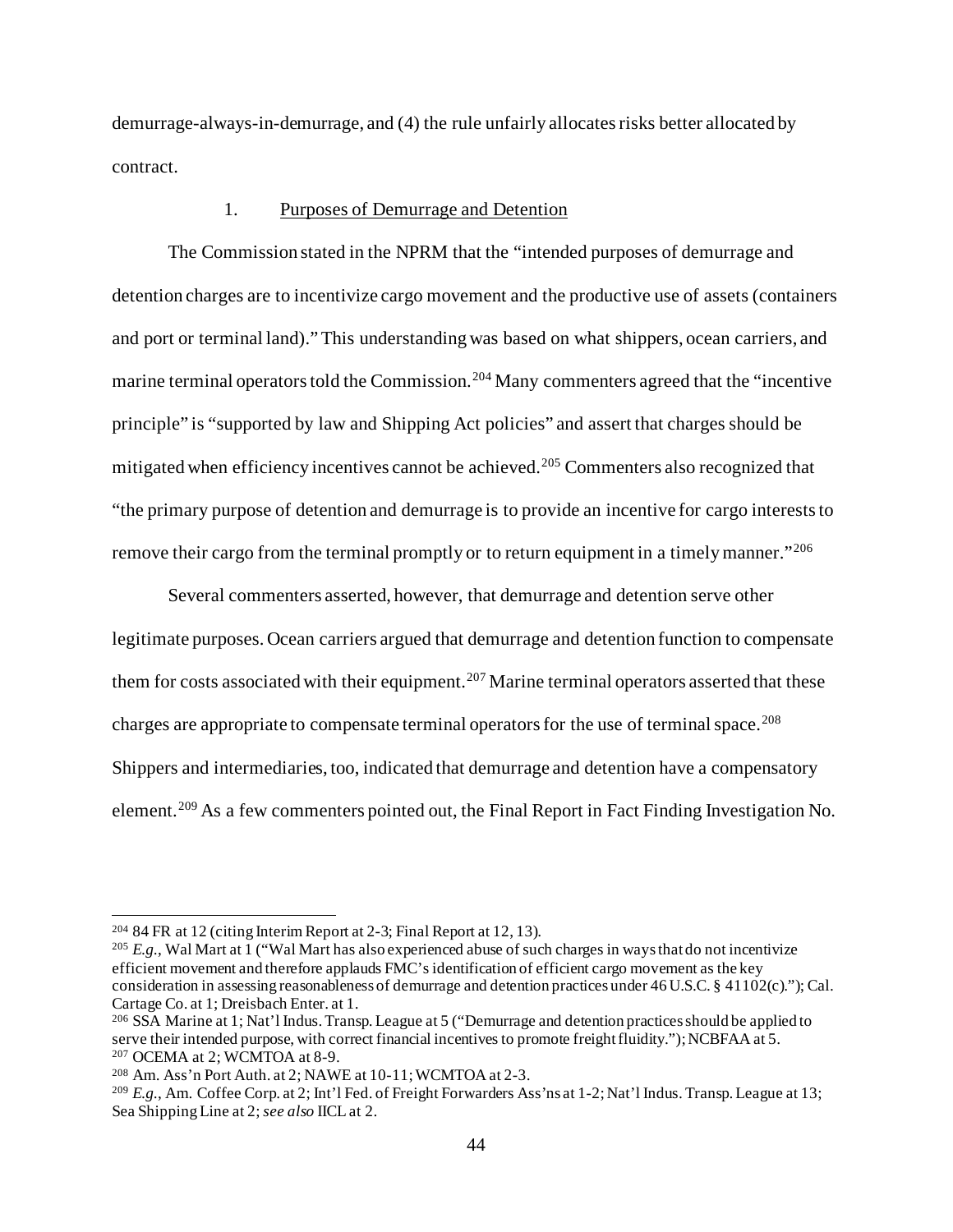demurrage-always-in-demurrage, and (4) the rule unfairly allocates risks better allocated by contract.

### 1. Purposes of Demurrage and Detention

The Commission stated in the NPRM that the "intended purposes of demurrage and detention charges are to incentivize cargo movement and the productive use of assets (containers and port or terminal land)." This understanding was based on what shippers, ocean carriers, and marine terminal operators told the Commission.[204] Many commenters agreed that the "incentive principle" is "supported by law and Shipping Act policies" and assert that charges should be mitigated when efficiency incentives cannot be achieved.[205] Commenters also recognized that "the primary purpose of detention and demurrage is to provide an incentive for cargo interests to remove their cargo from the terminal promptly or to return equipment in a timely manner."[206]

Several commenters asserted, however, that demurrage and detention serve other legitimate purposes. Ocean carriers argued that demurrage and detention function to compensate them for costs associated with their equipment.[207] Marine terminal operators asserted that these charges are appropriate to compensate terminal operators for the use of terminal space.[208] Shippers and intermediaries, too, indicated that demurrage and detention have a compensatory element.[209] As a few commenters pointed out, the Final Report in Fact Finding Investigation No.

---

[204] 84 FR at 12 (citing Interim Report at 2-3; Final Report at 12, 13).

[205] *E.g.*, Wal Mart at 1 ("Wal Mart has also experienced abuse of such charges in ways that do not incentivize efficient movement and therefore applauds FMC's identification of efficient cargo movement as the key consideration in assessing reasonableness of demurrage and detention practices under 46 U.S.C. § 41102(c)."); Cal. Cartage Co. at 1; Dreisbach Enter. at 1.

[206] SSA Marine at 1; Nat'l Indus. Transp. League at 5 ("Demurrage and detention practices should be applied to serve their intended purpose, with correct financial incentives to promote freight fluidity."); NCBFAA at 5.

[207] OCEMA at 2; WCMTOA at 8-9.

[208] Am. Ass'n Port Auth. at 2; NAWE at 10-11; WCMTOA at 2-3.

[209] *E.g.*, Am. Coffee Corp. at 2; Int'l Fed. of Freight Forwarders Ass'ns at 1-2; Nat'l Indus. Transp. League at 13; Sea Shipping Line at 2; *see also* IICL at 2.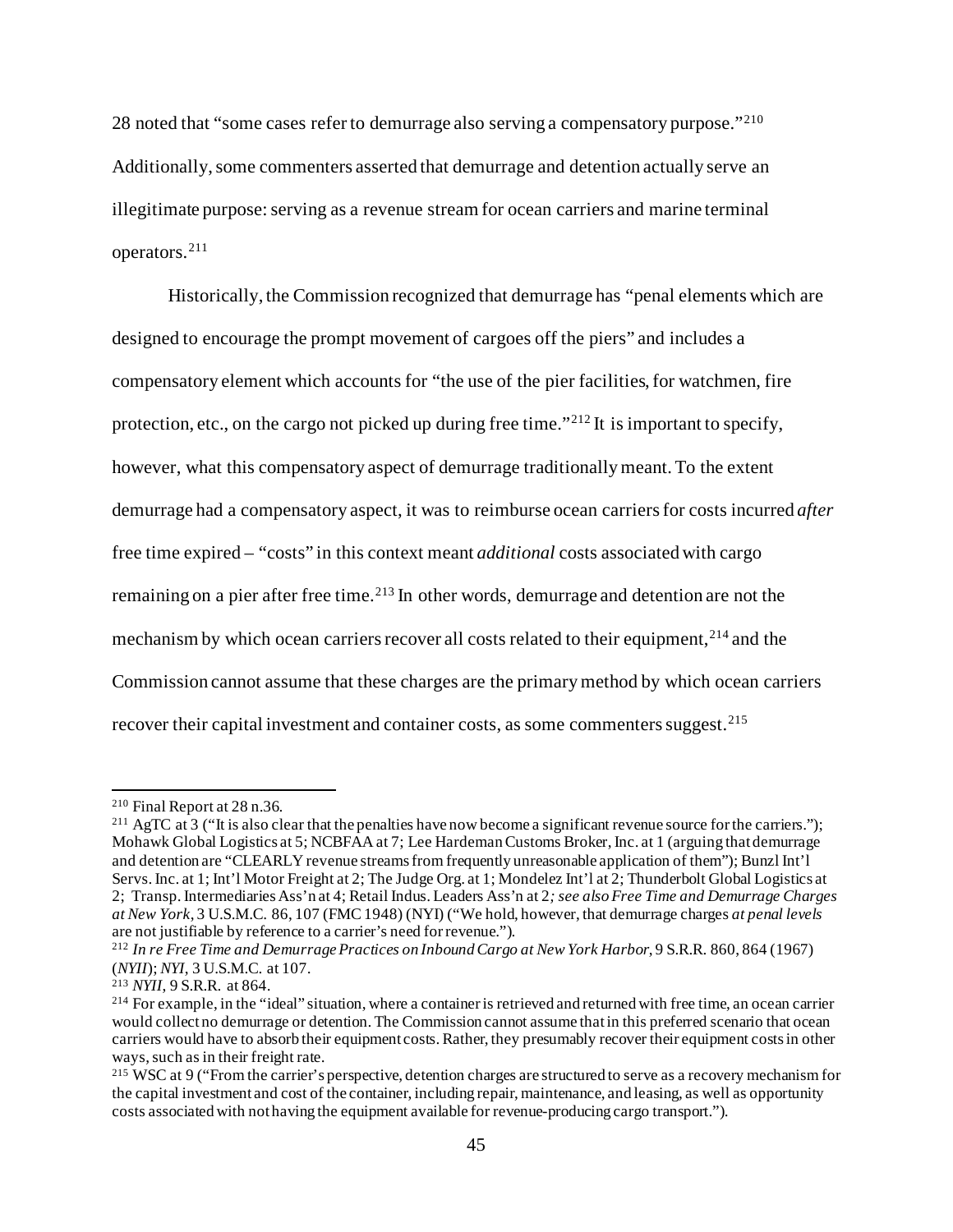28 noted that "some cases refer to demurrage also serving a compensatory purpose."[210] Additionally, some commenters asserted that demurrage and detention actually serve an illegitimate purpose: serving as a revenue stream for ocean carriers and marine terminal operators.[211]

Historically, the Commission recognized that demurrage has "penal elements which are designed to encourage the prompt movement of cargoes off the piers" and includes a compensatory element which accounts for "the use of the pier facilities, for watchmen, fire protection, etc., on the cargo not picked up during free time."[212] It is important to specify, however, what this compensatory aspect of demurrage traditionally meant. To the extent demurrage had a compensatory aspect, it was to reimburse ocean carriers for costs incurred *after* free time expired – "costs" in this context meant *additional* costs associated with cargo remaining on a pier after free time.[213] In other words, demurrage and detention are not the mechanism by which ocean carriers recover all costs related to their equipment,[214] and the Commission cannot assume that these charges are the primary method by which ocean carriers recover their capital investment and container costs, as some commenters suggest.[215]

---

[210] Final Report at 28 n.36.

[211] AgTC at 3 ("It is also clear that the penalties have now become a significant revenue source for the carriers."); Mohawk Global Logistics at 5; NCBFAA at 7; Lee Hardeman Customs Broker, Inc. at 1 (arguing that demurrage and detention are "CLEARLY revenue streams from frequently unreasonable application of them"); Bunzl Int'l Servs. Inc. at 1; Int'l Motor Freight at 2; The Judge Org. at 1; Mondelez Int'l at 2; Thunderbolt Global Logistics at 2; Transp. Intermediaries Ass'n at 4; Retail Indus. Leaders Ass'n at 2*; see also Free Time and Demurrage Charges at New York*, 3 U.S.M.C. 86, 107 (FMC 1948) (NYI) ("We hold, however, that demurrage charges *at penal levels* are not justifiable by reference to a carrier's need for revenue.").

[212] *In re Free Time and Demurrage Practices on Inbound Cargo at New York Harbor*, 9 S.R.R. 860, 864 (1967) (*NYII*); *NYI*, 3 U.S.M.C. at 107.

[213] *NYII*, 9 S.R.R. at 864.

[214] For example, in the "ideal" situation, where a container is retrieved and returned with free time, an ocean carrier would collect no demurrage or detention. The Commission cannot assume that in this preferred scenario that ocean carriers would have to absorb their equipment costs. Rather, they presumably recover their equipment costs in other ways, such as in their freight rate.

[215] WSC at 9 ("From the carrier's perspective, detention charges are structured to serve as a recovery mechanism for the capital investment and cost of the container, including repair, maintenance, and leasing, as well as opportunity costs associated with not having the equipment available for revenue-producing cargo transport.").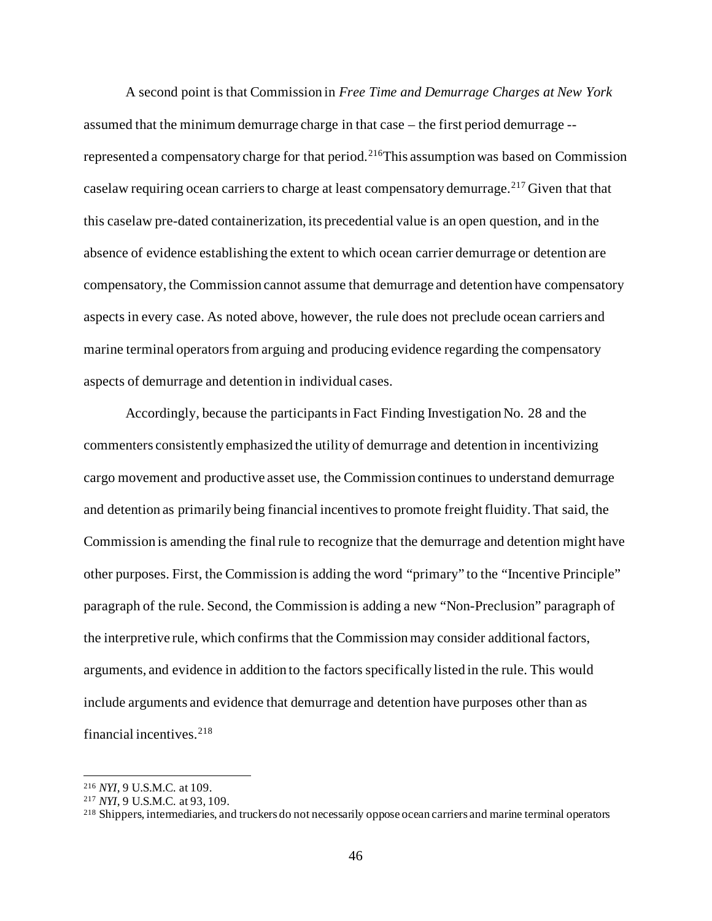A second point is that Commission in *Free Time and Demurrage Charges at New York* assumed that the minimum demurrage charge in that case – the first period demurrage -- represented a compensatory charge for that period.[216]This assumption was based on Commission caselaw requiring ocean carriers to charge at least compensatory demurrage.[217] Given that that this caselaw pre-dated containerization, its precedential value is an open question, and in the absence of evidence establishing the extent to which ocean carrier demurrage or detention are compensatory, the Commission cannot assume that demurrage and detention have compensatory aspects in every case. As noted above, however, the rule does not preclude ocean carriers and marine terminal operators from arguing and producing evidence regarding the compensatory aspects of demurrage and detention in individual cases.

Accordingly, because the participants in Fact Finding Investigation No. 28 and the commenters consistently emphasized the utility of demurrage and detention in incentivizing cargo movement and productive asset use, the Commission continues to understand demurrage and detention as primarily being financial incentives to promote freight fluidity. That said, the Commission is amending the final rule to recognize that the demurrage and detention might have other purposes. First, the Commission is adding the word "primary" to the "Incentive Principle" paragraph of the rule. Second, the Commission is adding a new "Non-Preclusion" paragraph of the interpretive rule, which confirms that the Commission may consider additional factors, arguments, and evidence in addition to the factors specifically listed in the rule. This would include arguments and evidence that demurrage and detention have purposes other than as financial incentives.[218]

---

[216] *NYI*, 9 U.S.M.C. at 109.

[217] *NYI*, 9 U.S.M.C. at 93, 109.

[218] Shippers, intermediaries, and truckers do not necessarily oppose ocean carriers and marine terminal operators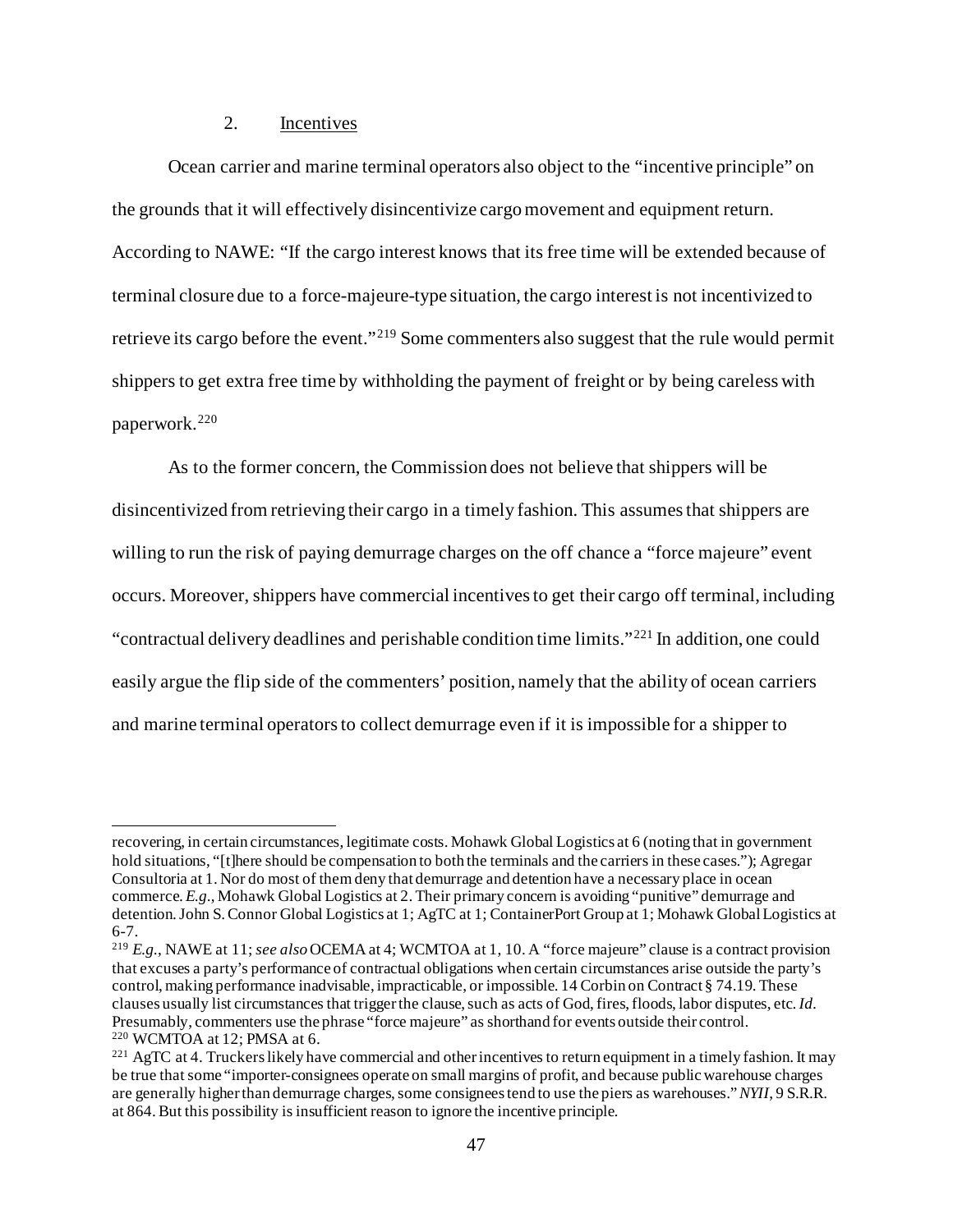### 2. Incentives

Ocean carrier and marine terminal operators also object to the "incentive principle" on the grounds that it will effectively disincentivize cargo movement and equipment return. According to NAWE: "If the cargo interest knows that its free time will be extended because of terminal closure due to a force-majeure-type situation, the cargo interest is not incentivized to retrieve its cargo before the event."[219] Some commenters also suggest that the rule would permit shippers to get extra free time by withholding the payment of freight or by being careless with paperwork.[220]

As to the former concern, the Commission does not believe that shippers will be disincentivized from retrieving their cargo in a timely fashion. This assumes that shippers are willing to run the risk of paying demurrage charges on the off chance a "force majeure" event occurs. Moreover, shippers have commercial incentives to get their cargo off terminal, including "contractual delivery deadlines and perishable condition time limits."[221] In addition, one could easily argue the flip side of the commenters' position, namely that the ability of ocean carriers and marine terminal operators to collect demurrage even if it is impossible for a shipper to

---

recovering, in certain circumstances, legitimate costs. Mohawk Global Logistics at 6 (noting that in government hold situations, "[t]here should be compensation to both the terminals and the carriers in these cases."); Agregar Consultoria at 1. Nor do most of them deny that demurrage and detention have a necessary place in ocean commerce. *E.g*., Mohawk Global Logistics at 2. Their primary concern is avoiding "punitive" demurrage and detention. John S. Connor Global Logistics at 1; AgTC at 1; ContainerPort Group at 1; Mohawk Global Logistics at 6-7.

[219] *E.g.*, NAWE at 11; *see also* OCEMA at 4; WCMTOA at 1, 10. A "force majeure" clause is a contract provision that excuses a party's performance of contractual obligations when certain circumstances arise outside the party's control, making performance inadvisable, impracticable, or impossible. 14 Corbin on Contract § 74.19. These clauses usually list circumstances that trigger the clause, such as acts of God, fires, floods, labor disputes, etc. *Id*. Presumably, commenters use the phrase "force majeure" as shorthand for events outside their control.

[220] WCMTOA at 12; PMSA at 6.

[221] AgTC at 4. Truckers likely have commercial and other incentives to return equipment in a timely fashion. It may be true that some "importer-consignees operate on small margins of profit, and because public warehouse charges are generally higher than demurrage charges, some consignees tend to use the piers as warehouses." *NYII*, 9 S.R.R. at 864. But this possibility is insufficient reason to ignore the incentive principle.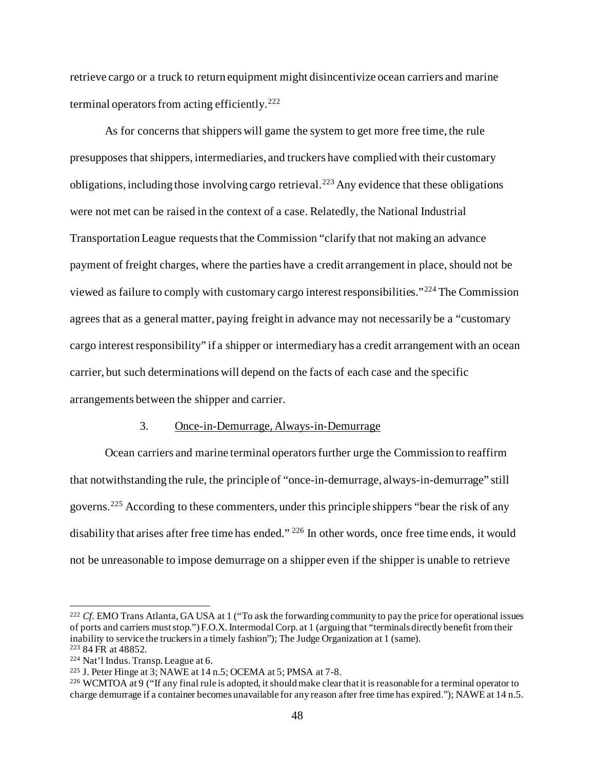retrieve cargo or a truck to return equipment might disincentivize ocean carriers and marine terminal operators from acting efficiently.[222]

As for concerns that shippers will game the system to get more free time, the rule presupposes that shippers, intermediaries, and truckers have complied with their customary obligations, including those involving cargo retrieval.[223] Any evidence that these obligations were not met can be raised in the context of a case. Relatedly, the National Industrial Transportation League requests that the Commission "clarify that not making an advance payment of freight charges, where the parties have a credit arrangement in place, should not be viewed as failure to comply with customary cargo interest responsibilities."[224] The Commission agrees that as a general matter, paying freight in advance may not necessarily be a "customary cargo interest responsibility" if a shipper or intermediary has a credit arrangement with an ocean carrier, but such determinations will depend on the facts of each case and the specific arrangements between the shipper and carrier.

### 3. Once-in-Demurrage, Always-in-Demurrage

Ocean carriers and marine terminal operators further urge the Commission to reaffirm that notwithstanding the rule, the principle of "once-in-demurrage, always-in-demurrage" still governs.[225] According to these commenters, under this principle shippers "bear the risk of any disability that arises after free time has ended." [226] In other words, once free time ends, it would not be unreasonable to impose demurrage on a shipper even if the shipper is unable to retrieve

---

[222] *Cf.* EMO Trans Atlanta, GA USA at 1 ("To ask the forwarding community to pay the price for operational issues of ports and carriers must stop.") F.O.X. Intermodal Corp. at 1 (arguing that "terminals directly benefit from their inability to service the truckers in a timely fashion"); The Judge Organization at 1 (same).

[223] 84 FR at 48852.

[224] Nat'l Indus. Transp. League at 6.

[225] J. Peter Hinge at 3; NAWE at 14 n.5; OCEMA at 5; PMSA at 7-8.

[226] WCMTOA at 9 ("If any final rule is adopted, it should make clear that it is reasonable for a terminal operator to charge demurrage if a container becomes unavailable for any reason after free time has expired."); NAWE at 14 n.5.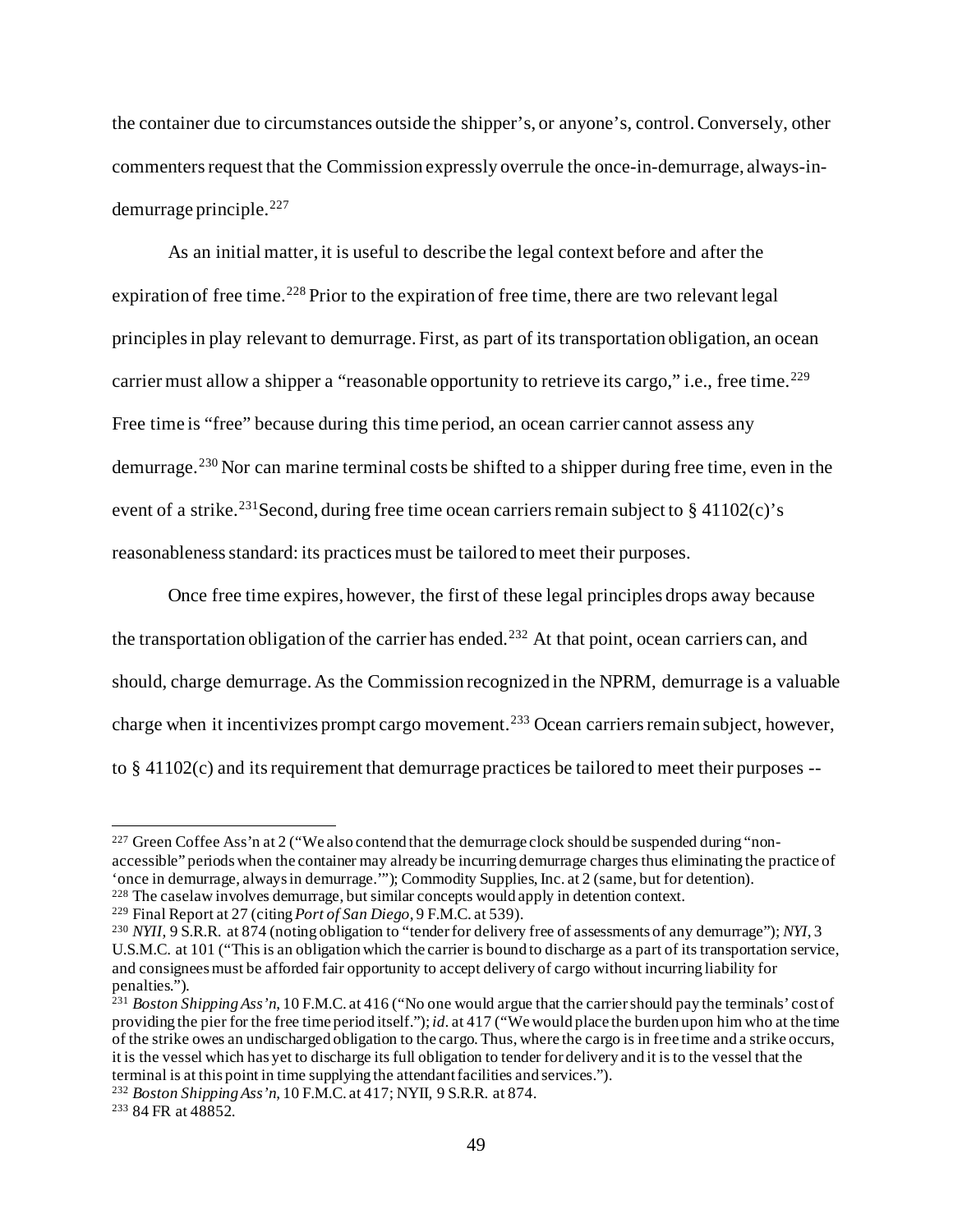the container due to circumstances outside the shipper's, or anyone's, control. Conversely, other commenters request that the Commission expressly overrule the once-in-demurrage, always-in-demurrage principle.[227]

As an initial matter, it is useful to describe the legal context before and after the expiration of free time.[228] Prior to the expiration of free time, there are two relevant legal principles in play relevant to demurrage. First, as part of its transportation obligation, an ocean carrier must allow a shipper a "reasonable opportunity to retrieve its cargo," i.e., free time.[229] Free time is "free" because during this time period, an ocean carrier cannot assess any demurrage.[230] Nor can marine terminal costs be shifted to a shipper during free time, even in the event of a strike.[231]Second, during free time ocean carriers remain subject to § 41102(c)'s reasonableness standard: its practices must be tailored to meet their purposes.

Once free time expires, however, the first of these legal principles drops away because the transportation obligation of the carrier has ended.[232] At that point, ocean carriers can, and should, charge demurrage. As the Commission recognized in the NPRM, demurrage is a valuable charge when it incentivizes prompt cargo movement.[233] Ocean carriers remain subject, however, to § 41102(c) and its requirement that demurrage practices be tailored to meet their purposes --

---

[227] Green Coffee Ass'n at 2 ("We also contend that the demurrage clock should be suspended during "non-accessible" periods when the container may already be incurring demurrage charges thus eliminating the practice of 'once in demurrage, always in demurrage.'"); Commodity Supplies, Inc. at 2 (same, but for detention).

[228] The caselaw involves demurrage, but similar concepts would apply in detention context.

[229] Final Report at 27 (citing *Port of San Diego*, 9 F.M.C. at 539).

[230] *NYII*, 9 S.R.R. at 874 (noting obligation to "tender for delivery free of assessments of any demurrage"); *NYI*, 3 U.S.M.C. at 101 ("This is an obligation which the carrier is bound to discharge as a part of its transportation service, and consignees must be afforded fair opportunity to accept delivery of cargo without incurring liability for penalties.").

[231] *Boston Shipping Ass'n*, 10 F.M.C. at 416 ("No one would argue that the carrier should pay the terminals' cost of providing the pier for the free time period itself."); *id*. at 417 ("We would place the burden upon him who at the time of the strike owes an undischarged obligation to the cargo. Thus, where the cargo is in free time and a strike occurs, it is the vessel which has yet to discharge its full obligation to tender for delivery and it is to the vessel that the terminal is at this point in time supplying the attendant facilities and services.").

[232] *Boston Shipping Ass'n*, 10 F.M.C. at 417; NYII, 9 S.R.R. at 874.

[233] 84 FR at 48852.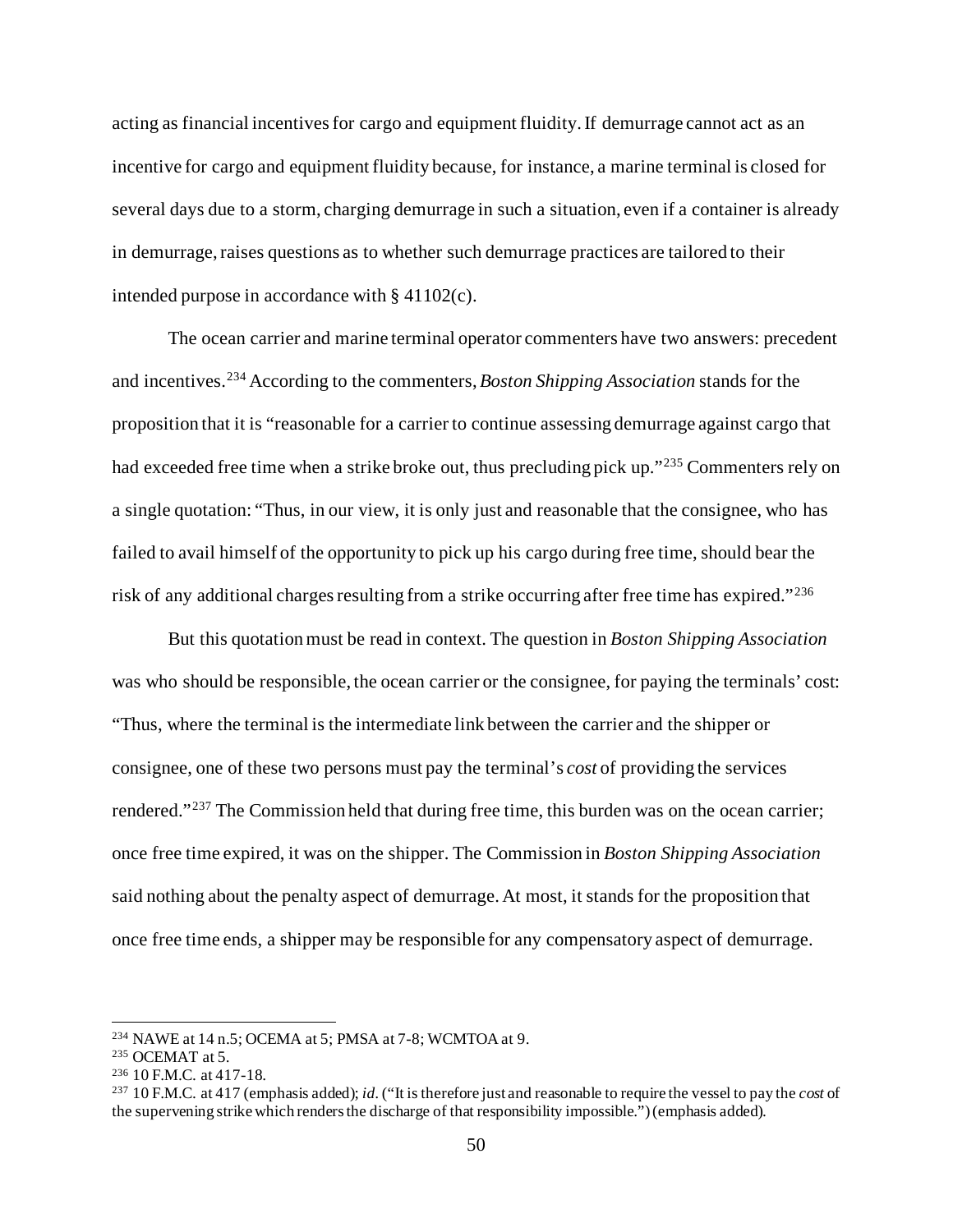acting as financial incentives for cargo and equipment fluidity. If demurrage cannot act as an incentive for cargo and equipment fluidity because, for instance, a marine terminal is closed for several days due to a storm, charging demurrage in such a situation, even if a container is already in demurrage, raises questions as to whether such demurrage practices are tailored to their intended purpose in accordance with § 41102(c).

The ocean carrier and marine terminal operator commenters have two answers: precedent and incentives.[234] According to the commenters, *Boston Shipping Association* stands for the proposition that it is "reasonable for a carrier to continue assessing demurrage against cargo that had exceeded free time when a strike broke out, thus precluding pick up."[235] Commenters rely on a single quotation: "Thus, in our view, it is only just and reasonable that the consignee, who has failed to avail himself of the opportunity to pick up his cargo during free time, should bear the risk of any additional charges resulting from a strike occurring after free time has expired."[236]

But this quotation must be read in context. The question in *Boston Shipping Association* was who should be responsible, the ocean carrier or the consignee, for paying the terminals' cost: "Thus, where the terminal is the intermediate link between the carrier and the shipper or consignee, one of these two persons must pay the terminal's *cost* of providing the services rendered."[237] The Commission held that during free time, this burden was on the ocean carrier; once free time expired, it was on the shipper. The Commission in *Boston Shipping Association* said nothing about the penalty aspect of demurrage. At most, it stands for the proposition that once free time ends, a shipper may be responsible for any compensatory aspect of demurrage.

---

[234] NAWE at 14 n.5; OCEMA at 5; PMSA at 7-8; WCMTOA at 9.

[235] OCEMAT at 5.

[236] 10 F.M.C. at 417-18.

[237] 10 F.M.C. at 417 (emphasis added); *id*. ("It is therefore just and reasonable to require the vessel to pay the *cost* of the supervening strike which renders the discharge of that responsibility impossible.") (emphasis added).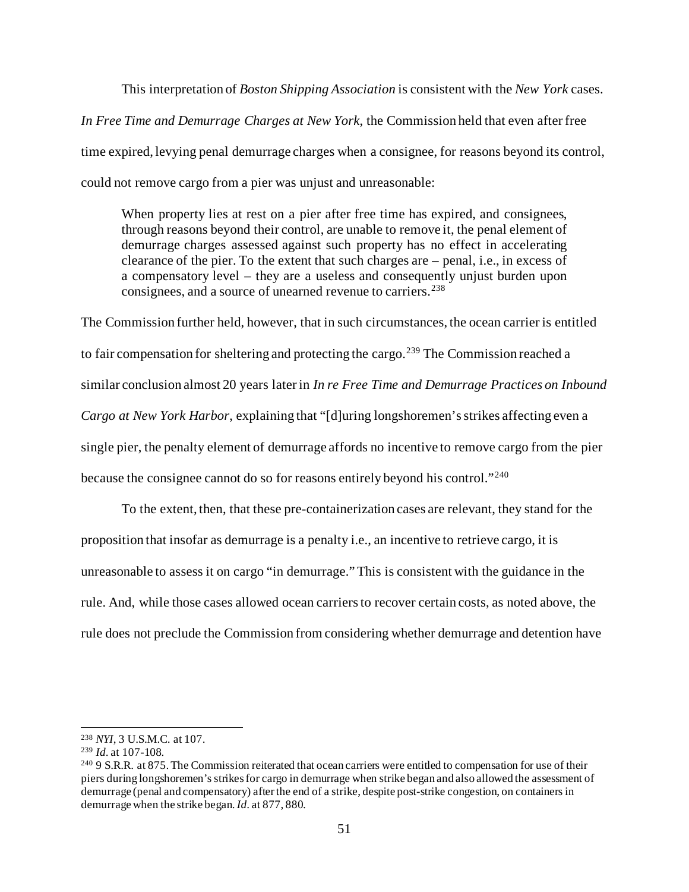This interpretation of *Boston Shipping Association* is consistent with the *New York* cases. *In Free Time and Demurrage Charges at New York*, the Commission held that even after free time expired, levying penal demurrage charges when a consignee, for reasons beyond its control, could not remove cargo from a pier was unjust and unreasonable:

> When property lies at rest on a pier after free time has expired, and consignees, through reasons beyond their control, are unable to remove it, the penal element of demurrage charges assessed against such property has no effect in accelerating clearance of the pier. To the extent that such charges are – penal, i.e., in excess of a compensatory level – they are a useless and consequently unjust burden upon consignees, and a source of unearned revenue to carriers.[238]

The Commission further held, however, that in such circumstances, the ocean carrier is entitled to fair compensation for sheltering and protecting the cargo.[239] The Commission reached a similar conclusion almost 20 years later in *In re Free Time and Demurrage Practices on Inbound Cargo at New York Harbor*, explaining that "[d]uring longshoremen's strikes affecting even a single pier, the penalty element of demurrage affords no incentive to remove cargo from the pier because the consignee cannot do so for reasons entirely beyond his control."[240]

To the extent, then, that these pre-containerization cases are relevant, they stand for the proposition that insofar as demurrage is a penalty i.e., an incentive to retrieve cargo, it is unreasonable to assess it on cargo "in demurrage." This is consistent with the guidance in the rule. And, while those cases allowed ocean carriers to recover certain costs, as noted above, the rule does not preclude the Commission from considering whether demurrage and detention have

---

[238] *NYI*, 3 U.S.M.C. at 107.

[239] *Id*. at 107-108.

[240] 9 S.R.R. at 875. The Commission reiterated that ocean carriers were entitled to compensation for use of their piers during longshoremen's strikes for cargo in demurrage when strike began and also allowed the assessment of demurrage (penal and compensatory) after the end of a strike, despite post-strike congestion, on containers in demurrage when the strike began. *Id*. at 877, 880.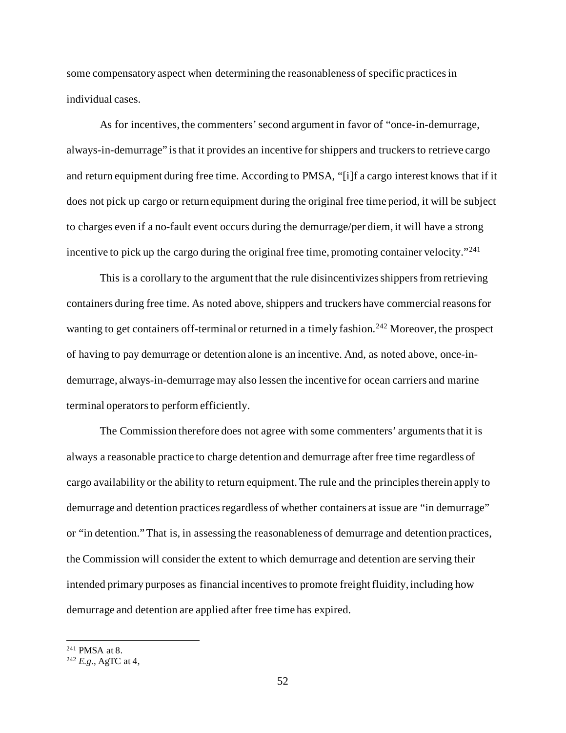some compensatory aspect when determining the reasonableness of specific practices in individual cases.

As for incentives, the commenters' second argument in favor of "once-in-demurrage, always-in-demurrage" is that it provides an incentive for shippers and truckers to retrieve cargo and return equipment during free time. According to PMSA, "[i]f a cargo interest knows that if it does not pick up cargo or return equipment during the original free time period, it will be subject to charges even if a no-fault event occurs during the demurrage/per diem, it will have a strong incentive to pick up the cargo during the original free time, promoting container velocity."[241]

This is a corollary to the argument that the rule disincentivizes shippers from retrieving containers during free time. As noted above, shippers and truckers have commercial reasons for wanting to get containers off-terminal or returned in a timely fashion.[242] Moreover, the prospect of having to pay demurrage or detention alone is an incentive. And, as noted above, once-in-demurrage, always-in-demurrage may also lessen the incentive for ocean carriers and marine terminal operators to perform efficiently.

The Commission therefore does not agree with some commenters' arguments that it is always a reasonable practice to charge detention and demurrage after free time regardless of cargo availability or the ability to return equipment. The rule and the principles therein apply to demurrage and detention practices regardless of whether containers at issue are "in demurrage" or "in detention." That is, in assessing the reasonableness of demurrage and detention practices, the Commission will consider the extent to which demurrage and detention are serving their intended primary purposes as financial incentives to promote freight fluidity, including how demurrage and detention are applied after free time has expired.

---

[241] PMSA at 8.

[242] *E.g.*, AgTC at 4,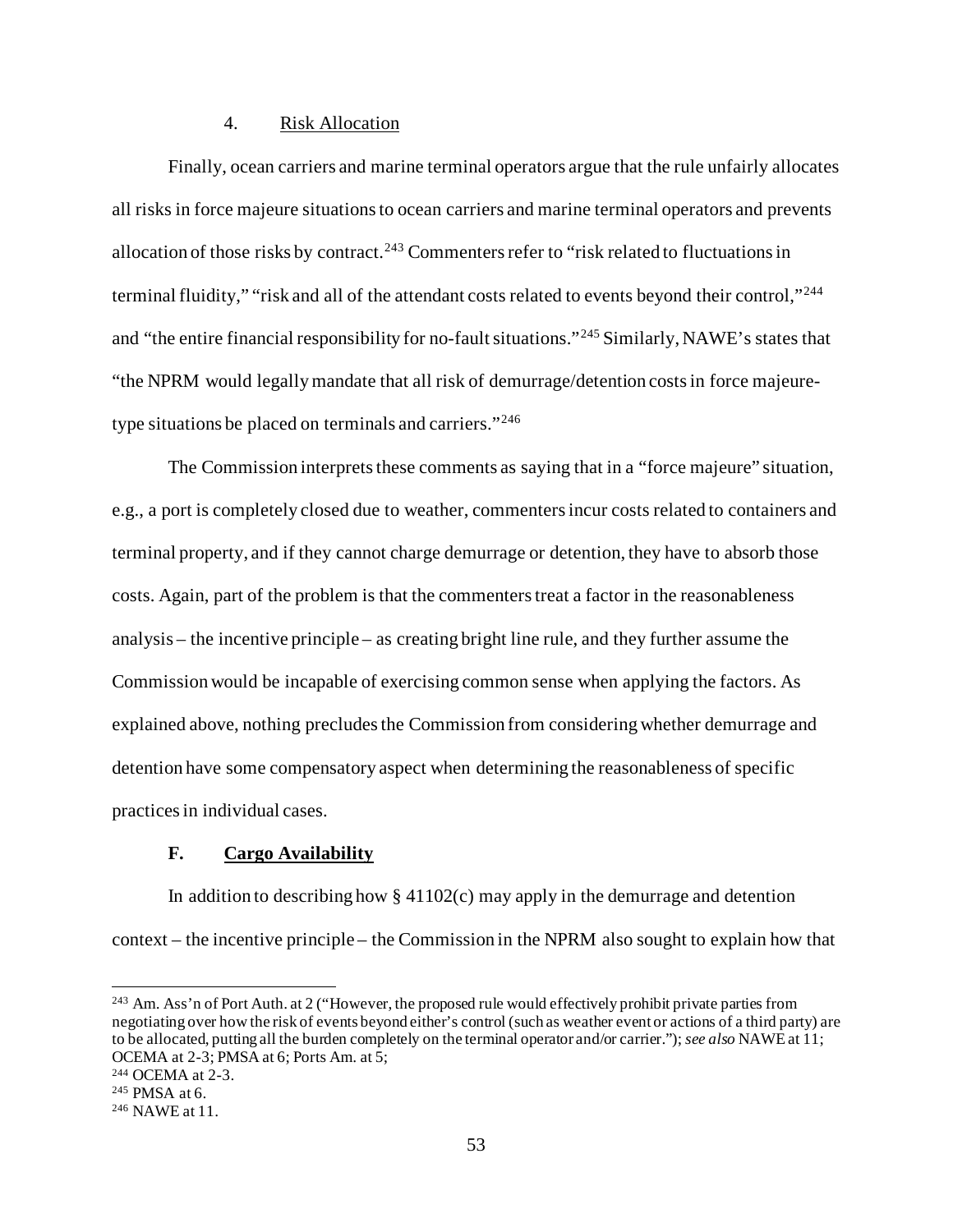#### 4. Risk Allocation

Finally, ocean carriers and marine terminal operators argue that the rule unfairly allocates all risks in force majeure situations to ocean carriers and marine terminal operators and prevents allocation of those risks by contract.[243] Commenters refer to "risk related to fluctuations in terminal fluidity," "risk and all of the attendant costs related to events beyond their control,"[244] and "the entire financial responsibility for no-fault situations."[245] Similarly, NAWE's states that "the NPRM would legally mandate that all risk of demurrage/detention costs in force majeure-type situations be placed on terminals and carriers."[246]

The Commission interprets these comments as saying that in a "force majeure" situation, e.g., a port is completely closed due to weather, commenters incur costs related to containers and terminal property, and if they cannot charge demurrage or detention, they have to absorb those costs. Again, part of the problem is that the commenters treat a factor in the reasonableness analysis – the incentive principle – as creating bright line rule, and they further assume the Commission would be incapable of exercising common sense when applying the factors. As explained above, nothing precludes the Commission from considering whether demurrage and detention have some compensatory aspect when determining the reasonableness of specific practices in individual cases.

### F. Cargo Availability

In addition to describing how § 41102(c) may apply in the demurrage and detention context – the incentive principle – the Commission in the NPRM also sought to explain how that

---

[243] Am. Ass'n of Port Auth. at 2 ("However, the proposed rule would effectively prohibit private parties from negotiating over how the risk of events beyond either's control (such as weather event or actions of a third party) are to be allocated, putting all the burden completely on the terminal operator and/or carrier."); *see also* NAWE at 11; OCEMA at 2-3; PMSA at 6; Ports Am. at 5;

[244] OCEMA at 2-3.

[245] PMSA at 6.

[246] NAWE at 11.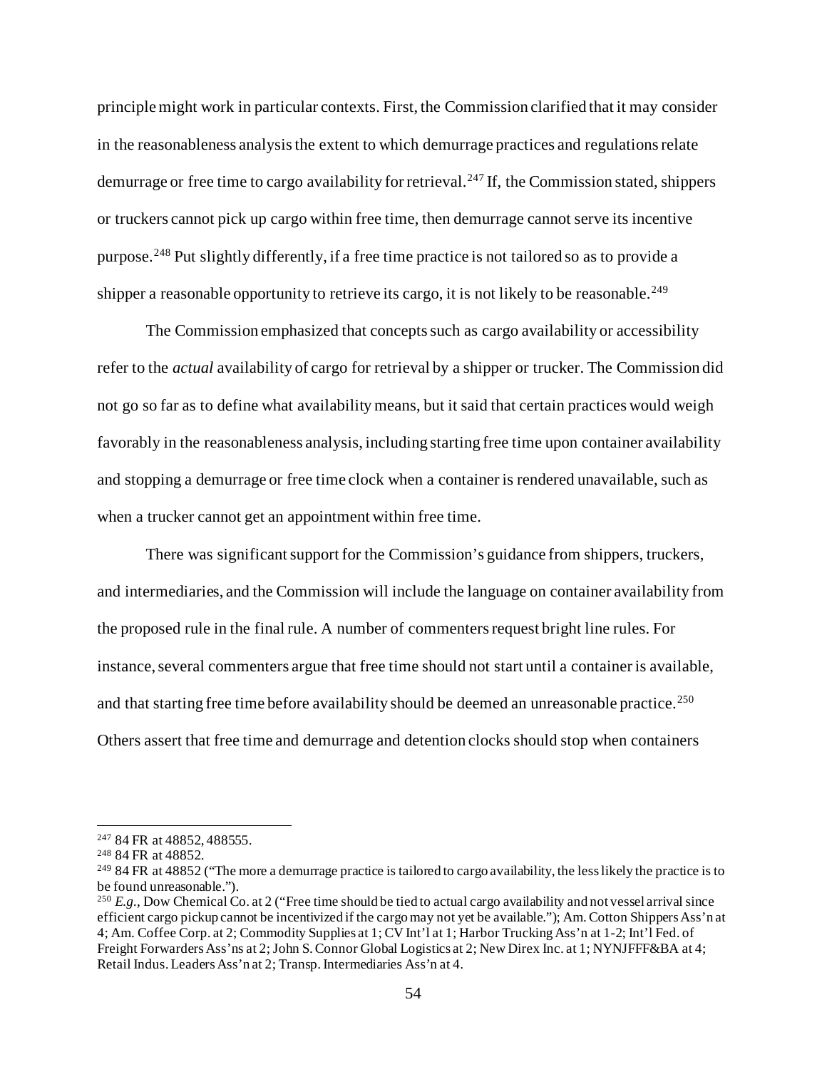principle might work in particular contexts. First, the Commission clarified that it may consider in the reasonableness analysis the extent to which demurrage practices and regulations relate demurrage or free time to cargo availability for retrieval.[247] If, the Commission stated, shippers or truckers cannot pick up cargo within free time, then demurrage cannot serve its incentive purpose.[248] Put slightly differently, if a free time practice is not tailored so as to provide a shipper a reasonable opportunity to retrieve its cargo, it is not likely to be reasonable.[249]

The Commission emphasized that concepts such as cargo availability or accessibility refer to the *actual* availability of cargo for retrieval by a shipper or trucker. The Commission did not go so far as to define what availability means, but it said that certain practices would weigh favorably in the reasonableness analysis, including starting free time upon container availability and stopping a demurrage or free time clock when a container is rendered unavailable, such as when a trucker cannot get an appointment within free time.

There was significant support for the Commission's guidance from shippers, truckers, and intermediaries, and the Commission will include the language on container availability from the proposed rule in the final rule. A number of commenters request bright line rules. For instance, several commenters argue that free time should not start until a container is available, and that starting free time before availability should be deemed an unreasonable practice.[250] Others assert that free time and demurrage and detention clocks should stop when containers

---

[247] 84 FR at 48852, 488555.

[248] 84 FR at 48852.

[249] 84 FR at 48852 ("The more a demurrage practice is tailored to cargo availability, the less likely the practice is to be found unreasonable.").

[250] *E.g.*, Dow Chemical Co. at 2 ("Free time should be tied to actual cargo availability and not vessel arrival since efficient cargo pickup cannot be incentivized if the cargo may not yet be available."); Am. Cotton Shippers Ass'n at 4; Am. Coffee Corp. at 2; Commodity Supplies at 1; CV Int'l at 1; Harbor Trucking Ass'n at 1-2; Int'l Fed. of Freight Forwarders Ass'ns at 2; John S. Connor Global Logistics at 2; New Direx Inc. at 1; NYNJFFF&BA at 4; Retail Indus. Leaders Ass'n at 2; Transp. Intermediaries Ass'n at 4.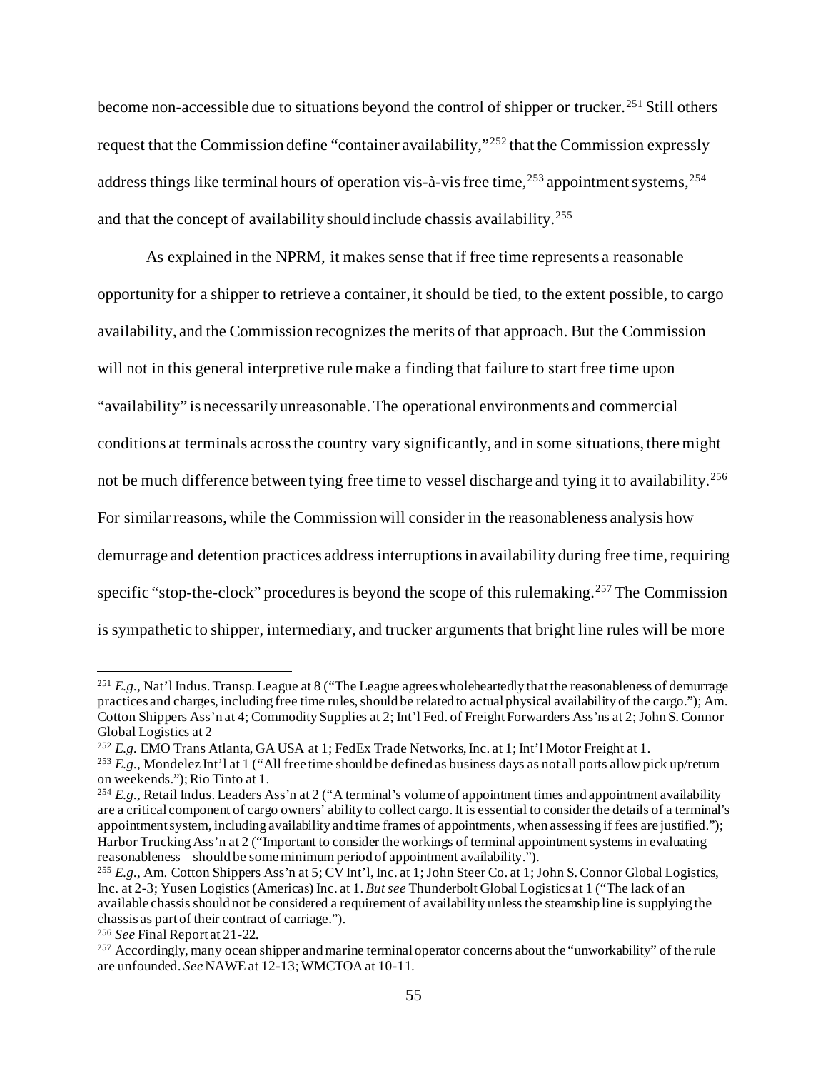become non-accessible due to situations beyond the control of shipper or trucker.[251] Still others request that the Commission define "container availability,"[252] that the Commission expressly address things like terminal hours of operation vis-à-vis free time,[253] appointment systems,[254] and that the concept of availability should include chassis availability.[255]

As explained in the NPRM, it makes sense that if free time represents a reasonable opportunity for a shipper to retrieve a container, it should be tied, to the extent possible, to cargo availability, and the Commission recognizes the merits of that approach. But the Commission will not in this general interpretive rule make a finding that failure to start free time upon "availability" is necessarily unreasonable. The operational environments and commercial conditions at terminals across the country vary significantly, and in some situations, there might not be much difference between tying free time to vessel discharge and tying it to availability.[256] For similar reasons, while the Commission will consider in the reasonableness analysis how demurrage and detention practices address interruptions in availability during free time, requiring specific "stop-the-clock" procedures is beyond the scope of this rulemaking.[257] The Commission is sympathetic to shipper, intermediary, and trucker arguments that bright line rules will be more

---

[251] *E.g.*, Nat'l Indus. Transp. League at 8 ("The League agrees wholeheartedly that the reasonableness of demurrage practices and charges, including free time rules, should be related to actual physical availability of the cargo."); Am. Cotton Shippers Ass'n at 4; Commodity Supplies at 2; Int'l Fed. of Freight Forwarders Ass'ns at 2; John S. Connor Global Logistics at 2

[252] *E.g.* EMO Trans Atlanta, GA USA at 1; FedEx Trade Networks, Inc. at 1; Int'l Motor Freight at 1.

[253] *E.g.*, Mondelez Int'l at 1 ("All free time should be defined as business days as not all ports allow pick up/return on weekends."); Rio Tinto at 1.

[254] *E.g.*, Retail Indus. Leaders Ass'n at 2 ("A terminal's volume of appointment times and appointment availability are a critical component of cargo owners' ability to collect cargo. It is essential to consider the details of a terminal's appointment system, including availability and time frames of appointments, when assessing if fees are justified."); Harbor Trucking Ass'n at 2 ("Important to consider the workings of terminal appointment systems in evaluating reasonableness – should be some minimum period of appointment availability.").

[255] *E.g.*, Am. Cotton Shippers Ass'n at 5; CV Int'l, Inc. at 1; John Steer Co. at 1; John S. Connor Global Logistics, Inc. at 2-3; Yusen Logistics (Americas) Inc. at 1. *But see* Thunderbolt Global Logistics at 1 ("The lack of an available chassis should not be considered a requirement of availability unless the steamship line is supplying the chassis as part of their contract of carriage.").

[256] *See* Final Report at 21-22.

[257] Accordingly, many ocean shipper and marine terminal operator concerns about the "unworkability" of the rule are unfounded. *See* NAWE at 12-13; WMCTOA at 10-11.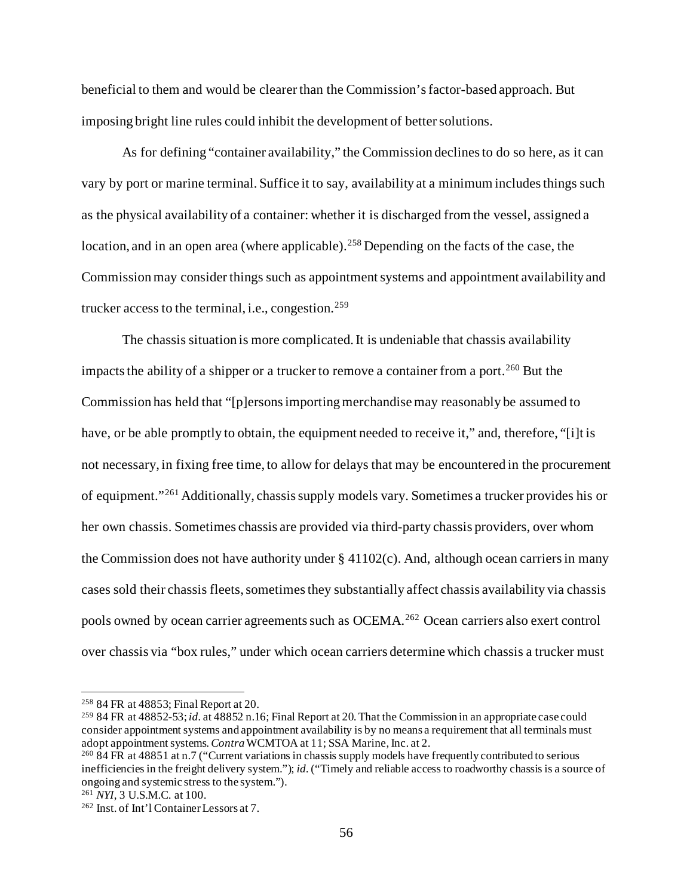beneficial to them and would be clearer than the Commission's factor-based approach. But imposing bright line rules could inhibit the development of better solutions.

As for defining "container availability," the Commission declines to do so here, as it can vary by port or marine terminal. Suffice it to say, availability at a minimum includes things such as the physical availability of a container: whether it is discharged from the vessel, assigned a location, and in an open area (where applicable).[258] Depending on the facts of the case, the Commission may consider things such as appointment systems and appointment availability and trucker access to the terminal, i.e., congestion.[259]

The chassis situation is more complicated. It is undeniable that chassis availability impacts the ability of a shipper or a trucker to remove a container from a port.[260] But the Commission has held that "[p]ersons importing merchandise may reasonably be assumed to have, or be able promptly to obtain, the equipment needed to receive it," and, therefore, "[i]t is not necessary, in fixing free time, to allow for delays that may be encountered in the procurement of equipment."[261] Additionally, chassis supply models vary. Sometimes a trucker provides his or her own chassis. Sometimes chassis are provided via third-party chassis providers, over whom the Commission does not have authority under § 41102(c). And, although ocean carriers in many cases sold their chassis fleets, sometimes they substantially affect chassis availability via chassis pools owned by ocean carrier agreements such as OCEMA.[262] Ocean carriers also exert control over chassis via "box rules," under which ocean carriers determine which chassis a trucker must

---

[258] 84 FR at 48853; Final Report at 20.

[259] 84 FR at 48852-53; *id.* at 48852 n.16; Final Report at 20. That the Commission in an appropriate case could consider appointment systems and appointment availability is by no means a requirement that all terminals must adopt appointment systems. *Contra* WCMTOA at 11; SSA Marine, Inc. at 2.

[260] 84 FR at 48851 at n.7 ("Current variations in chassis supply models have frequently contributed to serious inefficiencies in the freight delivery system."); *id.* ("Timely and reliable access to roadworthy chassis is a source of ongoing and systemic stress to the system.").

[261] *NYI*, 3 U.S.M.C. at 100.

[262] Inst. of Int'l Container Lessors at 7.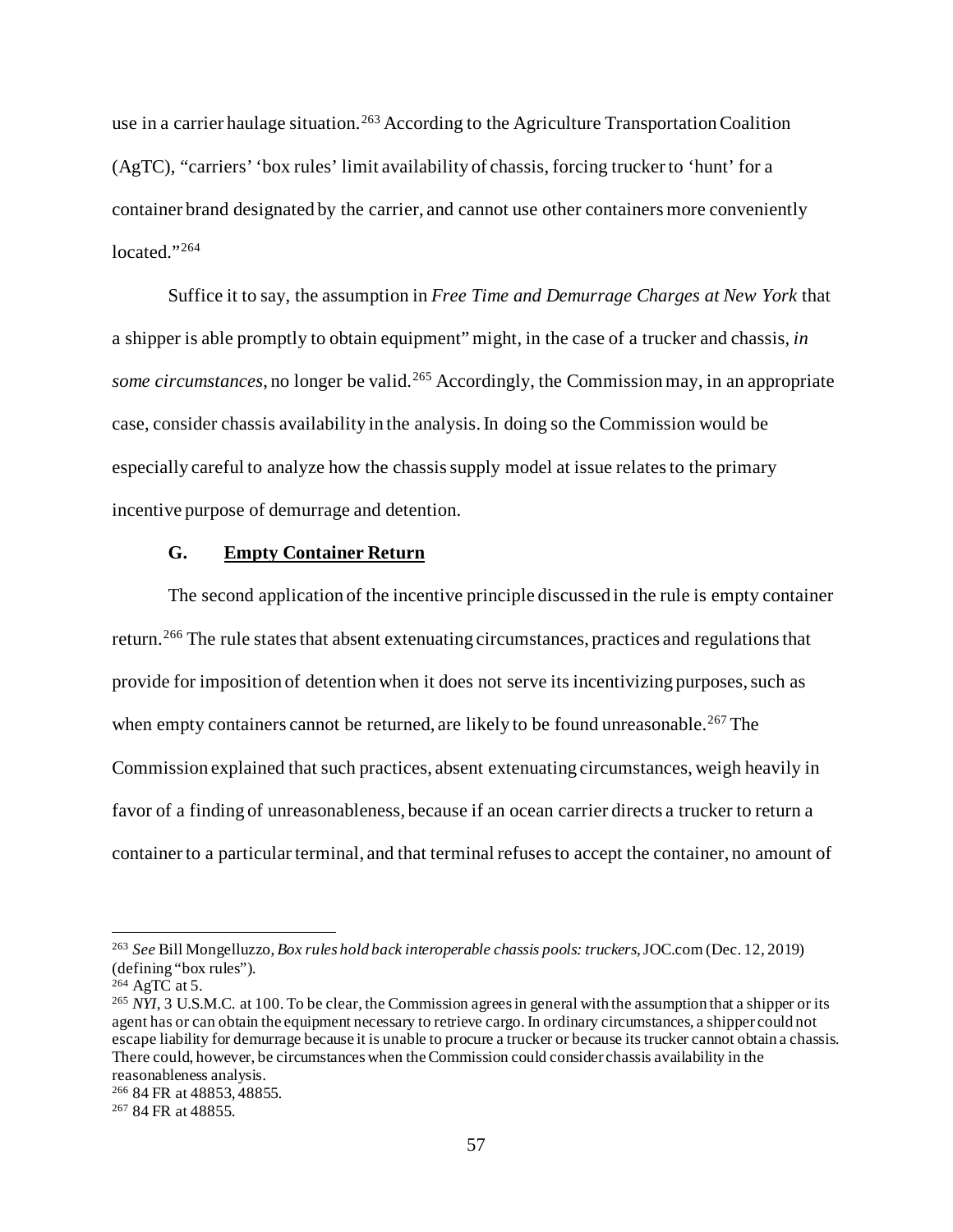use in a carrier haulage situation.[263] According to the Agriculture Transportation Coalition (AgTC), "carriers' 'box rules' limit availability of chassis, forcing trucker to 'hunt' for a container brand designated by the carrier, and cannot use other containers more conveniently located."[264]

Suffice it to say, the assumption in *Free Time and Demurrage Charges at New York* that a shipper is able promptly to obtain equipment" might, in the case of a trucker and chassis, *in some circumstances*, no longer be valid.[265] Accordingly, the Commission may, in an appropriate case, consider chassis availability in the analysis. In doing so the Commission would be especially careful to analyze how the chassis supply model at issue relates to the primary incentive purpose of demurrage and detention.

### G. Empty Container Return

The second application of the incentive principle discussed in the rule is empty container return.[266] The rule states that absent extenuating circumstances, practices and regulations that provide for imposition of detention when it does not serve its incentivizing purposes, such as when empty containers cannot be returned, are likely to be found unreasonable.[267] The Commission explained that such practices, absent extenuating circumstances, weigh heavily in favor of a finding of unreasonableness, because if an ocean carrier directs a trucker to return a container to a particular terminal, and that terminal refuses to accept the container, no amount of

---

[263] *See* Bill Mongelluzzo, *Box rules hold back interoperable chassis pools: truckers*, JOC.com (Dec. 12, 2019) (defining "box rules").

[264] AgTC at 5.

[265] *NYI*, 3 U.S.M.C. at 100. To be clear, the Commission agrees in general with the assumption that a shipper or its agent has or can obtain the equipment necessary to retrieve cargo. In ordinary circumstances, a shipper could not escape liability for demurrage because it is unable to procure a trucker or because its trucker cannot obtain a chassis. There could, however, be circumstances when the Commission could consider chassis availability in the reasonableness analysis.

[266] 84 FR at 48853, 48855.

[267] 84 FR at 48855.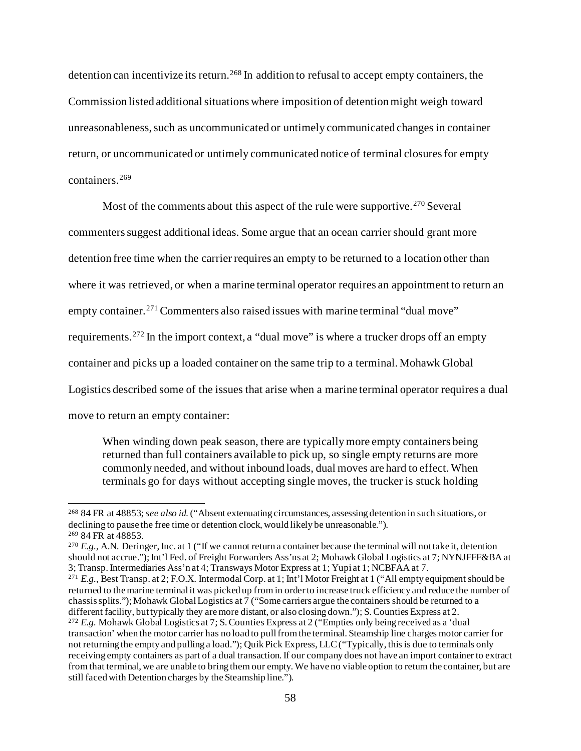detention can incentivize its return.[268] In addition to refusal to accept empty containers, the Commission listed additional situations where imposition of detention might weigh toward unreasonableness, such as uncommunicated or untimely communicated changes in container return, or uncommunicated or untimely communicated notice of terminal closures for empty containers.[269]

Most of the comments about this aspect of the rule were supportive.[270] Several commenters suggest additional ideas. Some argue that an ocean carrier should grant more detention free time when the carrier requires an empty to be returned to a location other than where it was retrieved, or when a marine terminal operator requires an appointment to return an empty container.[271] Commenters also raised issues with marine terminal "dual move" requirements.[272] In the import context, a "dual move" is where a trucker drops off an empty container and picks up a loaded container on the same trip to a terminal. Mohawk Global Logistics described some of the issues that arise when a marine terminal operator requires a dual move to return an empty container:

> When winding down peak season, there are typically more empty containers being returned than full containers available to pick up, so single empty returns are more commonly needed, and without inbound loads, dual moves are hard to effect. When terminals go for days without accepting single moves, the trucker is stuck holding

---

[268] 84 FR at 48853; *see also id.* ("Absent extenuating circumstances, assessing detention in such situations, or declining to pause the free time or detention clock, would likely be unreasonable.").

[269] 84 FR at 48853.

[270] *E.g.*, A.N. Deringer, Inc. at 1 ("If we cannot return a container because the terminal will not take it, detention should not accrue."); Int'l Fed. of Freight Forwarders Ass'ns at 2; Mohawk Global Logistics at 7; NYNJFFF&BA at 3; Transp. Intermediaries Ass'n at 4; Transways Motor Express at 1; Yupi at 1; NCBFAA at 7.

[271] *E.g.*, Best Transp. at 2; F.O.X. Intermodal Corp. at 1; Int'l Motor Freight at 1 ("All empty equipment should be returned to the marine terminal it was picked up from in order to increase truck efficiency and reduce the number of chassis splits."); Mohawk Global Logistics at 7 ("Some carriers argue the containers should be returned to a different facility, but typically they are more distant, or also closing down."); S. Counties Express at 2.

[272] *E.g.* Mohawk Global Logistics at 7; S. Counties Express at 2 ("Empties only being received as a 'dual transaction' when the motor carrier has no load to pull from the terminal. Steamship line charges motor carrier for not returning the empty and pulling a load."); Quik Pick Express, LLC ("Typically, this is due to terminals only receiving empty containers as part of a dual transaction. If our company does not have an import container to extract from that terminal, we are unable to bring them our empty. We have no viable option to return the container, but are still faced with Detention charges by the Steamship line.").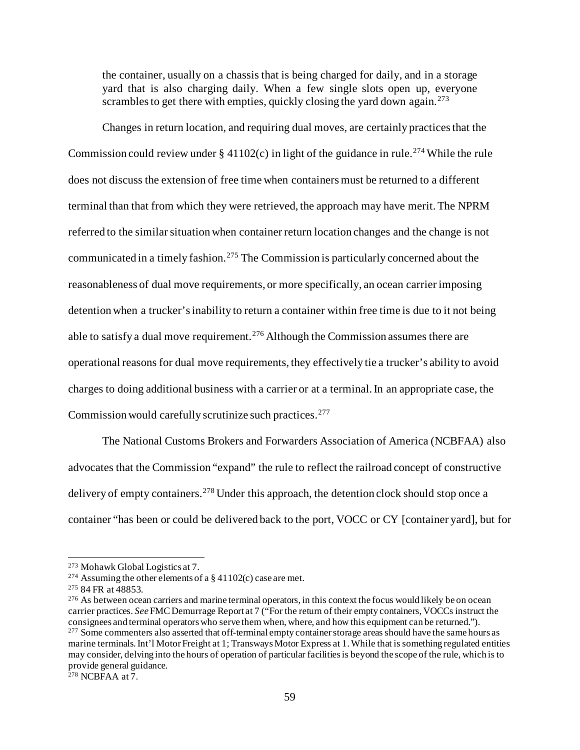the container, usually on a chassis that is being charged for daily, and in a storage yard that is also charging daily. When a few single slots open up, everyone scrambles to get there with empties, quickly closing the yard down again.[273]

Changes in return location, and requiring dual moves, are certainly practices that the Commission could review under § 41102(c) in light of the guidance in rule.[274] While the rule does not discuss the extension of free time when containers must be returned to a different terminal than that from which they were retrieved, the approach may have merit. The NPRM referred to the similar situation when container return location changes and the change is not communicated in a timely fashion.[275] The Commission is particularly concerned about the reasonableness of dual move requirements, or more specifically, an ocean carrier imposing detention when a trucker's inability to return a container within free time is due to it not being able to satisfy a dual move requirement.[276] Although the Commission assumes there are operational reasons for dual move requirements, they effectively tie a trucker's ability to avoid charges to doing additional business with a carrier or at a terminal. In an appropriate case, the Commission would carefully scrutinize such practices.[277]

The National Customs Brokers and Forwarders Association of America (NCBFAA) also advocates that the Commission "expand" the rule to reflect the railroad concept of constructive delivery of empty containers.[278] Under this approach, the detention clock should stop once a container "has been or could be delivered back to the port, VOCC or CY [container yard], but for

---

[273] Mohawk Global Logistics at 7.

[274] Assuming the other elements of a § 41102(c) case are met.

[275] 84 FR at 48853.

[276] As between ocean carriers and marine terminal operators, in this context the focus would likely be on ocean carrier practices. *See* FMC Demurrage Report at 7 ("For the return of their empty containers, VOCCs instruct the consignees and terminal operators who serve them when, where, and how this equipment can be returned.").

[277] Some commenters also asserted that off-terminal empty container storage areas should have the same hours as marine terminals. Int'l Motor Freight at 1; Transways Motor Express at 1. While that is something regulated entities may consider, delving into the hours of operation of particular facilities is beyond the scope of the rule, which is to provide general guidance.

[278] NCBFAA at 7.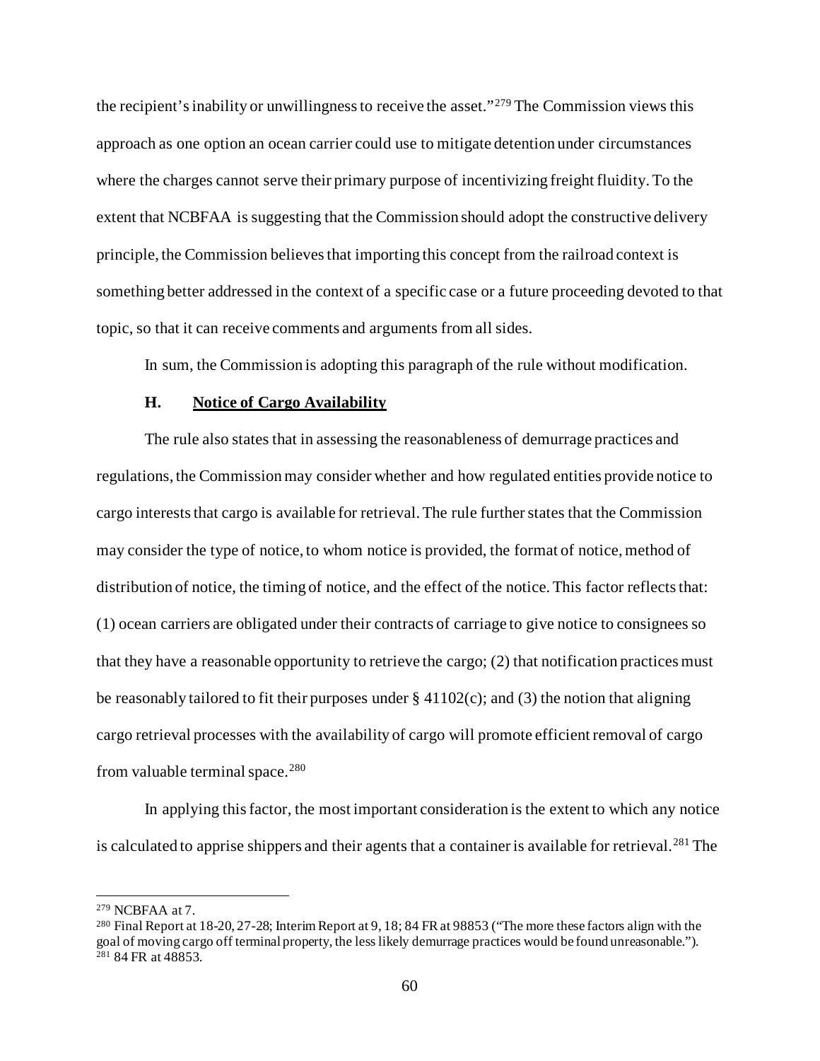the recipient's inability or unwillingness to receive the asset."[279] The Commission views this approach as one option an ocean carrier could use to mitigate detention under circumstances where the charges cannot serve their primary purpose of incentivizing freight fluidity. To the extent that NCBFAA is suggesting that the Commission should adopt the constructive delivery principle, the Commission believes that importing this concept from the railroad context is something better addressed in the context of a specific case or a future proceeding devoted to that topic, so that it can receive comments and arguments from all sides.

In sum, the Commission is adopting this paragraph of the rule without modification.

### H. Notice of Cargo Availability

The rule also states that in assessing the reasonableness of demurrage practices and regulations, the Commission may consider whether and how regulated entities provide notice to cargo interests that cargo is available for retrieval. The rule further states that the Commission may consider the type of notice, to whom notice is provided, the format of notice, method of distribution of notice, the timing of notice, and the effect of the notice. This factor reflects that: (1) ocean carriers are obligated under their contracts of carriage to give notice to consignees so that they have a reasonable opportunity to retrieve the cargo; (2) that notification practices must be reasonably tailored to fit their purposes under § 41102(c); and (3) the notion that aligning cargo retrieval processes with the availability of cargo will promote efficient removal of cargo from valuable terminal space.[280]

In applying this factor, the most important consideration is the extent to which any notice is calculated to apprise shippers and their agents that a container is available for retrieval.[281] The

---

[279] NCBFAA at 7.

[280] Final Report at 18-20, 27-28; Interim Report at 9, 18; 84 FR at 98853 ("The more these factors align with the goal of moving cargo off terminal property, the less likely demurrage practices would be found unreasonable.").

[281] 84 FR at 48853.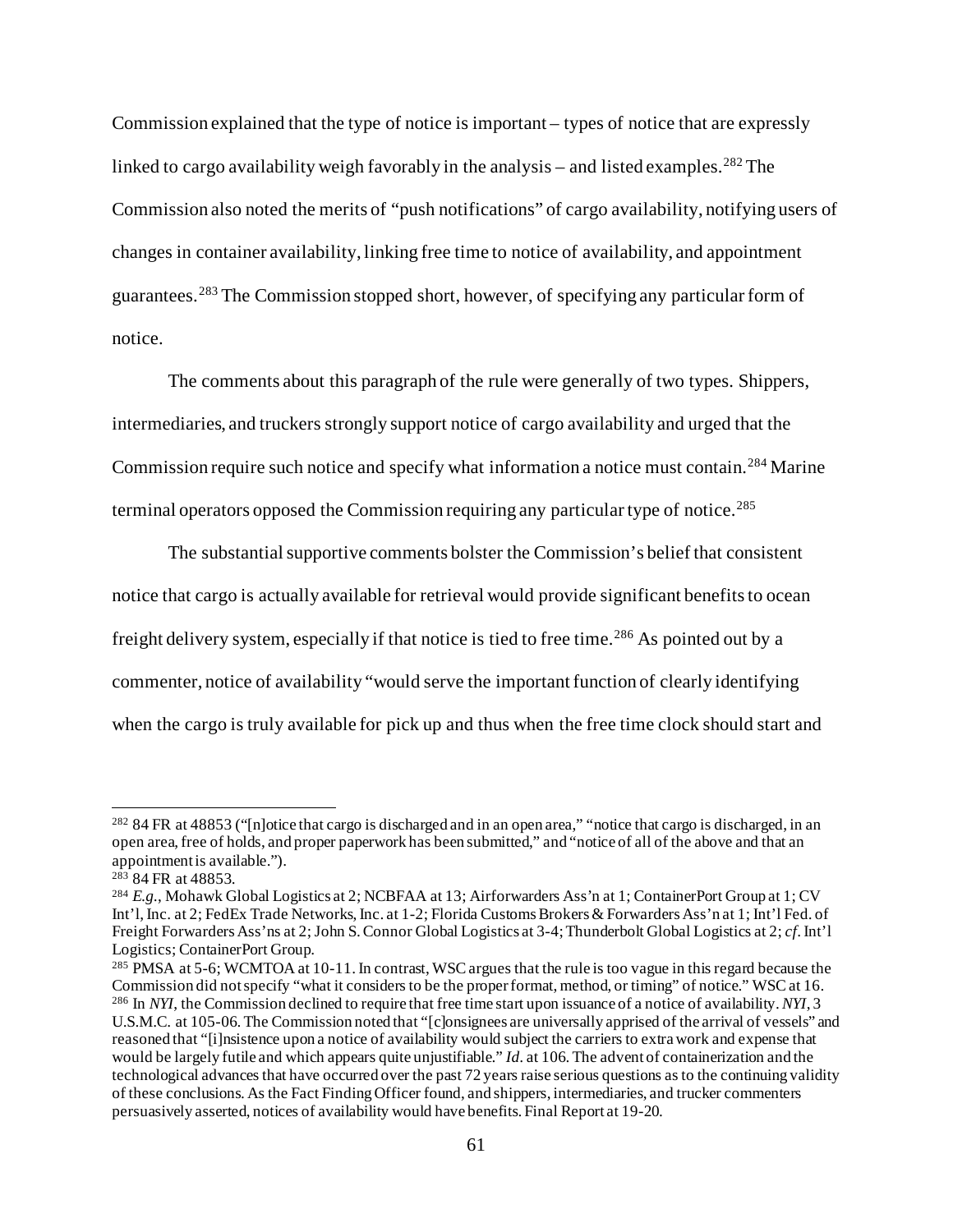Commission explained that the type of notice is important – types of notice that are expressly linked to cargo availability weigh favorably in the analysis – and listed examples.[282] The Commission also noted the merits of "push notifications" of cargo availability, notifying users of changes in container availability, linking free time to notice of availability, and appointment guarantees.[283] The Commission stopped short, however, of specifying any particular form of notice.

The comments about this paragraph of the rule were generally of two types. Shippers, intermediaries, and truckers strongly support notice of cargo availability and urged that the Commission require such notice and specify what information a notice must contain.[284] Marine terminal operators opposed the Commission requiring any particular type of notice.[285]

The substantial supportive comments bolster the Commission's belief that consistent notice that cargo is actually available for retrieval would provide significant benefits to ocean freight delivery system, especially if that notice is tied to free time.[286] As pointed out by a commenter, notice of availability "would serve the important function of clearly identifying when the cargo is truly available for pick up and thus when the free time clock should start and

---

[282] 84 FR at 48853 ("[n]otice that cargo is discharged and in an open area," "notice that cargo is discharged, in an open area, free of holds, and proper paperwork has been submitted," and "notice of all of the above and that an appointment is available.").

[283] 84 FR at 48853.

[284] *E.g.*, Mohawk Global Logistics at 2; NCBFAA at 13; Airforwarders Ass'n at 1; ContainerPort Group at 1; CV Int'l, Inc. at 2; FedEx Trade Networks, Inc. at 1-2; Florida Customs Brokers & Forwarders Ass'n at 1; Int'l Fed. of Freight Forwarders Ass'ns at 2; John S. Connor Global Logistics at 3-4; Thunderbolt Global Logistics at 2; *cf*. Int'l Logistics; ContainerPort Group.

[285] PMSA at 5-6; WCMTOA at 10-11. In contrast, WSC argues that the rule is too vague in this regard because the Commission did not specify "what it considers to be the proper format, method, or timing" of notice." WSC at 16.

[286] In *NYI*, the Commission declined to require that free time start upon issuance of a notice of availability. *NYI*, 3 U.S.M.C. at 105-06. The Commission noted that "[c]onsignees are universally apprised of the arrival of vessels" and reasoned that "[i]nsistence upon a notice of availability would subject the carriers to extra work and expense that would be largely futile and which appears quite unjustifiable." *Id*. at 106. The advent of containerization and the technological advances that have occurred over the past 72 years raise serious questions as to the continuing validity of these conclusions. As the Fact Finding Officer found, and shippers, intermediaries, and trucker commenters persuasively asserted, notices of availability would have benefits. Final Report at 19-20.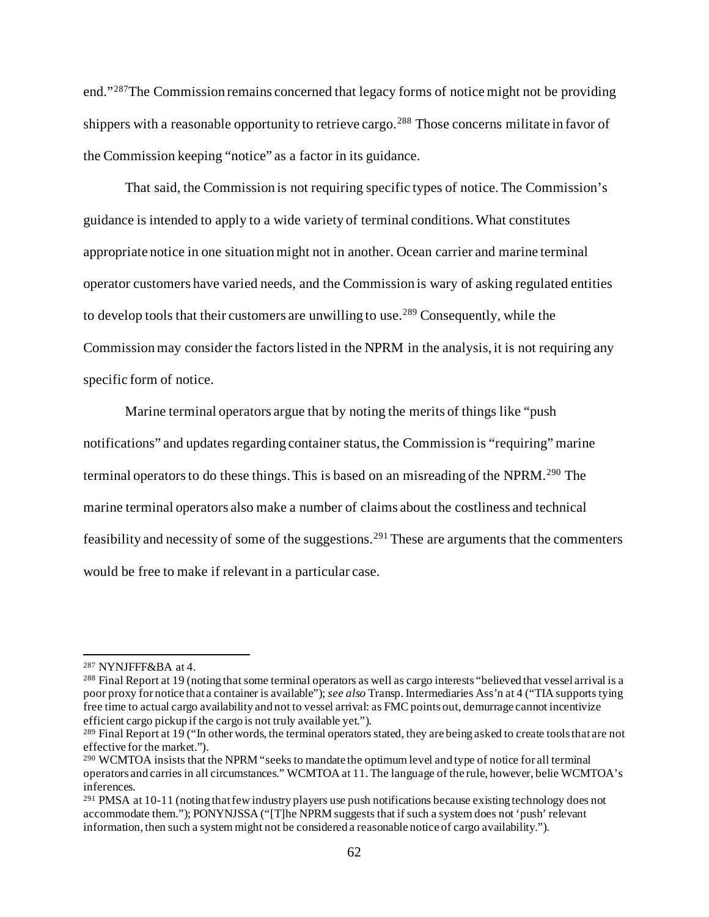end."[287]The Commission remains concerned that legacy forms of notice might not be providing shippers with a reasonable opportunity to retrieve cargo.[288] Those concerns militate in favor of the Commission keeping "notice" as a factor in its guidance.

That said, the Commission is not requiring specific types of notice. The Commission's guidance is intended to apply to a wide variety of terminal conditions. What constitutes appropriate notice in one situation might not in another. Ocean carrier and marine terminal operator customers have varied needs, and the Commission is wary of asking regulated entities to develop tools that their customers are unwilling to use.[289] Consequently, while the Commission may consider the factors listed in the NPRM in the analysis, it is not requiring any specific form of notice.

Marine terminal operators argue that by noting the merits of things like "push notifications" and updates regarding container status, the Commission is "requiring" marine terminal operators to do these things. This is based on an misreading of the NPRM.[290] The marine terminal operators also make a number of claims about the costliness and technical feasibility and necessity of some of the suggestions.[291] These are arguments that the commenters would be free to make if relevant in a particular case.

---

[287] NYNJFFF&BA at 4.

[288] Final Report at 19 (noting that some terminal operators as well as cargo interests "believed that vessel arrival is a poor proxy for notice that a container is available"); *see also* Transp. Intermediaries Ass'n at 4 ("TIA supports tying free time to actual cargo availability and not to vessel arrival: as FMC points out, demurrage cannot incentivize efficient cargo pickup if the cargo is not truly available yet.").

[289] Final Report at 19 ("In other words, the terminal operators stated, they are being asked to create tools that are not effective for the market.").

[290] WCMTOA insists that the NPRM "seeks to mandate the optimum level and type of notice for all terminal operators and carries in all circumstances." WCMTOA at 11. The language of the rule, however, belie WCMTOA's inferences.

[291] PMSA at 10-11 (noting that few industry players use push notifications because existing technology does not accommodate them."); PONYNJSSA ("[T]he NPRM suggests that if such a system does not 'push' relevant information, then such a system might not be considered a reasonable notice of cargo availability.").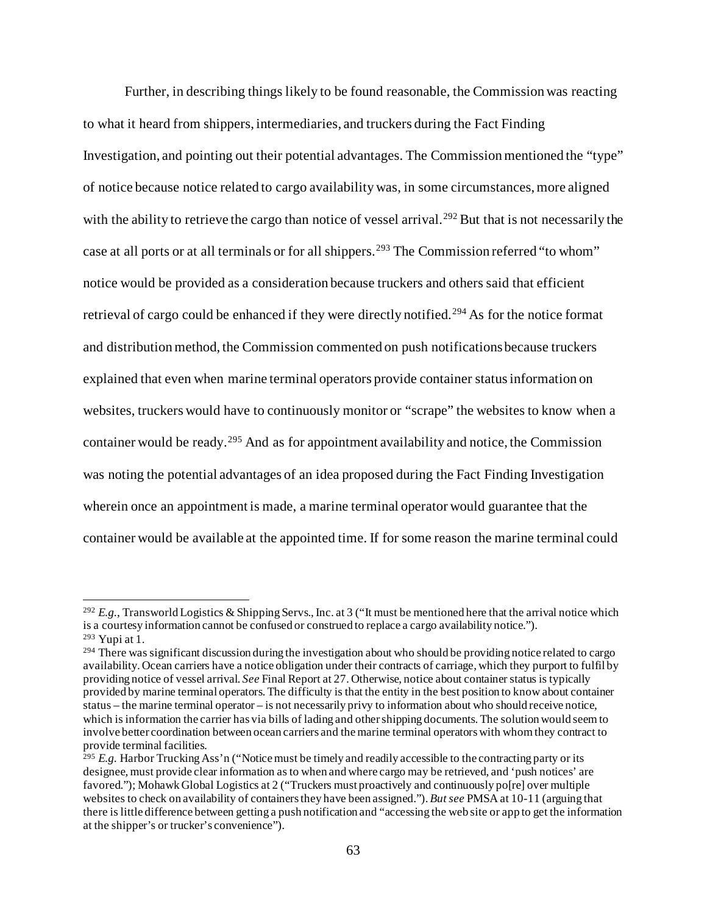Further, in describing things likely to be found reasonable, the Commission was reacting to what it heard from shippers, intermediaries, and truckers during the Fact Finding Investigation, and pointing out their potential advantages. The Commission mentioned the "type" of notice because notice related to cargo availability was, in some circumstances, more aligned with the ability to retrieve the cargo than notice of vessel arrival.[292] But that is not necessarily the case at all ports or at all terminals or for all shippers.[293] The Commission referred "to whom" notice would be provided as a consideration because truckers and others said that efficient retrieval of cargo could be enhanced if they were directly notified.[294] As for the notice format and distribution method, the Commission commented on push notifications because truckers explained that even when marine terminal operators provide container status information on websites, truckers would have to continuously monitor or "scrape" the websites to know when a container would be ready.[295] And as for appointment availability and notice, the Commission was noting the potential advantages of an idea proposed during the Fact Finding Investigation wherein once an appointment is made, a marine terminal operator would guarantee that the container would be available at the appointed time. If for some reason the marine terminal could

---

[292] *E.g.*, Transworld Logistics & Shipping Servs., Inc. at 3 ("It must be mentioned here that the arrival notice which is a courtesy information cannot be confused or construed to replace a cargo availability notice.").

[293] Yupi at 1.

[294] There was significant discussion during the investigation about who should be providing notice related to cargo availability. Ocean carriers have a notice obligation under their contracts of carriage, which they purport to fulfil by providing notice of vessel arrival. *See* Final Report at 27. Otherwise, notice about container status is typically provided by marine terminal operators. The difficulty is that the entity in the best position to know about container status – the marine terminal operator – is not necessarily privy to information about who should receive notice, which is information the carrier has via bills of lading and other shipping documents. The solution would seem to involve better coordination between ocean carriers and the marine terminal operators with whom they contract to provide terminal facilities.

[295] *E.g.* Harbor Trucking Ass'n ("Notice must be timely and readily accessible to the contracting party or its designee, must provide clear information as to when and where cargo may be retrieved, and 'push notices' are favored."); Mohawk Global Logistics at 2 ("Truckers must proactively and continuously po[re] over multiple websites to check on availability of containers they have been assigned."). *But see* PMSA at 10-11 (arguing that there is little difference between getting a push notification and "accessing the web site or app to get the information at the shipper's or trucker's convenience").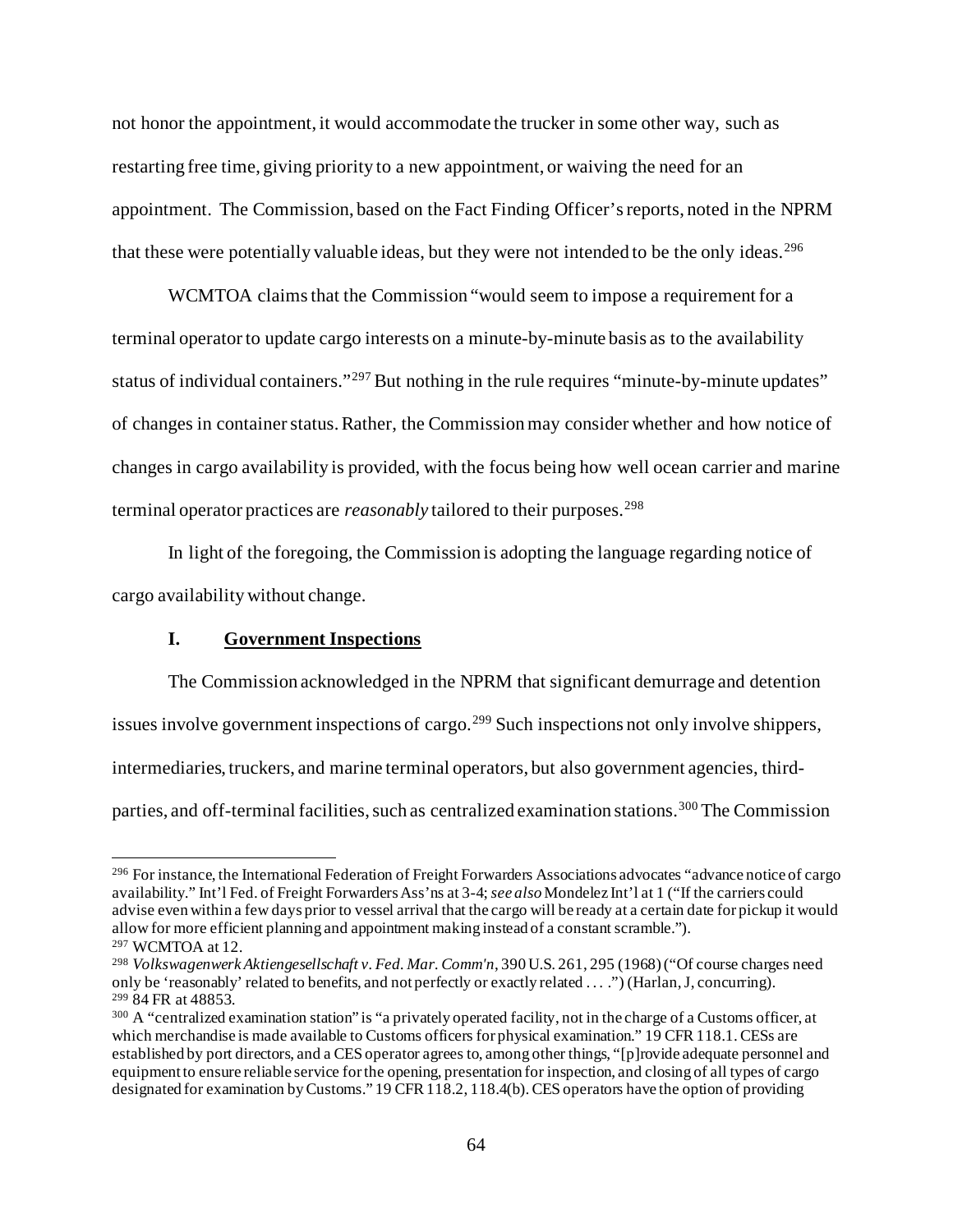not honor the appointment, it would accommodate the trucker in some other way, such as restarting free time, giving priority to a new appointment, or waiving the need for an appointment. The Commission, based on the Fact Finding Officer's reports, noted in the NPRM that these were potentially valuable ideas, but they were not intended to be the only ideas.[296]

WCMTOA claims that the Commission "would seem to impose a requirement for a terminal operator to update cargo interests on a minute-by-minute basis as to the availability status of individual containers."[297] But nothing in the rule requires "minute-by-minute updates" of changes in container status. Rather, the Commission may consider whether and how notice of changes in cargo availability is provided, with the focus being how well ocean carrier and marine terminal operator practices are *reasonably* tailored to their purposes.[298]

In light of the foregoing, the Commission is adopting the language regarding notice of cargo availability without change.

### I. Government Inspections

The Commission acknowledged in the NPRM that significant demurrage and detention issues involve government inspections of cargo.[299] Such inspections not only involve shippers, intermediaries, truckers, and marine terminal operators, but also government agencies, third-parties, and off-terminal facilities, such as centralized examination stations.[300] The Commission

---

[296] For instance, the International Federation of Freight Forwarders Associations advocates "advance notice of cargo availability." Int'l Fed. of Freight Forwarders Ass'ns at 3-4; *see also* Mondelez Int'l at 1 ("If the carriers could advise even within a few days prior to vessel arrival that the cargo will be ready at a certain date for pickup it would allow for more efficient planning and appointment making instead of a constant scramble.").

[297] WCMTOA at 12.

[298] *Volkswagenwerk Aktiengesellschaft v. Fed. Mar. Comm'n*, 390 U.S. 261, 295 (1968) ("Of course charges need only be 'reasonably' related to benefits, and not perfectly or exactly related . . . .") (Harlan, J, concurring).

[299] 84 FR at 48853.

[300] A "centralized examination station" is "a privately operated facility, not in the charge of a Customs officer, at which merchandise is made available to Customs officers for physical examination." 19 CFR 118.1. CESs are established by port directors, and a CES operator agrees to, among other things, "[p]rovide adequate personnel and equipment to ensure reliable service for the opening, presentation for inspection, and closing of all types of cargo designated for examination by Customs." 19 CFR 118.2, 118.4(b). CES operators have the option of providing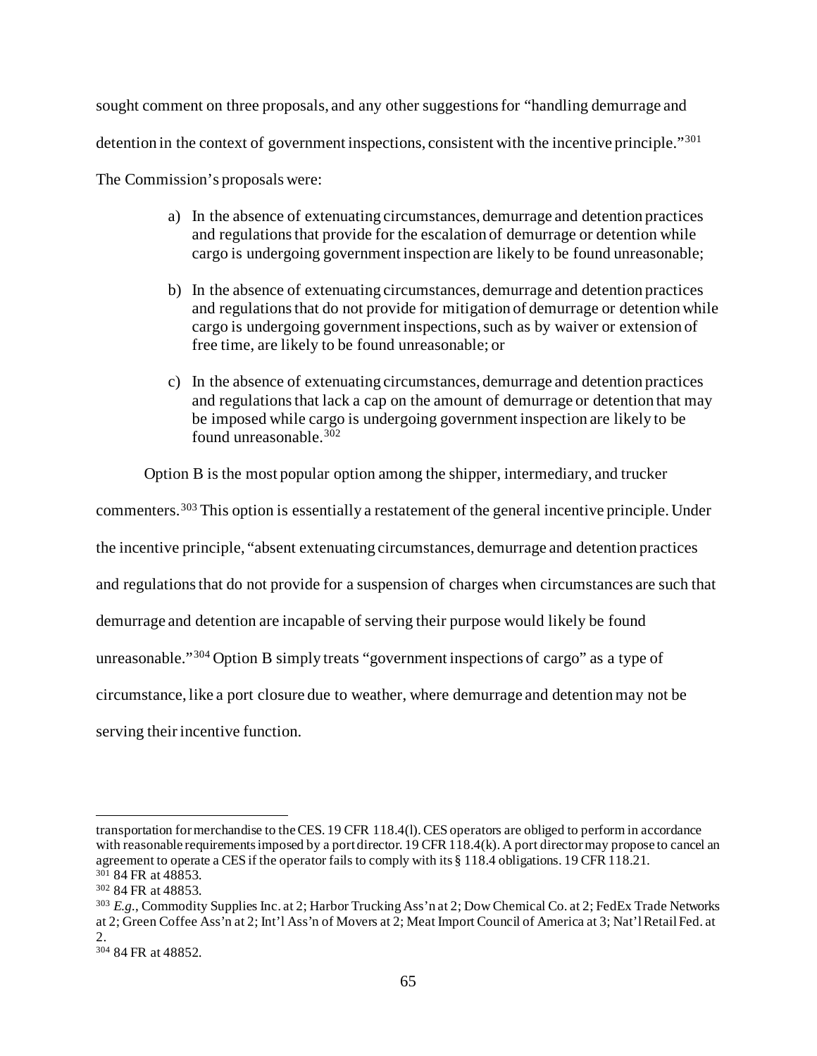sought comment on three proposals, and any other suggestions for "handling demurrage and detention in the context of government inspections, consistent with the incentive principle."[301]

The Commission's proposals were:

> a) In the absence of extenuating circumstances, demurrage and detention practices and regulations that provide for the escalation of demurrage or detention while cargo is undergoing government inspection are likely to be found unreasonable;
>
> b) In the absence of extenuating circumstances, demurrage and detention practices and regulations that do not provide for mitigation of demurrage or detention while cargo is undergoing government inspections, such as by waiver or extension of free time, are likely to be found unreasonable; or
>
> c) In the absence of extenuating circumstances, demurrage and detention practices and regulations that lack a cap on the amount of demurrage or detention that may be imposed while cargo is undergoing government inspection are likely to be found unreasonable.[302]

Option B is the most popular option among the shipper, intermediary, and trucker commenters.[303] This option is essentially a restatement of the general incentive principle. Under the incentive principle, "absent extenuating circumstances, demurrage and detention practices and regulations that do not provide for a suspension of charges when circumstances are such that demurrage and detention are incapable of serving their purpose would likely be found unreasonable."[304] Option B simply treats "government inspections of cargo" as a type of circumstance, like a port closure due to weather, where demurrage and detention may not be serving their incentive function.

---

transportation for merchandise to the CES. 19 CFR 118.4(l). CES operators are obliged to perform in accordance with reasonable requirements imposed by a port director. 19 CFR 118.4(k). A port director may propose to cancel an agreement to operate a CES if the operator fails to comply with its § 118.4 obligations. 19 CFR 118.21.

[301] 84 FR at 48853.

[302] 84 FR at 48853.

[303] *E.g.*, Commodity Supplies Inc. at 2; Harbor Trucking Ass'n at 2; Dow Chemical Co. at 2; FedEx Trade Networks at 2; Green Coffee Ass'n at 2; Int'l Ass'n of Movers at 2; Meat Import Council of America at 3; Nat'l Retail Fed. at 2.

[304] 84 FR at 48852.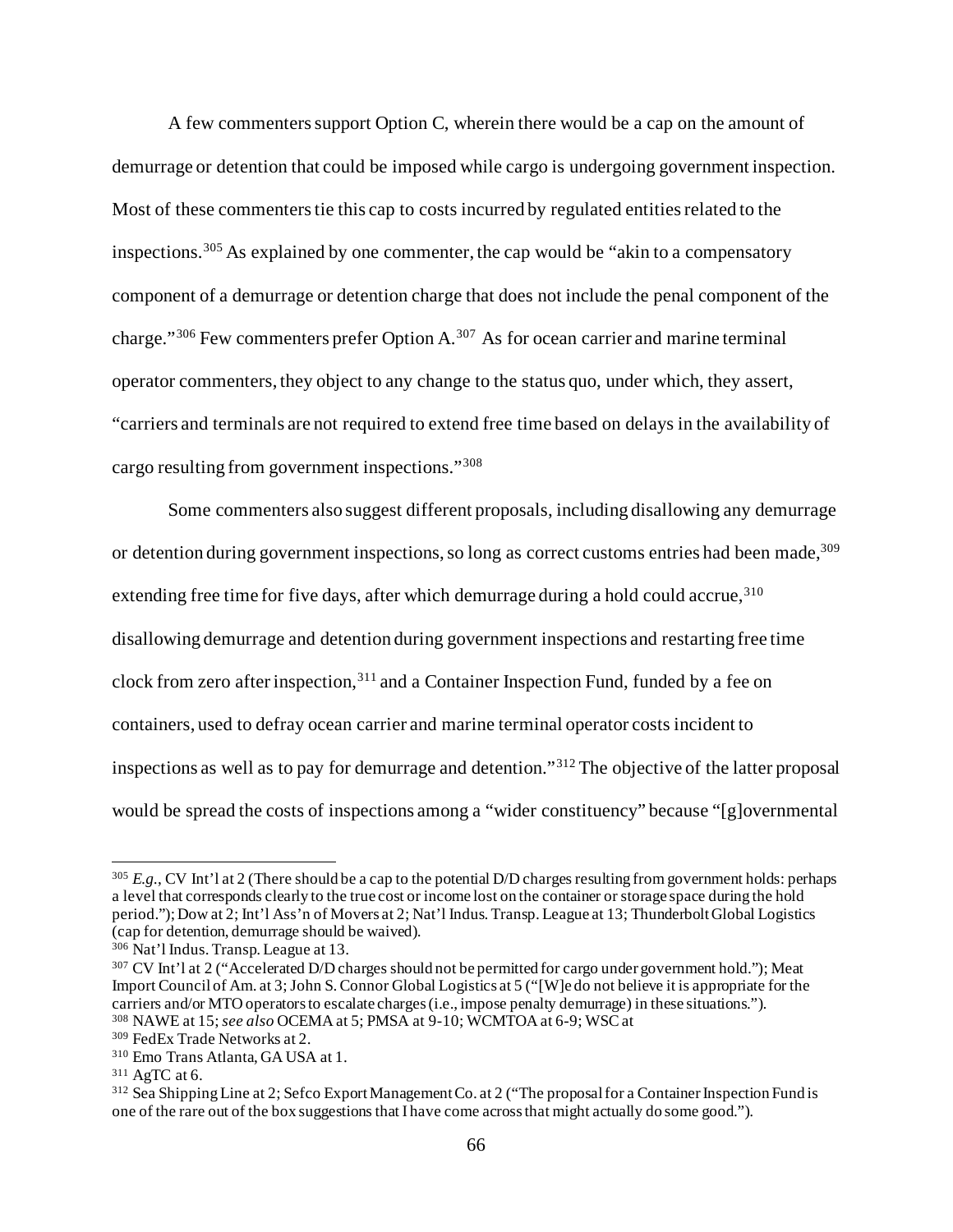A few commenters support Option C, wherein there would be a cap on the amount of demurrage or detention that could be imposed while cargo is undergoing government inspection. Most of these commenters tie this cap to costs incurred by regulated entities related to the inspections.[305] As explained by one commenter, the cap would be "akin to a compensatory component of a demurrage or detention charge that does not include the penal component of the charge."[306] Few commenters prefer Option A.[307] As for ocean carrier and marine terminal operator commenters, they object to any change to the status quo, under which, they assert, "carriers and terminals are not required to extend free time based on delays in the availability of cargo resulting from government inspections."[308]

Some commenters also suggest different proposals, including disallowing any demurrage or detention during government inspections, so long as correct customs entries had been made,[309] extending free time for five days, after which demurrage during a hold could accrue,[310] disallowing demurrage and detention during government inspections and restarting free time clock from zero after inspection,[311] and a Container Inspection Fund, funded by a fee on containers, used to defray ocean carrier and marine terminal operator costs incident to inspections as well as to pay for demurrage and detention."[312] The objective of the latter proposal would be spread the costs of inspections among a "wider constituency" because "[g]overnmental

---

[305] *E.g.*, CV Int'l at 2 (There should be a cap to the potential D/D charges resulting from government holds: perhaps a level that corresponds clearly to the true cost or income lost on the container or storage space during the hold period."); Dow at 2; Int'l Ass'n of Movers at 2; Nat'l Indus. Transp. League at 13; Thunderbolt Global Logistics (cap for detention, demurrage should be waived).

[306] Nat'l Indus. Transp. League at 13.

[307] CV Int'l at 2 ("Accelerated D/D charges should not be permitted for cargo under government hold."); Meat Import Council of Am. at 3; John S. Connor Global Logistics at 5 ("[W]e do not believe it is appropriate for the carriers and/or MTO operators to escalate charges (i.e., impose penalty demurrage) in these situations.").

[308] NAWE at 15; *see also* OCEMA at 5; PMSA at 9-10; WCMTOA at 6-9; WSC at

[309] FedEx Trade Networks at 2.

[310] Emo Trans Atlanta, GA USA at 1.

[311] AgTC at 6.

[312] Sea Shipping Line at 2; Sefco Export Management Co. at 2 ("The proposal for a Container Inspection Fund is one of the rare out of the box suggestions that I have come across that might actually do some good.").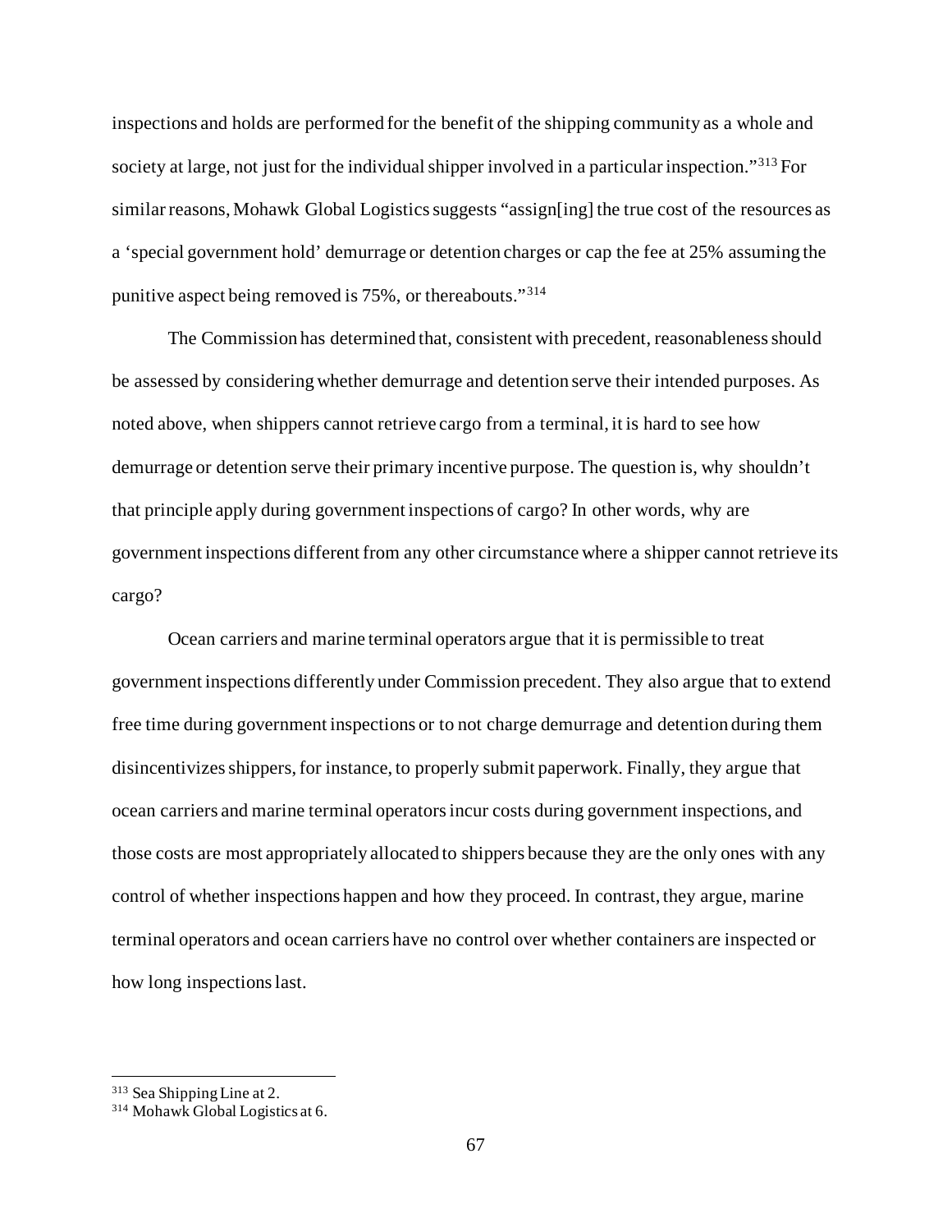inspections and holds are performed for the benefit of the shipping community as a whole and society at large, not just for the individual shipper involved in a particular inspection."[313] For similar reasons, Mohawk Global Logistics suggests "assign[ing] the true cost of the resources as a 'special government hold' demurrage or detention charges or cap the fee at 25% assuming the punitive aspect being removed is 75%, or thereabouts."[314]

The Commission has determined that, consistent with precedent, reasonableness should be assessed by considering whether demurrage and detention serve their intended purposes. As noted above, when shippers cannot retrieve cargo from a terminal, it is hard to see how demurrage or detention serve their primary incentive purpose. The question is, why shouldn't that principle apply during government inspections of cargo? In other words, why are government inspections different from any other circumstance where a shipper cannot retrieve its cargo?

Ocean carriers and marine terminal operators argue that it is permissible to treat government inspections differently under Commission precedent. They also argue that to extend free time during government inspections or to not charge demurrage and detention during them disincentivizes shippers, for instance, to properly submit paperwork. Finally, they argue that ocean carriers and marine terminal operators incur costs during government inspections, and those costs are most appropriately allocated to shippers because they are the only ones with any control of whether inspections happen and how they proceed. In contrast, they argue, marine terminal operators and ocean carriers have no control over whether containers are inspected or how long inspections last.

---

[313] Sea Shipping Line at 2.

[314] Mohawk Global Logistics at 6.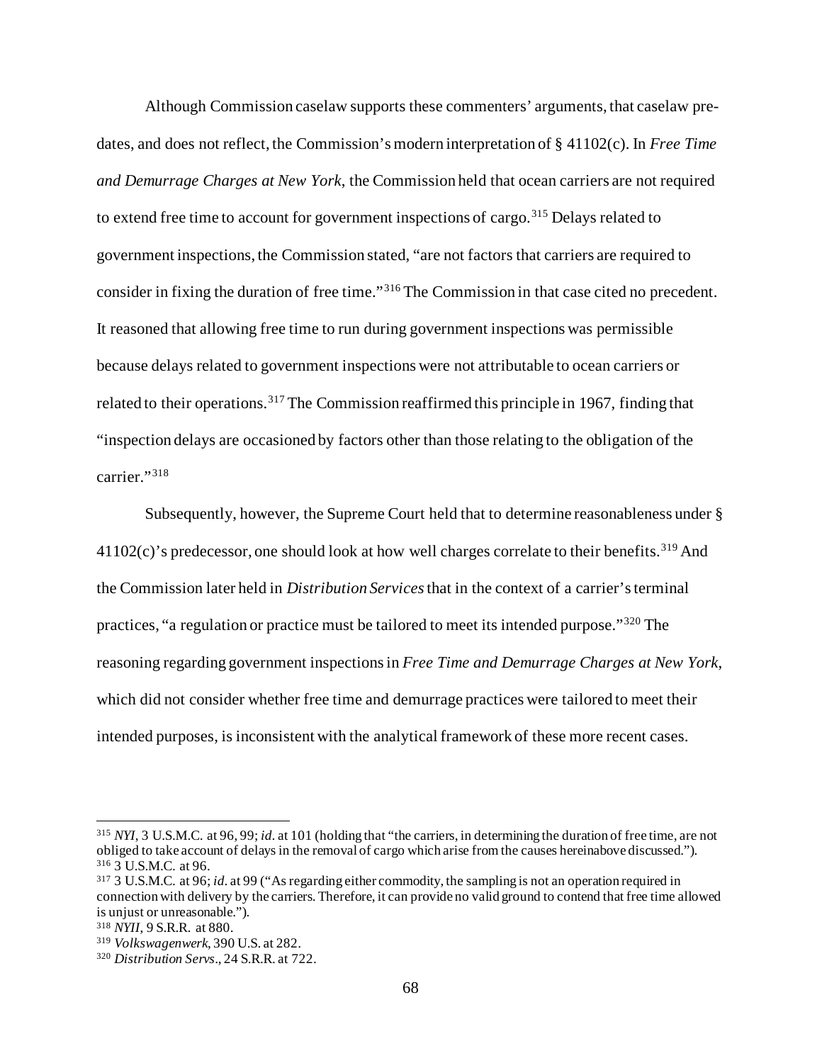Although Commission caselaw supports these commenters' arguments, that caselaw predates, and does not reflect, the Commission's modern interpretation of § 41102(c). In *Free Time and Demurrage Charges at New York*, the Commission held that ocean carriers are not required to extend free time to account for government inspections of cargo.[315] Delays related to government inspections, the Commission stated, "are not factors that carriers are required to consider in fixing the duration of free time."[316] The Commission in that case cited no precedent. It reasoned that allowing free time to run during government inspections was permissible because delays related to government inspections were not attributable to ocean carriers or related to their operations.[317] The Commission reaffirmed this principle in 1967, finding that "inspection delays are occasioned by factors other than those relating to the obligation of the carrier."[318]

Subsequently, however, the Supreme Court held that to determine reasonableness under § 41102(c)'s predecessor, one should look at how well charges correlate to their benefits.[319] And the Commission later held in *Distribution Services* that in the context of a carrier's terminal practices, "a regulation or practice must be tailored to meet its intended purpose."[320] The reasoning regarding government inspections in *Free Time and Demurrage Charges at New York*, which did not consider whether free time and demurrage practices were tailored to meet their intended purposes, is inconsistent with the analytical framework of these more recent cases.

---

[315] *NYI*, 3 U.S.M.C. at 96, 99; *id*. at 101 (holding that "the carriers, in determining the duration of free time, are not obliged to take account of delays in the removal of cargo which arise from the causes hereinabove discussed.").

[316] 3 U.S.M.C. at 96.

[317] 3 U.S.M.C. at 96; *id*. at 99 ("As regarding either commodity, the sampling is not an operation required in connection with delivery by the carriers. Therefore, it can provide no valid ground to contend that free time allowed is unjust or unreasonable.").

[318] *NYII*, 9 S.R.R. at 880.

[319] *Volkswagenwerk*, 390 U.S. at 282.

[320] *Distribution Servs*., 24 S.R.R. at 722.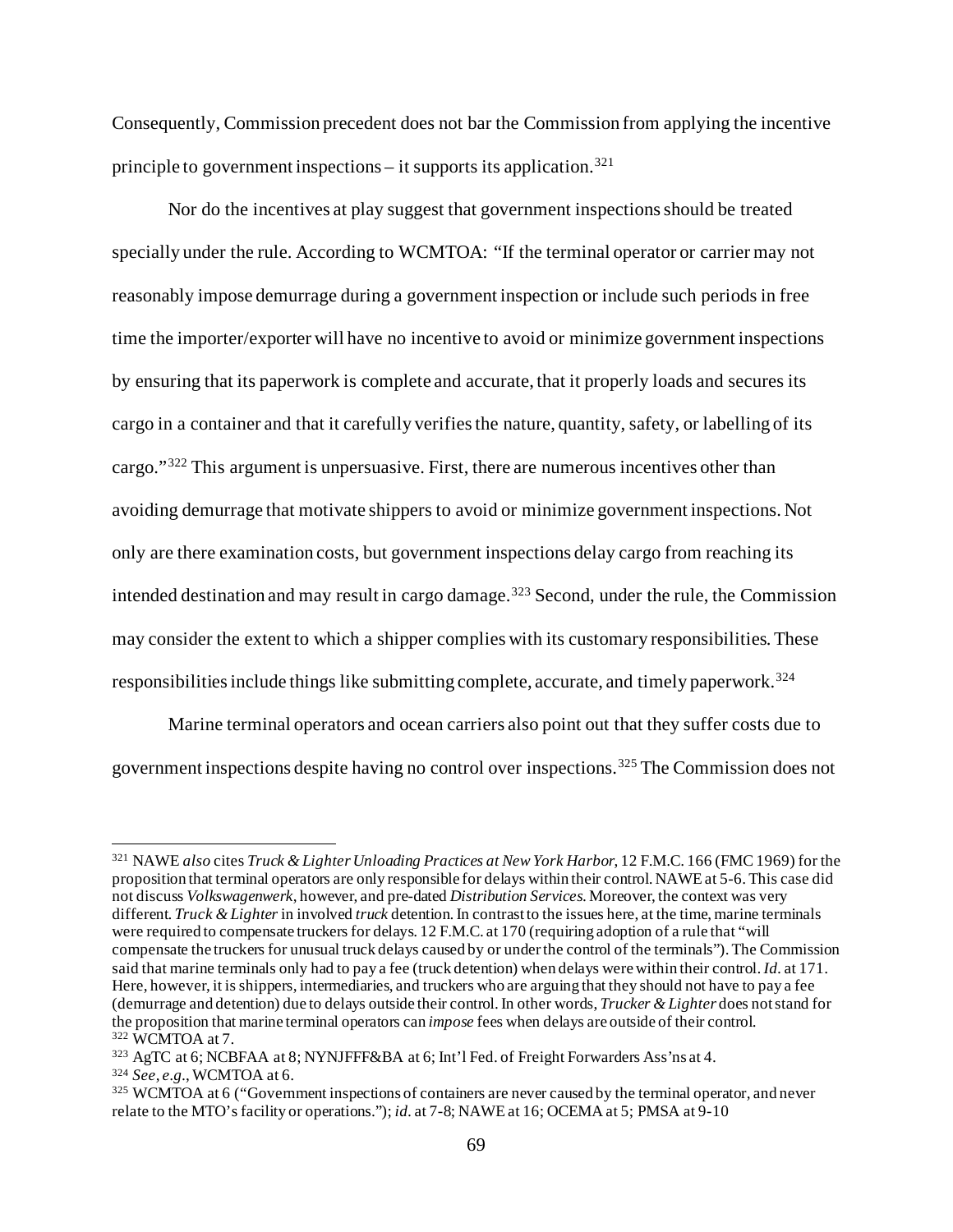Consequently, Commission precedent does not bar the Commission from applying the incentive principle to government inspections – it supports its application.[321]

Nor do the incentives at play suggest that government inspections should be treated specially under the rule. According to WCMTOA: "If the terminal operator or carrier may not reasonably impose demurrage during a government inspection or include such periods in free time the importer/exporter will have no incentive to avoid or minimize government inspections by ensuring that its paperwork is complete and accurate, that it properly loads and secures its cargo in a container and that it carefully verifies the nature, quantity, safety, or labelling of its cargo."[322] This argument is unpersuasive. First, there are numerous incentives other than avoiding demurrage that motivate shippers to avoid or minimize government inspections. Not only are there examination costs, but government inspections delay cargo from reaching its intended destination and may result in cargo damage.[323] Second, under the rule, the Commission may consider the extent to which a shipper complies with its customary responsibilities. These responsibilities include things like submitting complete, accurate, and timely paperwork.[324]

Marine terminal operators and ocean carriers also point out that they suffer costs due to government inspections despite having no control over inspections.[325] The Commission does not

---

[321] NAWE *also* cites *Truck & Lighter Unloading Practices at New York Harbor*, 12 F.M.C. 166 (FMC 1969) for the proposition that terminal operators are only responsible for delays within their control. NAWE at 5-6. This case did not discuss *Volkswagenwerk*, however, and pre-dated *Distribution Services*. Moreover, the context was very different. *Truck & Lighter* involved *truck* detention. In contrast to the issues here, at the time, marine terminals were required to compensate truckers for delays. 12 F.M.C. at 170 (requiring adoption of a rule that "will compensate the truckers for unusual truck delays caused by or under the control of the terminals"). The Commission said that marine terminals only had to pay a fee (truck detention) when delays were within their control. *Id.* at 171. Here, however, it is shippers, intermediaries, and truckers who are arguing that they should not have to pay a fee (demurrage and detention) due to delays outside their control. In other words, *Trucker & Lighter* does not stand for the proposition that marine terminal operators can *impose* fees when delays are outside of their control.

[322] WCMTOA at 7.

[323] AgTC at 6; NCBFAA at 8; NYNJFFF&BA at 6; Int'l Fed. of Freight Forwarders Ass'ns at 4.

[324] *See, e.g.*, WCMTOA at 6.

[325] WCMTOA at 6 ("Government inspections of containers are never caused by the terminal operator, and never relate to the MTO's facility or operations."); *id.* at 7-8; NAWE at 16; OCEMA at 5; PMSA at 9-10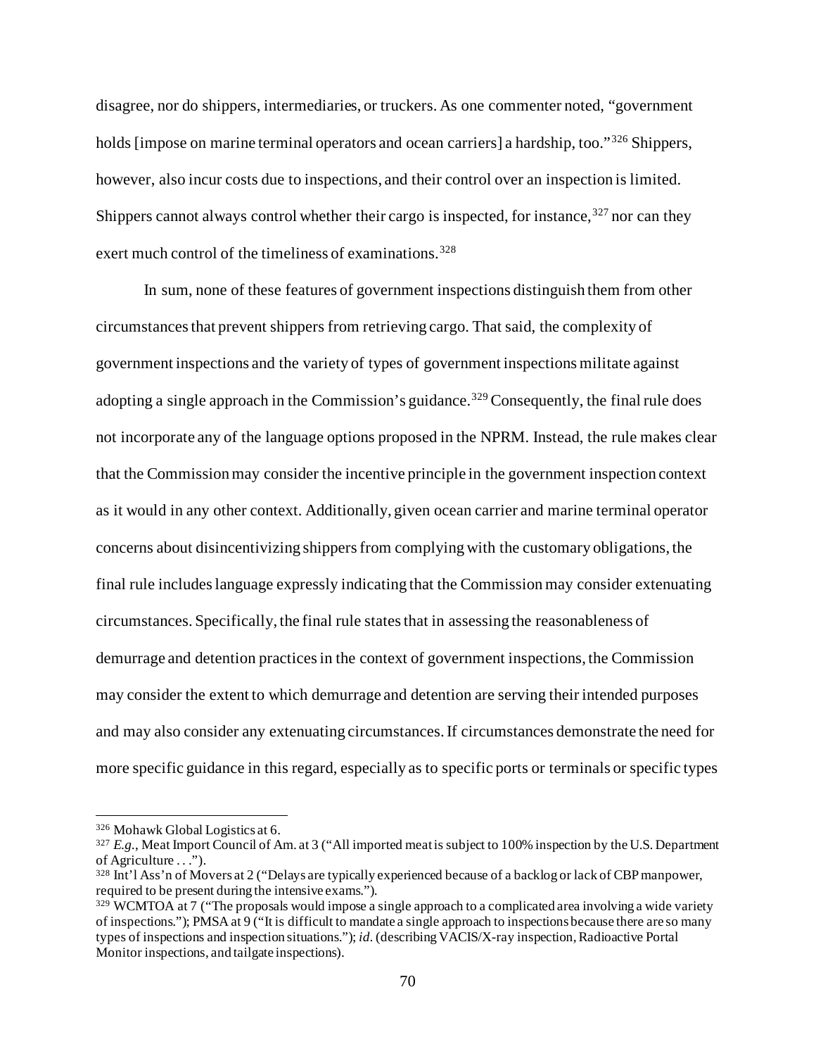disagree, nor do shippers, intermediaries, or truckers. As one commenter noted, "government holds [impose on marine terminal operators and ocean carriers] a hardship, too."[326] Shippers, however, also incur costs due to inspections, and their control over an inspection is limited. Shippers cannot always control whether their cargo is inspected, for instance,[327] nor can they exert much control of the timeliness of examinations.[328]

In sum, none of these features of government inspections distinguish them from other circumstances that prevent shippers from retrieving cargo. That said, the complexity of government inspections and the variety of types of government inspections militate against adopting a single approach in the Commission's guidance.[329] Consequently, the final rule does not incorporate any of the language options proposed in the NPRM. Instead, the rule makes clear that the Commission may consider the incentive principle in the government inspection context as it would in any other context. Additionally, given ocean carrier and marine terminal operator concerns about disincentivizing shippers from complying with the customary obligations, the final rule includes language expressly indicating that the Commission may consider extenuating circumstances. Specifically, the final rule states that in assessing the reasonableness of demurrage and detention practices in the context of government inspections, the Commission may consider the extent to which demurrage and detention are serving their intended purposes and may also consider any extenuating circumstances. If circumstances demonstrate the need for more specific guidance in this regard, especially as to specific ports or terminals or specific types

---

[326] Mohawk Global Logistics at 6.

[327] *E.g.*, Meat Import Council of Am. at 3 ("All imported meat is subject to 100% inspection by the U.S. Department of Agriculture . . .").

[328] Int'l Ass'n of Movers at 2 ("Delays are typically experienced because of a backlog or lack of CBP manpower, required to be present during the intensive exams.").

[329] WCMTOA at 7 ("The proposals would impose a single approach to a complicated area involving a wide variety of inspections."); PMSA at 9 ("It is difficult to mandate a single approach to inspections because there are so many types of inspections and inspection situations."); *id*. (describing VACIS/X-ray inspection, Radioactive Portal Monitor inspections, and tailgate inspections).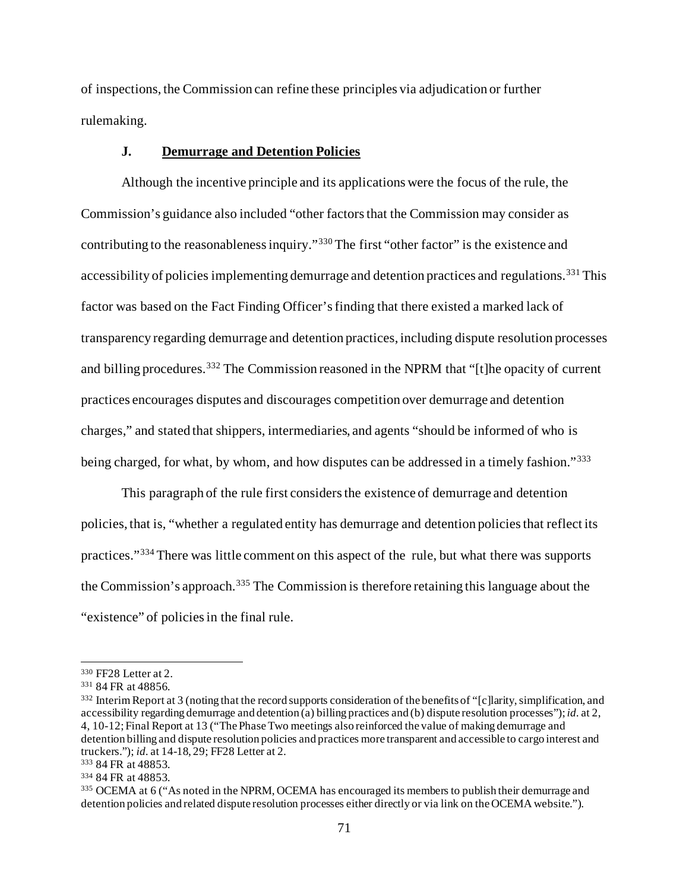of inspections, the Commission can refine these principles via adjudication or further rulemaking.

### J. Demurrage and Detention Policies

Although the incentive principle and its applications were the focus of the rule, the Commission's guidance also included "other factors that the Commission may consider as contributing to the reasonableness inquiry."[330] The first "other factor" is the existence and accessibility of policies implementing demurrage and detention practices and regulations.[331] This factor was based on the Fact Finding Officer's finding that there existed a marked lack of transparency regarding demurrage and detention practices, including dispute resolution processes and billing procedures.[332] The Commission reasoned in the NPRM that "[t]he opacity of current practices encourages disputes and discourages competition over demurrage and detention charges," and stated that shippers, intermediaries, and agents "should be informed of who is being charged, for what, by whom, and how disputes can be addressed in a timely fashion."[333]

This paragraph of the rule first considers the existence of demurrage and detention policies, that is, "whether a regulated entity has demurrage and detention policies that reflect its practices."[334] There was little comment on this aspect of the rule, but what there was supports the Commission's approach.[335] The Commission is therefore retaining this language about the "existence" of policies in the final rule.

---

[330] FF28 Letter at 2.

[331] 84 FR at 48856.

[332] Interim Report at 3 (noting that the record supports consideration of the benefits of "[c]larity, simplification, and accessibility regarding demurrage and detention (a) billing practices and (b) dispute resolution processes"); *id*. at 2, 4, 10-12; Final Report at 13 ("The Phase Two meetings also reinforced the value of making demurrage and detention billing and dispute resolution policies and practices more transparent and accessible to cargo interest and truckers."); *id*. at 14-18, 29; FF28 Letter at 2.

[333] 84 FR at 48853.

[334] 84 FR at 48853.

[335] OCEMA at 6 ("As noted in the NPRM, OCEMA has encouraged its members to publish their demurrage and detention policies and related dispute resolution processes either directly or via link on the OCEMA website.").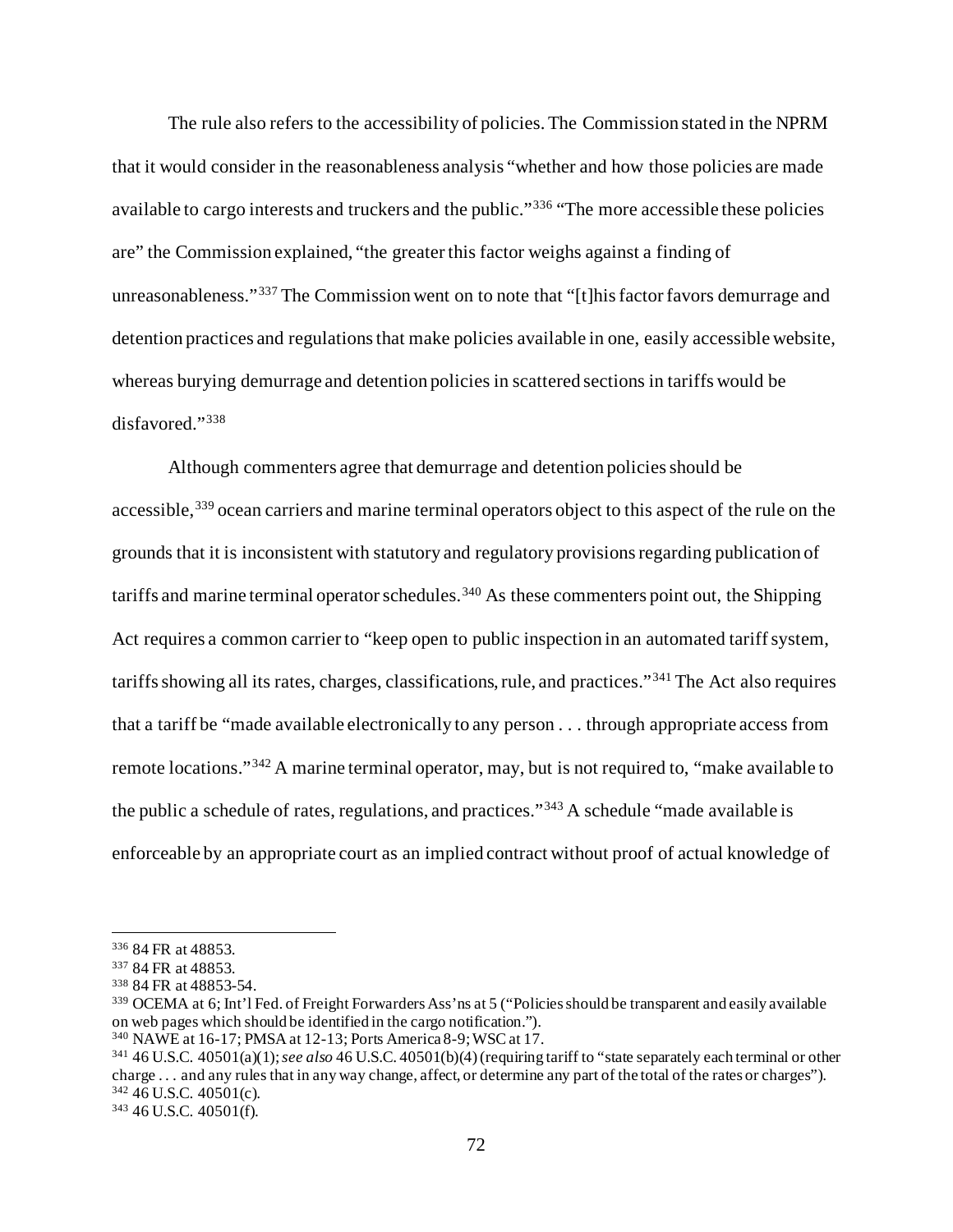The rule also refers to the accessibility of policies. The Commission stated in the NPRM that it would consider in the reasonableness analysis "whether and how those policies are made available to cargo interests and truckers and the public."[336] "The more accessible these policies are" the Commission explained, "the greater this factor weighs against a finding of unreasonableness."[337] The Commission went on to note that "[t]his factor favors demurrage and detention practices and regulations that make policies available in one, easily accessible website, whereas burying demurrage and detention policies in scattered sections in tariffs would be disfavored."[338]

Although commenters agree that demurrage and detention policies should be accessible,[339] ocean carriers and marine terminal operators object to this aspect of the rule on the grounds that it is inconsistent with statutory and regulatory provisions regarding publication of tariffs and marine terminal operator schedules.[340] As these commenters point out, the Shipping Act requires a common carrier to "keep open to public inspection in an automated tariff system, tariffs showing all its rates, charges, classifications, rule, and practices."[341] The Act also requires that a tariff be "made available electronically to any person . . . through appropriate access from remote locations."[342] A marine terminal operator, may, but is not required to, "make available to the public a schedule of rates, regulations, and practices."[343] A schedule "made available is enforceable by an appropriate court as an implied contract without proof of actual knowledge of

---

[336] 84 FR at 48853.

[337] 84 FR at 48853.

[338] 84 FR at 48853-54.

[339] OCEMA at 6; Int'l Fed. of Freight Forwarders Ass'ns at 5 ("Policies should be transparent and easily available on web pages which should be identified in the cargo notification.").

[340] NAWE at 16-17; PMSA at 12-13; Ports America 8-9; WSC at 17.

[341] 46 U.S.C. 40501(a)(1); *see also* 46 U.S.C. 40501(b)(4) (requiring tariff to "state separately each terminal or other charge . . . and any rules that in any way change, affect, or determine any part of the total of the rates or charges").

[342] 46 U.S.C. 40501(c).

[343] 46 U.S.C. 40501(f).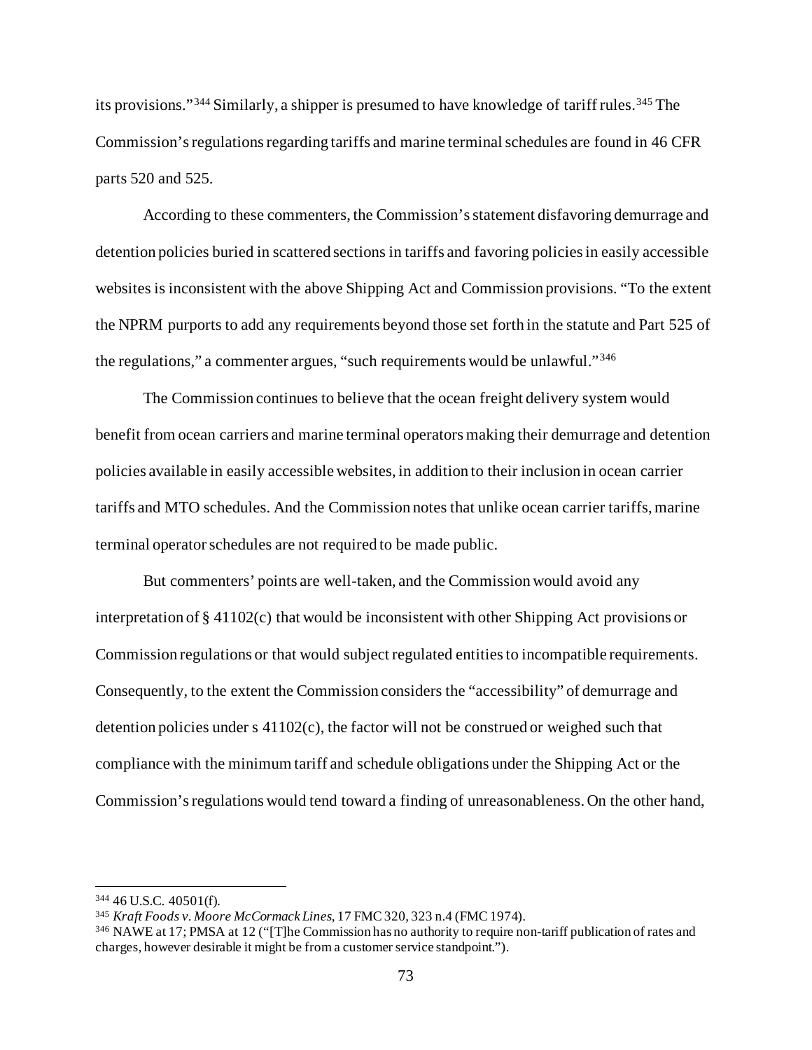its provisions."[344] Similarly, a shipper is presumed to have knowledge of tariff rules.[345] The Commission's regulations regarding tariffs and marine terminal schedules are found in 46 CFR parts 520 and 525.

According to these commenters, the Commission's statement disfavoring demurrage and detention policies buried in scattered sections in tariffs and favoring policies in easily accessible websites is inconsistent with the above Shipping Act and Commission provisions. "To the extent the NPRM purports to add any requirements beyond those set forth in the statute and Part 525 of the regulations," a commenter argues, "such requirements would be unlawful."[346]

The Commission continues to believe that the ocean freight delivery system would benefit from ocean carriers and marine terminal operators making their demurrage and detention policies available in easily accessible websites, in addition to their inclusion in ocean carrier tariffs and MTO schedules. And the Commission notes that unlike ocean carrier tariffs, marine terminal operator schedules are not required to be made public.

But commenters' points are well-taken, and the Commission would avoid any interpretation of § 41102(c) that would be inconsistent with other Shipping Act provisions or Commission regulations or that would subject regulated entities to incompatible requirements. Consequently, to the extent the Commission considers the "accessibility" of demurrage and detention policies under s 41102(c), the factor will not be construed or weighed such that compliance with the minimum tariff and schedule obligations under the Shipping Act or the Commission's regulations would tend toward a finding of unreasonableness. On the other hand,

---

[344] 46 U.S.C. 40501(f).

[345] *Kraft Foods v. Moore McCormack Lines*, 17 FMC 320, 323 n.4 (FMC 1974).

[346] NAWE at 17; PMSA at 12 ("[T]he Commission has no authority to require non-tariff publication of rates and charges, however desirable it might be from a customer service standpoint.").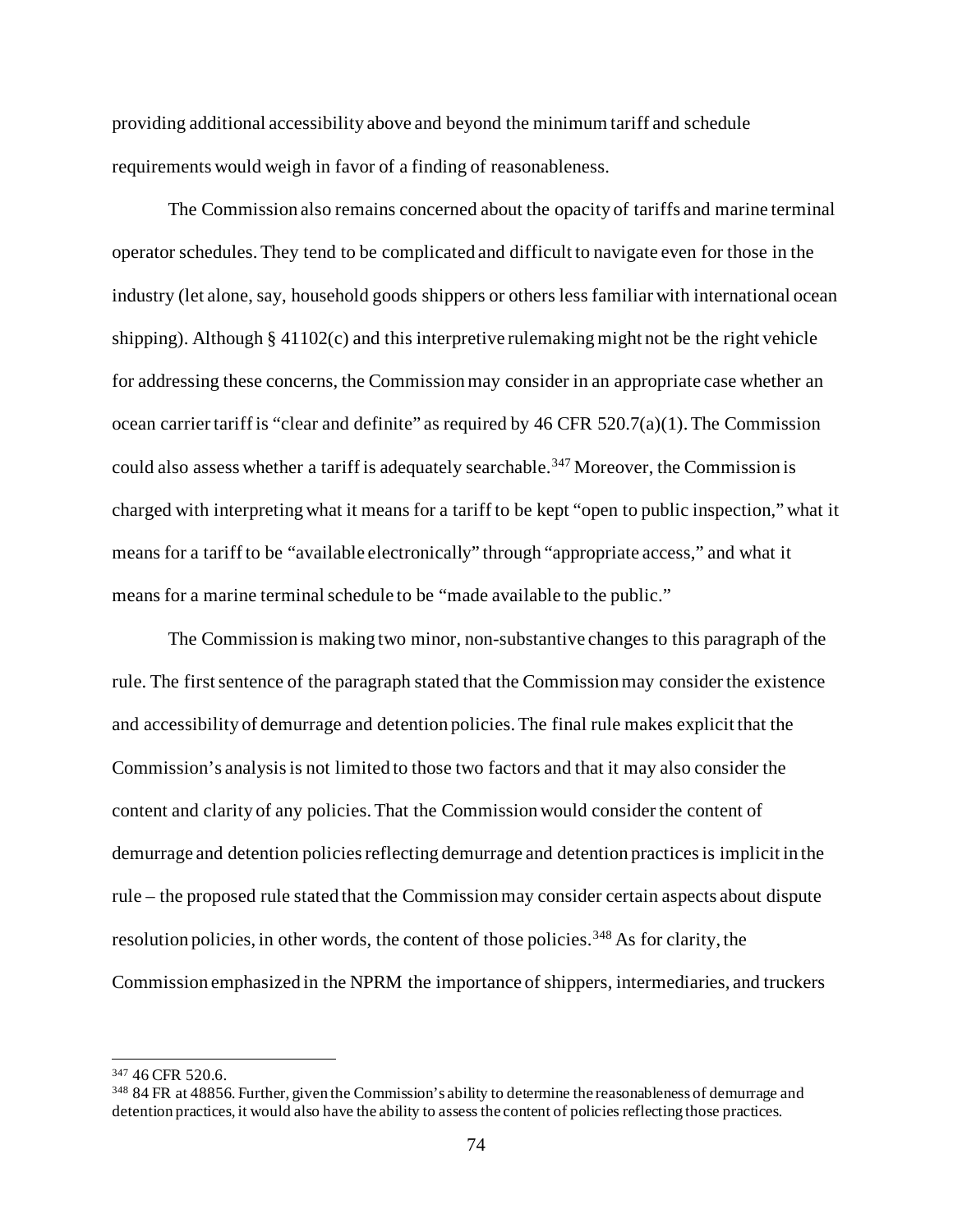providing additional accessibility above and beyond the minimum tariff and schedule requirements would weigh in favor of a finding of reasonableness.

The Commission also remains concerned about the opacity of tariffs and marine terminal operator schedules. They tend to be complicated and difficult to navigate even for those in the industry (let alone, say, household goods shippers or others less familiar with international ocean shipping). Although § 41102(c) and this interpretive rulemaking might not be the right vehicle for addressing these concerns, the Commission may consider in an appropriate case whether an ocean carrier tariff is "clear and definite" as required by 46 CFR 520.7(a)(1). The Commission could also assess whether a tariff is adequately searchable.[347] Moreover, the Commission is charged with interpreting what it means for a tariff to be kept "open to public inspection," what it means for a tariff to be "available electronically" through "appropriate access," and what it means for a marine terminal schedule to be "made available to the public."

The Commission is making two minor, non-substantive changes to this paragraph of the rule. The first sentence of the paragraph stated that the Commission may consider the existence and accessibility of demurrage and detention policies. The final rule makes explicit that the Commission's analysis is not limited to those two factors and that it may also consider the content and clarity of any policies. That the Commission would consider the content of demurrage and detention policies reflecting demurrage and detention practices is implicit in the rule – the proposed rule stated that the Commission may consider certain aspects about dispute resolution policies, in other words, the content of those policies.[348] As for clarity, the Commission emphasized in the NPRM the importance of shippers, intermediaries, and truckers

---

[347] 46 CFR 520.6.

[348] 84 FR at 48856. Further, given the Commission's ability to determine the reasonableness of demurrage and detention practices, it would also have the ability to assess the content of policies reflecting those practices.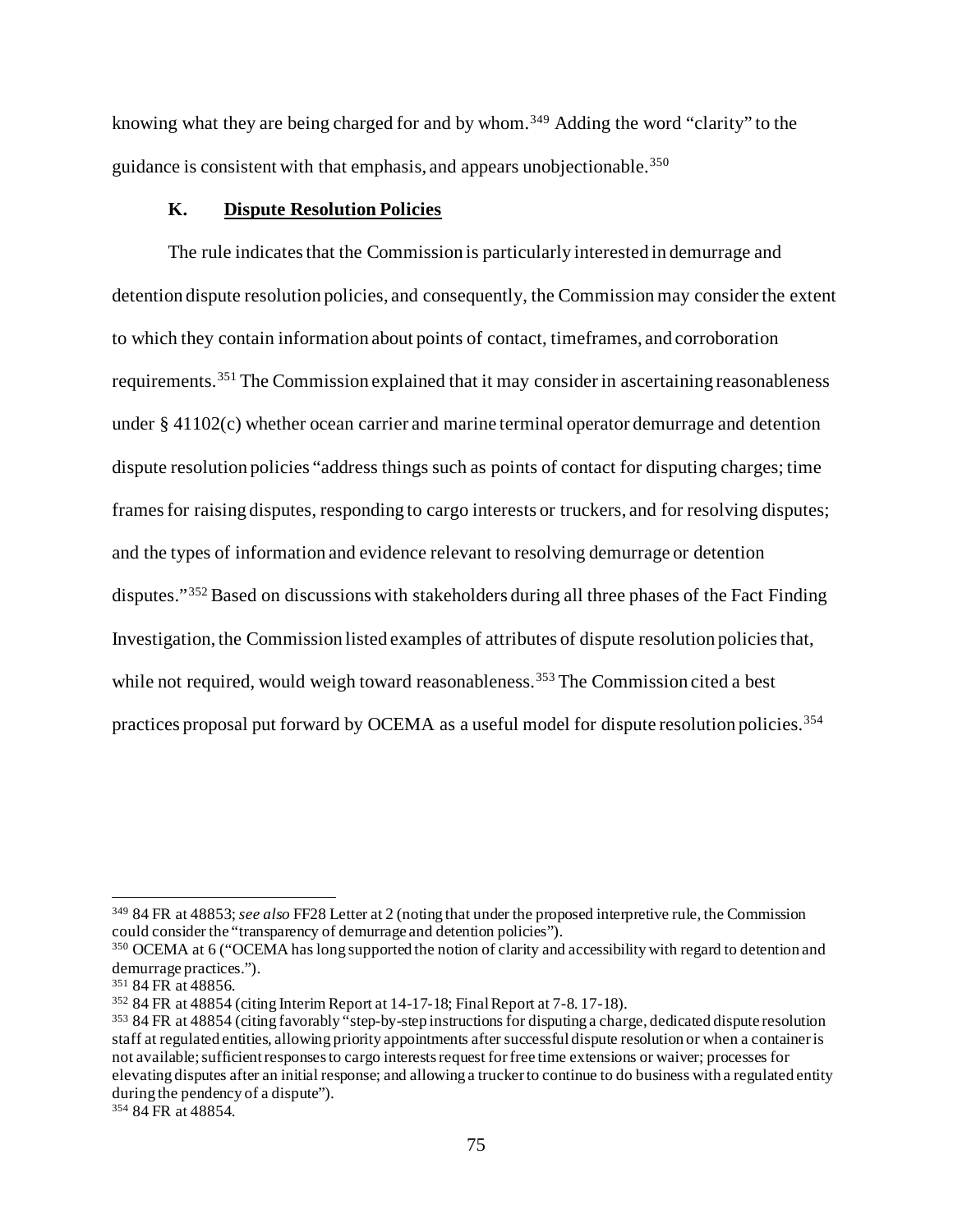knowing what they are being charged for and by whom.[349] Adding the word "clarity" to the guidance is consistent with that emphasis, and appears unobjectionable.[350]

### K. Dispute Resolution Policies

The rule indicates that the Commission is particularly interested in demurrage and detention dispute resolution policies, and consequently, the Commission may consider the extent to which they contain information about points of contact, timeframes, and corroboration requirements.[351] The Commission explained that it may consider in ascertaining reasonableness under § 41102(c) whether ocean carrier and marine terminal operator demurrage and detention dispute resolution policies "address things such as points of contact for disputing charges; time frames for raising disputes, responding to cargo interests or truckers, and for resolving disputes; and the types of information and evidence relevant to resolving demurrage or detention disputes."[352] Based on discussions with stakeholders during all three phases of the Fact Finding Investigation, the Commission listed examples of attributes of dispute resolution policies that, while not required, would weigh toward reasonableness.[353] The Commission cited a best practices proposal put forward by OCEMA as a useful model for dispute resolution policies.[354]

---

[349] 84 FR at 48853; *see also* FF28 Letter at 2 (noting that under the proposed interpretive rule, the Commission could consider the "transparency of demurrage and detention policies").

[350] OCEMA at 6 ("OCEMA has long supported the notion of clarity and accessibility with regard to detention and demurrage practices.").

[351] 84 FR at 48856.

[352] 84 FR at 48854 (citing Interim Report at 14-17-18; Final Report at 7-8. 17-18).

[353] 84 FR at 48854 (citing favorably "step-by-step instructions for disputing a charge, dedicated dispute resolution staff at regulated entities, allowing priority appointments after successful dispute resolution or when a container is not available; sufficient responses to cargo interests request for free time extensions or waiver; processes for elevating disputes after an initial response; and allowing a trucker to continue to do business with a regulated entity during the pendency of a dispute").

[354] 84 FR at 48854.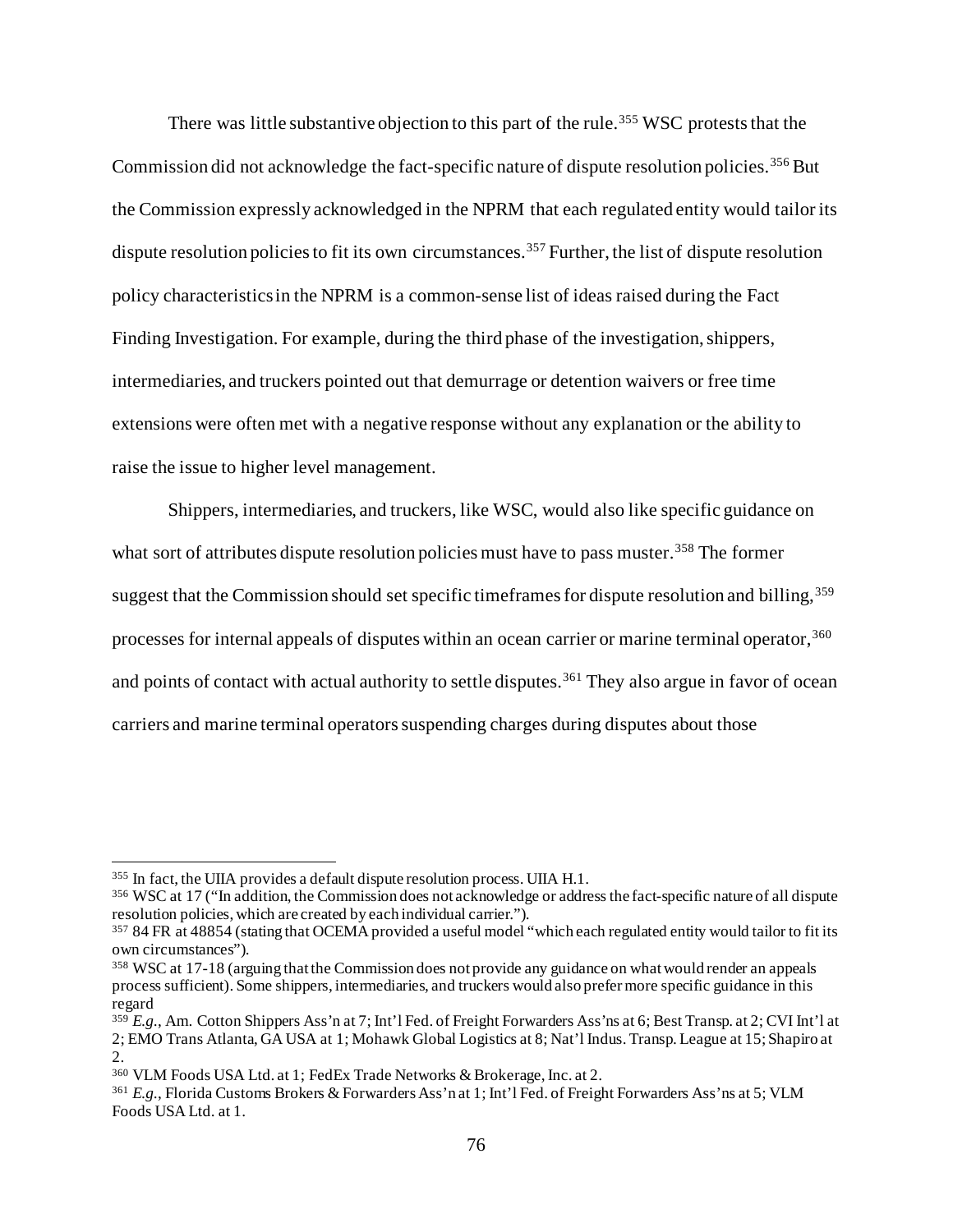There was little substantive objection to this part of the rule.[355] WSC protests that the Commission did not acknowledge the fact-specific nature of dispute resolution policies.[356] But the Commission expressly acknowledged in the NPRM that each regulated entity would tailor its dispute resolution policies to fit its own circumstances.[357] Further, the list of dispute resolution policy characteristics in the NPRM is a common-sense list of ideas raised during the Fact Finding Investigation. For example, during the third phase of the investigation, shippers, intermediaries, and truckers pointed out that demurrage or detention waivers or free time extensions were often met with a negative response without any explanation or the ability to raise the issue to higher level management.

Shippers, intermediaries, and truckers, like WSC, would also like specific guidance on what sort of attributes dispute resolution policies must have to pass muster.[358] The former suggest that the Commission should set specific timeframes for dispute resolution and billing,[359] processes for internal appeals of disputes within an ocean carrier or marine terminal operator,[360] and points of contact with actual authority to settle disputes.[361] They also argue in favor of ocean carriers and marine terminal operators suspending charges during disputes about those

---

[355] In fact, the UIIA provides a default dispute resolution process. UIIA H.1.

[356] WSC at 17 ("In addition, the Commission does not acknowledge or address the fact-specific nature of all dispute resolution policies, which are created by each individual carrier.").

[357] 84 FR at 48854 (stating that OCEMA provided a useful model "which each regulated entity would tailor to fit its own circumstances").

[358] WSC at 17-18 (arguing that the Commission does not provide any guidance on what would render an appeals process sufficient). Some shippers, intermediaries, and truckers would also prefer more specific guidance in this regard

[359] *E.g.*, Am. Cotton Shippers Ass'n at 7; Int'l Fed. of Freight Forwarders Ass'ns at 6; Best Transp. at 2; CVI Int'l at 2; EMO Trans Atlanta, GA USA at 1; Mohawk Global Logistics at 8; Nat'l Indus. Transp. League at 15; Shapiro at 2.

[360] VLM Foods USA Ltd. at 1; FedEx Trade Networks & Brokerage, Inc. at 2.

[361] *E.g.*, Florida Customs Brokers & Forwarders Ass'n at 1; Int'l Fed. of Freight Forwarders Ass'ns at 5; VLM Foods USA Ltd. at 1.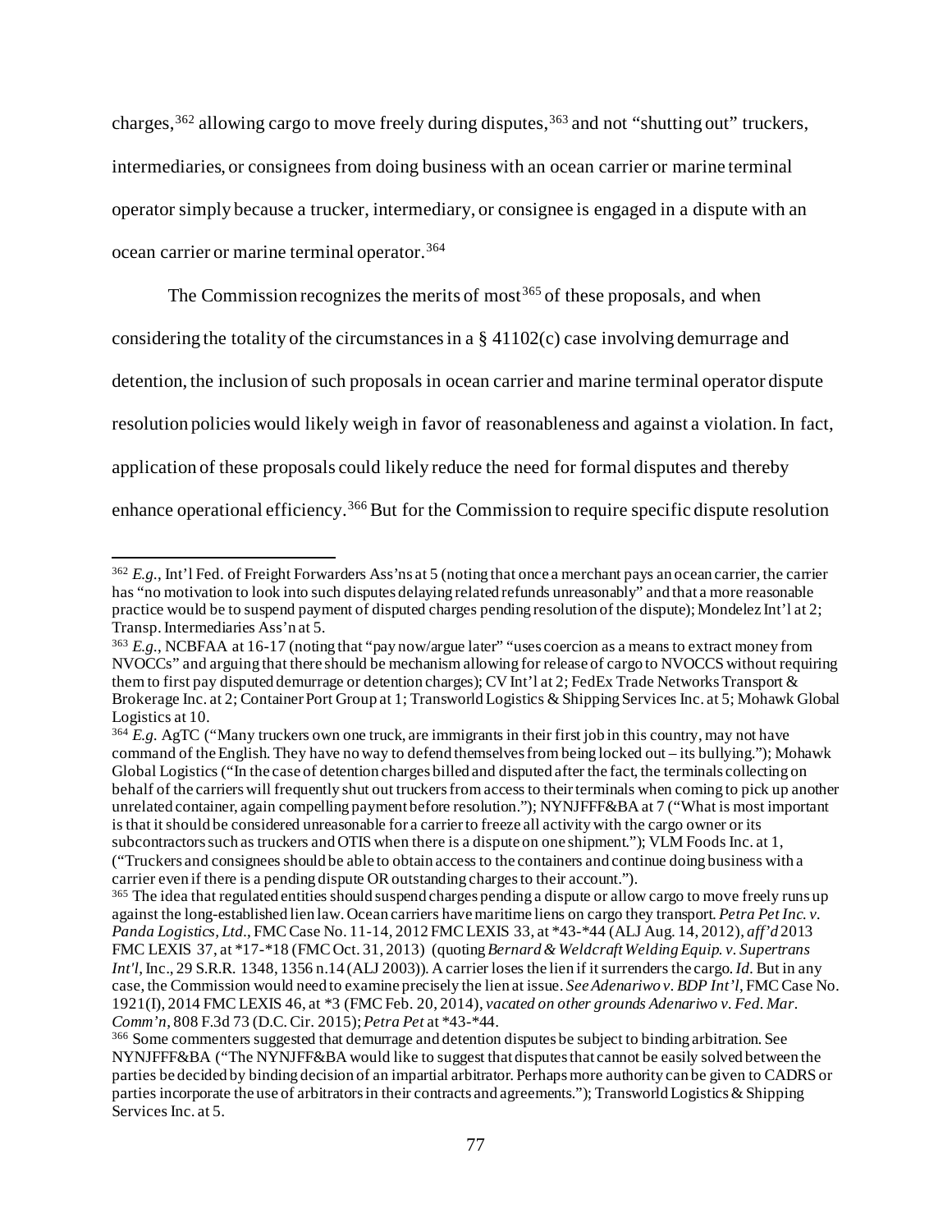charges,[362] allowing cargo to move freely during disputes,[363] and not "shutting out" truckers, intermediaries, or consignees from doing business with an ocean carrier or marine terminal operator simply because a trucker, intermediary, or consignee is engaged in a dispute with an ocean carrier or marine terminal operator.[364]

The Commission recognizes the merits of most[365] of these proposals, and when considering the totality of the circumstances in a § 41102(c) case involving demurrage and detention, the inclusion of such proposals in ocean carrier and marine terminal operator dispute resolution policies would likely weigh in favor of reasonableness and against a violation. In fact, application of these proposals could likely reduce the need for formal disputes and thereby enhance operational efficiency.[366] But for the Commission to require specific dispute resolution

---

[362] *E.g.*, Int'l Fed. of Freight Forwarders Ass'ns at 5 (noting that once a merchant pays an ocean carrier, the carrier has "no motivation to look into such disputes delaying related refunds unreasonably" and that a more reasonable practice would be to suspend payment of disputed charges pending resolution of the dispute); Mondelez Int'l at 2; Transp. Intermediaries Ass'n at 5.

[363] *E.g.*, NCBFAA at 16-17 (noting that "pay now/argue later" "uses coercion as a means to extract money from NVOCCs" and arguing that there should be mechanism allowing for release of cargo to NVOCCS without requiring them to first pay disputed demurrage or detention charges); CV Int'l at 2; FedEx Trade Networks Transport & Brokerage Inc. at 2; Container Port Group at 1; Transworld Logistics & Shipping Services Inc. at 5; Mohawk Global Logistics at 10.

[364] *E.g.* AgTC ("Many truckers own one truck, are immigrants in their first job in this country, may not have command of the English. They have no way to defend themselves from being locked out – its bullying."); Mohawk Global Logistics ("In the case of detention charges billed and disputed after the fact, the terminals collecting on behalf of the carriers will frequently shut out truckers from access to their terminals when coming to pick up another unrelated container, again compelling payment before resolution."); NYNJFFF&BA at 7 ("What is most important is that it should be considered unreasonable for a carrier to freeze all activity with the cargo owner or its subcontractors such as truckers and OTIS when there is a dispute on one shipment."); VLM Foods Inc. at 1, ("Truckers and consignees should be able to obtain access to the containers and continue doing business with a carrier even if there is a pending dispute OR outstanding charges to their account.").

[365] The idea that regulated entities should suspend charges pending a dispute or allow cargo to move freely runs up against the long-established lien law. Ocean carriers have maritime liens on cargo they transport. *Petra Pet Inc. v. Panda Logistics, Ltd.*, FMC Case No. 11-14, 2012 FMC LEXIS 33, at *43-*44 (ALJ Aug. 14, 2012), *aff'd* 2013 FMC LEXIS 37, at *17-*18 (FMC Oct. 31, 2013) (quoting *Bernard & Weldcraft Welding Equip. v. Supertrans Int'l*, Inc., 29 S.R.R. 1348, 1356 n.14 (ALJ 2003)). A carrier loses the lien if it surrenders the cargo. *Id.* But in any case, the Commission would need to examine precisely the lien at issue. *See Adenariwo v. BDP Int'l*, FMC Case No. 1921(I), 2014 FMC LEXIS 46, at *3 (FMC Feb. 20, 2014), *vacated on other grounds Adenariwo v. Fed. Mar. Comm'n*, 808 F.3d 73 (D.C. Cir. 2015); *Petra Pet* at *43-*44.

[366] Some commenters suggested that demurrage and detention disputes be subject to binding arbitration. See NYNJFFF&BA ("The NYNJFF&BA would like to suggest that disputes that cannot be easily solved between the parties be decided by binding decision of an impartial arbitrator. Perhaps more authority can be given to CADRS or parties incorporate the use of arbitrators in their contracts and agreements."); Transworld Logistics & Shipping Services Inc. at 5.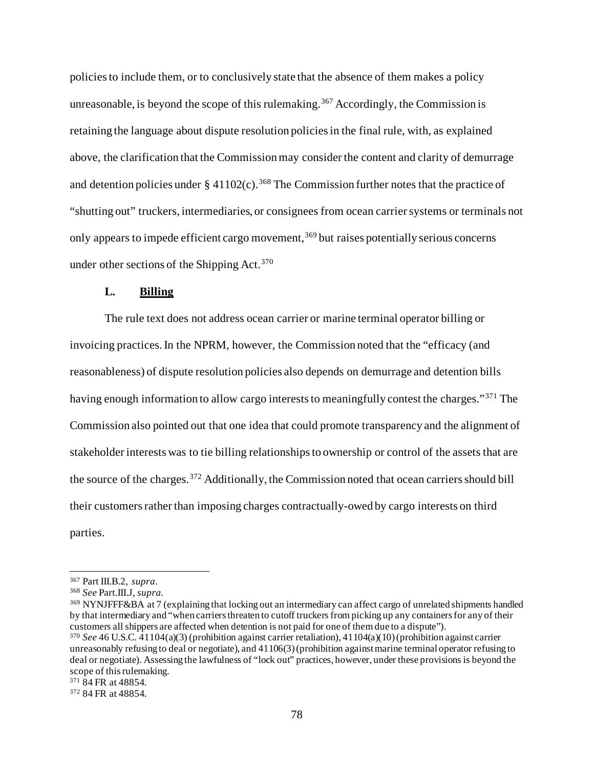policies to include them, or to conclusively state that the absence of them makes a policy unreasonable, is beyond the scope of this rulemaking.[367] Accordingly, the Commission is retaining the language about dispute resolution policies in the final rule, with, as explained above, the clarification that the Commission may consider the content and clarity of demurrage and detention policies under § 41102(c).[368] The Commission further notes that the practice of "shutting out" truckers, intermediaries, or consignees from ocean carrier systems or terminals not only appears to impede efficient cargo movement,[369] but raises potentially serious concerns under other sections of the Shipping Act.[370]

### L. <u>Billing</u>

The rule text does not address ocean carrier or marine terminal operator billing or invoicing practices. In the NPRM, however, the Commission noted that the "efficacy (and reasonableness) of dispute resolution policies also depends on demurrage and detention bills having enough information to allow cargo interests to meaningfully contest the charges."[371] The Commission also pointed out that one idea that could promote transparency and the alignment of stakeholder interests was to tie billing relationships to ownership or control of the assets that are the source of the charges.[372] Additionally, the Commission noted that ocean carriers should bill their customers rather than imposing charges contractually-owed by cargo interests on third parties.

---

[367] Part III.B.2, *supra*.

[368] *See* Part.III.J, *supra*.

[369] NYNJFFF&BA at 7 (explaining that locking out an intermediary can affect cargo of unrelated shipments handled by that intermediary and "when carriers threaten to cutoff truckers from picking up any containers for any of their customers all shippers are affected when detention is not paid for one of them due to a dispute").

[370] *See* 46 U.S.C. 41104(a)(3) (prohibition against carrier retaliation), 41104(a)(10) (prohibition against carrier unreasonably refusing to deal or negotiate), and 41106(3) (prohibition against marine terminal operator refusing to deal or negotiate). Assessing the lawfulness of "lock out" practices, however, under these provisions is beyond the scope of this rulemaking.

[371] 84 FR at 48854.

[372] 84 FR at 48854.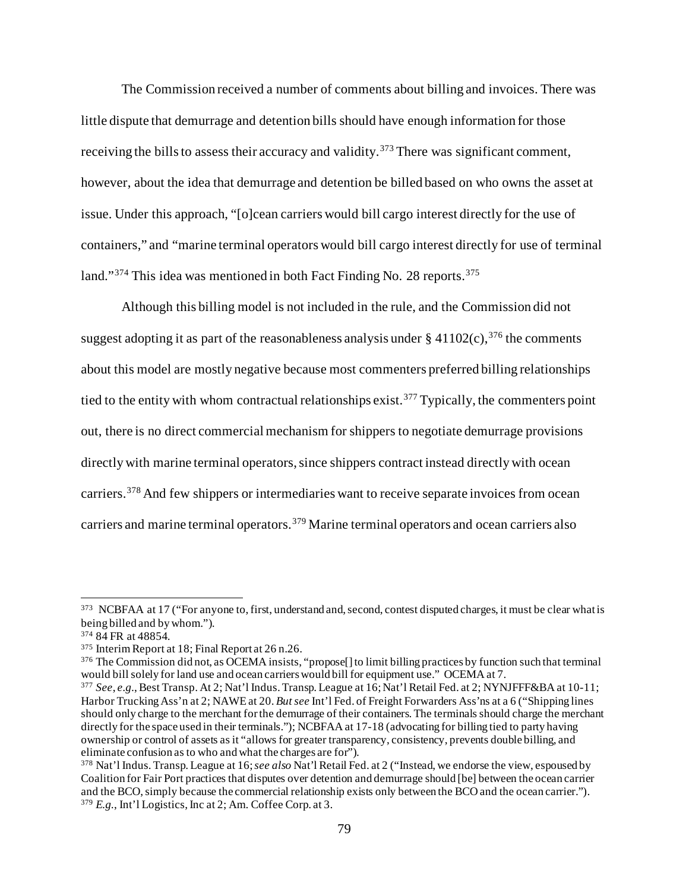The Commission received a number of comments about billing and invoices. There was little dispute that demurrage and detention bills should have enough information for those receiving the bills to assess their accuracy and validity.[373] There was significant comment, however, about the idea that demurrage and detention be billed based on who owns the asset at issue. Under this approach, "[o]cean carriers would bill cargo interest directly for the use of containers," and "marine terminal operators would bill cargo interest directly for use of terminal land."[374] This idea was mentioned in both Fact Finding No. 28 reports.[375]

Although this billing model is not included in the rule, and the Commission did not suggest adopting it as part of the reasonableness analysis under § 41102(c),[376] the comments about this model are mostly negative because most commenters preferred billing relationships tied to the entity with whom contractual relationships exist.[377] Typically, the commenters point out, there is no direct commercial mechanism for shippers to negotiate demurrage provisions directly with marine terminal operators, since shippers contract instead directly with ocean carriers.[378] And few shippers or intermediaries want to receive separate invoices from ocean carriers and marine terminal operators.[379] Marine terminal operators and ocean carriers also

---

[373] NCBFAA at 17 ("For anyone to, first, understand and, second, contest disputed charges, it must be clear what is being billed and by whom.").

[374] 84 FR at 48854.

[375] Interim Report at 18; Final Report at 26 n.26.

[376] The Commission did not, as OCEMA insists, "propose[] to limit billing practices by function such that terminal would bill solely for land use and ocean carriers would bill for equipment use." OCEMA at 7.

[377] *See, e.g.*, Best Transp. At 2; Nat'l Indus. Transp. League at 16; Nat'l Retail Fed. at 2; NYNJFFF&BA at 10-11; Harbor Trucking Ass'n at 2; NAWE at 20. *But see* Int'l Fed. of Freight Forwarders Ass'ns at a 6 ("Shipping lines should only charge to the merchant for the demurrage of their containers. The terminals should charge the merchant directly for the space used in their terminals."); NCBFAA at 17-18 (advocating for billing tied to party having ownership or control of assets as it "allows for greater transparency, consistency, prevents double billing, and eliminate confusion as to who and what the charges are for").

[378] Nat'l Indus. Transp. League at 16; *see also* Nat'l Retail Fed. at 2 ("Instead, we endorse the view, espoused by Coalition for Fair Port practices that disputes over detention and demurrage should [be] between the ocean carrier and the BCO, simply because the commercial relationship exists only between the BCO and the ocean carrier.").

[379] *E.g.*, Int'l Logistics, Inc at 2; Am. Coffee Corp. at 3.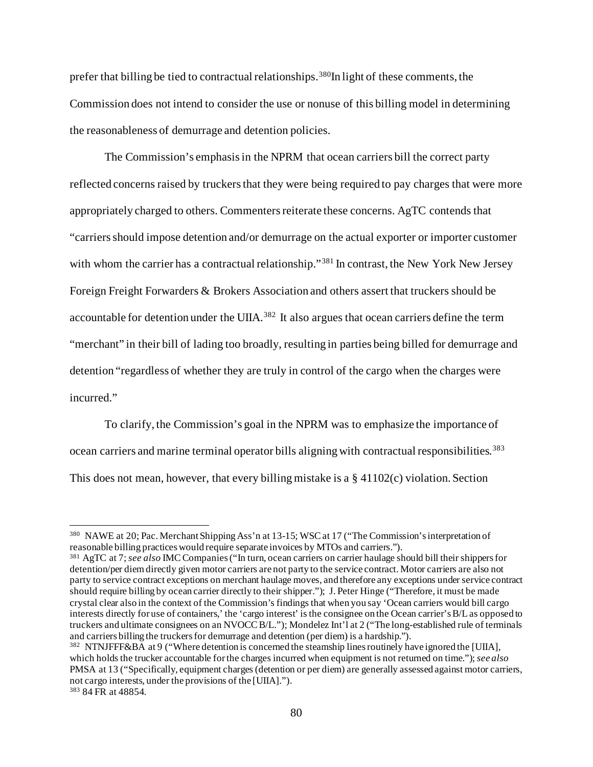prefer that billing be tied to contractual relationships.[380] In light of these comments, the Commission does not intend to consider the use or nonuse of this billing model in determining the reasonableness of demurrage and detention policies.

The Commission's emphasis in the NPRM that ocean carriers bill the correct party reflected concerns raised by truckers that they were being required to pay charges that were more appropriately charged to others. Commenters reiterate these concerns. AgTC contends that "carriers should impose detention and/or demurrage on the actual exporter or importer customer with whom the carrier has a contractual relationship."[381] In contrast, the New York New Jersey Foreign Freight Forwarders & Brokers Association and others assert that truckers should be accountable for detention under the UIIA.[382] It also argues that ocean carriers define the term "merchant" in their bill of lading too broadly, resulting in parties being billed for demurrage and detention "regardless of whether they are truly in control of the cargo when the charges were incurred."

To clarify, the Commission's goal in the NPRM was to emphasize the importance of ocean carriers and marine terminal operator bills aligning with contractual responsibilities.[383] This does not mean, however, that every billing mistake is a § 41102(c) violation. Section

---

[380] NAWE at 20; Pac. Merchant Shipping Ass'n at 13-15; WSC at 17 ("The Commission's interpretation of reasonable billing practices would require separate invoices by MTOs and carriers.").

[381] AgTC at 7; *see also* IMC Companies ("In turn, ocean carriers on carrier haulage should bill their shippers for detention/per diem directly given motor carriers are not party to the service contract. Motor carriers are also not party to service contract exceptions on merchant haulage moves, and therefore any exceptions under service contract should require billing by ocean carrier directly to their shipper."); J. Peter Hinge ("Therefore, it must be made crystal clear also in the context of the Commission's findings that when you say 'Ocean carriers would bill cargo interests directly for use of containers,' the 'cargo interest' is the consignee on the Ocean carrier's B/L as opposed to truckers and ultimate consignees on an NVOCC B/L."); Mondelez Int'l at 2 ("The long-established rule of terminals and carriers billing the truckers for demurrage and detention (per diem) is a hardship.").

[382] NTNJFFF&BA at 9 ("Where detention is concerned the steamship lines routinely have ignored the [UIIA], which holds the trucker accountable for the charges incurred when equipment is not returned on time."); *see also* PMSA at 13 ("Specifically, equipment charges (detention or per diem) are generally assessed against motor carriers, not cargo interests, under the provisions of the [UIIA].").

[383] 84 FR at 48854.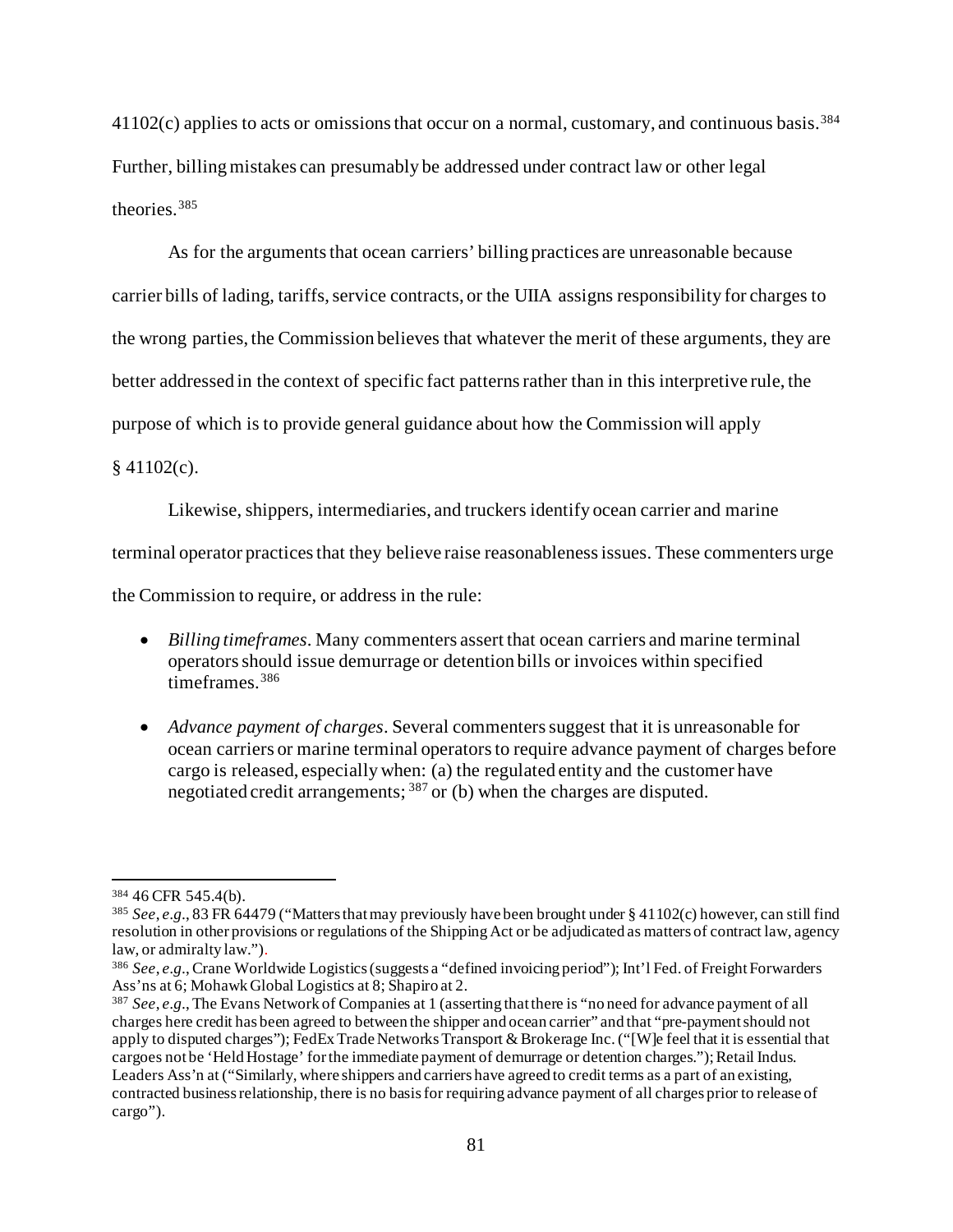41102(c) applies to acts or omissions that occur on a normal, customary, and continuous basis.[384] Further, billing mistakes can presumably be addressed under contract law or other legal theories.[385]

As for the arguments that ocean carriers' billing practices are unreasonable because carrier bills of lading, tariffs, service contracts, or the UIIA assigns responsibility for charges to the wrong parties, the Commission believes that whatever the merit of these arguments, they are better addressed in the context of specific fact patterns rather than in this interpretive rule, the purpose of which is to provide general guidance about how the Commission will apply § 41102(c).

Likewise, shippers, intermediaries, and truckers identify ocean carrier and marine terminal operator practices that they believe raise reasonableness issues. These commenters urge the Commission to require, or address in the rule:

- *Billing timeframes*. Many commenters assert that ocean carriers and marine terminal operators should issue demurrage or detention bills or invoices within specified timeframes.[386]
- *Advance payment of charges*. Several commenters suggest that it is unreasonable for ocean carriers or marine terminal operators to require advance payment of charges before cargo is released, especially when: (a) the regulated entity and the customer have negotiated credit arrangements;[387] or (b) when the charges are disputed.

---

[384] 46 CFR 545.4(b).

[385] *See, e.g.*, 83 FR 64479 ("Matters that may previously have been brought under § 41102(c) however, can still find resolution in other provisions or regulations of the Shipping Act or be adjudicated as matters of contract law, agency law, or admiralty law.").

[386] *See, e.g.*, Crane Worldwide Logistics (suggests a "defined invoicing period"); Int'l Fed. of Freight Forwarders Ass'ns at 6; Mohawk Global Logistics at 8; Shapiro at 2.

[387] *See, e.g.*, The Evans Network of Companies at 1 (asserting that there is "no need for advance payment of all charges here credit has been agreed to between the shipper and ocean carrier" and that "pre-payment should not apply to disputed charges"); FedEx Trade Networks Transport & Brokerage Inc. ("[W]e feel that it is essential that cargoes not be 'Held Hostage' for the immediate payment of demurrage or detention charges."); Retail Indus. Leaders Ass'n at ("Similarly, where shippers and carriers have agreed to credit terms as a part of an existing, contracted business relationship, there is no basis for requiring advance payment of all charges prior to release of cargo").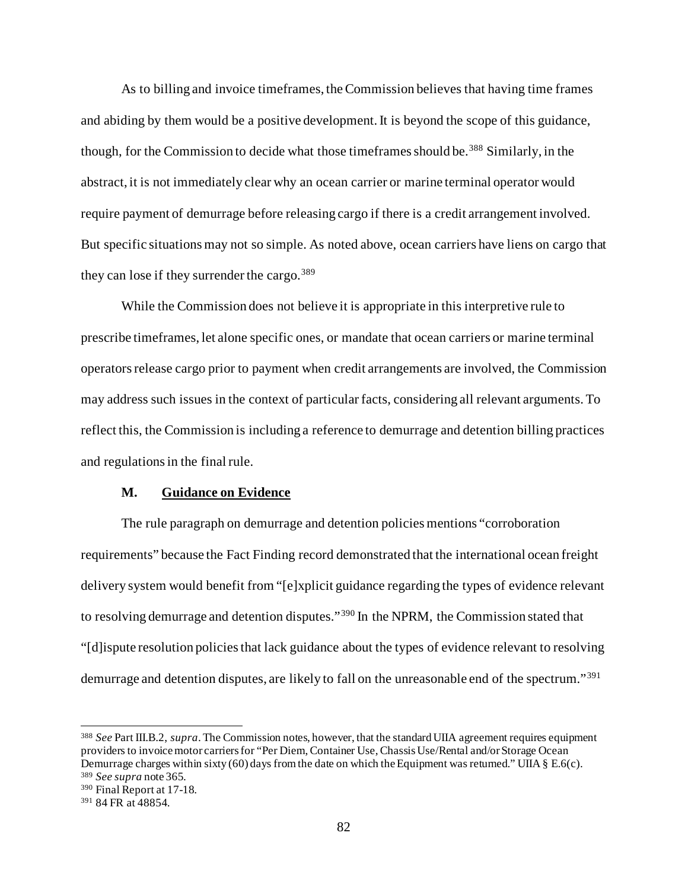As to billing and invoice timeframes, the Commission believes that having time frames and abiding by them would be a positive development. It is beyond the scope of this guidance, though, for the Commission to decide what those timeframes should be.[388] Similarly, in the abstract, it is not immediately clear why an ocean carrier or marine terminal operator would require payment of demurrage before releasing cargo if there is a credit arrangement involved. But specific situations may not so simple. As noted above, ocean carriers have liens on cargo that they can lose if they surrender the cargo.[389]

While the Commission does not believe it is appropriate in this interpretive rule to prescribe timeframes, let alone specific ones, or mandate that ocean carriers or marine terminal operators release cargo prior to payment when credit arrangements are involved, the Commission may address such issues in the context of particular facts, considering all relevant arguments. To reflect this, the Commission is including a reference to demurrage and detention billing practices and regulations in the final rule.

### M. <u>Guidance on Evidence</u>

The rule paragraph on demurrage and detention policies mentions "corroboration requirements" because the Fact Finding record demonstrated that the international ocean freight delivery system would benefit from "[e]xplicit guidance regarding the types of evidence relevant to resolving demurrage and detention disputes."[390] In the NPRM, the Commission stated that "[d]ispute resolution policies that lack guidance about the types of evidence relevant to resolving demurrage and detention disputes, are likely to fall on the unreasonable end of the spectrum."[391]

---

[388] *See* Part III.B.2, *supra*. The Commission notes, however, that the standard UIIA agreement requires equipment providers to invoice motor carriers for "Per Diem, Container Use, Chassis Use/Rental and/or Storage Ocean Demurrage charges within sixty (60) days from the date on which the Equipment was returned." UIIA § E.6(c).

[389] *See supra* note 365.

[390] Final Report at 17-18.

[391] 84 FR at 48854.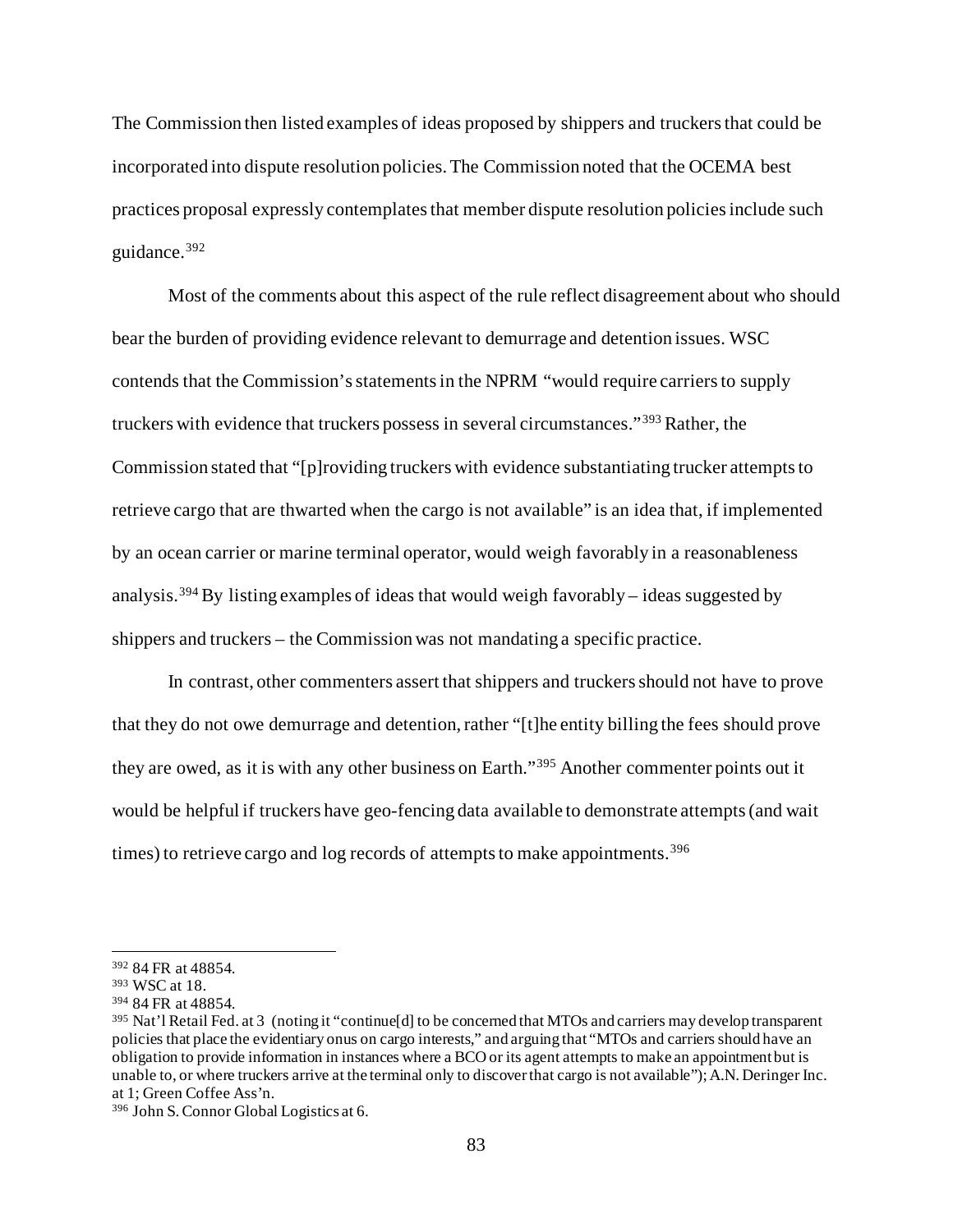The Commission then listed examples of ideas proposed by shippers and truckers that could be incorporated into dispute resolution policies. The Commission noted that the OCEMA best practices proposal expressly contemplates that member dispute resolution policies include such guidance.[392]

Most of the comments about this aspect of the rule reflect disagreement about who should bear the burden of providing evidence relevant to demurrage and detention issues. WSC contends that the Commission's statements in the NPRM "would require carriers to supply truckers with evidence that truckers possess in several circumstances."[393] Rather, the Commission stated that "[p]roviding truckers with evidence substantiating trucker attempts to retrieve cargo that are thwarted when the cargo is not available" is an idea that, if implemented by an ocean carrier or marine terminal operator, would weigh favorably in a reasonableness analysis.[394] By listing examples of ideas that would weigh favorably – ideas suggested by shippers and truckers – the Commission was not mandating a specific practice.

In contrast, other commenters assert that shippers and truckers should not have to prove that they do not owe demurrage and detention, rather "[t]he entity billing the fees should prove they are owed, as it is with any other business on Earth."[395] Another commenter points out it would be helpful if truckers have geo-fencing data available to demonstrate attempts (and wait times) to retrieve cargo and log records of attempts to make appointments.[396]

---

[392] 84 FR at 48854.

[393] WSC at 18.

[394] 84 FR at 48854.

[395] Nat'l Retail Fed. at 3 (noting it "continue[d] to be concerned that MTOs and carriers may develop transparent policies that place the evidentiary onus on cargo interests," and arguing that "MTOs and carriers should have an obligation to provide information in instances where a BCO or its agent attempts to make an appointment but is unable to, or where truckers arrive at the terminal only to discover that cargo is not available"); A.N. Deringer Inc. at 1; Green Coffee Ass'n.

[396] John S. Connor Global Logistics at 6.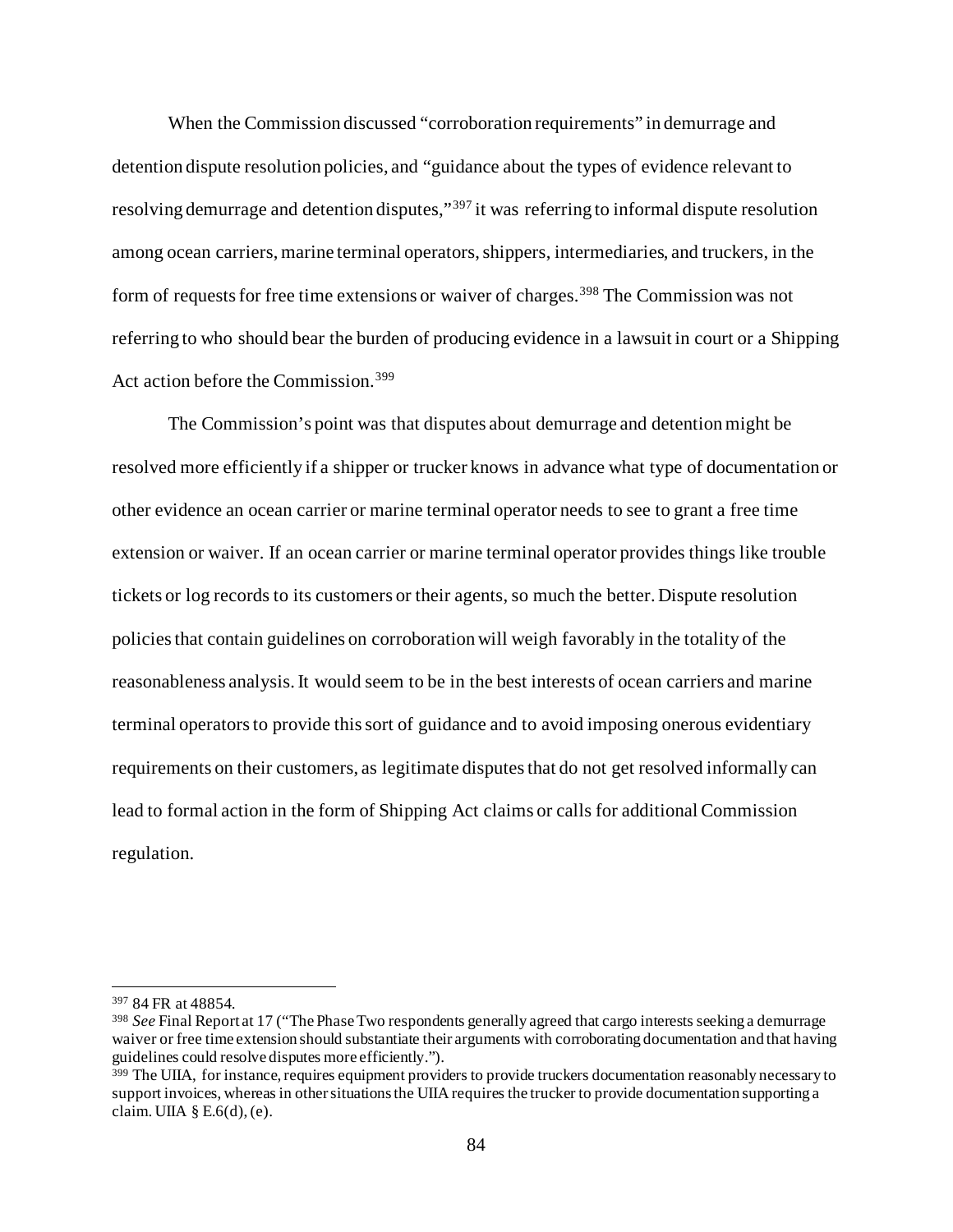When the Commission discussed "corroboration requirements" in demurrage and detention dispute resolution policies, and "guidance about the types of evidence relevant to resolving demurrage and detention disputes,"[397] it was referring to informal dispute resolution among ocean carriers, marine terminal operators, shippers, intermediaries, and truckers, in the form of requests for free time extensions or waiver of charges.[398] The Commission was not referring to who should bear the burden of producing evidence in a lawsuit in court or a Shipping Act action before the Commission.[399]

The Commission's point was that disputes about demurrage and detention might be resolved more efficiently if a shipper or trucker knows in advance what type of documentation or other evidence an ocean carrier or marine terminal operator needs to see to grant a free time extension or waiver. If an ocean carrier or marine terminal operator provides things like trouble tickets or log records to its customers or their agents, so much the better. Dispute resolution policies that contain guidelines on corroboration will weigh favorably in the totality of the reasonableness analysis. It would seem to be in the best interests of ocean carriers and marine terminal operators to provide this sort of guidance and to avoid imposing onerous evidentiary requirements on their customers, as legitimate disputes that do not get resolved informally can lead to formal action in the form of Shipping Act claims or calls for additional Commission regulation.

---

[397] 84 FR at 48854.

[398] *See* Final Report at 17 ("The Phase Two respondents generally agreed that cargo interests seeking a demurrage waiver or free time extension should substantiate their arguments with corroborating documentation and that having guidelines could resolve disputes more efficiently.").

[399] The UIIA, for instance, requires equipment providers to provide truckers documentation reasonably necessary to support invoices, whereas in other situations the UIIA requires the trucker to provide documentation supporting a claim. UIIA § E.6(d), (e).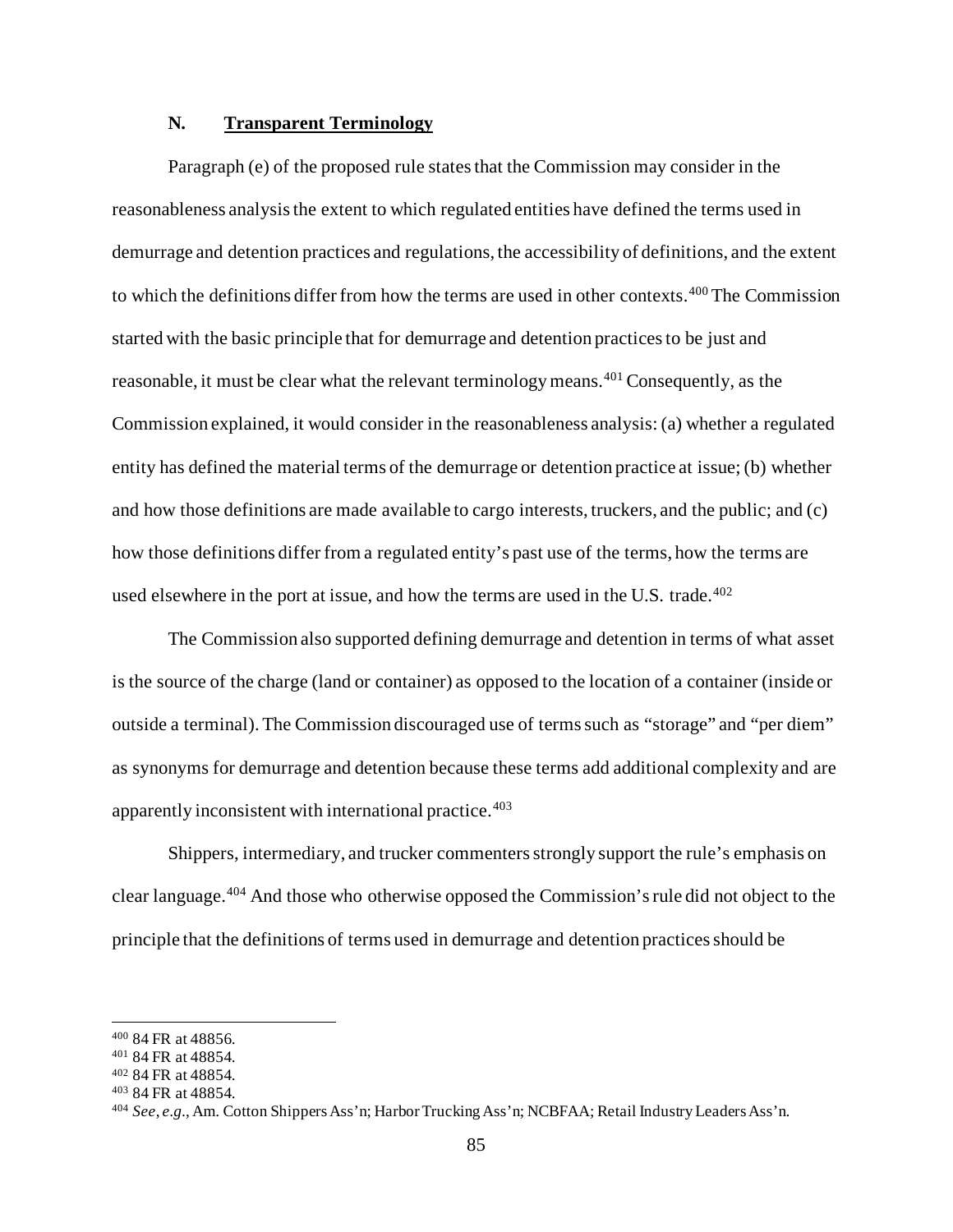## N. Transparent Terminology

Paragraph (e) of the proposed rule states that the Commission may consider in the reasonableness analysis the extent to which regulated entities have defined the terms used in demurrage and detention practices and regulations, the accessibility of definitions, and the extent to which the definitions differ from how the terms are used in other contexts.[400] The Commission started with the basic principle that for demurrage and detention practices to be just and reasonable, it must be clear what the relevant terminology means.[401] Consequently, as the Commission explained, it would consider in the reasonableness analysis: (a) whether a regulated entity has defined the material terms of the demurrage or detention practice at issue; (b) whether and how those definitions are made available to cargo interests, truckers, and the public; and (c) how those definitions differ from a regulated entity's past use of the terms, how the terms are used elsewhere in the port at issue, and how the terms are used in the U.S. trade.[402]

The Commission also supported defining demurrage and detention in terms of what asset is the source of the charge (land or container) as opposed to the location of a container (inside or outside a terminal). The Commission discouraged use of terms such as "storage" and "per diem" as synonyms for demurrage and detention because these terms add additional complexity and are apparently inconsistent with international practice.[403]

Shippers, intermediary, and trucker commenters strongly support the rule's emphasis on clear language.[404] And those who otherwise opposed the Commission's rule did not object to the principle that the definitions of terms used in demurrage and detention practices should be

---

[400] 84 FR at 48856.

[401] 84 FR at 48854.

[402] 84 FR at 48854.

[403] 84 FR at 48854.

[404] *See, e.g.*, Am. Cotton Shippers Ass'n; Harbor Trucking Ass'n; NCBFAA; Retail Industry Leaders Ass'n.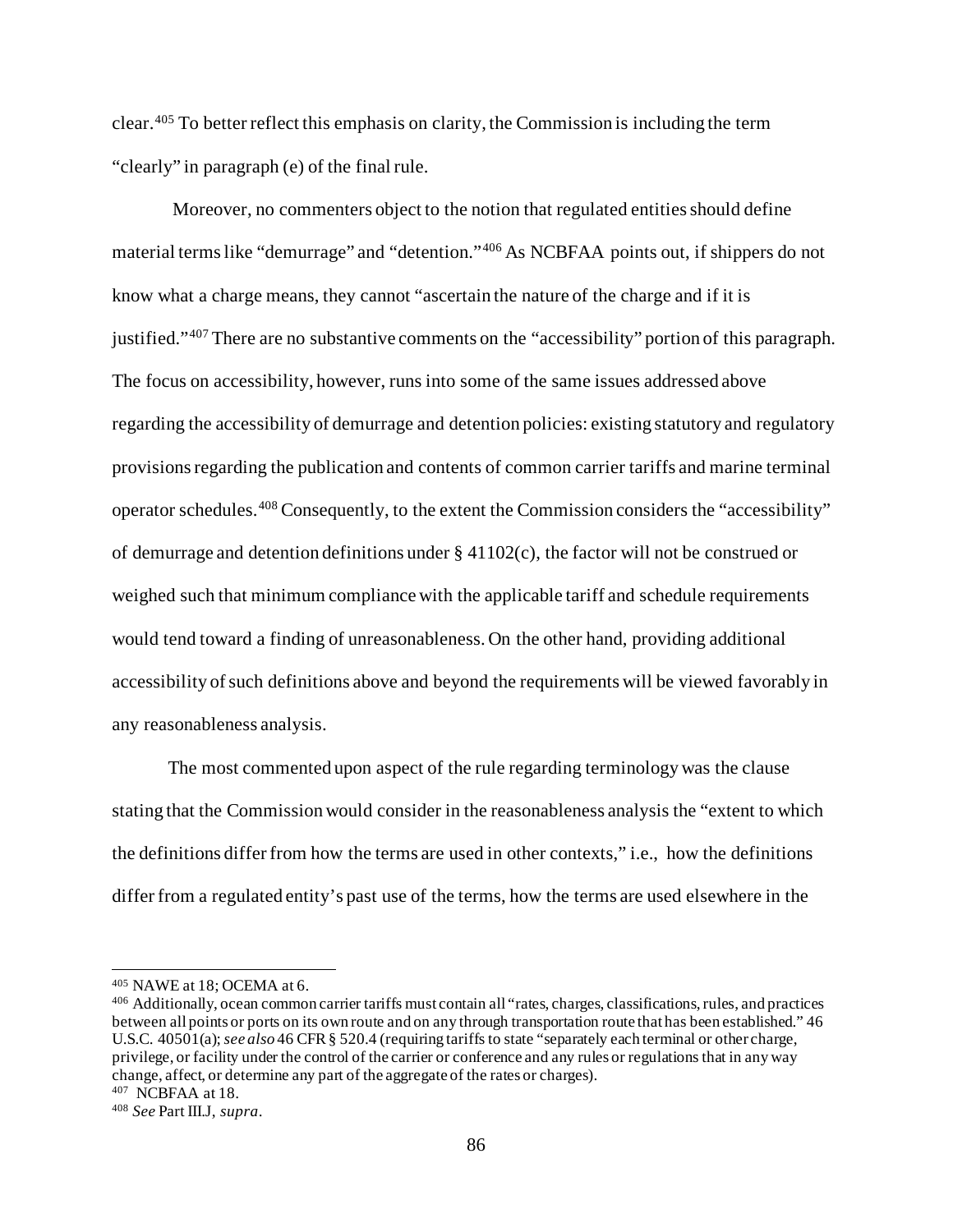clear.[405] To better reflect this emphasis on clarity, the Commission is including the term "clearly" in paragraph (e) of the final rule.

Moreover, no commenters object to the notion that regulated entities should define material terms like "demurrage" and "detention."[406] As NCBFAA points out, if shippers do not know what a charge means, they cannot "ascertain the nature of the charge and if it is justified."[407] There are no substantive comments on the "accessibility" portion of this paragraph. The focus on accessibility, however, runs into some of the same issues addressed above regarding the accessibility of demurrage and detention policies: existing statutory and regulatory provisions regarding the publication and contents of common carrier tariffs and marine terminal operator schedules.[408] Consequently, to the extent the Commission considers the "accessibility" of demurrage and detention definitions under § 41102(c), the factor will not be construed or weighed such that minimum compliance with the applicable tariff and schedule requirements would tend toward a finding of unreasonableness. On the other hand, providing additional accessibility of such definitions above and beyond the requirements will be viewed favorably in any reasonableness analysis.

The most commented upon aspect of the rule regarding terminology was the clause stating that the Commission would consider in the reasonableness analysis the "extent to which the definitions differ from how the terms are used in other contexts," i.e., how the definitions differ from a regulated entity's past use of the terms, how the terms are used elsewhere in the

---

[405] NAWE at 18; OCEMA at 6.

[406] Additionally, ocean common carrier tariffs must contain all "rates, charges, classifications, rules, and practices between all points or ports on its own route and on any through transportation route that has been established." 46 U.S.C. 40501(a); *see also* 46 CFR § 520.4 (requiring tariffs to state "separately each terminal or other charge, privilege, or facility under the control of the carrier or conference and any rules or regulations that in any way change, affect, or determine any part of the aggregate of the rates or charges).

[407] NCBFAA at 18.

[408] *See* Part III.J, *supra*.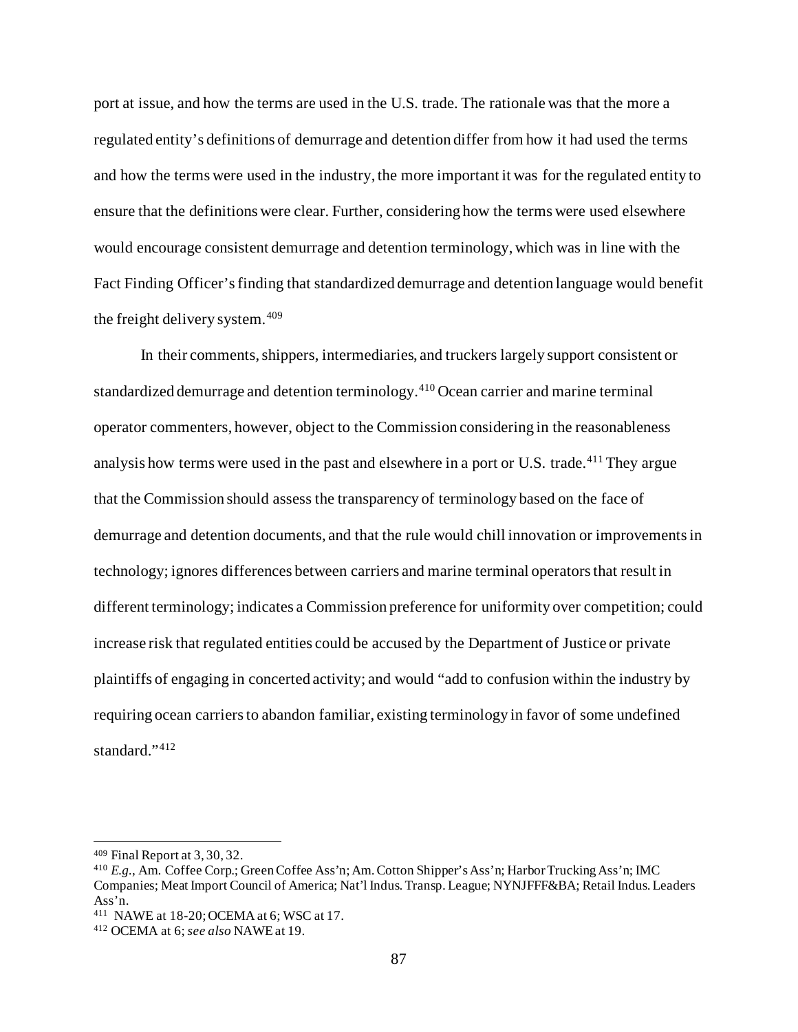port at issue, and how the terms are used in the U.S. trade. The rationale was that the more a regulated entity's definitions of demurrage and detention differ from how it had used the terms and how the terms were used in the industry, the more important it was for the regulated entity to ensure that the definitions were clear. Further, considering how the terms were used elsewhere would encourage consistent demurrage and detention terminology, which was in line with the Fact Finding Officer's finding that standardized demurrage and detention language would benefit the freight delivery system.[409]

In their comments, shippers, intermediaries, and truckers largely support consistent or standardized demurrage and detention terminology.[410] Ocean carrier and marine terminal operator commenters, however, object to the Commission considering in the reasonableness analysis how terms were used in the past and elsewhere in a port or U.S. trade.[411] They argue that the Commission should assess the transparency of terminology based on the face of demurrage and detention documents, and that the rule would chill innovation or improvements in technology; ignores differences between carriers and marine terminal operators that result in different terminology; indicates a Commission preference for uniformity over competition; could increase risk that regulated entities could be accused by the Department of Justice or private plaintiffs of engaging in concerted activity; and would "add to confusion within the industry by requiring ocean carriers to abandon familiar, existing terminology in favor of some undefined standard."[412]

---

[409] Final Report at 3, 30, 32.

[410] *E.g.*, Am. Coffee Corp.; Green Coffee Ass'n; Am. Cotton Shipper's Ass'n; Harbor Trucking Ass'n; IMC Companies; Meat Import Council of America; Nat'l Indus. Transp. League; NYNJFFF&BA; Retail Indus. Leaders Ass'n.

[411] NAWE at 18-20; OCEMA at 6; WSC at 17.

[412] OCEMA at 6; *see also* NAWE at 19.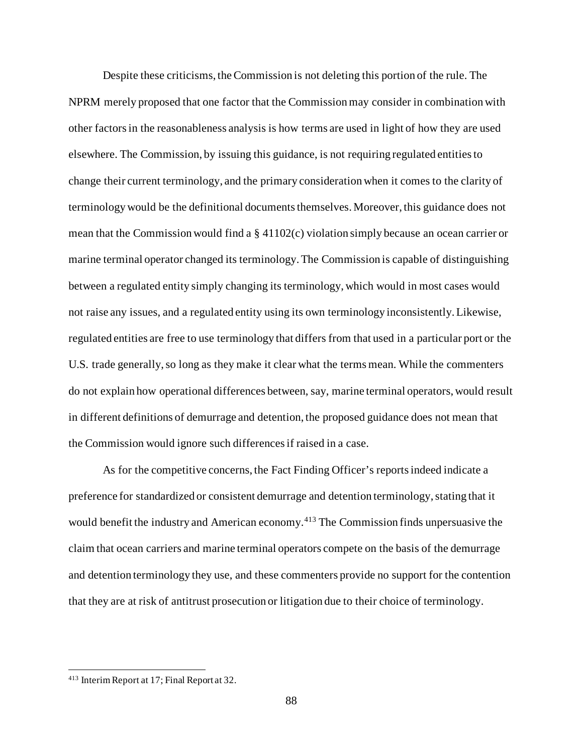Despite these criticisms, the Commission is not deleting this portion of the rule. The NPRM merely proposed that one factor that the Commission may consider in combination with other factors in the reasonableness analysis is how terms are used in light of how they are used elsewhere. The Commission, by issuing this guidance, is not requiring regulated entities to change their current terminology, and the primary consideration when it comes to the clarity of terminology would be the definitional documents themselves. Moreover, this guidance does not mean that the Commission would find a § 41102(c) violation simply because an ocean carrier or marine terminal operator changed its terminology. The Commission is capable of distinguishing between a regulated entity simply changing its terminology, which would in most cases would not raise any issues, and a regulated entity using its own terminology inconsistently. Likewise, regulated entities are free to use terminology that differs from that used in a particular port or the U.S. trade generally, so long as they make it clear what the terms mean. While the commenters do not explain how operational differences between, say, marine terminal operators, would result in different definitions of demurrage and detention, the proposed guidance does not mean that the Commission would ignore such differences if raised in a case.

As for the competitive concerns, the Fact Finding Officer's reports indeed indicate a preference for standardized or consistent demurrage and detention terminology, stating that it would benefit the industry and American economy.[413] The Commission finds unpersuasive the claim that ocean carriers and marine terminal operators compete on the basis of the demurrage and detention terminology they use, and these commenters provide no support for the contention that they are at risk of antitrust prosecution or litigation due to their choice of terminology.

---

[413] Interim Report at 17; Final Report at 32.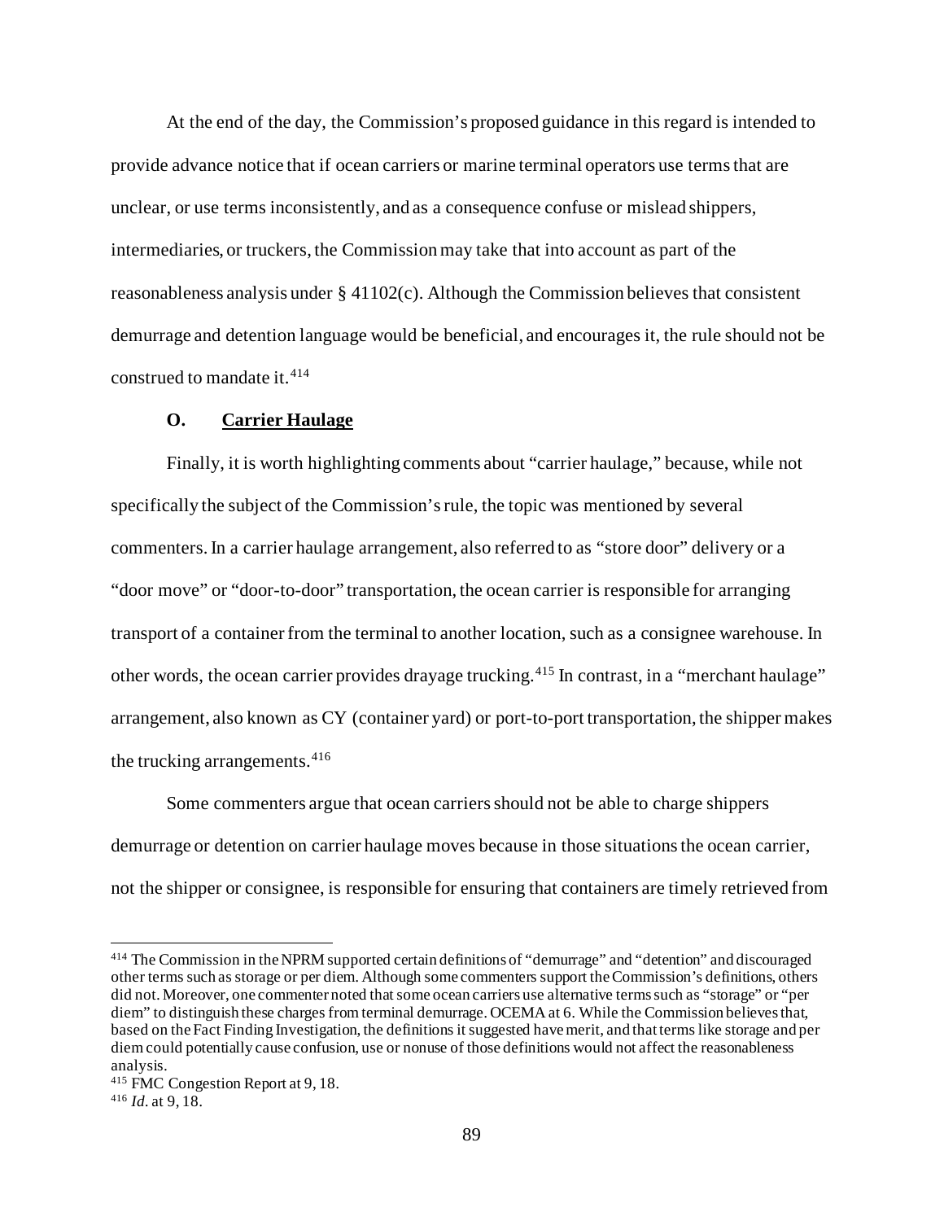At the end of the day, the Commission's proposed guidance in this regard is intended to provide advance notice that if ocean carriers or marine terminal operators use terms that are unclear, or use terms inconsistently, and as a consequence confuse or mislead shippers, intermediaries, or truckers, the Commission may take that into account as part of the reasonableness analysis under § 41102(c). Although the Commission believes that consistent demurrage and detention language would be beneficial, and encourages it, the rule should not be construed to mandate it.[414]

### O. <u>Carrier Haulage</u>

Finally, it is worth highlighting comments about "carrier haulage," because, while not specifically the subject of the Commission's rule, the topic was mentioned by several commenters. In a carrier haulage arrangement, also referred to as "store door" delivery or a "door move" or "door-to-door" transportation, the ocean carrier is responsible for arranging transport of a container from the terminal to another location, such as a consignee warehouse. In other words, the ocean carrier provides drayage trucking.[415] In contrast, in a "merchant haulage" arrangement, also known as CY (container yard) or port-to-port transportation, the shipper makes the trucking arrangements.[416]

Some commenters argue that ocean carriers should not be able to charge shippers demurrage or detention on carrier haulage moves because in those situations the ocean carrier, not the shipper or consignee, is responsible for ensuring that containers are timely retrieved from

---

[414] The Commission in the NPRM supported certain definitions of "demurrage" and "detention" and discouraged other terms such as storage or per diem. Although some commenters support the Commission's definitions, others did not. Moreover, one commenter noted that some ocean carriers use alternative terms such as "storage" or "per diem" to distinguish these charges from terminal demurrage. OCEMA at 6. While the Commission believes that, based on the Fact Finding Investigation, the definitions it suggested have merit, and that terms like storage and per diem could potentially cause confusion, use or nonuse of those definitions would not affect the reasonableness analysis.

[415] FMC Congestion Report at 9, 18.

[416] *Id.* at 9, 18.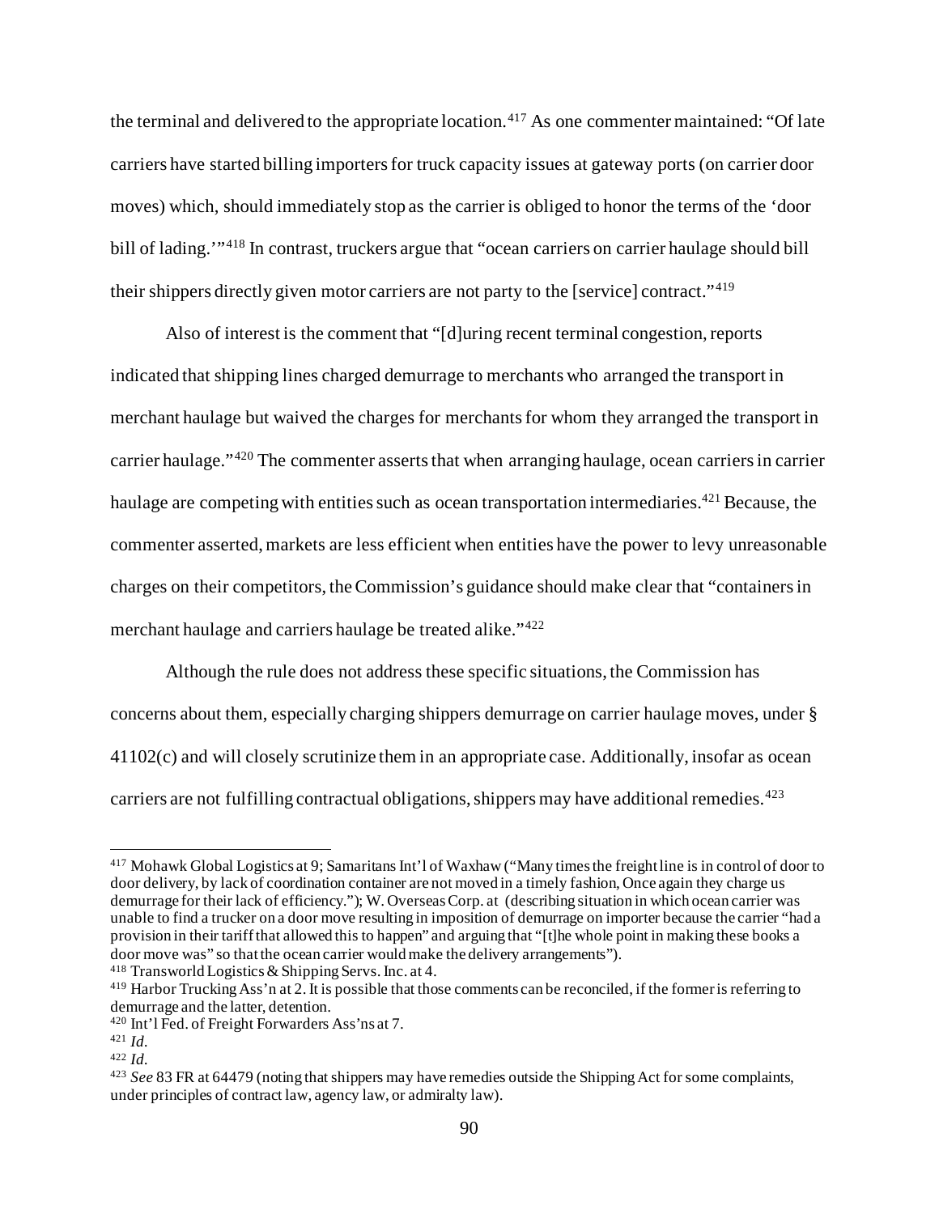the terminal and delivered to the appropriate location.[417] As one commenter maintained: "Of late carriers have started billing importers for truck capacity issues at gateway ports (on carrier door moves) which, should immediately stop as the carrier is obliged to honor the terms of the 'door bill of lading.'"[418] In contrast, truckers argue that "ocean carriers on carrier haulage should bill their shippers directly given motor carriers are not party to the [service] contract."[419]

Also of interest is the comment that "[d]uring recent terminal congestion, reports indicated that shipping lines charged demurrage to merchants who arranged the transport in merchant haulage but waived the charges for merchants for whom they arranged the transport in carrier haulage."[420] The commenter asserts that when arranging haulage, ocean carriers in carrier haulage are competing with entities such as ocean transportation intermediaries.[421] Because, the commenter asserted, markets are less efficient when entities have the power to levy unreasonable charges on their competitors, the Commission's guidance should make clear that "containers in merchant haulage and carriers haulage be treated alike."[422]

Although the rule does not address these specific situations, the Commission has concerns about them, especially charging shippers demurrage on carrier haulage moves, under § 41102(c) and will closely scrutinize them in an appropriate case. Additionally, insofar as ocean carriers are not fulfilling contractual obligations, shippers may have additional remedies.[423]

---

[417] Mohawk Global Logistics at 9; Samaritans Int'l of Waxhaw ("Many times the freight line is in control of door to door delivery, by lack of coordination container are not moved in a timely fashion, Once again they charge us demurrage for their lack of efficiency."); W. Overseas Corp. at (describing situation in which ocean carrier was unable to find a trucker on a door move resulting in imposition of demurrage on importer because the carrier "had a provision in their tariff that allowed this to happen" and arguing that "[t]he whole point in making these books a door move was" so that the ocean carrier would make the delivery arrangements").

[418] Transworld Logistics & Shipping Servs. Inc. at 4.

[419] Harbor Trucking Ass'n at 2. It is possible that those comments can be reconciled, if the former is referring to demurrage and the latter, detention.

[420] Int'l Fed. of Freight Forwarders Ass'ns at 7.

[421] *Id.*

[422] *Id.*

[423] *See* 83 FR at 64479 (noting that shippers may have remedies outside the Shipping Act for some complaints, under principles of contract law, agency law, or admiralty law).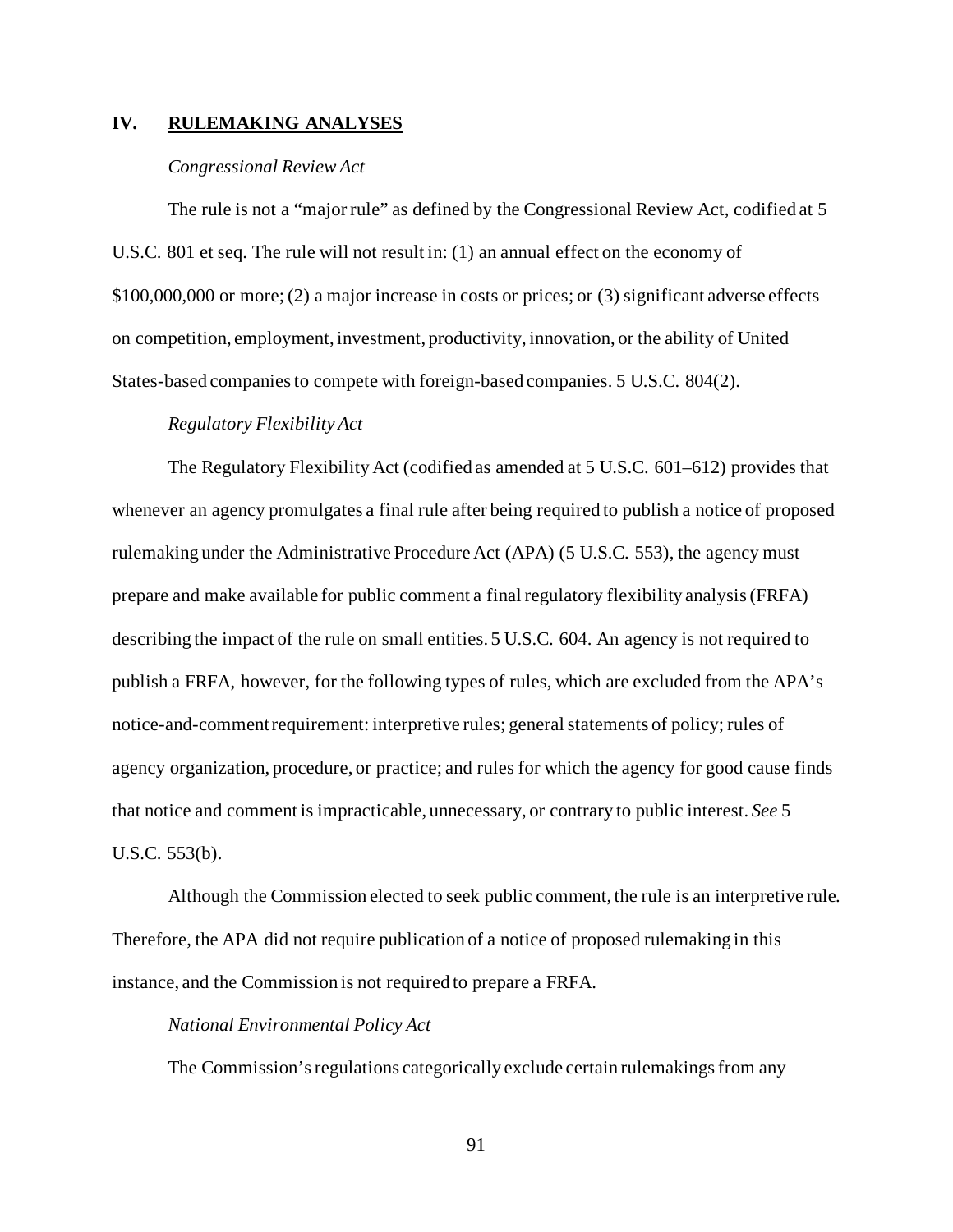## IV. RULEMAKING ANALYSES

*Congressional Review Act*

The rule is not a "major rule" as defined by the Congressional Review Act, codified at 5 U.S.C. 801 et seq. The rule will not result in: (1) an annual effect on the economy of $100,000,000 or more; (2) a major increase in costs or prices; or (3) significant adverse effects on competition, employment, investment, productivity, innovation, or the ability of United States-based companies to compete with foreign-based companies. 5 U.S.C. 804(2).

*Regulatory Flexibility Act*

The Regulatory Flexibility Act (codified as amended at 5 U.S.C. 601–612) provides that whenever an agency promulgates a final rule after being required to publish a notice of proposed rulemaking under the Administrative Procedure Act (APA) (5 U.S.C. 553), the agency must prepare and make available for public comment a final regulatory flexibility analysis (FRFA) describing the impact of the rule on small entities. 5 U.S.C. 604. An agency is not required to publish a FRFA, however, for the following types of rules, which are excluded from the APA's notice-and-comment requirement: interpretive rules; general statements of policy; rules of agency organization, procedure, or practice; and rules for which the agency for good cause finds that notice and comment is impracticable, unnecessary, or contrary to public interest. *See* 5 U.S.C. 553(b).

Although the Commission elected to seek public comment, the rule is an interpretive rule. Therefore, the APA did not require publication of a notice of proposed rulemaking in this instance, and the Commission is not required to prepare a FRFA.

*National Environmental Policy Act*

The Commission's regulations categorically exclude certain rulemakings from any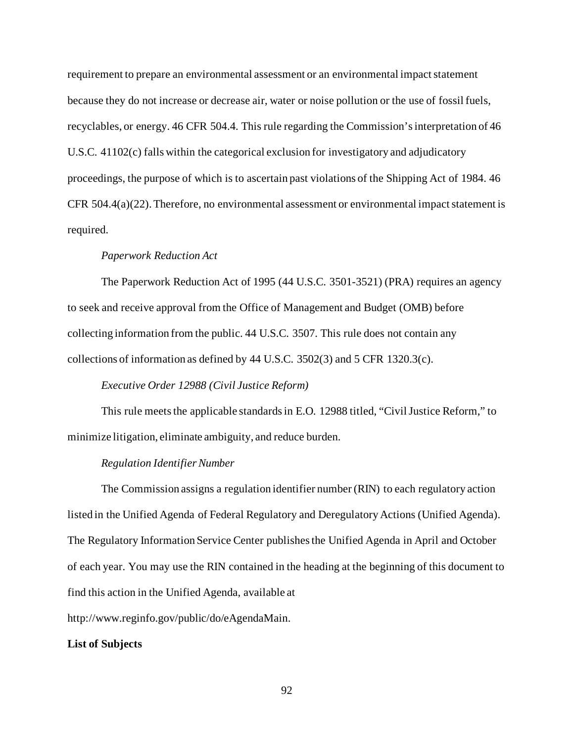requirement to prepare an environmental assessment or an environmental impact statement because they do not increase or decrease air, water or noise pollution or the use of fossil fuels, recyclables, or energy. 46 CFR 504.4. This rule regarding the Commission's interpretation of 46 U.S.C. 41102(c) falls within the categorical exclusion for investigatory and adjudicatory proceedings, the purpose of which is to ascertain past violations of the Shipping Act of 1984. 46 CFR 504.4(a)(22). Therefore, no environmental assessment or environmental impact statement is required.

*Paperwork Reduction Act*

The Paperwork Reduction Act of 1995 (44 U.S.C. 3501-3521) (PRA) requires an agency to seek and receive approval from the Office of Management and Budget (OMB) before collecting information from the public. 44 U.S.C. 3507. This rule does not contain any collections of information as defined by 44 U.S.C. 3502(3) and 5 CFR 1320.3(c).

*Executive Order 12988 (Civil Justice Reform)*

This rule meets the applicable standards in E.O. 12988 titled, "Civil Justice Reform," to minimize litigation, eliminate ambiguity, and reduce burden.

*Regulation Identifier Number*

The Commission assigns a regulation identifier number (RIN) to each regulatory action listed in the Unified Agenda of Federal Regulatory and Deregulatory Actions (Unified Agenda). The Regulatory Information Service Center publishes the Unified Agenda in April and October of each year. You may use the RIN contained in the heading at the beginning of this document to find this action in the Unified Agenda, available at http://www.reginfo.gov/public/do/eAgendaMain.

**List of Subjects**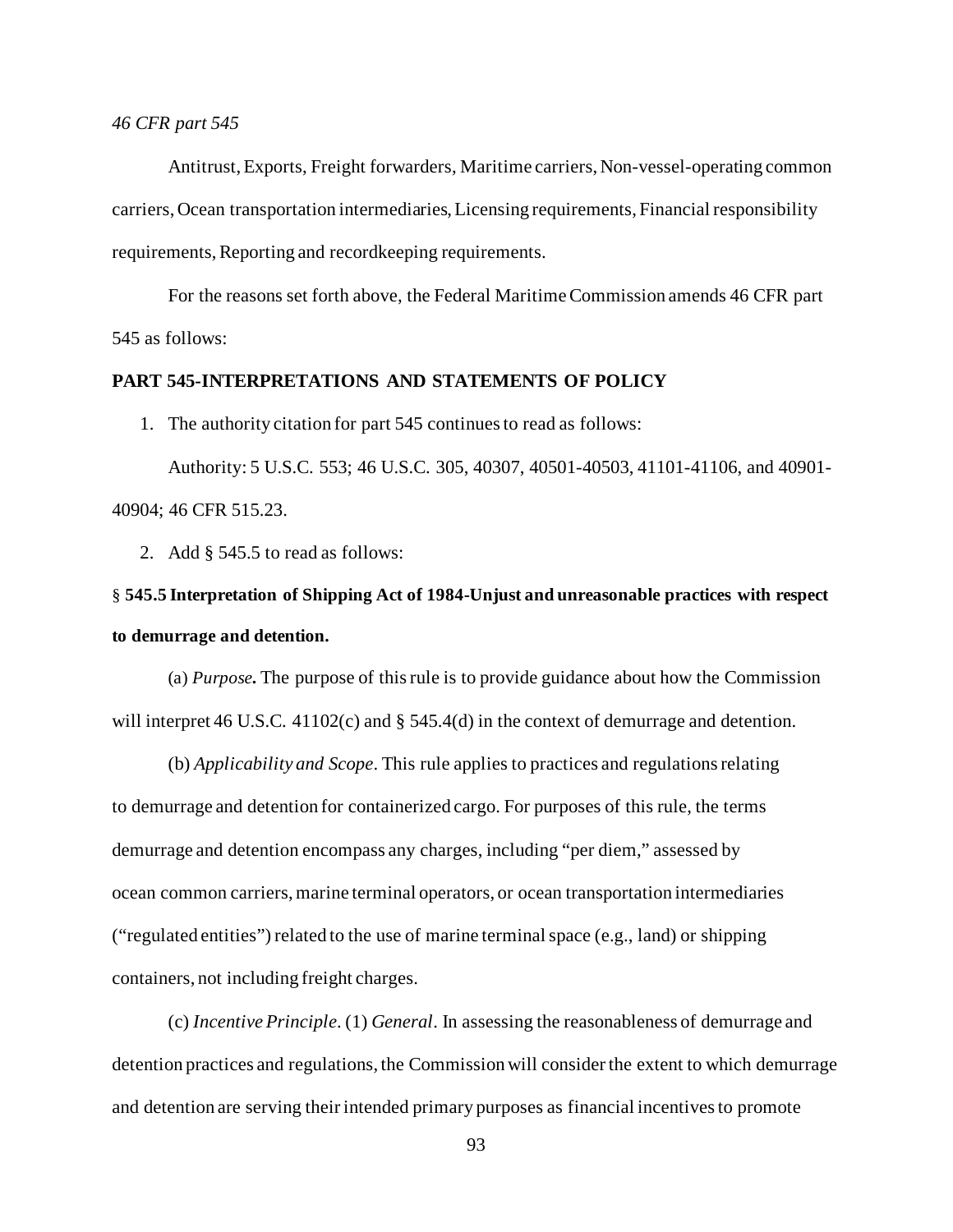*46 CFR part 545*

Antitrust, Exports, Freight forwarders, Maritime carriers, Non-vessel-operating common carriers, Ocean transportation intermediaries, Licensing requirements, Financial responsibility requirements, Reporting and recordkeeping requirements.

For the reasons set forth above, the Federal Maritime Commission amends 46 CFR part 545 as follows:

**PART 545-INTERPRETATIONS AND STATEMENTS OF POLICY**

1. The authority citation for part 545 continues to read as follows:

Authority: 5 U.S.C. 553; 46 U.S.C. 305, 40307, 40501-40503, 41101-41106, and 40901-40904; 46 CFR 515.23.

2. Add § 545.5 to read as follows:

§ **545.5 Interpretation of Shipping Act of 1984-Unjust and unreasonable practices with respect to demurrage and detention.**

(a) *Purpose***.** The purpose of this rule is to provide guidance about how the Commission will interpret 46 U.S.C. 41102(c) and § 545.4(d) in the context of demurrage and detention.

(b) *Applicability and Scope*. This rule applies to practices and regulations relating to demurrage and detention for containerized cargo. For purposes of this rule, the terms demurrage and detention encompass any charges, including "per diem," assessed by ocean common carriers, marine terminal operators, or ocean transportation intermediaries ("regulated entities") related to the use of marine terminal space (e.g., land) or shipping containers, not including freight charges.

(c) *Incentive Principle*. (1) *General*. In assessing the reasonableness of demurrage and detention practices and regulations, the Commission will consider the extent to which demurrage and detention are serving their intended primary purposes as financial incentives to promote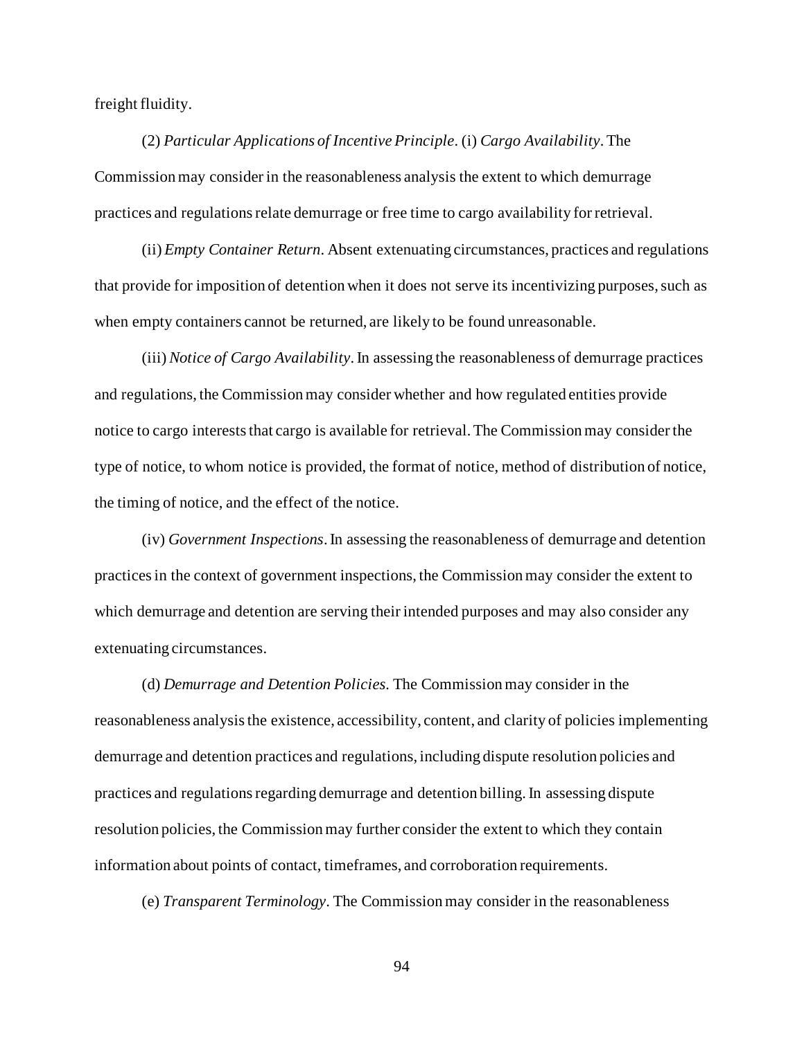freight fluidity.

(2) *Particular Applications of Incentive Principle*. (i) *Cargo Availability*. The Commission may consider in the reasonableness analysis the extent to which demurrage practices and regulations relate demurrage or free time to cargo availability for retrieval.

(ii) *Empty Container Return*. Absent extenuating circumstances, practices and regulations that provide for imposition of detention when it does not serve its incentivizing purposes, such as when empty containers cannot be returned, are likely to be found unreasonable.

(iii) *Notice of Cargo Availability*. In assessing the reasonableness of demurrage practices and regulations, the Commission may consider whether and how regulated entities provide notice to cargo interests that cargo is available for retrieval. The Commission may consider the type of notice, to whom notice is provided, the format of notice, method of distribution of notice, the timing of notice, and the effect of the notice.

(iv) *Government Inspections*. In assessing the reasonableness of demurrage and detention practices in the context of government inspections, the Commission may consider the extent to which demurrage and detention are serving their intended purposes and may also consider any extenuating circumstances.

(d) *Demurrage and Detention Policies.* The Commission may consider in the reasonableness analysis the existence, accessibility, content, and clarity of policies implementing demurrage and detention practices and regulations, including dispute resolution policies and practices and regulations regarding demurrage and detention billing. In assessing dispute resolution policies, the Commission may further consider the extent to which they contain information about points of contact, timeframes, and corroboration requirements.

(e) *Transparent Terminology*. The Commission may consider in the reasonableness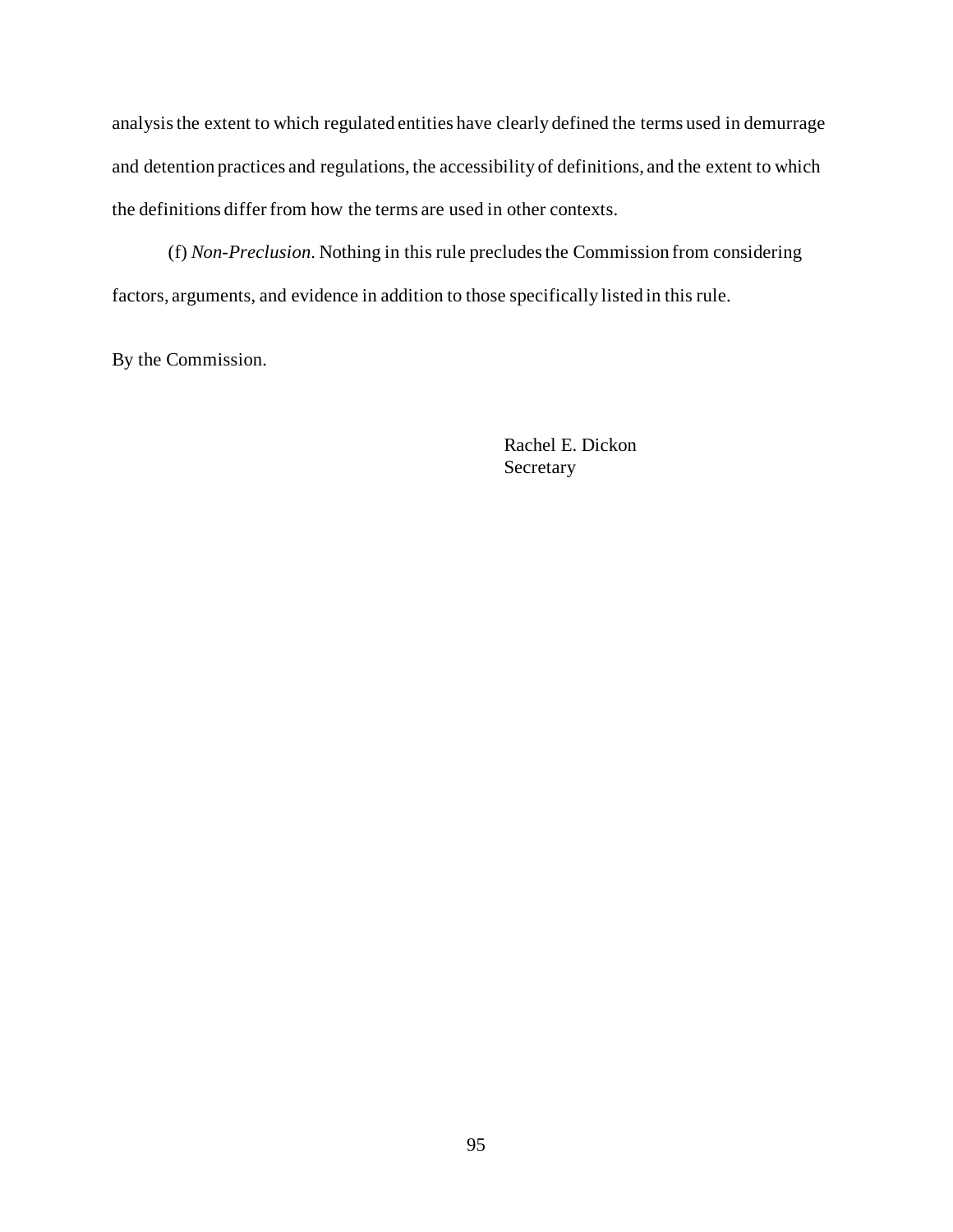analysis the extent to which regulated entities have clearly defined the terms used in demurrage and detention practices and regulations, the accessibility of definitions, and the extent to which the definitions differ from how the terms are used in other contexts.

(f) *Non-Preclusion*. Nothing in this rule precludes the Commission from considering factors, arguments, and evidence in addition to those specifically listed in this rule.

By the Commission.

Rachel E. Dickon
Secretary